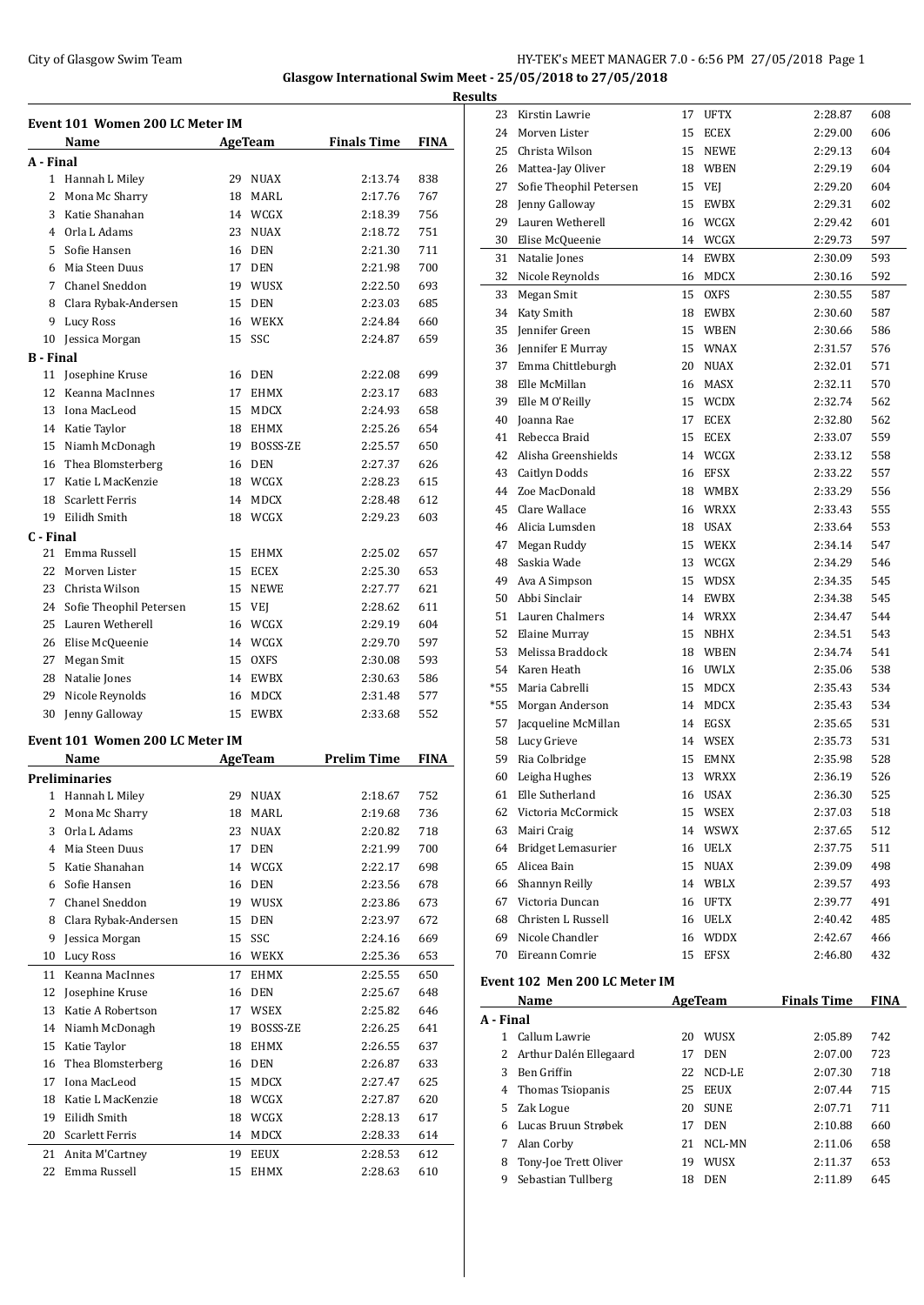Glasgow International Swim Meet - 25/05/2018 to 27/05/2018

Results

## Event 101 Women 200 LC Meter IM

| | Name | Age | Team | Finals Time | FINA |
|---|---|---|---|---|---|
| **A - Final** | | | | | |
| 1 | Hannah L Miley | 29 | NUAX | 2:13.74 | 838 |
| 2 | Mona Mc Sharry | 18 | MARL | 2:17.76 | 767 |
| 3 | Katie Shanahan | 14 | WCGX | 2:18.39 | 756 |
| 4 | Orla L Adams | 23 | NUAX | 2:18.72 | 751 |
| 5 | Sofie Hansen | 16 | DEN | 2:21.30 | 711 |
| 6 | Mia Steen Duus | 17 | DEN | 2:21.98 | 700 |
| 7 | Chanel Sneddon | 19 | WUSX | 2:22.50 | 693 |
| 8 | Clara Rybak-Andersen | 15 | DEN | 2:23.03 | 685 |
| 9 | Lucy Ross | 16 | WEKX | 2:24.84 | 660 |
| 10 | Jessica Morgan | 15 | SSC | 2:24.87 | 659 |
| **B - Final** | | | | | |
| 11 | Josephine Kruse | 16 | DEN | 2:22.08 | 699 |
| 12 | Keanna MacInnes | 17 | EHMX | 2:23.17 | 683 |
| 13 | Iona MacLeod | 15 | MDCX | 2:24.93 | 658 |
| 14 | Katie Taylor | 18 | EHMX | 2:25.26 | 654 |
| 15 | Niamh McDonagh | 19 | BOSSS-ZE | 2:25.57 | 650 |
| 16 | Thea Blomsterberg | 16 | DEN | 2:27.37 | 626 |
| 17 | Katie L MacKenzie | 18 | WCGX | 2:28.23 | 615 |
| 18 | Scarlett Ferris | 14 | MDCX | 2:28.48 | 612 |
| 19 | Eilidh Smith | 18 | WCGX | 2:29.23 | 603 |
| **C - Final** | | | | | |
| 21 | Emma Russell | 15 | EHMX | 2:25.02 | 657 |
| 22 | Morven Lister | 15 | ECEX | 2:25.30 | 653 |
| 23 | Christa Wilson | 15 | NEWE | 2:27.77 | 621 |
| 24 | Sofie Theophil Petersen | 15 | VEJ | 2:28.62 | 611 |
| 25 | Lauren Wetherell | 16 | WCGX | 2:29.19 | 604 |
| 26 | Elise McQueenie | 14 | WCGX | 2:29.70 | 597 |
| 27 | Megan Smit | 15 | OXFS | 2:30.08 | 593 |
| 28 | Natalie Jones | 14 | EWBX | 2:30.63 | 586 |
| 29 | Nicole Reynolds | 16 | MDCX | 2:31.48 | 577 |
| 30 | Jenny Galloway | 15 | EWBX | 2:33.68 | 552 |

## Event 101 Women 200 LC Meter IM

| | Name | Age | Team | Prelim Time | FINA |
|---|---|---|---|---|---|
| **Preliminaries** | | | | | |
| 1 | Hannah L Miley | 29 | NUAX | 2:18.67 | 752 |
| 2 | Mona Mc Sharry | 18 | MARL | 2:19.68 | 736 |
| 3 | Orla L Adams | 23 | NUAX | 2:20.82 | 718 |
| 4 | Mia Steen Duus | 17 | DEN | 2:21.99 | 700 |
| 5 | Katie Shanahan | 14 | WCGX | 2:22.17 | 698 |
| 6 | Sofie Hansen | 16 | DEN | 2:23.56 | 678 |
| 7 | Chanel Sneddon | 19 | WUSX | 2:23.86 | 673 |
| 8 | Clara Rybak-Andersen | 15 | DEN | 2:23.97 | 672 |
| 9 | Jessica Morgan | 15 | SSC | 2:24.16 | 669 |
| 10 | Lucy Ross | 16 | WEKX | 2:25.36 | 653 |
| 11 | Keanna MacInnes | 17 | EHMX | 2:25.55 | 650 |
| 12 | Josephine Kruse | 16 | DEN | 2:25.67 | 648 |
| 13 | Katie A Robertson | 17 | WSEX | 2:25.82 | 646 |
| 14 | Niamh McDonagh | 19 | BOSSS-ZE | 2:26.25 | 641 |
| 15 | Katie Taylor | 18 | EHMX | 2:26.55 | 637 |
| 16 | Thea Blomsterberg | 16 | DEN | 2:26.87 | 633 |
| 17 | Iona MacLeod | 15 | MDCX | 2:27.47 | 625 |
| 18 | Katie L MacKenzie | 18 | WCGX | 2:27.87 | 620 |
| 19 | Eilidh Smith | 18 | WCGX | 2:28.13 | 617 |
| 20 | Scarlett Ferris | 14 | MDCX | 2:28.33 | 614 |
| 21 | Anita M'Cartney | 19 | EEUX | 2:28.53 | 612 |
| 22 | Emma Russell | 15 | EHMX | 2:28.63 | 610 |
| 23 | Kirstin Lawrie | 17 | UFTX | 2:28.87 | 608 |
| 24 | Morven Lister | 15 | ECEX | 2:29.00 | 606 |
| 25 | Christa Wilson | 15 | NEWE | 2:29.13 | 604 |
| 26 | Mattea-Jay Oliver | 18 | WBEN | 2:29.19 | 604 |
| 27 | Sofie Theophil Petersen | 15 | VEJ | 2:29.20 | 604 |
| 28 | Jenny Galloway | 15 | EWBX | 2:29.31 | 602 |
| 29 | Lauren Wetherell | 16 | WCGX | 2:29.42 | 601 |
| 30 | Elise McQueenie | 14 | WCGX | 2:29.73 | 597 |
| 31 | Natalie Jones | 14 | EWBX | 2:30.09 | 593 |
| 32 | Nicole Reynolds | 16 | MDCX | 2:30.16 | 592 |
| 33 | Megan Smit | 15 | OXFS | 2:30.55 | 587 |
| 34 | Katy Smith | 18 | EWBX | 2:30.60 | 587 |
| 35 | Jennifer Green | 15 | WBEN | 2:30.66 | 586 |
| 36 | Jennifer E Murray | 15 | WNAX | 2:31.57 | 576 |
| 37 | Emma Chittleburgh | 20 | NUAX | 2:32.01 | 571 |
| 38 | Elle McMillan | 16 | MASX | 2:32.11 | 570 |
| 39 | Elle M O'Reilly | 15 | WCDX | 2:32.74 | 562 |
| 40 | Joanna Rae | 17 | ECEX | 2:32.80 | 562 |
| 41 | Rebecca Braid | 15 | ECEX | 2:33.07 | 559 |
| 42 | Alisha Greenshields | 14 | WCGX | 2:33.12 | 558 |
| 43 | Caitlyn Dodds | 16 | EFSX | 2:33.22 | 557 |
| 44 | Zoe MacDonald | 18 | WMBX | 2:33.29 | 556 |
| 45 | Clare Wallace | 16 | WRXX | 2:33.43 | 555 |
| 46 | Alicia Lumsden | 18 | USAX | 2:33.64 | 553 |
| 47 | Megan Ruddy | 15 | WEKX | 2:34.14 | 547 |
| 48 | Saskia Wade | 13 | WCGX | 2:34.29 | 546 |
| 49 | Ava A Simpson | 15 | WDSX | 2:34.35 | 545 |
| 50 | Abbi Sinclair | 14 | EWBX | 2:34.38 | 545 |
| 51 | Lauren Chalmers | 14 | WRXX | 2:34.47 | 544 |
| 52 | Elaine Murray | 15 | NBHX | 2:34.51 | 543 |
| 53 | Melissa Braddock | 18 | WBEN | 2:34.74 | 541 |
| 54 | Karen Heath | 16 | UWLX | 2:35.06 | 538 |
| *55 | Maria Cabrelli | 15 | MDCX | 2:35.43 | 534 |
| *55 | Morgan Anderson | 14 | MDCX | 2:35.43 | 534 |
| 57 | Jacqueline McMillan | 14 | EGSX | 2:35.65 | 531 |
| 58 | Lucy Grieve | 14 | WSEX | 2:35.73 | 531 |
| 59 | Ria Colbridge | 15 | EMNX | 2:35.98 | 528 |
| 60 | Leigha Hughes | 13 | WRXX | 2:36.19 | 526 |
| 61 | Elle Sutherland | 16 | USAX | 2:36.30 | 525 |
| 62 | Victoria McCormick | 15 | WSEX | 2:37.03 | 518 |
| 63 | Mairi Craig | 14 | WSWX | 2:37.65 | 512 |
| 64 | Bridget Lemasurier | 16 | UELX | 2:37.75 | 511 |
| 65 | Alicea Bain | 15 | NUAX | 2:39.09 | 498 |
| 66 | Shannyn Reilly | 14 | WBLX | 2:39.57 | 493 |
| 67 | Victoria Duncan | 16 | UFTX | 2:39.77 | 491 |
| 68 | Christen L Russell | 16 | UELX | 2:40.42 | 485 |
| 69 | Nicole Chandler | 16 | WDDX | 2:42.67 | 466 |
| 70 | Eireann Comrie | 15 | EFSX | 2:46.80 | 432 |

## Event 102 Men 200 LC Meter IM

| | Name | Age | Team | Finals Time | FINA |
|---|---|---|---|---|---|
| **A - Final** | | | | | |
| 1 | Callum Lawrie | 20 | WUSX | 2:05.89 | 742 |
| 2 | Arthur Dalén Ellegaard | 17 | DEN | 2:07.00 | 723 |
| 3 | Ben Griffin | 22 | NCD-LE | 2:07.30 | 718 |
| 4 | Thomas Tsiopanis | 25 | EEUX | 2:07.44 | 715 |
| 5 | Zak Logue | 20 | SUNE | 2:07.71 | 711 |
| 6 | Lucas Bruun Strøbek | 17 | DEN | 2:10.88 | 660 |
| 7 | Alan Corby | 21 | NCL-MN | 2:11.06 | 658 |
| 8 | Tony-Joe Trett Oliver | 19 | WUSX | 2:11.37 | 653 |
| 9 | Sebastian Tullberg | 18 | DEN | 2:11.89 | 645 |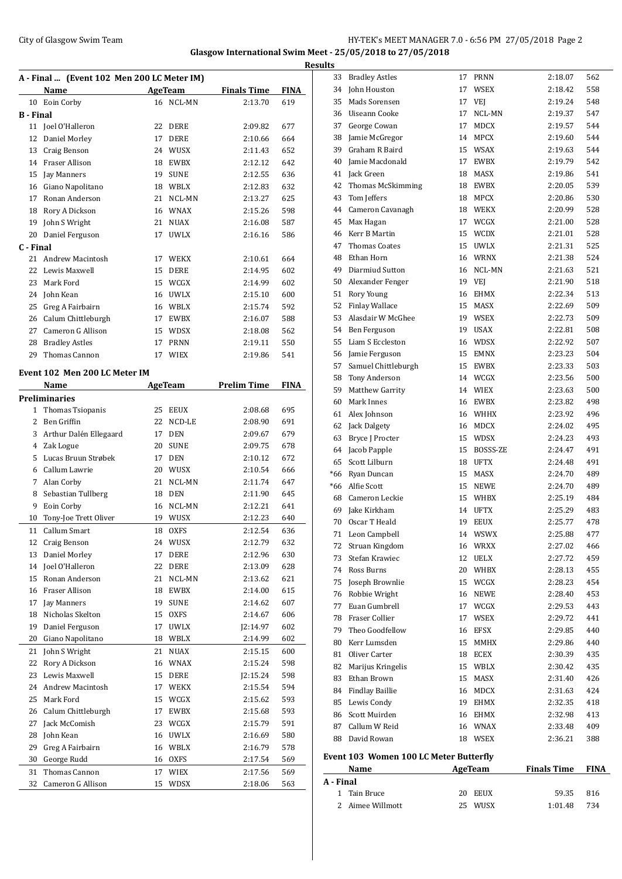**Glasgow International Swim Meet - 25/05/2018 to 27/05/2018**

**Results**

### A - Final ... (Event 102 Men 200 LC Meter IM)

| | Name | Age | Team | Finals Time | FINA |
|---|---|---|---|---|---|
| 10 | Eoin Corby | 16 | NCL-MN | 2:13.70 | 619 |
| **B - Final** | | | | | |
| 11 | Joel O'Halleron | 22 | DERE | 2:09.82 | 677 |
| 12 | Daniel Morley | 17 | DERE | 2:10.66 | 664 |
| 13 | Craig Benson | 24 | WUSX | 2:11.43 | 652 |
| 14 | Fraser Allison | 18 | EWBX | 2:12.12 | 642 |
| 15 | Jay Manners | 19 | SUNE | 2:12.55 | 636 |
| 16 | Giano Napolitano | 18 | WBLX | 2:12.83 | 632 |
| 17 | Ronan Anderson | 21 | NCL-MN | 2:13.27 | 625 |
| 18 | Rory A Dickson | 16 | WNAX | 2:15.26 | 598 |
| 19 | John S Wright | 21 | NUAX | 2:16.08 | 587 |
| 20 | Daniel Ferguson | 17 | UWLX | 2:16.16 | 586 |
| **C - Final** | | | | | |
| 21 | Andrew Macintosh | 17 | WEKX | 2:10.61 | 664 |
| 22 | Lewis Maxwell | 15 | DERE | 2:14.95 | 602 |
| 23 | Mark Ford | 15 | WCGX | 2:14.99 | 602 |
| 24 | John Kean | 16 | UWLX | 2:15.10 | 600 |
| 25 | Greg A Fairbairn | 16 | WBLX | 2:15.74 | 592 |
| 26 | Calum Chittleburgh | 17 | EWBX | 2:16.07 | 588 |
| 27 | Cameron G Allison | 15 | WDSX | 2:18.08 | 562 |
| 28 | Bradley Astles | 17 | PRNN | 2:19.11 | 550 |
| 29 | Thomas Cannon | 17 | WIEX | 2:19.86 | 541 |

### Event 102 Men 200 LC Meter IM

| | Name | Age | Team | Prelim Time | FINA |
|---|---|---|---|---|---|
| **Preliminaries** | | | | | |
| 1 | Thomas Tsiopanis | 25 | EEUX | 2:08.68 | 695 |
| 2 | Ben Griffin | 22 | NCD-LE | 2:08.90 | 691 |
| 3 | Arthur Dalén Ellegaard | 17 | DEN | 2:09.67 | 679 |
| 4 | Zak Logue | 20 | SUNE | 2:09.75 | 678 |
| 5 | Lucas Bruun Strøbek | 17 | DEN | 2:10.12 | 672 |
| 6 | Callum Lawrie | 20 | WUSX | 2:10.54 | 666 |
| 7 | Alan Corby | 21 | NCL-MN | 2:11.74 | 647 |
| 8 | Sebastian Tullberg | 18 | DEN | 2:11.90 | 645 |
| 9 | Eoin Corby | 16 | NCL-MN | 2:12.21 | 641 |
| 10 | Tony-Joe Trett Oliver | 19 | WUSX | 2:12.23 | 640 |
| 11 | Callum Smart | 18 | OXFS | 2:12.54 | 636 |
| 12 | Craig Benson | 24 | WUSX | 2:12.79 | 632 |
| 13 | Daniel Morley | 17 | DERE | 2:12.96 | 630 |
| 14 | Joel O'Halleron | 22 | DERE | 2:13.09 | 628 |
| 15 | Ronan Anderson | 21 | NCL-MN | 2:13.62 | 621 |
| 16 | Fraser Allison | 18 | EWBX | 2:14.00 | 615 |
| 17 | Jay Manners | 19 | SUNE | 2:14.62 | 607 |
| 18 | Nicholas Skelton | 15 | OXFS | 2:14.67 | 606 |
| 19 | Daniel Ferguson | 17 | UWLX | J2:14.97 | 602 |
| 20 | Giano Napolitano | 18 | WBLX | 2:14.99 | 602 |
| 21 | John S Wright | 21 | NUAX | 2:15.15 | 600 |
| 22 | Rory A Dickson | 16 | WNAX | 2:15.24 | 598 |
| 23 | Lewis Maxwell | 15 | DERE | J2:15.24 | 598 |
| 24 | Andrew Macintosh | 17 | WEKX | 2:15.54 | 594 |
| 25 | Mark Ford | 15 | WCGX | 2:15.62 | 593 |
| 26 | Calum Chittleburgh | 17 | EWBX | 2:15.68 | 593 |
| 27 | Jack McComish | 23 | WCGX | 2:15.79 | 591 |
| 28 | John Kean | 16 | UWLX | 2:16.69 | 580 |
| 29 | Greg A Fairbairn | 16 | WBLX | 2:16.79 | 578 |
| 30 | George Rudd | 16 | OXFS | 2:17.54 | 569 |
| 31 | Thomas Cannon | 17 | WIEX | 2:17.56 | 569 |
| 32 | Cameron G Allison | 15 | WDSX | 2:18.06 | 563 |
| 33 | Bradley Astles | 17 | PRNN | 2:18.07 | 562 |
| 34 | John Houston | 17 | WSEX | 2:18.42 | 558 |
| 35 | Mads Sorensen | 17 | VEJ | 2:19.24 | 548 |
| 36 | Uiseann Cooke | 17 | NCL-MN | 2:19.37 | 547 |
| 37 | George Cowan | 17 | MDCX | 2:19.57 | 544 |
| 38 | Jamie McGregor | 14 | MPCX | 2:19.60 | 544 |
| 39 | Graham R Baird | 15 | WSAX | 2:19.63 | 544 |
| 40 | Jamie Macdonald | 17 | EWBX | 2:19.79 | 542 |
| 41 | Jack Green | 18 | MASX | 2:19.86 | 541 |
| 42 | Thomas McSkimming | 18 | EWBX | 2:20.05 | 539 |
| 43 | Tom Jeffers | 18 | MPCX | 2:20.86 | 530 |
| 44 | Cameron Cavanagh | 18 | WEKX | 2:20.99 | 528 |
| 45 | Max Hagan | 17 | WCGX | 2:21.00 | 528 |
| 46 | Kerr B Martin | 15 | WCDX | 2:21.01 | 528 |
| 47 | Thomas Coates | 15 | UWLX | 2:21.31 | 525 |
| 48 | Ethan Horn | 16 | WRNX | 2:21.38 | 524 |
| 49 | Diarmiud Sutton | 16 | NCL-MN | 2:21.63 | 521 |
| 50 | Alexander Fenger | 19 | VEJ | 2:21.90 | 518 |
| 51 | Rory Young | 16 | EHMX | 2:22.34 | 513 |
| 52 | Finlay Wallace | 15 | MASX | 2:22.69 | 509 |
| 53 | Alasdair W McGhee | 19 | WSEX | 2:22.73 | 509 |
| 54 | Ben Ferguson | 19 | USAX | 2:22.81 | 508 |
| 55 | Liam S Eccleston | 16 | WDSX | 2:22.92 | 507 |
| 56 | Jamie Ferguson | 15 | EMNX | 2:23.23 | 504 |
| 57 | Samuel Chittleburgh | 15 | EWBX | 2:23.33 | 503 |
| 58 | Tony Anderson | 14 | WCGX | 2:23.56 | 500 |
| 59 | Matthew Garrity | 14 | WIEX | 2:23.63 | 500 |
| 60 | Mark Innes | 16 | EWBX | 2:23.82 | 498 |
| 61 | Alex Johnson | 16 | WHHX | 2:23.92 | 496 |
| 62 | Jack Dalgety | 16 | MDCX | 2:24.02 | 495 |
| 63 | Bryce J Procter | 15 | WDSX | 2:24.23 | 493 |
| 64 | Jacob Papple | 15 | BOSSS-ZE | 2:24.47 | 491 |
| 65 | Scott Lilburn | 18 | UFTX | 2:24.48 | 491 |
| *66 | Ryan Duncan | 15 | MASX | 2:24.70 | 489 |
| *66 | Alfie Scott | 15 | NEWE | 2:24.70 | 489 |
| 68 | Cameron Leckie | 15 | WHBX | 2:25.19 | 484 |
| 69 | Jake Kirkham | 14 | UFTX | 2:25.29 | 483 |
| 70 | Oscar T Heald | 19 | EEUX | 2:25.77 | 478 |
| 71 | Leon Campbell | 14 | WSWX | 2:25.88 | 477 |
| 72 | Struan Kingdom | 16 | WRXX | 2:27.02 | 466 |
| 73 | Stefan Krawiec | 12 | UELX | 2:27.72 | 459 |
| 74 | Ross Burns | 20 | WHBX | 2:28.13 | 455 |
| 75 | Joseph Brownlie | 15 | WCGX | 2:28.23 | 454 |
| 76 | Robbie Wright | 16 | NEWE | 2:28.40 | 453 |
| 77 | Euan Gumbrell | 17 | WCGX | 2:29.53 | 443 |
| 78 | Fraser Collier | 17 | WSEX | 2:29.72 | 441 |
| 79 | Theo Goodfellow | 16 | EFSX | 2:29.85 | 440 |
| 80 | Kerr Lumsden | 15 | MMHX | 2:29.86 | 440 |
| 81 | Oliver Carter | 18 | ECEX | 2:30.39 | 435 |
| 82 | Marijus Kringelis | 15 | WBLX | 2:30.42 | 435 |
| 83 | Ethan Brown | 15 | MASX | 2:31.40 | 426 |
| 84 | Findlay Baillie | 16 | MDCX | 2:31.63 | 424 |
| 85 | Lewis Condy | 19 | EHMX | 2:32.35 | 418 |
| 86 | Scott Muirden | 16 | EHMX | 2:32.98 | 413 |
| 87 | Callum W Reid | 16 | WNAX | 2:33.48 | 409 |
| 88 | David Rowan | 18 | WSEX | 2:36.21 | 388 |

### Event 103 Women 100 LC Meter Butterfly

| | Name | Age | Team | Finals Time | FINA |
|---|---|---|---|---|---|
| **A - Final** | | | | | |
| 1 | Tain Bruce | 20 | EEUX | 59.35 | 816 |
| 2 | Aimee Willmott | 25 | WUSX | 1:01.48 | 734 |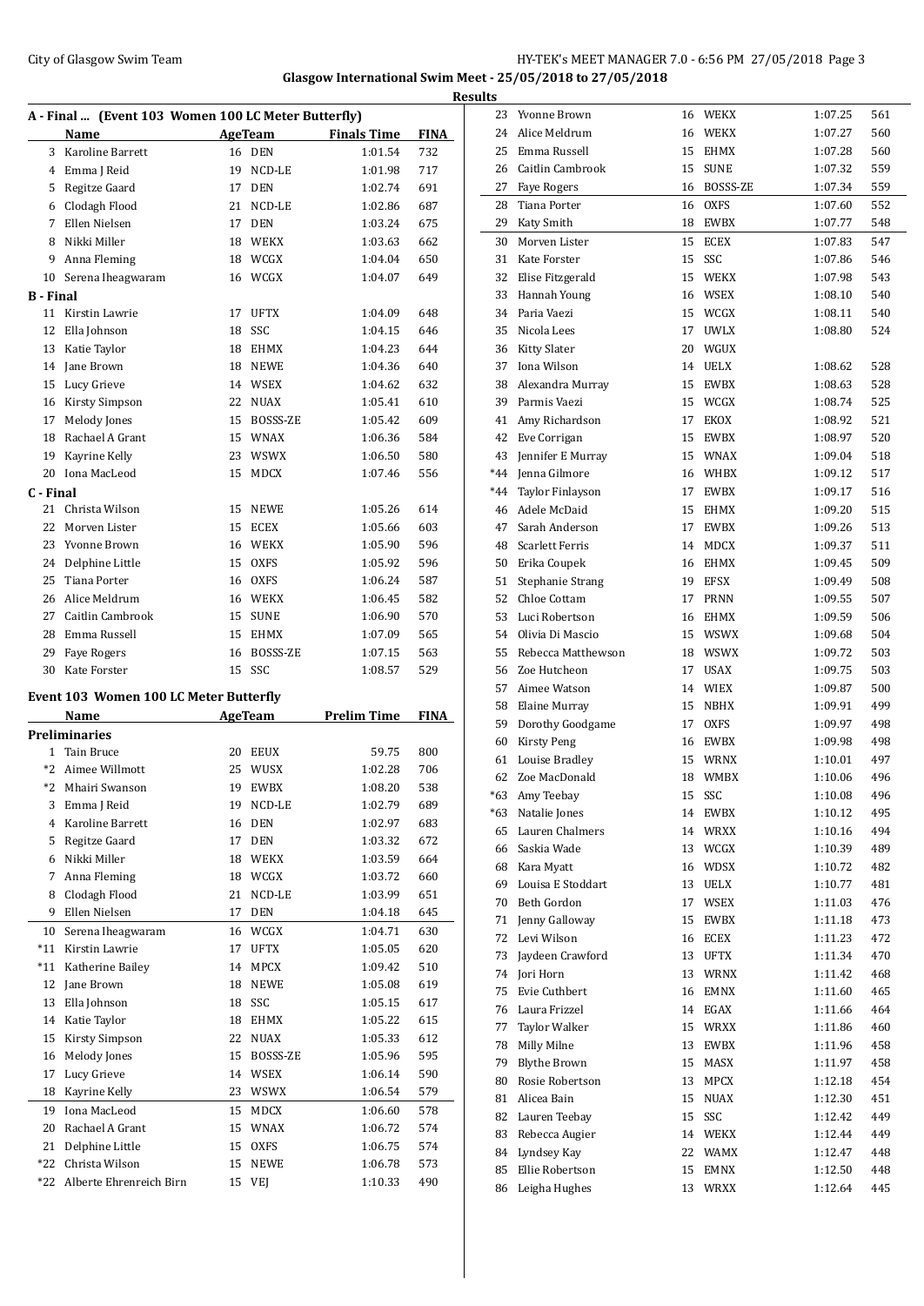## Glasgow International Swim Meet - 25/05/2018 to 27/05/2018

### Results

**A - Final ... (Event 103 Women 100 LC Meter Butterfly)**

| | Name | Age | Team | Finals Time | FINA |
|---|---|---|---|---|---|
| 3 | Karoline Barrett | 16 | DEN | 1:01.54 | 732 |
| 4 | Emma J Reid | 19 | NCD-LE | 1:01.98 | 717 |
| 5 | Regitze Gaard | 17 | DEN | 1:02.74 | 691 |
| 6 | Clodagh Flood | 21 | NCD-LE | 1:02.86 | 687 |
| 7 | Ellen Nielsen | 17 | DEN | 1:03.24 | 675 |
| 8 | Nikki Miller | 18 | WEKX | 1:03.63 | 662 |
| 9 | Anna Fleming | 18 | WCGX | 1:04.04 | 650 |
| 10 | Serena Iheagwaram | 16 | WCGX | 1:04.07 | 649 |
| **B - Final** | | | | | |
| 11 | Kirstin Lawrie | 17 | UFTX | 1:04.09 | 648 |
| 12 | Ella Johnson | 18 | SSC | 1:04.15 | 646 |
| 13 | Katie Taylor | 18 | EHMX | 1:04.23 | 644 |
| 14 | Jane Brown | 18 | NEWE | 1:04.36 | 640 |
| 15 | Lucy Grieve | 14 | WSEX | 1:04.62 | 632 |
| 16 | Kirsty Simpson | 22 | NUAX | 1:05.41 | 610 |
| 17 | Melody Jones | 15 | BOSSS-ZE | 1:05.42 | 609 |
| 18 | Rachael A Grant | 15 | WNAX | 1:06.36 | 584 |
| 19 | Kayrine Kelly | 23 | WSWX | 1:06.50 | 580 |
| 20 | Iona MacLeod | 15 | MDCX | 1:07.46 | 556 |
| **C - Final** | | | | | |
| 21 | Christa Wilson | 15 | NEWE | 1:05.26 | 614 |
| 22 | Morven Lister | 15 | ECEX | 1:05.66 | 603 |
| 23 | Yvonne Brown | 16 | WEKX | 1:05.90 | 596 |
| 24 | Delphine Little | 15 | OXFS | 1:05.92 | 596 |
| 25 | Tiana Porter | 16 | OXFS | 1:06.24 | 587 |
| 26 | Alice Meldrum | 16 | WEKX | 1:06.45 | 582 |
| 27 | Caitlin Cambrook | 15 | SUNE | 1:06.90 | 570 |
| 28 | Emma Russell | 15 | EHMX | 1:07.09 | 565 |
| 29 | Faye Rogers | 16 | BOSSS-ZE | 1:07.15 | 563 |
| 30 | Kate Forster | 15 | SSC | 1:08.57 | 529 |

**Event 103 Women 100 LC Meter Butterfly**

| | Name | Age | Team | Prelim Time | FINA |
|---|---|---|---|---|---|
| **Preliminaries** | | | | | |
| 1 | Tain Bruce | 20 | EEUX | 59.75 | 800 |
| *2 | Aimee Willmott | 25 | WUSX | 1:02.28 | 706 |
| *2 | Mhairi Swanson | 19 | EWBX | 1:08.20 | 538 |
| 3 | Emma J Reid | 19 | NCD-LE | 1:02.79 | 689 |
| 4 | Karoline Barrett | 16 | DEN | 1:02.97 | 683 |
| 5 | Regitze Gaard | 17 | DEN | 1:03.32 | 672 |
| 6 | Nikki Miller | 18 | WEKX | 1:03.59 | 664 |
| 7 | Anna Fleming | 18 | WCGX | 1:03.72 | 660 |
| 8 | Clodagh Flood | 21 | NCD-LE | 1:03.99 | 651 |
| 9 | Ellen Nielsen | 17 | DEN | 1:04.18 | 645 |
| 10 | Serena Iheagwaram | 16 | WCGX | 1:04.71 | 630 |
| *11 | Kirstin Lawrie | 17 | UFTX | 1:05.05 | 620 |
| *11 | Katherine Bailey | 14 | MPCX | 1:09.42 | 510 |
| 12 | Jane Brown | 18 | NEWE | 1:05.08 | 619 |
| 13 | Ella Johnson | 18 | SSC | 1:05.15 | 617 |
| 14 | Katie Taylor | 18 | EHMX | 1:05.22 | 615 |
| 15 | Kirsty Simpson | 22 | NUAX | 1:05.33 | 612 |
| 16 | Melody Jones | 15 | BOSSS-ZE | 1:05.96 | 595 |
| 17 | Lucy Grieve | 14 | WSEX | 1:06.14 | 590 |
| 18 | Kayrine Kelly | 23 | WSWX | 1:06.54 | 579 |
| 19 | Iona MacLeod | 15 | MDCX | 1:06.60 | 578 |
| 20 | Rachael A Grant | 15 | WNAX | 1:06.72 | 574 |
| 21 | Delphine Little | 15 | OXFS | 1:06.75 | 574 |
| *22 | Christa Wilson | 15 | NEWE | 1:06.78 | 573 |
| *22 | Alberte Ehrenreich Birn | 15 | VEJ | 1:10.33 | 490 |
| 23 | Yvonne Brown | 16 | WEKX | 1:07.25 | 561 |
| 24 | Alice Meldrum | 16 | WEKX | 1:07.27 | 560 |
| 25 | Emma Russell | 15 | EHMX | 1:07.28 | 560 |
| 26 | Caitlin Cambrook | 15 | SUNE | 1:07.32 | 559 |
| 27 | Faye Rogers | 16 | BOSSS-ZE | 1:07.34 | 559 |
| 28 | Tiana Porter | 16 | OXFS | 1:07.60 | 552 |
| 29 | Katy Smith | 18 | EWBX | 1:07.77 | 548 |
| 30 | Morven Lister | 15 | ECEX | 1:07.83 | 547 |
| 31 | Kate Forster | 15 | SSC | 1:07.86 | 546 |
| 32 | Elise Fitzgerald | 15 | WEKX | 1:07.98 | 543 |
| 33 | Hannah Young | 16 | WSEX | 1:08.10 | 540 |
| 34 | Paria Vaezi | 15 | WCGX | 1:08.11 | 540 |
| 35 | Nicola Lees | 17 | UWLX | 1:08.80 | 524 |
| 36 | Kitty Slater | 20 | WGUX | | |
| 37 | Iona Wilson | 14 | UELX | 1:08.62 | 528 |
| 38 | Alexandra Murray | 15 | EWBX | 1:08.63 | 528 |
| 39 | Parmis Vaezi | 15 | WCGX | 1:08.74 | 525 |
| 41 | Amy Richardson | 17 | EKOX | 1:08.92 | 521 |
| 42 | Eve Corrigan | 15 | EWBX | 1:08.97 | 520 |
| 43 | Jennifer E Murray | 15 | WNAX | 1:09.04 | 518 |
| *44 | Jenna Gilmore | 16 | WHBX | 1:09.12 | 517 |
| *44 | Taylor Finlayson | 17 | EWBX | 1:09.17 | 516 |
| 46 | Adele McDaid | 15 | EHMX | 1:09.20 | 515 |
| 47 | Sarah Anderson | 17 | EWBX | 1:09.26 | 513 |
| 48 | Scarlett Ferris | 14 | MDCX | 1:09.37 | 511 |
| 50 | Erika Coupek | 16 | EHMX | 1:09.45 | 509 |
| 51 | Stephanie Strang | 19 | EFSX | 1:09.49 | 508 |
| 52 | Chloe Cottam | 17 | PRNN | 1:09.55 | 507 |
| 53 | Luci Robertson | 16 | EHMX | 1:09.59 | 506 |
| 54 | Olivia Di Mascio | 15 | WSWX | 1:09.68 | 504 |
| 55 | Rebecca Matthewson | 18 | WSWX | 1:09.72 | 503 |
| 56 | Zoe Hutcheon | 17 | USAX | 1:09.75 | 503 |
| 57 | Aimee Watson | 14 | WIEX | 1:09.87 | 500 |
| 58 | Elaine Murray | 15 | NBHX | 1:09.91 | 499 |
| 59 | Dorothy Goodgame | 17 | OXFS | 1:09.97 | 498 |
| 60 | Kirsty Peng | 16 | EWBX | 1:09.98 | 498 |
| 61 | Louise Bradley | 15 | WRNX | 1:10.01 | 497 |
| 62 | Zoe MacDonald | 18 | WMBX | 1:10.06 | 496 |
| *63 | Amy Teebay | 15 | SSC | 1:10.08 | 496 |
| *63 | Natalie Jones | 14 | EWBX | 1:10.12 | 495 |
| 65 | Lauren Chalmers | 14 | WRXX | 1:10.16 | 494 |
| 66 | Saskia Wade | 13 | WCGX | 1:10.39 | 489 |
| 68 | Kara Myatt | 16 | WDSX | 1:10.72 | 482 |
| 69 | Louisa E Stoddart | 13 | UELX | 1:10.77 | 481 |
| 70 | Beth Gordon | 17 | WSEX | 1:11.03 | 476 |
| 71 | Jenny Galloway | 15 | EWBX | 1:11.18 | 473 |
| 72 | Levi Wilson | 16 | ECEX | 1:11.23 | 472 |
| 73 | Jaydeen Crawford | 13 | UFTX | 1:11.34 | 470 |
| 74 | Jori Horn | 13 | WRNX | 1:11.42 | 468 |
| 75 | Evie Cuthbert | 16 | EMNX | 1:11.60 | 465 |
| 76 | Laura Frizzel | 14 | EGAX | 1:11.66 | 464 |
| 77 | Taylor Walker | 15 | WRXX | 1:11.86 | 460 |
| 78 | Milly Milne | 13 | EWBX | 1:11.96 | 458 |
| 79 | Blythe Brown | 15 | MASX | 1:11.97 | 458 |
| 80 | Rosie Robertson | 13 | MPCX | 1:12.18 | 454 |
| 81 | Alicea Bain | 15 | NUAX | 1:12.30 | 451 |
| 82 | Lauren Teebay | 15 | SSC | 1:12.42 | 449 |
| 83 | Rebecca Augier | 14 | WEKX | 1:12.44 | 449 |
| 84 | Lyndsey Kay | 22 | WAMX | 1:12.47 | 448 |
| 85 | Ellie Robertson | 15 | EMNX | 1:12.50 | 448 |
| 86 | Leigha Hughes | 13 | WRXX | 1:12.64 | 445 |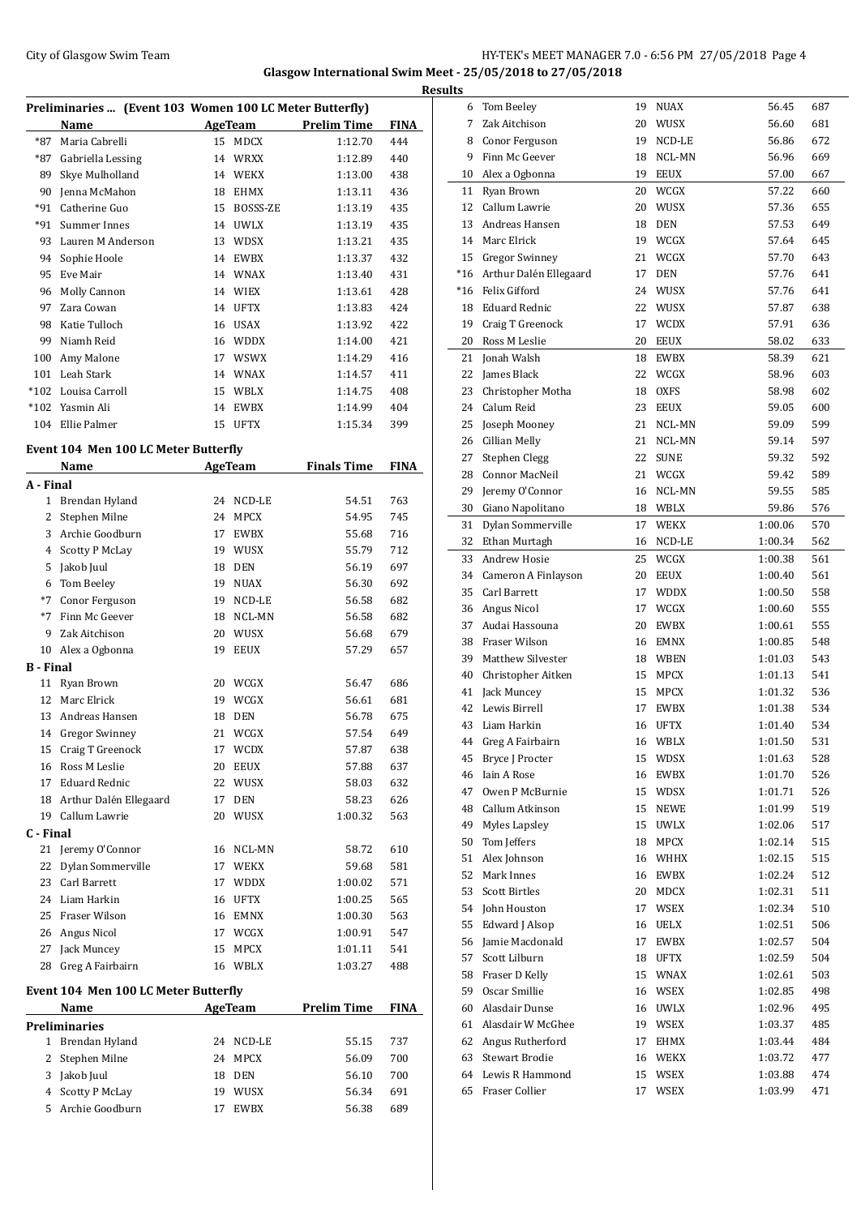**Glasgow International Swim Meet - 25/05/2018 to 27/05/2018**

**Results**

### Preliminaries ... (Event 103 Women 100 LC Meter Butterfly)

| | Name | Age | Team | Prelim Time | FINA |
|---|---|---|---|---|---|
| *87 | Maria Cabrelli | 15 | MDCX | 1:12.70 | 444 |
| *87 | Gabriella Lessing | 14 | WRXX | 1:12.89 | 440 |
| 89 | Skye Mulholland | 14 | WEKX | 1:13.00 | 438 |
| 90 | Jenna McMahon | 18 | EHMX | 1:13.11 | 436 |
| *91 | Catherine Guo | 15 | BOSSS-ZE | 1:13.19 | 435 |
| *91 | Summer Innes | 14 | UWLX | 1:13.19 | 435 |
| 93 | Lauren M Anderson | 13 | WDSX | 1:13.21 | 435 |
| 94 | Sophie Hoole | 14 | EWBX | 1:13.37 | 432 |
| 95 | Eve Mair | 14 | WNAX | 1:13.40 | 431 |
| 96 | Molly Cannon | 14 | WIEX | 1:13.61 | 428 |
| 97 | Zara Cowan | 14 | UFTX | 1:13.83 | 424 |
| 98 | Katie Tulloch | 16 | USAX | 1:13.92 | 422 |
| 99 | Niamh Reid | 16 | WDDX | 1:14.00 | 421 |
| 100 | Amy Malone | 17 | WSWX | 1:14.29 | 416 |
| 101 | Leah Stark | 14 | WNAX | 1:14.57 | 411 |
| *102 | Louisa Carroll | 15 | WBLX | 1:14.75 | 408 |
| *102 | Yasmin Ali | 14 | EWBX | 1:14.99 | 404 |
| 104 | Ellie Palmer | 15 | UFTX | 1:15.34 | 399 |

### Event 104 Men 100 LC Meter Butterfly

| | Name | Age | Team | Finals Time | FINA |
|---|---|---|---|---|---|
| **A - Final** | | | | | |
| 1 | Brendan Hyland | 24 | NCD-LE | 54.51 | 763 |
| 2 | Stephen Milne | 24 | MPCX | 54.95 | 745 |
| 3 | Archie Goodburn | 17 | EWBX | 55.68 | 716 |
| 4 | Scotty P McLay | 19 | WUSX | 55.79 | 712 |
| 5 | Jakob Juul | 18 | DEN | 56.19 | 697 |
| 6 | Tom Beeley | 19 | NUAX | 56.30 | 692 |
| *7 | Conor Ferguson | 19 | NCD-LE | 56.58 | 682 |
| *7 | Finn Mc Geever | 18 | NCL-MN | 56.58 | 682 |
| 9 | Zak Aitchison | 20 | WUSX | 56.68 | 679 |
| 10 | Alex a Ogbonna | 19 | EEUX | 57.29 | 657 |
| **B - Final** | | | | | |
| 11 | Ryan Brown | 20 | WCGX | 56.47 | 686 |
| 12 | Marc Elrick | 19 | WCGX | 56.61 | 681 |
| 13 | Andreas Hansen | 18 | DEN | 56.78 | 675 |
| 14 | Gregor Swinney | 21 | WCGX | 57.54 | 649 |
| 15 | Craig T Greenock | 17 | WCDX | 57.87 | 638 |
| 16 | Ross M Leslie | 20 | EEUX | 57.88 | 637 |
| 17 | Eduard Rednic | 22 | WUSX | 58.03 | 632 |
| 18 | Arthur Dalén Ellegaard | 17 | DEN | 58.23 | 626 |
| 19 | Callum Lawrie | 20 | WUSX | 1:00.32 | 563 |
| **C - Final** | | | | | |
| 21 | Jeremy O'Connor | 16 | NCL-MN | 58.72 | 610 |
| 22 | Dylan Sommerville | 17 | WEKX | 59.68 | 581 |
| 23 | Carl Barrett | 17 | WDDX | 1:00.02 | 571 |
| 24 | Liam Harkin | 16 | UFTX | 1:00.25 | 565 |
| 25 | Fraser Wilson | 16 | EMNX | 1:00.30 | 563 |
| 26 | Angus Nicol | 17 | WCGX | 1:00.91 | 547 |
| 27 | Jack Muncey | 15 | MPCX | 1:01.11 | 541 |
| 28 | Greg A Fairbairn | 16 | WBLX | 1:03.27 | 488 |

### Event 104 Men 100 LC Meter Butterfly

| | Name | Age | Team | Prelim Time | FINA |
|---|---|---|---|---|---|
| **Preliminaries** | | | | | |
| 1 | Brendan Hyland | 24 | NCD-LE | 55.15 | 737 |
| 2 | Stephen Milne | 24 | MPCX | 56.09 | 700 |
| 3 | Jakob Juul | 18 | DEN | 56.10 | 700 |
| 4 | Scotty P McLay | 19 | WUSX | 56.34 | 691 |
| 5 | Archie Goodburn | 17 | EWBX | 56.38 | 689 |
| 6 | Tom Beeley | 19 | NUAX | 56.45 | 687 |
| 7 | Zak Aitchison | 20 | WUSX | 56.60 | 681 |
| 8 | Conor Ferguson | 19 | NCD-LE | 56.86 | 672 |
| 9 | Finn Mc Geever | 18 | NCL-MN | 56.96 | 669 |
| 10 | Alex a Ogbonna | 19 | EEUX | 57.00 | 667 |
| 11 | Ryan Brown | 20 | WCGX | 57.22 | 660 |
| 12 | Callum Lawrie | 20 | WUSX | 57.36 | 655 |
| 13 | Andreas Hansen | 18 | DEN | 57.53 | 649 |
| 14 | Marc Elrick | 19 | WCGX | 57.64 | 645 |
| 15 | Gregor Swinney | 21 | WCGX | 57.70 | 643 |
| *16 | Arthur Dalén Ellegaard | 17 | DEN | 57.76 | 641 |
| *16 | Felix Gifford | 24 | WUSX | 57.76 | 641 |
| 18 | Eduard Rednic | 22 | WUSX | 57.87 | 638 |
| 19 | Craig T Greenock | 17 | WCDX | 57.91 | 636 |
| 20 | Ross M Leslie | 20 | EEUX | 58.02 | 633 |
| 21 | Jonah Walsh | 18 | EWBX | 58.39 | 621 |
| 22 | James Black | 22 | WCGX | 58.96 | 603 |
| 23 | Christopher Motha | 18 | OXFS | 58.98 | 602 |
| 24 | Calum Reid | 23 | EEUX | 59.05 | 600 |
| 25 | Joseph Mooney | 21 | NCL-MN | 59.09 | 599 |
| 26 | Cillian Melly | 21 | NCL-MN | 59.14 | 597 |
| 27 | Stephen Clegg | 22 | SUNE | 59.32 | 592 |
| 28 | Connor MacNeil | 21 | WCGX | 59.42 | 589 |
| 29 | Jeremy O'Connor | 16 | NCL-MN | 59.55 | 585 |
| 30 | Giano Napolitano | 18 | WBLX | 59.86 | 576 |
| 31 | Dylan Sommerville | 17 | WEKX | 1:00.06 | 570 |
| 32 | Ethan Murtagh | 16 | NCD-LE | 1:00.34 | 562 |
| 33 | Andrew Hosie | 25 | WCGX | 1:00.38 | 561 |
| 34 | Cameron A Finlayson | 20 | EEUX | 1:00.40 | 561 |
| 35 | Carl Barrett | 17 | WDDX | 1:00.50 | 558 |
| 36 | Angus Nicol | 17 | WCGX | 1:00.60 | 555 |
| 37 | Audai Hassouna | 20 | EWBX | 1:00.61 | 555 |
| 38 | Fraser Wilson | 16 | EMNX | 1:00.85 | 548 |
| 39 | Matthew Silvester | 18 | WBEN | 1:01.03 | 543 |
| 40 | Christopher Aitken | 15 | MPCX | 1:01.13 | 541 |
| 41 | Jack Muncey | 15 | MPCX | 1:01.32 | 536 |
| 42 | Lewis Birrell | 17 | EWBX | 1:01.38 | 534 |
| 43 | Liam Harkin | 16 | UFTX | 1:01.40 | 534 |
| 44 | Greg A Fairbairn | 16 | WBLX | 1:01.50 | 531 |
| 45 | Bryce J Procter | 15 | WDSX | 1:01.63 | 528 |
| 46 | Iain A Rose | 16 | EWBX | 1:01.70 | 526 |
| 47 | Owen P McBurnie | 15 | WDSX | 1:01.71 | 526 |
| 48 | Callum Atkinson | 15 | NEWE | 1:01.99 | 519 |
| 49 | Myles Lapsley | 15 | UWLX | 1:02.06 | 517 |
| 50 | Tom Jeffers | 18 | MPCX | 1:02.14 | 515 |
| 51 | Alex Johnson | 16 | WHHX | 1:02.15 | 515 |
| 52 | Mark Innes | 16 | EWBX | 1:02.24 | 512 |
| 53 | Scott Birtles | 20 | MDCX | 1:02.31 | 511 |
| 54 | John Houston | 17 | WSEX | 1:02.34 | 510 |
| 55 | Edward J Alsop | 16 | UELX | 1:02.51 | 506 |
| 56 | Jamie Macdonald | 17 | EWBX | 1:02.57 | 504 |
| 57 | Scott Lilburn | 18 | UFTX | 1:02.59 | 504 |
| 58 | Fraser D Kelly | 15 | WNAX | 1:02.61 | 503 |
| 59 | Oscar Smillie | 16 | WSEX | 1:02.85 | 498 |
| 60 | Alasdair Dunse | 16 | UWLX | 1:02.96 | 495 |
| 61 | Alasdair W McGhee | 19 | WSEX | 1:03.37 | 485 |
| 62 | Angus Rutherford | 17 | EHMX | 1:03.44 | 484 |
| 63 | Stewart Brodie | 16 | WEKX | 1:03.72 | 477 |
| 64 | Lewis R Hammond | 15 | WSEX | 1:03.88 | 474 |
| 65 | Fraser Collier | 17 | WSEX | 1:03.99 | 471 |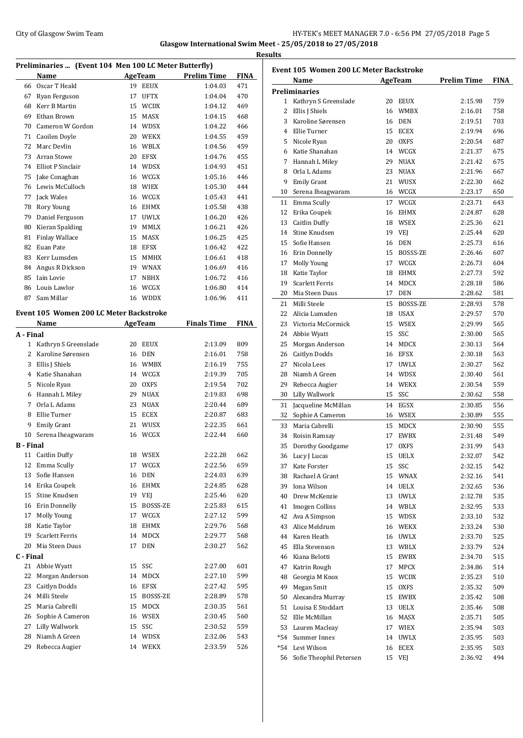Glasgow International Swim Meet - 25/05/2018 to 27/05/2018

Results

### Preliminaries ... (Event 104 Men 100 LC Meter Butterfly)

| | Name | Age | Team | Prelim Time | FINA |
|---|---|---|---|---|---|
| 66 | Oscar T Heald | 19 | EEUX | 1:04.03 | 471 |
| 67 | Ryan Ferguson | 17 | UFTX | 1:04.04 | 470 |
| 68 | Kerr B Martin | 15 | WCDX | 1:04.12 | 469 |
| 69 | Ethan Brown | 15 | MASX | 1:04.15 | 468 |
| 70 | Cameron W Gordon | 14 | WDSX | 1:04.22 | 466 |
| 71 | Caoilen Doyle | 20 | WEKX | 1:04.55 | 459 |
| 72 | Marc Devlin | 16 | WBLX | 1:04.56 | 459 |
| 73 | Arran Stowe | 20 | EFSX | 1:04.76 | 455 |
| 74 | Elliot P Sinclair | 14 | WDSX | 1:04.93 | 451 |
| 75 | Jake Conaghan | 16 | WCGX | 1:05.16 | 446 |
| 76 | Lewis McCulloch | 18 | WIEX | 1:05.30 | 444 |
| 77 | Jack Wales | 16 | WCGX | 1:05.43 | 441 |
| 78 | Rory Young | 16 | EHMX | 1:05.58 | 438 |
| 79 | Daniel Ferguson | 17 | UWLX | 1:06.20 | 426 |
| 80 | Kieran Spalding | 19 | MMLX | 1:06.21 | 426 |
| 81 | Finlay Wallace | 15 | MASX | 1:06.25 | 425 |
| 82 | Euan Pate | 18 | EFSX | 1:06.42 | 422 |
| 83 | Kerr Lumsden | 15 | MMHX | 1:06.61 | 418 |
| 84 | Angus R Dickson | 19 | WNAX | 1:06.69 | 416 |
| 85 | Iain Lovie | 17 | NBHX | 1:06.72 | 416 |
| 86 | Louis Lawlor | 16 | WCGX | 1:06.80 | 414 |
| 87 | Sam Millar | 16 | WDDX | 1:06.96 | 411 |

### Event 105 Women 200 LC Meter Backstroke

| | Name | Age | Team | Finals Time | FINA |
|---|---|---|---|---|---|
| **A - Final** | | | | | |
| 1 | Kathryn S Greenslade | 20 | EEUX | 2:13.09 | 809 |
| 2 | Karoline Sørensen | 16 | DEN | 2:16.01 | 758 |
| 3 | Ellis J Shiels | 16 | WMBX | 2:16.19 | 755 |
| 4 | Katie Shanahan | 14 | WCGX | 2:19.39 | 705 |
| 5 | Nicole Ryan | 20 | OXFS | 2:19.54 | 702 |
| 6 | Hannah L Miley | 29 | NUAX | 2:19.83 | 698 |
| 7 | Orla L Adams | 23 | NUAX | 2:20.44 | 689 |
| 8 | Ellie Turner | 15 | ECEX | 2:20.87 | 683 |
| 9 | Emily Grant | 21 | WUSX | 2:22.35 | 661 |
| 10 | Serena Iheagwaram | 16 | WCGX | 2:22.44 | 660 |
| **B - Final** | | | | | |
| 11 | Caitlin Duffy | 18 | WSEX | 2:22.28 | 662 |
| 12 | Emma Scully | 17 | WCGX | 2:22.56 | 659 |
| 13 | Sofie Hansen | 16 | DEN | 2:24.03 | 639 |
| 14 | Erika Coupek | 16 | EHMX | 2:24.85 | 628 |
| 15 | Stine Knudsen | 19 | VEJ | 2:25.46 | 620 |
| 16 | Erin Donnelly | 15 | BOSSS-ZE | 2:25.83 | 615 |
| 17 | Molly Young | 17 | WCGX | 2:27.12 | 599 |
| 18 | Katie Taylor | 18 | EHMX | 2:29.76 | 568 |
| 19 | Scarlett Ferris | 14 | MDCX | 2:29.77 | 568 |
| 20 | Mia Steen Duus | 17 | DEN | 2:30.27 | 562 |
| **C - Final** | | | | | |
| 21 | Abbie Wyatt | 15 | SSC | 2:27.00 | 601 |
| 22 | Morgan Anderson | 14 | MDCX | 2:27.10 | 599 |
| 23 | Caitlyn Dodds | 16 | EFSX | 2:27.42 | 595 |
| 24 | Milli Steele | 15 | BOSSS-ZE | 2:28.89 | 578 |
| 25 | Maria Cabrelli | 15 | MDCX | 2:30.35 | 561 |
| 26 | Sophie A Cameron | 16 | WSEX | 2:30.45 | 560 |
| 27 | Lilly Wallwork | 15 | SSC | 2:30.52 | 559 |
| 28 | Niamh A Green | 14 | WDSX | 2:32.06 | 543 |
| 29 | Rebecca Augier | 14 | WEKX | 2:33.59 | 526 |

### Event 105 Women 200 LC Meter Backstroke

| | Name | Age | Team | Prelim Time | FINA |
|---|---|---|---|---|---|
| **Preliminaries** | | | | | |
| 1 | Kathryn S Greenslade | 20 | EEUX | 2:15.98 | 759 |
| 2 | Ellis J Shiels | 16 | WMBX | 2:16.01 | 758 |
| 3 | Karoline Sørensen | 16 | DEN | 2:19.51 | 703 |
| 4 | Ellie Turner | 15 | ECEX | 2:19.94 | 696 |
| 5 | Nicole Ryan | 20 | OXFS | 2:20.54 | 687 |
| 6 | Katie Shanahan | 14 | WCGX | 2:21.37 | 675 |
| 7 | Hannah L Miley | 29 | NUAX | 2:21.42 | 675 |
| 8 | Orla L Adams | 23 | NUAX | 2:21.96 | 667 |
| 9 | Emily Grant | 21 | WUSX | 2:22.30 | 662 |
| 10 | Serena Iheagwaram | 16 | WCGX | 2:23.17 | 650 |
| 11 | Emma Scully | 17 | WCGX | 2:23.71 | 643 |
| 12 | Erika Coupek | 16 | EHMX | 2:24.87 | 628 |
| 13 | Caitlin Duffy | 18 | WSEX | 2:25.36 | 621 |
| 14 | Stine Knudsen | 19 | VEJ | 2:25.44 | 620 |
| 15 | Sofie Hansen | 16 | DEN | 2:25.73 | 616 |
| 16 | Erin Donnelly | 15 | BOSSS-ZE | 2:26.46 | 607 |
| 17 | Molly Young | 17 | WCGX | 2:26.73 | 604 |
| 18 | Katie Taylor | 18 | EHMX | 2:27.73 | 592 |
| 19 | Scarlett Ferris | 14 | MDCX | 2:28.18 | 586 |
| 20 | Mia Steen Duus | 17 | DEN | 2:28.62 | 581 |
| 21 | Milli Steele | 15 | BOSSS-ZE | 2:28.93 | 578 |
| 22 | Alicia Lumsden | 18 | USAX | 2:29.57 | 570 |
| 23 | Victoria McCormick | 15 | WSEX | 2:29.99 | 565 |
| 24 | Abbie Wyatt | 15 | SSC | 2:30.00 | 565 |
| 25 | Morgan Anderson | 14 | MDCX | 2:30.13 | 564 |
| 26 | Caitlyn Dodds | 16 | EFSX | 2:30.18 | 563 |
| 27 | Nicola Lees | 17 | UWLX | 2:30.27 | 562 |
| 28 | Niamh A Green | 14 | WDSX | 2:30.40 | 561 |
| 29 | Rebecca Augier | 14 | WEKX | 2:30.54 | 559 |
| 30 | Lilly Wallwork | 15 | SSC | 2:30.62 | 558 |
| 31 | Jacqueline McMillan | 14 | EGSX | 2:30.85 | 556 |
| 32 | Sophie A Cameron | 16 | WSEX | 2:30.89 | 555 |
| 33 | Maria Cabrelli | 15 | MDCX | 2:30.90 | 555 |
| 34 | Roisin Ramsay | 17 | EWBX | 2:31.48 | 549 |
| 35 | Dorothy Goodgame | 17 | OXFS | 2:31.99 | 543 |
| 36 | Lucy J Lucas | 15 | UELX | 2:32.07 | 542 |
| 37 | Kate Forster | 15 | SSC | 2:32.15 | 542 |
| 38 | Rachael A Grant | 15 | WNAX | 2:32.16 | 541 |
| 39 | Iona Wilson | 14 | UELX | 2:32.65 | 536 |
| 40 | Drew McKenzie | 13 | UWLX | 2:32.78 | 535 |
| 41 | Imogen Collins | 14 | WBLX | 2:32.95 | 533 |
| 42 | Ava A Simpson | 15 | WDSX | 2:33.10 | 532 |
| 43 | Alice Meldrum | 16 | WEKX | 2:33.24 | 530 |
| 44 | Karen Heath | 16 | UWLX | 2:33.70 | 525 |
| 45 | Ella Stevenson | 13 | WBLX | 2:33.79 | 524 |
| 46 | Kiana Belotti | 15 | EWBX | 2:34.70 | 515 |
| 47 | Katrin Rough | 17 | MPCX | 2:34.86 | 514 |
| 48 | Georgia M Knox | 15 | WCDX | 2:35.23 | 510 |
| 49 | Megan Smit | 15 | OXFS | 2:35.32 | 509 |
| 50 | Alexandra Murray | 15 | EWBX | 2:35.42 | 508 |
| 51 | Louisa E Stoddart | 13 | UELX | 2:35.46 | 508 |
| 52 | Elle McMillan | 16 | MASX | 2:35.71 | 505 |
| 53 | Lauren Macleay | 17 | WIEX | 2:35.94 | 503 |
| *54 | Summer Innes | 14 | UWLX | 2:35.95 | 503 |
| *54 | Levi Wilson | 16 | ECEX | 2:35.95 | 503 |
| 56 | Sofie Theophil Petersen | 15 | VEJ | 2:36.92 | 494 |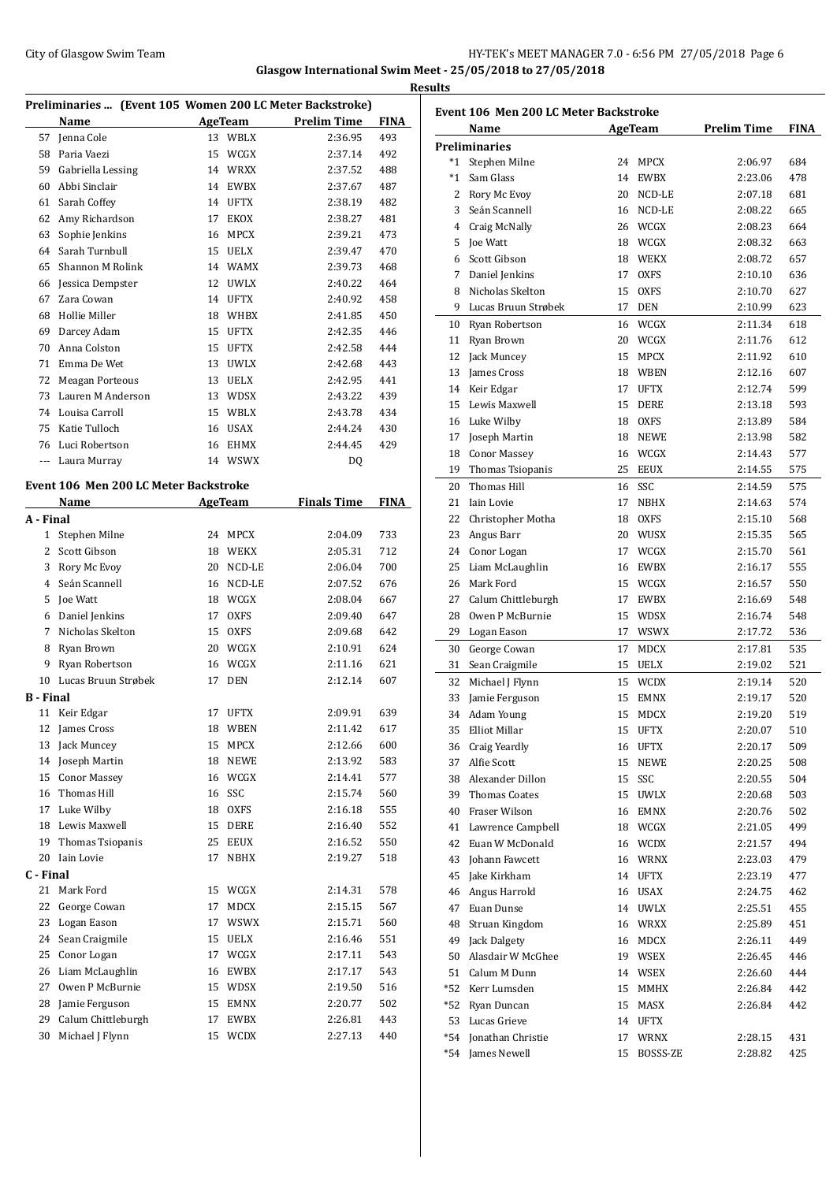**Glasgow International Swim Meet - 25/05/2018 to 27/05/2018**

**Results**

### Preliminaries ... (Event 105 Women 200 LC Meter Backstroke)

| | Name | Age | Team | Prelim Time | FINA |
|---|---|---|---|---|---|
| 57 | Jenna Cole | 13 | WBLX | 2:36.95 | 493 |
| 58 | Paria Vaezi | 15 | WCGX | 2:37.14 | 492 |
| 59 | Gabriella Lessing | 14 | WRXX | 2:37.52 | 488 |
| 60 | Abbi Sinclair | 14 | EWBX | 2:37.67 | 487 |
| 61 | Sarah Coffey | 14 | UFTX | 2:38.19 | 482 |
| 62 | Amy Richardson | 17 | EKOX | 2:38.27 | 481 |
| 63 | Sophie Jenkins | 16 | MPCX | 2:39.21 | 473 |
| 64 | Sarah Turnbull | 15 | UELX | 2:39.47 | 470 |
| 65 | Shannon M Rolink | 14 | WAMX | 2:39.73 | 468 |
| 66 | Jessica Dempster | 12 | UWLX | 2:40.22 | 464 |
| 67 | Zara Cowan | 14 | UFTX | 2:40.92 | 458 |
| 68 | Hollie Miller | 18 | WHBX | 2:41.85 | 450 |
| 69 | Darcey Adam | 15 | UFTX | 2:42.35 | 446 |
| 70 | Anna Colston | 15 | UFTX | 2:42.58 | 444 |
| 71 | Emma De Wet | 13 | UWLX | 2:42.68 | 443 |
| 72 | Meagan Porteous | 13 | UELX | 2:42.95 | 441 |
| 73 | Lauren M Anderson | 13 | WDSX | 2:43.22 | 439 |
| 74 | Louisa Carroll | 15 | WBLX | 2:43.78 | 434 |
| 75 | Katie Tulloch | 16 | USAX | 2:44.24 | 430 |
| 76 | Luci Robertson | 16 | EHMX | 2:44.45 | 429 |
| --- | Laura Murray | 14 | WSWX | DQ | |

### Event 106 Men 200 LC Meter Backstroke

| | Name | Age | Team | Finals Time | FINA |
|---|---|---|---|---|---|
| **A - Final** | | | | | |
| 1 | Stephen Milne | 24 | MPCX | 2:04.09 | 733 |
| 2 | Scott Gibson | 18 | WEKX | 2:05.31 | 712 |
| 3 | Rory Mc Evoy | 20 | NCD-LE | 2:06.04 | 700 |
| 4 | Seán Scannell | 16 | NCD-LE | 2:07.52 | 676 |
| 5 | Joe Watt | 18 | WCGX | 2:08.04 | 667 |
| 6 | Daniel Jenkins | 17 | OXFS | 2:09.40 | 647 |
| 7 | Nicholas Skelton | 15 | OXFS | 2:09.68 | 642 |
| 8 | Ryan Brown | 20 | WCGX | 2:10.91 | 624 |
| 9 | Ryan Robertson | 16 | WCGX | 2:11.16 | 621 |
| 10 | Lucas Bruun Strøbek | 17 | DEN | 2:12.14 | 607 |
| **B - Final** | | | | | |
| 11 | Keir Edgar | 17 | UFTX | 2:09.91 | 639 |
| 12 | James Cross | 18 | WBEN | 2:11.42 | 617 |
| 13 | Jack Muncey | 15 | MPCX | 2:12.66 | 600 |
| 14 | Joseph Martin | 18 | NEWE | 2:13.92 | 583 |
| 15 | Conor Massey | 16 | WCGX | 2:14.41 | 577 |
| 16 | Thomas Hill | 16 | SSC | 2:15.74 | 560 |
| 17 | Luke Wilby | 18 | OXFS | 2:16.18 | 555 |
| 18 | Lewis Maxwell | 15 | DERE | 2:16.40 | 552 |
| 19 | Thomas Tsiopanis | 25 | EEUX | 2:16.52 | 550 |
| 20 | Iain Lovie | 17 | NBHX | 2:19.27 | 518 |
| **C - Final** | | | | | |
| 21 | Mark Ford | 15 | WCGX | 2:14.31 | 578 |
| 22 | George Cowan | 17 | MDCX | 2:15.15 | 567 |
| 23 | Logan Eason | 17 | WSWX | 2:15.71 | 560 |
| 24 | Sean Craigmile | 15 | UELX | 2:16.46 | 551 |
| 25 | Conor Logan | 17 | WCGX | 2:17.11 | 543 |
| 26 | Liam McLaughlin | 16 | EWBX | 2:17.17 | 543 |
| 27 | Owen P McBurnie | 15 | WDSX | 2:19.50 | 516 |
| 28 | Jamie Ferguson | 15 | EMNX | 2:20.77 | 502 |
| 29 | Calum Chittleburgh | 17 | EWBX | 2:26.81 | 443 |
| 30 | Michael J Flynn | 15 | WCDX | 2:27.13 | 440 |

### Event 106 Men 200 LC Meter Backstroke

| | Name | Age | Team | Prelim Time | FINA |
|---|---|---|---|---|---|
| **Preliminaries** | | | | | |
| *1 | Stephen Milne | 24 | MPCX | 2:06.97 | 684 |
| *1 | Sam Glass | 14 | EWBX | 2:23.06 | 478 |
| 2 | Rory Mc Evoy | 20 | NCD-LE | 2:07.18 | 681 |
| 3 | Seán Scannell | 16 | NCD-LE | 2:08.22 | 665 |
| 4 | Craig McNally | 26 | WCGX | 2:08.23 | 664 |
| 5 | Joe Watt | 18 | WCGX | 2:08.32 | 663 |
| 6 | Scott Gibson | 18 | WEKX | 2:08.72 | 657 |
| 7 | Daniel Jenkins | 17 | OXFS | 2:10.10 | 636 |
| 8 | Nicholas Skelton | 15 | OXFS | 2:10.70 | 627 |
| 9 | Lucas Bruun Strøbek | 17 | DEN | 2:10.99 | 623 |
| 10 | Ryan Robertson | 16 | WCGX | 2:11.34 | 618 |
| 11 | Ryan Brown | 20 | WCGX | 2:11.76 | 612 |
| 12 | Jack Muncey | 15 | MPCX | 2:11.92 | 610 |
| 13 | James Cross | 18 | WBEN | 2:12.16 | 607 |
| 14 | Keir Edgar | 17 | UFTX | 2:12.74 | 599 |
| 15 | Lewis Maxwell | 15 | DERE | 2:13.18 | 593 |
| 16 | Luke Wilby | 18 | OXFS | 2:13.89 | 584 |
| 17 | Joseph Martin | 18 | NEWE | 2:13.98 | 582 |
| 18 | Conor Massey | 16 | WCGX | 2:14.43 | 577 |
| 19 | Thomas Tsiopanis | 25 | EEUX | 2:14.55 | 575 |
| 20 | Thomas Hill | 16 | SSC | 2:14.59 | 575 |
| 21 | Iain Lovie | 17 | NBHX | 2:14.63 | 574 |
| 22 | Christopher Motha | 18 | OXFS | 2:15.10 | 568 |
| 23 | Angus Barr | 20 | WUSX | 2:15.35 | 565 |
| 24 | Conor Logan | 17 | WCGX | 2:15.70 | 561 |
| 25 | Liam McLaughlin | 16 | EWBX | 2:16.17 | 555 |
| 26 | Mark Ford | 15 | WCGX | 2:16.57 | 550 |
| 27 | Calum Chittleburgh | 17 | EWBX | 2:16.69 | 548 |
| 28 | Owen P McBurnie | 15 | WDSX | 2:16.74 | 548 |
| 29 | Logan Eason | 17 | WSWX | 2:17.72 | 536 |
| 30 | George Cowan | 17 | MDCX | 2:17.81 | 535 |
| 31 | Sean Craigmile | 15 | UELX | 2:19.02 | 521 |
| 32 | Michael J Flynn | 15 | WCDX | 2:19.14 | 520 |
| 33 | Jamie Ferguson | 15 | EMNX | 2:19.17 | 520 |
| 34 | Adam Young | 15 | MDCX | 2:19.20 | 519 |
| 35 | Elliot Millar | 15 | UFTX | 2:20.07 | 510 |
| 36 | Craig Yeardly | 16 | UFTX | 2:20.17 | 509 |
| 37 | Alfie Scott | 15 | NEWE | 2:20.25 | 508 |
| 38 | Alexander Dillon | 15 | SSC | 2:20.55 | 504 |
| 39 | Thomas Coates | 15 | UWLX | 2:20.68 | 503 |
| 40 | Fraser Wilson | 16 | EMNX | 2:20.76 | 502 |
| 41 | Lawrence Campbell | 18 | WCGX | 2:21.05 | 499 |
| 42 | Euan W McDonald | 16 | WCDX | 2:21.57 | 494 |
| 43 | Johann Fawcett | 16 | WRNX | 2:23.03 | 479 |
| 45 | Jake Kirkham | 14 | UFTX | 2:23.19 | 477 |
| 46 | Angus Harrold | 16 | USAX | 2:24.75 | 462 |
| 47 | Euan Dunse | 14 | UWLX | 2:25.51 | 455 |
| 48 | Struan Kingdom | 16 | WRXX | 2:25.89 | 451 |
| 49 | Jack Dalgety | 16 | MDCX | 2:26.11 | 449 |
| 50 | Alasdair W McGhee | 19 | WSEX | 2:26.45 | 446 |
| 51 | Calum M Dunn | 14 | WSEX | 2:26.60 | 444 |
| *52 | Kerr Lumsden | 15 | MMHX | 2:26.84 | 442 |
| *52 | Ryan Duncan | 15 | MASX | 2:26.84 | 442 |
| 53 | Lucas Grieve | 14 | UFTX | | |
| *54 | Jonathan Christie | 17 | WRNX | 2:28.15 | 431 |
| *54 | James Newell | 15 | BOSSS-ZE | 2:28.82 | 425 |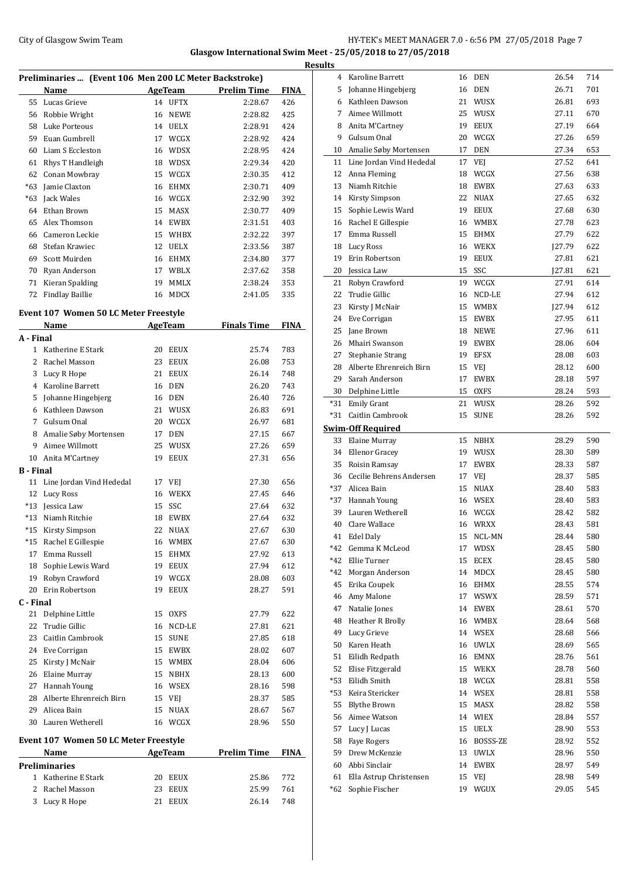Glasgow International Swim Meet - 25/05/2018 to 27/05/2018

Results

### Preliminaries ... (Event 106 Men 200 LC Meter Backstroke)

| | Name | Age | Team | Prelim Time | FINA |
|---|---|---|---|---|---|
| 55 | Lucas Grieve | 14 | UFTX | 2:28.67 | 426 |
| 56 | Robbie Wright | 16 | NEWE | 2:28.82 | 425 |
| 58 | Luke Porteous | 14 | UELX | 2:28.91 | 424 |
| 59 | Euan Gumbrell | 17 | WCGX | 2:28.92 | 424 |
| 60 | Liam S Eccleston | 16 | WDSX | 2:28.95 | 424 |
| 61 | Rhys T Handleigh | 18 | WDSX | 2:29.34 | 420 |
| 62 | Conan Mowbray | 15 | WCGX | 2:30.35 | 412 |
| *63 | Jamie Claxton | 16 | EHMX | 2:30.71 | 409 |
| *63 | Jack Wales | 16 | WCGX | 2:32.90 | 392 |
| 64 | Ethan Brown | 15 | MASX | 2:30.77 | 409 |
| 65 | Alex Thomson | 14 | EWBX | 2:31.51 | 403 |
| 66 | Cameron Leckie | 15 | WHBX | 2:32.22 | 397 |
| 68 | Stefan Krawiec | 12 | UELX | 2:33.56 | 387 |
| 69 | Scott Muirden | 16 | EHMX | 2:34.80 | 377 |
| 70 | Ryan Anderson | 17 | WBLX | 2:37.62 | 358 |
| 71 | Kieran Spalding | 19 | MMLX | 2:38.24 | 353 |
| 72 | Findlay Baillie | 16 | MDCX | 2:41.05 | 335 |

### Event 107 Women 50 LC Meter Freestyle

| | Name | Age | Team | Finals Time | FINA |
|---|---|---|---|---|---|
| **A - Final** | | | | | |
| 1 | Katherine E Stark | 20 | EEUX | 25.74 | 783 |
| 2 | Rachel Masson | 23 | EEUX | 26.08 | 753 |
| 3 | Lucy R Hope | 21 | EEUX | 26.14 | 748 |
| 4 | Karoline Barrett | 16 | DEN | 26.20 | 743 |
| 5 | Johanne Hingebjerg | 16 | DEN | 26.40 | 726 |
| 6 | Kathleen Dawson | 21 | WUSX | 26.83 | 691 |
| 7 | Gulsum Onal | 20 | WCGX | 26.97 | 681 |
| 8 | Amalie Søby Mortensen | 17 | DEN | 27.15 | 667 |
| 9 | Aimee Willmott | 25 | WUSX | 27.26 | 659 |
| 10 | Anita M'Cartney | 19 | EEUX | 27.31 | 656 |
| **B - Final** | | | | | |
| 11 | Line Jordan Vind Hededal | 17 | VEJ | 27.30 | 656 |
| 12 | Lucy Ross | 16 | WEKX | 27.45 | 646 |
| *13 | Jessica Law | 15 | SSC | 27.64 | 632 |
| *13 | Niamh Ritchie | 18 | EWBX | 27.64 | 632 |
| *15 | Kirsty Simpson | 22 | NUAX | 27.67 | 630 |
| *15 | Rachel E Gillespie | 16 | WMBX | 27.67 | 630 |
| 17 | Emma Russell | 15 | EHMX | 27.92 | 613 |
| 18 | Sophie Lewis Ward | 19 | EEUX | 27.94 | 612 |
| 19 | Robyn Crawford | 19 | WCGX | 28.08 | 603 |
| 20 | Erin Robertson | 19 | EEUX | 28.27 | 591 |
| **C - Final** | | | | | |
| 21 | Delphine Little | 15 | OXFS | 27.79 | 622 |
| 22 | Trudie Gillic | 16 | NCD-LE | 27.81 | 621 |
| 23 | Caitlin Cambrook | 15 | SUNE | 27.85 | 618 |
| 24 | Eve Corrigan | 15 | EWBX | 28.02 | 607 |
| 25 | Kirsty J McNair | 15 | WMBX | 28.04 | 606 |
| 26 | Elaine Murray | 15 | NBHX | 28.13 | 600 |
| 27 | Hannah Young | 16 | WSEX | 28.16 | 598 |
| 28 | Alberte Ehrenreich Birn | 15 | VEJ | 28.37 | 585 |
| 29 | Alicea Bain | 15 | NUAX | 28.67 | 567 |
| 30 | Lauren Wetherell | 16 | WCGX | 28.96 | 550 |

### Event 107 Women 50 LC Meter Freestyle

| | Name | Age | Team | Prelim Time | FINA |
|---|---|---|---|---|---|
| **Preliminaries** | | | | | |
| 1 | Katherine E Stark | 20 | EEUX | 25.86 | 772 |
| 2 | Rachel Masson | 23 | EEUX | 25.99 | 761 |
| 3 | Lucy R Hope | 21 | EEUX | 26.14 | 748 |
| 4 | Karoline Barrett | 16 | DEN | 26.54 | 714 |
| 5 | Johanne Hingebjerg | 16 | DEN | 26.71 | 701 |
| 6 | Kathleen Dawson | 21 | WUSX | 26.81 | 693 |
| 7 | Aimee Willmott | 25 | WUSX | 27.11 | 670 |
| 8 | Anita M'Cartney | 19 | EEUX | 27.19 | 664 |
| 9 | Gulsum Onal | 20 | WCGX | 27.26 | 659 |
| 10 | Amalie Søby Mortensen | 17 | DEN | 27.34 | 653 |
| 11 | Line Jordan Vind Hededal | 17 | VEJ | 27.52 | 641 |
| 12 | Anna Fleming | 18 | WCGX | 27.56 | 638 |
| 13 | Niamh Ritchie | 18 | EWBX | 27.63 | 633 |
| 14 | Kirsty Simpson | 22 | NUAX | 27.65 | 632 |
| 15 | Sophie Lewis Ward | 19 | EEUX | 27.68 | 630 |
| 16 | Rachel E Gillespie | 16 | WMBX | 27.78 | 623 |
| 17 | Emma Russell | 15 | EHMX | 27.79 | 622 |
| 18 | Lucy Ross | 16 | WEKX | J27.79 | 622 |
| 19 | Erin Robertson | 19 | EEUX | 27.81 | 621 |
| 20 | Jessica Law | 15 | SSC | J27.81 | 621 |
| 21 | Robyn Crawford | 19 | WCGX | 27.91 | 614 |
| 22 | Trudie Gillic | 16 | NCD-LE | 27.94 | 612 |
| 23 | Kirsty J McNair | 15 | WMBX | J27.94 | 612 |
| 24 | Eve Corrigan | 15 | EWBX | 27.95 | 611 |
| 25 | Jane Brown | 18 | NEWE | 27.96 | 611 |
| 26 | Mhairi Swanson | 19 | EWBX | 28.06 | 604 |
| 27 | Stephanie Strang | 19 | EFSX | 28.08 | 603 |
| 28 | Alberte Ehrenreich Birn | 15 | VEJ | 28.12 | 600 |
| 29 | Sarah Anderson | 17 | EWBX | 28.18 | 597 |
| 30 | Delphine Little | 15 | OXFS | 28.24 | 593 |
| *31 | Emily Grant | 21 | WUSX | 28.26 | 592 |
| *31 | Caitlin Cambrook | 15 | SUNE | 28.26 | 592 |
| **Swim-Off Required** | | | | | |
| 33 | Elaine Murray | 15 | NBHX | 28.29 | 590 |
| 34 | Ellenor Gracey | 19 | WUSX | 28.30 | 589 |
| 35 | Roisin Ramsay | 17 | EWBX | 28.33 | 587 |
| 36 | Cecilie Behrens Andersen | 17 | VEJ | 28.37 | 585 |
| *37 | Alicea Bain | 15 | NUAX | 28.40 | 583 |
| *37 | Hannah Young | 16 | WSEX | 28.40 | 583 |
| 39 | Lauren Wetherell | 16 | WCGX | 28.42 | 582 |
| 40 | Clare Wallace | 16 | WRXX | 28.43 | 581 |
| 41 | Edel Daly | 15 | NCL-MN | 28.44 | 580 |
| *42 | Gemma K McLeod | 17 | WDSX | 28.45 | 580 |
| *42 | Ellie Turner | 15 | ECEX | 28.45 | 580 |
| *42 | Morgan Anderson | 14 | MDCX | 28.45 | 580 |
| 45 | Erika Coupek | 16 | EHMX | 28.55 | 574 |
| 46 | Amy Malone | 17 | WSWX | 28.59 | 571 |
| 47 | Natalie Jones | 14 | EWBX | 28.61 | 570 |
| 48 | Heather R Brolly | 16 | WMBX | 28.64 | 568 |
| 49 | Lucy Grieve | 14 | WSEX | 28.68 | 566 |
| 50 | Karen Heath | 16 | UWLX | 28.69 | 565 |
| 51 | Eilidh Redpath | 16 | EMNX | 28.76 | 561 |
| 52 | Elise Fitzgerald | 15 | WEKX | 28.78 | 560 |
| *53 | Eilidh Smith | 18 | WCGX | 28.81 | 558 |
| *53 | Keira Stericker | 14 | WSEX | 28.81 | 558 |
| 55 | Blythe Brown | 15 | MASX | 28.82 | 558 |
| 56 | Aimee Watson | 14 | WIEX | 28.84 | 557 |
| 57 | Lucy J Lucas | 15 | UELX | 28.90 | 553 |
| 58 | Faye Rogers | 16 | BOSSS-ZE | 28.92 | 552 |
| 59 | Drew McKenzie | 13 | UWLX | 28.96 | 550 |
| 60 | Abbi Sinclair | 14 | EWBX | 28.97 | 549 |
| 61 | Ella Astrup Christensen | 15 | VEJ | 28.98 | 549 |
| *62 | Sophie Fischer | 19 | WGUX | 29.05 | 545 |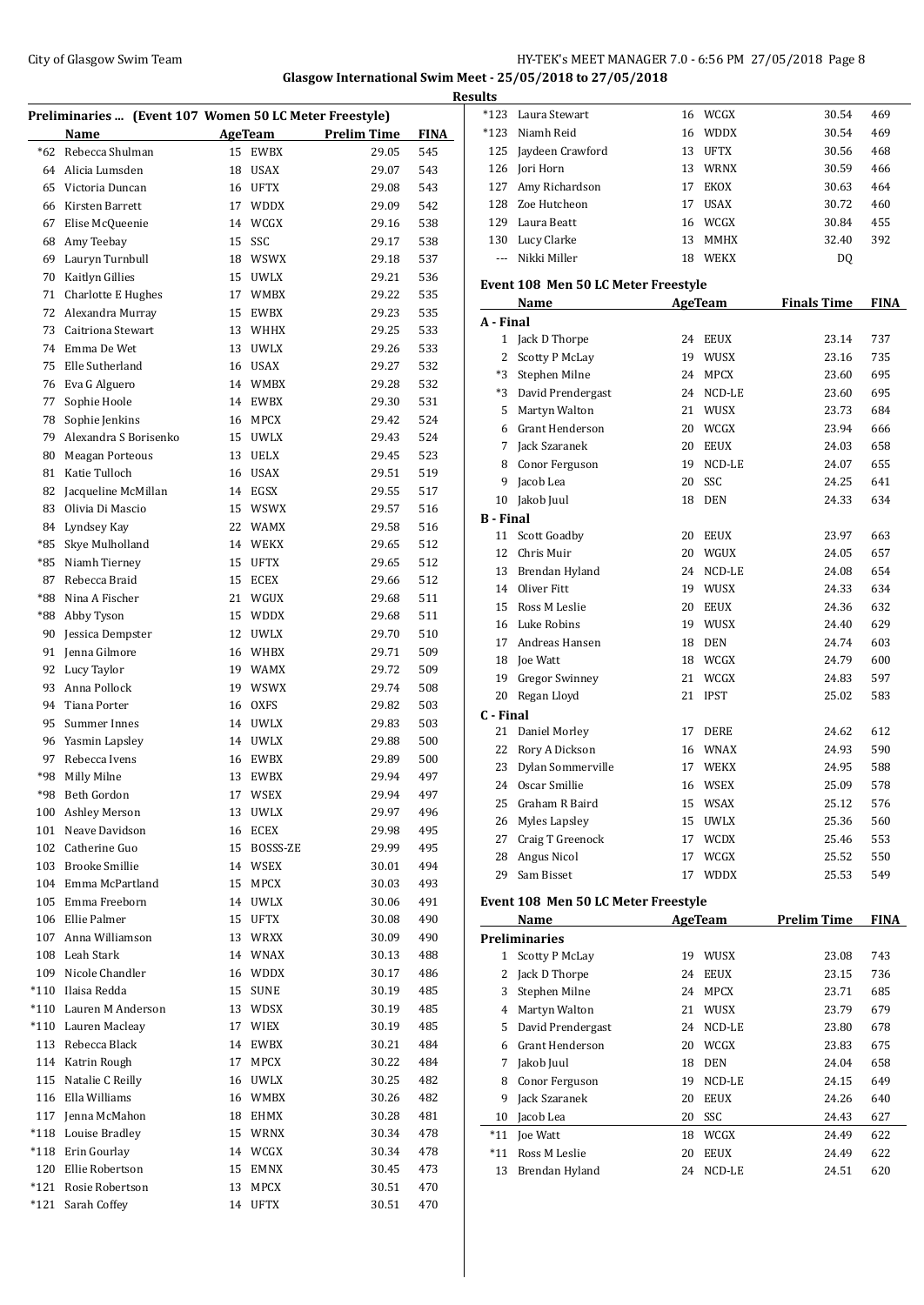City of Glasgow Swim Team

Glasgow International Swim Meet - 25/05/2018 to 27/05/2018

**Results**

## Preliminaries ... (Event 107 Women 50 LC Meter Freestyle)

| | Name | Age | Team | Prelim Time | FINA |
|---|---|---|---|---|---|
| *62 | Rebecca Shulman | 15 | EWBX | 29.05 | 545 |
| 64 | Alicia Lumsden | 18 | USAX | 29.07 | 543 |
| 65 | Victoria Duncan | 16 | UFTX | 29.08 | 543 |
| 66 | Kirsten Barrett | 17 | WDDX | 29.09 | 542 |
| 67 | Elise McQueenie | 14 | WCGX | 29.16 | 538 |
| 68 | Amy Teebay | 15 | SSC | 29.17 | 538 |
| 69 | Lauryn Turnbull | 18 | WSWX | 29.18 | 537 |
| 70 | Kaitlyn Gillies | 15 | UWLX | 29.21 | 536 |
| 71 | Charlotte E Hughes | 17 | WMBX | 29.22 | 535 |
| 72 | Alexandra Murray | 15 | EWBX | 29.23 | 535 |
| 73 | Caitriona Stewart | 13 | WHHX | 29.25 | 533 |
| 74 | Emma De Wet | 13 | UWLX | 29.26 | 533 |
| 75 | Elle Sutherland | 16 | USAX | 29.27 | 532 |
| 76 | Eva G Alguero | 14 | WMBX | 29.28 | 532 |
| 77 | Sophie Hoole | 14 | EWBX | 29.30 | 531 |
| 78 | Sophie Jenkins | 16 | MPCX | 29.42 | 524 |
| 79 | Alexandra S Borisenko | 15 | UWLX | 29.43 | 524 |
| 80 | Meagan Porteous | 13 | UELX | 29.45 | 523 |
| 81 | Katie Tulloch | 16 | USAX | 29.51 | 519 |
| 82 | Jacqueline McMillan | 14 | EGSX | 29.55 | 517 |
| 83 | Olivia Di Mascio | 15 | WSWX | 29.57 | 516 |
| 84 | Lyndsey Kay | 22 | WAMX | 29.58 | 516 |
| *85 | Skye Mulholland | 14 | WEKX | 29.65 | 512 |
| *85 | Niamh Tierney | 15 | UFTX | 29.65 | 512 |
| 87 | Rebecca Braid | 15 | ECEX | 29.66 | 512 |
| *88 | Nina A Fischer | 21 | WGUX | 29.68 | 511 |
| *88 | Abby Tyson | 15 | WDDX | 29.68 | 511 |
| 90 | Jessica Dempster | 12 | UWLX | 29.70 | 510 |
| 91 | Jenna Gilmore | 16 | WHBX | 29.71 | 509 |
| 92 | Lucy Taylor | 19 | WAMX | 29.72 | 509 |
| 93 | Anna Pollock | 19 | WSWX | 29.74 | 508 |
| 94 | Tiana Porter | 16 | OXFS | 29.82 | 503 |
| 95 | Summer Innes | 14 | UWLX | 29.83 | 503 |
| 96 | Yasmin Lapsley | 14 | UWLX | 29.88 | 500 |
| 97 | Rebecca Ivens | 16 | EWBX | 29.89 | 500 |
| *98 | Milly Milne | 13 | EWBX | 29.94 | 497 |
| *98 | Beth Gordon | 17 | WSEX | 29.94 | 497 |
| 100 | Ashley Merson | 13 | UWLX | 29.97 | 496 |
| 101 | Neave Davidson | 16 | ECEX | 29.98 | 495 |
| 102 | Catherine Guo | 15 | BOSSS-ZE | 29.99 | 495 |
| 103 | Brooke Smillie | 14 | WSEX | 30.01 | 494 |
| 104 | Emma McPartland | 15 | MPCX | 30.03 | 493 |
| 105 | Emma Freeborn | 14 | UWLX | 30.06 | 491 |
| 106 | Ellie Palmer | 15 | UFTX | 30.08 | 490 |
| 107 | Anna Williamson | 13 | WRXX | 30.09 | 490 |
| 108 | Leah Stark | 14 | WNAX | 30.13 | 488 |
| 109 | Nicole Chandler | 16 | WDDX | 30.17 | 486 |
| *110 | Ilaisa Redda | 15 | SUNE | 30.19 | 485 |
| *110 | Lauren M Anderson | 13 | WDSX | 30.19 | 485 |
| *110 | Lauren Macleay | 17 | WIEX | 30.19 | 485 |
| 113 | Rebecca Black | 14 | EWBX | 30.21 | 484 |
| 114 | Katrin Rough | 17 | MPCX | 30.22 | 484 |
| 115 | Natalie C Reilly | 16 | UWLX | 30.25 | 482 |
| 116 | Ella Williams | 16 | WMBX | 30.26 | 482 |
| 117 | Jenna McMahon | 18 | EHMX | 30.28 | 481 |
| *118 | Louise Bradley | 15 | WRNX | 30.34 | 478 |
| *118 | Erin Gourlay | 14 | WCGX | 30.34 | 478 |
| 120 | Ellie Robertson | 15 | EMNX | 30.45 | 473 |
| *121 | Rosie Robertson | 13 | MPCX | 30.51 | 470 |
| *121 | Sarah Coffey | 14 | UFTX | 30.51 | 470 |
| *123 | Laura Stewart | 16 | WCGX | 30.54 | 469 |
| *123 | Niamh Reid | 16 | WDDX | 30.54 | 469 |
| 125 | Jaydeen Crawford | 13 | UFTX | 30.56 | 468 |
| 126 | Jori Horn | 13 | WRNX | 30.59 | 466 |
| 127 | Amy Richardson | 17 | EKOX | 30.63 | 464 |
| 128 | Zoe Hutcheon | 17 | USAX | 30.72 | 460 |
| 129 | Laura Beatt | 16 | WCGX | 30.84 | 455 |
| 130 | Lucy Clarke | 13 | MMHX | 32.40 | 392 |
| --- | Nikki Miller | 18 | WEKX | DQ | |

## Event 108 Men 50 LC Meter Freestyle

| | Name | Age | Team | Finals Time | FINA |
|---|---|---|---|---|---|
| **A - Final** | | | | | |
| 1 | Jack D Thorpe | 24 | EEUX | 23.14 | 737 |
| 2 | Scotty P McLay | 19 | WUSX | 23.16 | 735 |
| *3 | Stephen Milne | 24 | MPCX | 23.60 | 695 |
| *3 | David Prendergast | 24 | NCD-LE | 23.60 | 695 |
| 5 | Martyn Walton | 21 | WUSX | 23.73 | 684 |
| 6 | Grant Henderson | 20 | WCGX | 23.94 | 666 |
| 7 | Jack Szaranek | 20 | EEUX | 24.03 | 658 |
| 8 | Conor Ferguson | 19 | NCD-LE | 24.07 | 655 |
| 9 | Jacob Lea | 20 | SSC | 24.25 | 641 |
| 10 | Jakob Juul | 18 | DEN | 24.33 | 634 |
| **B - Final** | | | | | |
| 11 | Scott Goadby | 20 | EEUX | 23.97 | 663 |
| 12 | Chris Muir | 20 | WGUX | 24.05 | 657 |
| 13 | Brendan Hyland | 24 | NCD-LE | 24.08 | 654 |
| 14 | Oliver Fitt | 19 | WUSX | 24.33 | 634 |
| 15 | Ross M Leslie | 20 | EEUX | 24.36 | 632 |
| 16 | Luke Robins | 19 | WUSX | 24.40 | 629 |
| 17 | Andreas Hansen | 18 | DEN | 24.74 | 603 |
| 18 | Joe Watt | 18 | WCGX | 24.79 | 600 |
| 19 | Gregor Swinney | 21 | WCGX | 24.83 | 597 |
| 20 | Regan Lloyd | 21 | IPST | 25.02 | 583 |
| **C - Final** | | | | | |
| 21 | Daniel Morley | 17 | DERE | 24.62 | 612 |
| 22 | Rory A Dickson | 16 | WNAX | 24.93 | 590 |
| 23 | Dylan Sommerville | 17 | WEKX | 24.95 | 588 |
| 24 | Oscar Smillie | 16 | WSEX | 25.09 | 578 |
| 25 | Graham R Baird | 15 | WSAX | 25.12 | 576 |
| 26 | Myles Lapsley | 15 | UWLX | 25.36 | 560 |
| 27 | Craig T Greenock | 17 | WCDX | 25.46 | 553 |
| 28 | Angus Nicol | 17 | WCGX | 25.52 | 550 |
| 29 | Sam Bisset | 17 | WDDX | 25.53 | 549 |

## Event 108 Men 50 LC Meter Freestyle

| | Name | Age | Team | Prelim Time | FINA |
|---|---|---|---|---|---|
| **Preliminaries** | | | | | |
| 1 | Scotty P McLay | 19 | WUSX | 23.08 | 743 |
| 2 | Jack D Thorpe | 24 | EEUX | 23.15 | 736 |
| 3 | Stephen Milne | 24 | MPCX | 23.71 | 685 |
| 4 | Martyn Walton | 21 | WUSX | 23.79 | 679 |
| 5 | David Prendergast | 24 | NCD-LE | 23.80 | 678 |
| 6 | Grant Henderson | 20 | WCGX | 23.83 | 675 |
| 7 | Jakob Juul | 18 | DEN | 24.04 | 658 |
| 8 | Conor Ferguson | 19 | NCD-LE | 24.15 | 649 |
| 9 | Jack Szaranek | 20 | EEUX | 24.26 | 640 |
| 10 | Jacob Lea | 20 | SSC | 24.43 | 627 |
| *11 | Joe Watt | 18 | WCGX | 24.49 | 622 |
| *11 | Ross M Leslie | 20 | EEUX | 24.49 | 622 |
| 13 | Brendan Hyland | 24 | NCD-LE | 24.51 | 620 |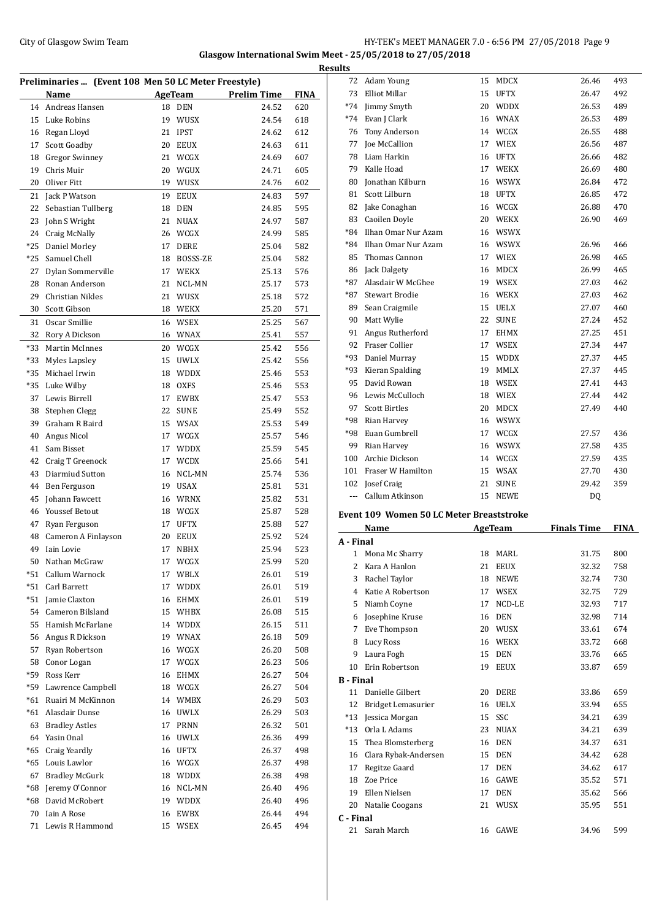## Preliminaries ... (Event 108 Men 50 LC Meter Freestyle)

| | Name | Age | Team | Prelim Time | FINA |
|---|---|---|---|---|---|
| 14 | Andreas Hansen | 18 | DEN | 24.52 | 620 |
| 15 | Luke Robins | 19 | WUSX | 24.54 | 618 |
| 16 | Regan Lloyd | 21 | IPST | 24.62 | 612 |
| 17 | Scott Goadby | 20 | EEUX | 24.63 | 611 |
| 18 | Gregor Swinney | 21 | WCGX | 24.69 | 607 |
| 19 | Chris Muir | 20 | WGUX | 24.71 | 605 |
| 20 | Oliver Fitt | 19 | WUSX | 24.76 | 602 |
| 21 | Jack P Watson | 19 | EEUX | 24.83 | 597 |
| 22 | Sebastian Tullberg | 18 | DEN | 24.85 | 595 |
| 23 | John S Wright | 21 | NUAX | 24.97 | 587 |
| 24 | Craig McNally | 26 | WCGX | 24.99 | 585 |
| *25 | Daniel Morley | 17 | DERE | 25.04 | 582 |
| *25 | Samuel Chell | 18 | BOSSS-ZE | 25.04 | 582 |
| 27 | Dylan Sommerville | 17 | WEKX | 25.13 | 576 |
| 28 | Ronan Anderson | 21 | NCL-MN | 25.17 | 573 |
| 29 | Christian Nikles | 21 | WUSX | 25.18 | 572 |
| 30 | Scott Gibson | 18 | WEKX | 25.20 | 571 |
| 31 | Oscar Smillie | 16 | WSEX | 25.25 | 567 |
| 32 | Rory A Dickson | 16 | WNAX | 25.41 | 557 |
| *33 | Martin McInnes | 20 | WCGX | 25.42 | 556 |
| *33 | Myles Lapsley | 15 | UWLX | 25.42 | 556 |
| *35 | Michael Irwin | 18 | WDDX | 25.46 | 553 |
| *35 | Luke Wilby | 18 | OXFS | 25.46 | 553 |
| 37 | Lewis Birrell | 17 | EWBX | 25.47 | 553 |
| 38 | Stephen Clegg | 22 | SUNE | 25.49 | 552 |
| 39 | Graham R Baird | 15 | WSAX | 25.53 | 549 |
| 40 | Angus Nicol | 17 | WCGX | 25.57 | 546 |
| 41 | Sam Bisset | 17 | WDDX | 25.59 | 545 |
| 42 | Craig T Greenock | 17 | WCDX | 25.66 | 541 |
| 43 | Diarmiud Sutton | 16 | NCL-MN | 25.74 | 536 |
| 44 | Ben Ferguson | 19 | USAX | 25.81 | 531 |
| 45 | Johann Fawcett | 16 | WRNX | 25.82 | 531 |
| 46 | Youssef Betout | 18 | WCGX | 25.87 | 528 |
| 47 | Ryan Ferguson | 17 | UFTX | 25.88 | 527 |
| 48 | Cameron A Finlayson | 20 | EEUX | 25.92 | 524 |
| 49 | Iain Lovie | 17 | NBHX | 25.94 | 523 |
| 50 | Nathan McGraw | 17 | WCGX | 25.99 | 520 |
| *51 | Callum Warnock | 17 | WBLX | 26.01 | 519 |
| *51 | Carl Barrett | 17 | WDDX | 26.01 | 519 |
| *51 | Jamie Claxton | 16 | EHMX | 26.01 | 519 |
| 54 | Cameron Bilsland | 15 | WHBX | 26.08 | 515 |
| 55 | Hamish McFarlane | 14 | WDDX | 26.15 | 511 |
| 56 | Angus R Dickson | 19 | WNAX | 26.18 | 509 |
| 57 | Ryan Robertson | 16 | WCGX | 26.20 | 508 |
| 58 | Conor Logan | 17 | WCGX | 26.23 | 506 |
| *59 | Ross Kerr | 16 | EHMX | 26.27 | 504 |
| *59 | Lawrence Campbell | 18 | WCGX | 26.27 | 504 |
| *61 | Ruairi M McKinnon | 14 | WMBX | 26.29 | 503 |
| *61 | Alasdair Dunse | 16 | UWLX | 26.29 | 503 |
| 63 | Bradley Astles | 17 | PRNN | 26.32 | 501 |
| 64 | Yasin Onal | 16 | UWLX | 26.36 | 499 |
| *65 | Craig Yeardly | 16 | UFTX | 26.37 | 498 |
| *65 | Louis Lawlor | 16 | WCGX | 26.37 | 498 |
| 67 | Bradley McGurk | 18 | WDDX | 26.38 | 498 |
| *68 | Jeremy O'Connor | 16 | NCL-MN | 26.40 | 496 |
| *68 | David McRobert | 19 | WDDX | 26.40 | 496 |
| 70 | Iain A Rose | 16 | EWBX | 26.44 | 494 |
| 71 | Lewis R Hammond | 15 | WSEX | 26.45 | 494 |
| 72 | Adam Young | 15 | MDCX | 26.46 | 493 |
| 73 | Elliot Millar | 15 | UFTX | 26.47 | 492 |
| *74 | Jimmy Smyth | 20 | WDDX | 26.53 | 489 |
| *74 | Evan J Clark | 16 | WNAX | 26.53 | 489 |
| 76 | Tony Anderson | 14 | WCGX | 26.55 | 488 |
| 77 | Joe McCallion | 17 | WIEX | 26.56 | 487 |
| 78 | Liam Harkin | 16 | UFTX | 26.66 | 482 |
| 79 | Kalle Hoad | 17 | WEKX | 26.69 | 480 |
| 80 | Jonathan Kilburn | 16 | WSWX | 26.84 | 472 |
| 81 | Scott Lilburn | 18 | UFTX | 26.85 | 472 |
| 82 | Jake Conaghan | 16 | WCGX | 26.88 | 470 |
| 83 | Caoilen Doyle | 20 | WEKX | 26.90 | 469 |
| *84 | Ilhan Omar Nur Azam | 16 | WSWX | | |
| *84 | Ilhan Omar Nur Azam | 16 | WSWX | 26.96 | 466 |
| 85 | Thomas Cannon | 17 | WIEX | 26.98 | 465 |
| 86 | Jack Dalgety | 16 | MDCX | 26.99 | 465 |
| *87 | Alasdair W McGhee | 19 | WSEX | 27.03 | 462 |
| *87 | Stewart Brodie | 16 | WEKX | 27.03 | 462 |
| 89 | Sean Craigmile | 15 | UELX | 27.07 | 460 |
| 90 | Matt Wylie | 22 | SUNE | 27.24 | 452 |
| 91 | Angus Rutherford | 17 | EHMX | 27.25 | 451 |
| 92 | Fraser Collier | 17 | WSEX | 27.34 | 447 |
| *93 | Daniel Murray | 15 | WDDX | 27.37 | 445 |
| *93 | Kieran Spalding | 19 | MMLX | 27.37 | 445 |
| 95 | David Rowan | 18 | WSEX | 27.41 | 443 |
| 96 | Lewis McCulloch | 18 | WIEX | 27.44 | 442 |
| 97 | Scott Birtles | 20 | MDCX | 27.49 | 440 |
| *98 | Rian Harvey | 16 | WSWX | | |
| *98 | Euan Gumbrell | 17 | WCGX | 27.57 | 436 |
| 99 | Rian Harvey | 16 | WSWX | 27.58 | 435 |
| 100 | Archie Dickson | 14 | WCGX | 27.59 | 435 |
| 101 | Fraser W Hamilton | 15 | WSAX | 27.70 | 430 |
| 102 | Josef Craig | 21 | SUNE | 29.42 | 359 |
| --- | Callum Atkinson | 15 | NEWE | DQ | |

## Event 109 Women 50 LC Meter Breaststroke

| | Name | Age | Team | Finals Time | FINA |
|---|---|---|---|---|---|
| **A - Final** | | | | | |
| 1 | Mona Mc Sharry | 18 | MARL | 31.75 | 800 |
| 2 | Kara A Hanlon | 21 | EEUX | 32.32 | 758 |
| 3 | Rachel Taylor | 18 | NEWE | 32.74 | 730 |
| 4 | Katie A Robertson | 17 | WSEX | 32.75 | 729 |
| 5 | Niamh Coyne | 17 | NCD-LE | 32.93 | 717 |
| 6 | Josephine Kruse | 16 | DEN | 32.98 | 714 |
| 7 | Eve Thompson | 20 | WUSX | 33.61 | 674 |
| 8 | Lucy Ross | 16 | WEKX | 33.72 | 668 |
| 9 | Laura Fogh | 15 | DEN | 33.76 | 665 |
| 10 | Erin Robertson | 19 | EEUX | 33.87 | 659 |
| **B - Final** | | | | | |
| 11 | Danielle Gilbert | 20 | DERE | 33.86 | 659 |
| 12 | Bridget Lemasurier | 16 | UELX | 33.94 | 655 |
| *13 | Jessica Morgan | 15 | SSC | 34.21 | 639 |
| *13 | Orla L Adams | 23 | NUAX | 34.21 | 639 |
| 15 | Thea Blomsterberg | 16 | DEN | 34.37 | 631 |
| 16 | Clara Rybak-Andersen | 15 | DEN | 34.42 | 628 |
| 17 | Regitze Gaard | 17 | DEN | 34.62 | 617 |
| 18 | Zoe Price | 16 | GAWE | 35.52 | 571 |
| 19 | Ellen Nielsen | 17 | DEN | 35.62 | 566 |
| 20 | Natalie Coogans | 21 | WUSX | 35.95 | 551 |
| **C - Final** | | | | | |
| 21 | Sarah March | 16 | GAWE | 34.96 | 599 |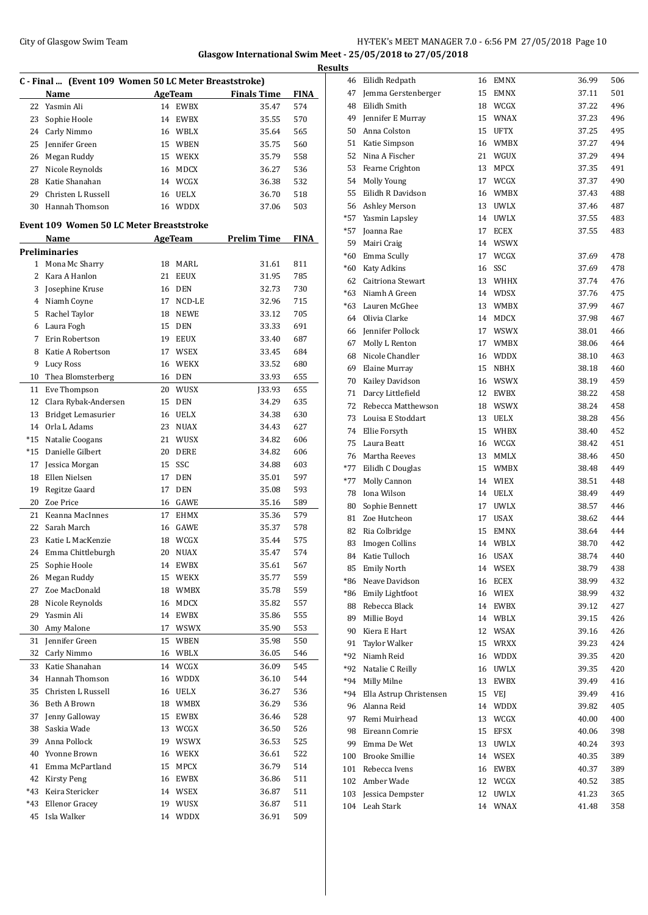Glasgow International Swim Meet - 25/05/2018 to 27/05/2018

Results

**C - Final ... (Event 109 Women 50 LC Meter Breaststroke)**

| | Name | Age | Team | Finals Time | FINA |
|---|---|---|---|---|---|
| 22 | Yasmin Ali | 14 | EWBX | 35.47 | 574 |
| 23 | Sophie Hoole | 14 | EWBX | 35.55 | 570 |
| 24 | Carly Nimmo | 16 | WBLX | 35.64 | 565 |
| 25 | Jennifer Green | 15 | WBEN | 35.75 | 560 |
| 26 | Megan Ruddy | 15 | WEKX | 35.79 | 558 |
| 27 | Nicole Reynolds | 16 | MDCX | 36.27 | 536 |
| 28 | Katie Shanahan | 14 | WCGX | 36.38 | 532 |
| 29 | Christen L Russell | 16 | UELX | 36.70 | 518 |
| 30 | Hannah Thomson | 16 | WDDX | 37.06 | 503 |

**Event 109 Women 50 LC Meter Breaststroke**

| | Name | Age | Team | Prelim Time | FINA |
|---|---|---|---|---|---|
| **Preliminaries** | | | | | |
| 1 | Mona Mc Sharry | 18 | MARL | 31.61 | 811 |
| 2 | Kara A Hanlon | 21 | EEUX | 31.95 | 785 |
| 3 | Josephine Kruse | 16 | DEN | 32.73 | 730 |
| 4 | Niamh Coyne | 17 | NCD-LE | 32.96 | 715 |
| 5 | Rachel Taylor | 18 | NEWE | 33.12 | 705 |
| 6 | Laura Fogh | 15 | DEN | 33.33 | 691 |
| 7 | Erin Robertson | 19 | EEUX | 33.40 | 687 |
| 8 | Katie A Robertson | 17 | WSEX | 33.45 | 684 |
| 9 | Lucy Ross | 16 | WEKX | 33.52 | 680 |
| 10 | Thea Blomsterberg | 16 | DEN | 33.93 | 655 |
| 11 | Eve Thompson | 20 | WUSX | J33.93 | 655 |
| 12 | Clara Rybak-Andersen | 15 | DEN | 34.29 | 635 |
| 13 | Bridget Lemasurier | 16 | UELX | 34.38 | 630 |
| 14 | Orla L Adams | 23 | NUAX | 34.43 | 627 |
| *15 | Natalie Coogans | 21 | WUSX | 34.82 | 606 |
| *15 | Danielle Gilbert | 20 | DERE | 34.82 | 606 |
| 17 | Jessica Morgan | 15 | SSC | 34.88 | 603 |
| 18 | Ellen Nielsen | 17 | DEN | 35.01 | 597 |
| 19 | Regitze Gaard | 17 | DEN | 35.08 | 593 |
| 20 | Zoe Price | 16 | GAWE | 35.16 | 589 |
| 21 | Keanna MacInnes | 17 | EHMX | 35.36 | 579 |
| 22 | Sarah March | 16 | GAWE | 35.37 | 578 |
| 23 | Katie L MacKenzie | 18 | WCGX | 35.44 | 575 |
| 24 | Emma Chittleburgh | 20 | NUAX | 35.47 | 574 |
| 25 | Sophie Hoole | 14 | EWBX | 35.61 | 567 |
| 26 | Megan Ruddy | 15 | WEKX | 35.77 | 559 |
| 27 | Zoe MacDonald | 18 | WMBX | 35.78 | 559 |
| 28 | Nicole Reynolds | 16 | MDCX | 35.82 | 557 |
| 29 | Yasmin Ali | 14 | EWBX | 35.86 | 555 |
| 30 | Amy Malone | 17 | WSWX | 35.90 | 553 |
| 31 | Jennifer Green | 15 | WBEN | 35.98 | 550 |
| 32 | Carly Nimmo | 16 | WBLX | 36.05 | 546 |
| 33 | Katie Shanahan | 14 | WCGX | 36.09 | 545 |
| 34 | Hannah Thomson | 16 | WDDX | 36.10 | 544 |
| 35 | Christen L Russell | 16 | UELX | 36.27 | 536 |
| 36 | Beth A Brown | 18 | WMBX | 36.29 | 536 |
| 37 | Jenny Galloway | 15 | EWBX | 36.46 | 528 |
| 38 | Saskia Wade | 13 | WCGX | 36.50 | 526 |
| 39 | Anna Pollock | 19 | WSWX | 36.53 | 525 |
| 40 | Yvonne Brown | 16 | WEKX | 36.61 | 522 |
| 41 | Emma McPartland | 15 | MPCX | 36.79 | 514 |
| 42 | Kirsty Peng | 16 | EWBX | 36.86 | 511 |
| *43 | Keira Stericker | 14 | WSEX | 36.87 | 511 |
| *43 | Ellenor Gracey | 19 | WUSX | 36.87 | 511 |
| 45 | Isla Walker | 14 | WDDX | 36.91 | 509 |
| 46 | Eilidh Redpath | 16 | EMNX | 36.99 | 506 |
| 47 | Jemma Gerstenberger | 15 | EMNX | 37.11 | 501 |
| 48 | Eilidh Smith | 18 | WCGX | 37.22 | 496 |
| 49 | Jennifer E Murray | 15 | WNAX | 37.23 | 496 |
| 50 | Anna Colston | 15 | UFTX | 37.25 | 495 |
| 51 | Katie Simpson | 16 | WMBX | 37.27 | 494 |
| 52 | Nina A Fischer | 21 | WGUX | 37.29 | 494 |
| 53 | Fearne Crighton | 13 | MPCX | 37.35 | 491 |
| 54 | Molly Young | 17 | WCGX | 37.37 | 490 |
| 55 | Eilidh R Davidson | 16 | WMBX | 37.43 | 488 |
| 56 | Ashley Merson | 13 | UWLX | 37.46 | 487 |
| *57 | Yasmin Lapsley | 14 | UWLX | 37.55 | 483 |
| *57 | Joanna Rae | 17 | ECEX | 37.55 | 483 |
| 59 | Mairi Craig | 14 | WSWX | | |
| *60 | Emma Scully | 17 | WCGX | 37.69 | 478 |
| *60 | Katy Adkins | 16 | SSC | 37.69 | 478 |
| 62 | Caitriona Stewart | 13 | WHHX | 37.74 | 476 |
| *63 | Niamh A Green | 14 | WDSX | 37.76 | 475 |
| *63 | Lauren McGhee | 13 | WMBX | 37.99 | 467 |
| 64 | Olivia Clarke | 14 | MDCX | 37.98 | 467 |
| 66 | Jennifer Pollock | 17 | WSWX | 38.01 | 466 |
| 67 | Molly L Renton | 17 | WMBX | 38.06 | 464 |
| 68 | Nicole Chandler | 16 | WDDX | 38.10 | 463 |
| 69 | Elaine Murray | 15 | NBHX | 38.18 | 460 |
| 70 | Kailey Davidson | 16 | WSWX | 38.19 | 459 |
| 71 | Darcy Littlefield | 12 | EWBX | 38.22 | 458 |
| 72 | Rebecca Matthewson | 18 | WSWX | 38.24 | 458 |
| 73 | Louisa E Stoddart | 13 | UELX | 38.28 | 456 |
| 74 | Ellie Forsyth | 15 | WHBX | 38.40 | 452 |
| 75 | Laura Beatt | 16 | WCGX | 38.42 | 451 |
| 76 | Martha Reeves | 13 | MMLX | 38.46 | 450 |
| *77 | Eilidh C Douglas | 15 | WMBX | 38.48 | 449 |
| *77 | Molly Cannon | 14 | WIEX | 38.51 | 448 |
| 78 | Iona Wilson | 14 | UELX | 38.49 | 449 |
| 80 | Sophie Bennett | 17 | UWLX | 38.57 | 446 |
| 81 | Zoe Hutcheon | 17 | USAX | 38.62 | 444 |
| 82 | Ria Colbridge | 15 | EMNX | 38.64 | 444 |
| 83 | Imogen Collins | 14 | WBLX | 38.70 | 442 |
| 84 | Katie Tulloch | 16 | USAX | 38.74 | 440 |
| 85 | Emily North | 14 | WSEX | 38.79 | 438 |
| *86 | Neave Davidson | 16 | ECEX | 38.99 | 432 |
| *86 | Emily Lightfoot | 16 | WIEX | 38.99 | 432 |
| 88 | Rebecca Black | 14 | EWBX | 39.12 | 427 |
| 89 | Millie Boyd | 14 | WBLX | 39.15 | 426 |
| 90 | Kiera E Hart | 12 | WSAX | 39.16 | 426 |
| 91 | Taylor Walker | 15 | WRXX | 39.23 | 424 |
| *92 | Niamh Reid | 16 | WDDX | 39.35 | 420 |
| *92 | Natalie C Reilly | 16 | UWLX | 39.35 | 420 |
| *94 | Milly Milne | 13 | EWBX | 39.49 | 416 |
| *94 | Ella Astrup Christensen | 15 | VEJ | 39.49 | 416 |
| 96 | Alanna Reid | 14 | WDDX | 39.82 | 405 |
| 97 | Remi Muirhead | 13 | WCGX | 40.00 | 400 |
| 98 | Eireann Comrie | 15 | EFSX | 40.06 | 398 |
| 99 | Emma De Wet | 13 | UWLX | 40.24 | 393 |
| 100 | Brooke Smillie | 14 | WSEX | 40.35 | 389 |
| 101 | Rebecca Ivens | 16 | EWBX | 40.37 | 389 |
| 102 | Amber Wade | 12 | WCGX | 40.52 | 385 |
| 103 | Jessica Dempster | 12 | UWLX | 41.23 | 365 |
| 104 | Leah Stark | 14 | WNAX | 41.48 | 358 |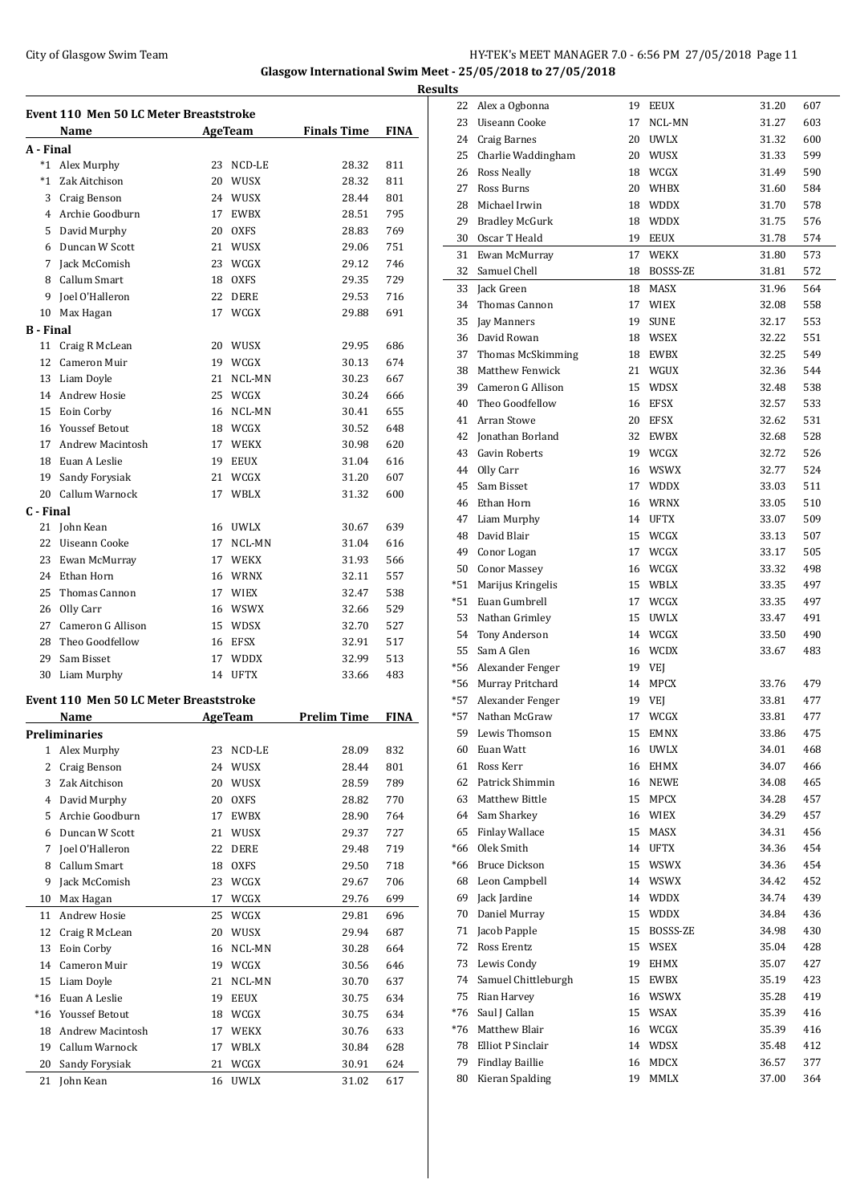## Event 110 Men 50 LC Meter Breaststroke

| | Name | Age | Team | Finals Time | FINA |
|---|---|---|---|---|---|
| **A - Final** | | | | | |
| *1 | Alex Murphy | 23 | NCD-LE | 28.32 | 811 |
| *1 | Zak Aitchison | 20 | WUSX | 28.32 | 811 |
| 3 | Craig Benson | 24 | WUSX | 28.44 | 801 |
| 4 | Archie Goodburn | 17 | EWBX | 28.51 | 795 |
| 5 | David Murphy | 20 | OXFS | 28.83 | 769 |
| 6 | Duncan W Scott | 21 | WUSX | 29.06 | 751 |
| 7 | Jack McComish | 23 | WCGX | 29.12 | 746 |
| 8 | Callum Smart | 18 | OXFS | 29.35 | 729 |
| 9 | Joel O'Halleron | 22 | DERE | 29.53 | 716 |
| 10 | Max Hagan | 17 | WCGX | 29.88 | 691 |
| **B - Final** | | | | | |
| 11 | Craig R McLean | 20 | WUSX | 29.95 | 686 |
| 12 | Cameron Muir | 19 | WCGX | 30.13 | 674 |
| 13 | Liam Doyle | 21 | NCL-MN | 30.23 | 667 |
| 14 | Andrew Hosie | 25 | WCGX | 30.24 | 666 |
| 15 | Eoin Corby | 16 | NCL-MN | 30.41 | 655 |
| 16 | Youssef Betout | 18 | WCGX | 30.52 | 648 |
| 17 | Andrew Macintosh | 17 | WEKX | 30.98 | 620 |
| 18 | Euan A Leslie | 19 | EEUX | 31.04 | 616 |
| 19 | Sandy Forysiak | 21 | WCGX | 31.20 | 607 |
| 20 | Callum Warnock | 17 | WBLX | 31.32 | 600 |
| **C - Final** | | | | | |
| 21 | John Kean | 16 | UWLX | 30.67 | 639 |
| 22 | Uiseann Cooke | 17 | NCL-MN | 31.04 | 616 |
| 23 | Ewan McMurray | 17 | WEKX | 31.93 | 566 |
| 24 | Ethan Horn | 16 | WRNX | 32.11 | 557 |
| 25 | Thomas Cannon | 17 | WIEX | 32.47 | 538 |
| 26 | Olly Carr | 16 | WSWX | 32.66 | 529 |
| 27 | Cameron G Allison | 15 | WDSX | 32.70 | 527 |
| 28 | Theo Goodfellow | 16 | EFSX | 32.91 | 517 |
| 29 | Sam Bisset | 17 | WDDX | 32.99 | 513 |
| 30 | Liam Murphy | 14 | UFTX | 33.66 | 483 |

## Event 110 Men 50 LC Meter Breaststroke

| | Name | Age | Team | Prelim Time | FINA |
|---|---|---|---|---|---|
| **Preliminaries** | | | | | |
| 1 | Alex Murphy | 23 | NCD-LE | 28.09 | 832 |
| 2 | Craig Benson | 24 | WUSX | 28.44 | 801 |
| 3 | Zak Aitchison | 20 | WUSX | 28.59 | 789 |
| 4 | David Murphy | 20 | OXFS | 28.82 | 770 |
| 5 | Archie Goodburn | 17 | EWBX | 28.90 | 764 |
| 6 | Duncan W Scott | 21 | WUSX | 29.37 | 727 |
| 7 | Joel O'Halleron | 22 | DERE | 29.48 | 719 |
| 8 | Callum Smart | 18 | OXFS | 29.50 | 718 |
| 9 | Jack McComish | 23 | WCGX | 29.67 | 706 |
| 10 | Max Hagan | 17 | WCGX | 29.76 | 699 |
| 11 | Andrew Hosie | 25 | WCGX | 29.81 | 696 |
| 12 | Craig R McLean | 20 | WUSX | 29.94 | 687 |
| 13 | Eoin Corby | 16 | NCL-MN | 30.28 | 664 |
| 14 | Cameron Muir | 19 | WCGX | 30.56 | 646 |
| 15 | Liam Doyle | 21 | NCL-MN | 30.70 | 637 |
| *16 | Euan A Leslie | 19 | EEUX | 30.75 | 634 |
| *16 | Youssef Betout | 18 | WCGX | 30.75 | 634 |
| 18 | Andrew Macintosh | 17 | WEKX | 30.76 | 633 |
| 19 | Callum Warnock | 17 | WBLX | 30.84 | 628 |
| 20 | Sandy Forysiak | 21 | WCGX | 30.91 | 624 |
| 21 | John Kean | 16 | UWLX | 31.02 | 617 |
| 22 | Alex a Ogbonna | 19 | EEUX | 31.20 | 607 |
| 23 | Uiseann Cooke | 17 | NCL-MN | 31.27 | 603 |
| 24 | Craig Barnes | 20 | UWLX | 31.32 | 600 |
| 25 | Charlie Waddingham | 20 | WUSX | 31.33 | 599 |
| 26 | Ross Neally | 18 | WCGX | 31.49 | 590 |
| 27 | Ross Burns | 20 | WHBX | 31.60 | 584 |
| 28 | Michael Irwin | 18 | WDDX | 31.70 | 578 |
| 29 | Bradley McGurk | 18 | WDDX | 31.75 | 576 |
| 30 | Oscar T Heald | 19 | EEUX | 31.78 | 574 |
| 31 | Ewan McMurray | 17 | WEKX | 31.80 | 573 |
| 32 | Samuel Chell | 18 | BOSSS-ZE | 31.81 | 572 |
| 33 | Jack Green | 18 | MASX | 31.96 | 564 |
| 34 | Thomas Cannon | 17 | WIEX | 32.08 | 558 |
| 35 | Jay Manners | 19 | SUNE | 32.17 | 553 |
| 36 | David Rowan | 18 | WSEX | 32.22 | 551 |
| 37 | Thomas McSkimming | 18 | EWBX | 32.25 | 549 |
| 38 | Matthew Fenwick | 21 | WGUX | 32.36 | 544 |
| 39 | Cameron G Allison | 15 | WDSX | 32.48 | 538 |
| 40 | Theo Goodfellow | 16 | EFSX | 32.57 | 533 |
| 41 | Arran Stowe | 20 | EFSX | 32.62 | 531 |
| 42 | Jonathan Borland | 32 | EWBX | 32.68 | 528 |
| 43 | Gavin Roberts | 19 | WCGX | 32.72 | 526 |
| 44 | Olly Carr | 16 | WSWX | 32.77 | 524 |
| 45 | Sam Bisset | 17 | WDDX | 33.03 | 511 |
| 46 | Ethan Horn | 16 | WRNX | 33.05 | 510 |
| 47 | Liam Murphy | 14 | UFTX | 33.07 | 509 |
| 48 | David Blair | 15 | WCGX | 33.13 | 507 |
| 49 | Conor Logan | 17 | WCGX | 33.17 | 505 |
| 50 | Conor Massey | 16 | WCGX | 33.32 | 498 |
| *51 | Marijus Kringelis | 15 | WBLX | 33.35 | 497 |
| *51 | Euan Gumbrell | 17 | WCGX | 33.35 | 497 |
| 53 | Nathan Grimley | 15 | UWLX | 33.47 | 491 |
| 54 | Tony Anderson | 14 | WCGX | 33.50 | 490 |
| 55 | Sam A Glen | 16 | WCDX | 33.67 | 483 |
| *56 | Alexander Fenger | 19 | VEJ | | |
| *56 | Murray Pritchard | 14 | MPCX | 33.76 | 479 |
| *57 | Alexander Fenger | 19 | VEJ | 33.81 | 477 |
| *57 | Nathan McGraw | 17 | WCGX | 33.81 | 477 |
| 59 | Lewis Thomson | 15 | EMNX | 33.86 | 475 |
| 60 | Euan Watt | 16 | UWLX | 34.01 | 468 |
| 61 | Ross Kerr | 16 | EHMX | 34.07 | 466 |
| 62 | Patrick Shimmin | 16 | NEWE | 34.08 | 465 |
| 63 | Matthew Bittle | 15 | MPCX | 34.28 | 457 |
| 64 | Sam Sharkey | 16 | WIEX | 34.29 | 457 |
| 65 | Finlay Wallace | 15 | MASX | 34.31 | 456 |
| *66 | Olek Smith | 14 | UFTX | 34.36 | 454 |
| *66 | Bruce Dickson | 15 | WSWX | 34.36 | 454 |
| 68 | Leon Campbell | 14 | WSWX | 34.42 | 452 |
| 69 | Jack Jardine | 14 | WDDX | 34.74 | 439 |
| 70 | Daniel Murray | 15 | WDDX | 34.84 | 436 |
| 71 | Jacob Papple | 15 | BOSSS-ZE | 34.98 | 430 |
| 72 | Ross Erentz | 15 | WSEX | 35.04 | 428 |
| 73 | Lewis Condy | 19 | EHMX | 35.07 | 427 |
| 74 | Samuel Chittleburgh | 15 | EWBX | 35.19 | 423 |
| 75 | Rian Harvey | 16 | WSWX | 35.28 | 419 |
| *76 | Saul J Callan | 15 | WSAX | 35.39 | 416 |
| *76 | Matthew Blair | 16 | WCGX | 35.39 | 416 |
| 78 | Elliot P Sinclair | 14 | WDSX | 35.48 | 412 |
| 79 | Findlay Baillie | 16 | MDCX | 36.57 | 377 |
| 80 | Kieran Spalding | 19 | MMLX | 37.00 | 364 |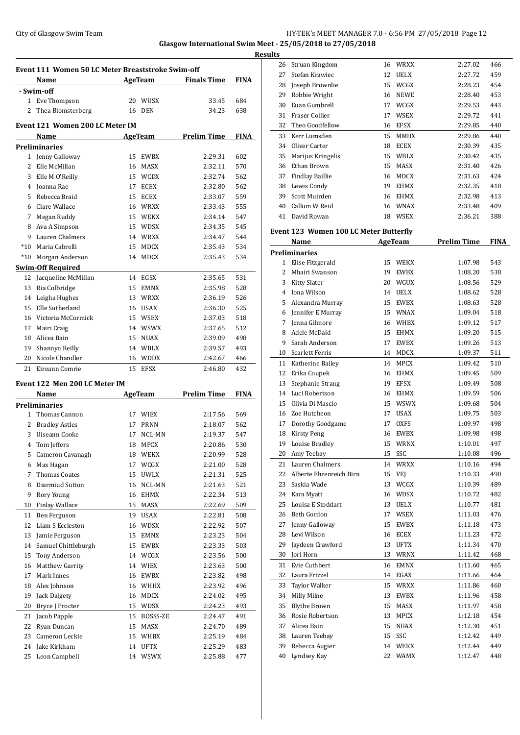Glasgow International Swim Meet - 25/05/2018 to 27/05/2018

**Results**

### Event 111 Women 50 LC Meter Breaststroke Swim-off

| | Name | Age | Team | Finals Time | FINA |
|---|---|---|---|---|---|
| **- Swim-off** | | | | | |
| 1 | Eve Thompson | 20 | WUSX | 33.45 | 684 |
| 2 | Thea Blomsterberg | 16 | DEN | 34.23 | 638 |

### Event 121 Women 200 LC Meter IM

| | Name | Age | Team | Prelim Time | FINA |
|---|---|---|---|---|---|
| **Preliminaries** | | | | | |
| 1 | Jenny Galloway | 15 | EWBX | 2:29.31 | 602 |
| 2 | Elle McMillan | 16 | MASX | 2:32.11 | 570 |
| 3 | Elle M O'Reilly | 15 | WCDX | 2:32.74 | 562 |
| 4 | Joanna Rae | 17 | ECEX | 2:32.80 | 562 |
| 5 | Rebecca Braid | 15 | ECEX | 2:33.07 | 559 |
| 6 | Clare Wallace | 16 | WRXX | 2:33.43 | 555 |
| 7 | Megan Ruddy | 15 | WEKX | 2:34.14 | 547 |
| 8 | Ava A Simpson | 15 | WDSX | 2:34.35 | 545 |
| 9 | Lauren Chalmers | 14 | WRXX | 2:34.47 | 544 |
| *10 | Maria Cabrelli | 15 | MDCX | 2:35.43 | 534 |
| *10 | Morgan Anderson | 14 | MDCX | 2:35.43 | 534 |
| **Swim-Off Required** | | | | | |
| 12 | Jacqueline McMillan | 14 | EGSX | 2:35.65 | 531 |
| 13 | Ria Colbridge | 15 | EMNX | 2:35.98 | 528 |
| 14 | Leigha Hughes | 13 | WRXX | 2:36.19 | 526 |
| 15 | Elle Sutherland | 16 | USAX | 2:36.30 | 525 |
| 16 | Victoria McCormick | 15 | WSEX | 2:37.03 | 518 |
| 17 | Mairi Craig | 14 | WSWX | 2:37.65 | 512 |
| 18 | Alicea Bain | 15 | NUAX | 2:39.09 | 498 |
| 19 | Shannyn Reilly | 14 | WBLX | 2:39.57 | 493 |
| 20 | Nicole Chandler | 16 | WDDX | 2:42.67 | 466 |
| 21 | Eireann Comrie | 15 | EFSX | 2:46.80 | 432 |

### Event 122 Men 200 LC Meter IM

| | Name | Age | Team | Prelim Time | FINA |
|---|---|---|---|---|---|
| **Preliminaries** | | | | | |
| 1 | Thomas Cannon | 17 | WIEX | 2:17.56 | 569 |
| 2 | Bradley Astles | 17 | PRNN | 2:18.07 | 562 |
| 3 | Uiseann Cooke | 17 | NCL-MN | 2:19.37 | 547 |
| 4 | Tom Jeffers | 18 | MPCX | 2:20.86 | 530 |
| 5 | Cameron Cavanagh | 18 | WEKX | 2:20.99 | 528 |
| 6 | Max Hagan | 17 | WCGX | 2:21.00 | 528 |
| 7 | Thomas Coates | 15 | UWLX | 2:21.31 | 525 |
| 8 | Diarmiud Sutton | 16 | NCL-MN | 2:21.63 | 521 |
| 9 | Rory Young | 16 | EHMX | 2:22.34 | 513 |
| 10 | Finlay Wallace | 15 | MASX | 2:22.69 | 509 |
| 11 | Ben Ferguson | 19 | USAX | 2:22.81 | 508 |
| 12 | Liam S Eccleston | 16 | WDSX | 2:22.92 | 507 |
| 13 | Jamie Ferguson | 15 | EMNX | 2:23.23 | 504 |
| 14 | Samuel Chittleburgh | 15 | EWBX | 2:23.33 | 503 |
| 15 | Tony Anderson | 14 | WCGX | 2:23.56 | 500 |
| 16 | Matthew Garrity | 14 | WIEX | 2:23.63 | 500 |
| 17 | Mark Innes | 16 | EWBX | 2:23.82 | 498 |
| 18 | Alex Johnson | 16 | WHHX | 2:23.92 | 496 |
| 19 | Jack Dalgety | 16 | MDCX | 2:24.02 | 495 |
| 20 | Bryce J Procter | 15 | WDSX | 2:24.23 | 493 |
| 21 | Jacob Papple | 15 | BOSSS-ZE | 2:24.47 | 491 |
| 22 | Ryan Duncan | 15 | MASX | 2:24.70 | 489 |
| 23 | Cameron Leckie | 15 | WHBX | 2:25.19 | 484 |
| 24 | Jake Kirkham | 14 | UFTX | 2:25.29 | 483 |
| 25 | Leon Campbell | 14 | WSWX | 2:25.88 | 477 |
| 26 | Struan Kingdom | 16 | WRXX | 2:27.02 | 466 |
| 27 | Stefan Krawiec | 12 | UELX | 2:27.72 | 459 |
| 28 | Joseph Brownlie | 15 | WCGX | 2:28.23 | 454 |
| 29 | Robbie Wright | 16 | NEWE | 2:28.40 | 453 |
| 30 | Euan Gumbrell | 17 | WCGX | 2:29.53 | 443 |
| 31 | Fraser Collier | 17 | WSEX | 2:29.72 | 441 |
| 32 | Theo Goodfellow | 16 | EFSX | 2:29.85 | 440 |
| 33 | Kerr Lumsden | 15 | MMHX | 2:29.86 | 440 |
| 34 | Oliver Carter | 18 | ECEX | 2:30.39 | 435 |
| 35 | Marijus Kringelis | 15 | WBLX | 2:30.42 | 435 |
| 36 | Ethan Brown | 15 | MASX | 2:31.40 | 426 |
| 37 | Findlay Baillie | 16 | MDCX | 2:31.63 | 424 |
| 38 | Lewis Condy | 19 | EHMX | 2:32.35 | 418 |
| 39 | Scott Muirden | 16 | EHMX | 2:32.98 | 413 |
| 40 | Callum W Reid | 16 | WNAX | 2:33.48 | 409 |
| 41 | David Rowan | 18 | WSEX | 2:36.21 | 388 |

### Event 123 Women 100 LC Meter Butterfly

| | Name | Age | Team | Prelim Time | FINA |
|---|---|---|---|---|---|
| **Preliminaries** | | | | | |
| 1 | Elise Fitzgerald | 15 | WEKX | 1:07.98 | 543 |
| 2 | Mhairi Swanson | 19 | EWBX | 1:08.20 | 538 |
| 3 | Kitty Slater | 20 | WGUX | 1:08.56 | 529 |
| 4 | Iona Wilson | 14 | UELX | 1:08.62 | 528 |
| 5 | Alexandra Murray | 15 | EWBX | 1:08.63 | 528 |
| 6 | Jennifer E Murray | 15 | WNAX | 1:09.04 | 518 |
| 7 | Jenna Gilmore | 16 | WHBX | 1:09.12 | 517 |
| 8 | Adele McDaid | 15 | EHMX | 1:09.20 | 515 |
| 9 | Sarah Anderson | 17 | EWBX | 1:09.26 | 513 |
| 10 | Scarlett Ferris | 14 | MDCX | 1:09.37 | 511 |
| 11 | Katherine Bailey | 14 | MPCX | 1:09.42 | 510 |
| 12 | Erika Coupek | 16 | EHMX | 1:09.45 | 509 |
| 13 | Stephanie Strang | 19 | EFSX | 1:09.49 | 508 |
| 14 | Luci Robertson | 16 | EHMX | 1:09.59 | 506 |
| 15 | Olivia Di Mascio | 15 | WSWX | 1:09.68 | 504 |
| 16 | Zoe Hutcheon | 17 | USAX | 1:09.75 | 503 |
| 17 | Dorothy Goodgame | 17 | OXFS | 1:09.97 | 498 |
| 18 | Kirsty Peng | 16 | EWBX | 1:09.98 | 498 |
| 19 | Louise Bradley | 15 | WRNX | 1:10.01 | 497 |
| 20 | Amy Teebay | 15 | SSC | 1:10.08 | 496 |
| 21 | Lauren Chalmers | 14 | WRXX | 1:10.16 | 494 |
| 22 | Alberte Ehrenreich Birn | 15 | VEJ | 1:10.33 | 490 |
| 23 | Saskia Wade | 13 | WCGX | 1:10.39 | 489 |
| 24 | Kara Myatt | 16 | WDSX | 1:10.72 | 482 |
| 25 | Louisa E Stoddart | 13 | UELX | 1:10.77 | 481 |
| 26 | Beth Gordon | 17 | WSEX | 1:11.03 | 476 |
| 27 | Jenny Galloway | 15 | EWBX | 1:11.18 | 473 |
| 28 | Levi Wilson | 16 | ECEX | 1:11.23 | 472 |
| 29 | Jaydeen Crawford | 13 | UFTX | 1:11.34 | 470 |
| 30 | Jori Horn | 13 | WRNX | 1:11.42 | 468 |
| 31 | Evie Cuthbert | 16 | EMNX | 1:11.60 | 465 |
| 32 | Laura Frizzel | 14 | EGAX | 1:11.66 | 464 |
| 33 | Taylor Walker | 15 | WRXX | 1:11.86 | 460 |
| 34 | Milly Milne | 13 | EWBX | 1:11.96 | 458 |
| 35 | Blythe Brown | 15 | MASX | 1:11.97 | 458 |
| 36 | Rosie Robertson | 13 | MPCX | 1:12.18 | 454 |
| 37 | Alicea Bain | 15 | NUAX | 1:12.30 | 451 |
| 38 | Lauren Teebay | 15 | SSC | 1:12.42 | 449 |
| 39 | Rebecca Augier | 14 | WEKX | 1:12.44 | 449 |
| 40 | Lyndsey Kay | 22 | WAMX | 1:12.47 | 448 |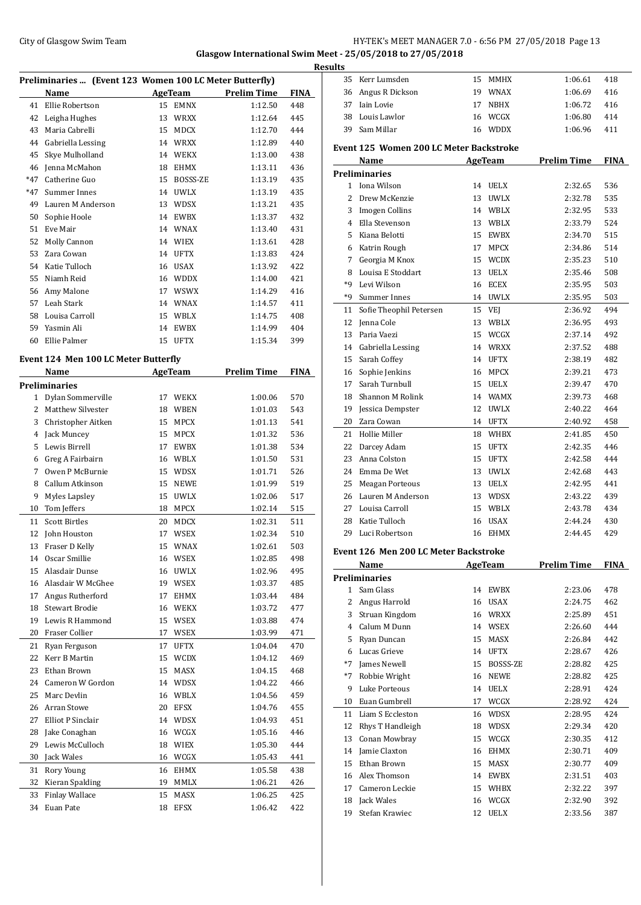**Glasgow International Swim Meet - 25/05/2018 to 27/05/2018**

**Results**

### Preliminaries ... (Event 123 Women 100 LC Meter Butterfly)

| | Name | Age | Team | Prelim Time | FINA |
|---|---|---|---|---|---|
| 41 | Ellie Robertson | 15 | EMNX | 1:12.50 | 448 |
| 42 | Leigha Hughes | 13 | WRXX | 1:12.64 | 445 |
| 43 | Maria Cabrelli | 15 | MDCX | 1:12.70 | 444 |
| 44 | Gabriella Lessing | 14 | WRXX | 1:12.89 | 440 |
| 45 | Skye Mulholland | 14 | WEKX | 1:13.00 | 438 |
| 46 | Jenna McMahon | 18 | EHMX | 1:13.11 | 436 |
| *47 | Catherine Guo | 15 | BOSSS-ZE | 1:13.19 | 435 |
| *47 | Summer Innes | 14 | UWLX | 1:13.19 | 435 |
| 49 | Lauren M Anderson | 13 | WDSX | 1:13.21 | 435 |
| 50 | Sophie Hoole | 14 | EWBX | 1:13.37 | 432 |
| 51 | Eve Mair | 14 | WNAX | 1:13.40 | 431 |
| 52 | Molly Cannon | 14 | WIEX | 1:13.61 | 428 |
| 53 | Zara Cowan | 14 | UFTX | 1:13.83 | 424 |
| 54 | Katie Tulloch | 16 | USAX | 1:13.92 | 422 |
| 55 | Niamh Reid | 16 | WDDX | 1:14.00 | 421 |
| 56 | Amy Malone | 17 | WSWX | 1:14.29 | 416 |
| 57 | Leah Stark | 14 | WNAX | 1:14.57 | 411 |
| 58 | Louisa Carroll | 15 | WBLX | 1:14.75 | 408 |
| 59 | Yasmin Ali | 14 | EWBX | 1:14.99 | 404 |
| 60 | Ellie Palmer | 15 | UFTX | 1:15.34 | 399 |

### Event 124 Men 100 LC Meter Butterfly

**Preliminaries**

| | Name | Age | Team | Prelim Time | FINA |
|---|---|---|---|---|---|
| 1 | Dylan Sommerville | 17 | WEKX | 1:00.06 | 570 |
| 2 | Matthew Silvester | 18 | WBEN | 1:01.03 | 543 |
| 3 | Christopher Aitken | 15 | MPCX | 1:01.13 | 541 |
| 4 | Jack Muncey | 15 | MPCX | 1:01.32 | 536 |
| 5 | Lewis Birrell | 17 | EWBX | 1:01.38 | 534 |
| 6 | Greg A Fairbairn | 16 | WBLX | 1:01.50 | 531 |
| 7 | Owen P McBurnie | 15 | WDSX | 1:01.71 | 526 |
| 8 | Callum Atkinson | 15 | NEWE | 1:01.99 | 519 |
| 9 | Myles Lapsley | 15 | UWLX | 1:02.06 | 517 |
| 10 | Tom Jeffers | 18 | MPCX | 1:02.14 | 515 |
| 11 | Scott Birtles | 20 | MDCX | 1:02.31 | 511 |
| 12 | John Houston | 17 | WSEX | 1:02.34 | 510 |
| 13 | Fraser D Kelly | 15 | WNAX | 1:02.61 | 503 |
| 14 | Oscar Smillie | 16 | WSEX | 1:02.85 | 498 |
| 15 | Alasdair Dunse | 16 | UWLX | 1:02.96 | 495 |
| 16 | Alasdair W McGhee | 19 | WSEX | 1:03.37 | 485 |
| 17 | Angus Rutherford | 17 | EHMX | 1:03.44 | 484 |
| 18 | Stewart Brodie | 16 | WEKX | 1:03.72 | 477 |
| 19 | Lewis R Hammond | 15 | WSEX | 1:03.88 | 474 |
| 20 | Fraser Collier | 17 | WSEX | 1:03.99 | 471 |
| 21 | Ryan Ferguson | 17 | UFTX | 1:04.04 | 470 |
| 22 | Kerr B Martin | 15 | WCDX | 1:04.12 | 469 |
| 23 | Ethan Brown | 15 | MASX | 1:04.15 | 468 |
| 24 | Cameron W Gordon | 14 | WDSX | 1:04.22 | 466 |
| 25 | Marc Devlin | 16 | WBLX | 1:04.56 | 459 |
| 26 | Arran Stowe | 20 | EFSX | 1:04.76 | 455 |
| 27 | Elliot P Sinclair | 14 | WDSX | 1:04.93 | 451 |
| 28 | Jake Conaghan | 16 | WCGX | 1:05.16 | 446 |
| 29 | Lewis McCulloch | 18 | WIEX | 1:05.30 | 444 |
| 30 | Jack Wales | 16 | WCGX | 1:05.43 | 441 |
| 31 | Rory Young | 16 | EHMX | 1:05.58 | 438 |
| 32 | Kieran Spalding | 19 | MMLX | 1:06.21 | 426 |
| 33 | Finlay Wallace | 15 | MASX | 1:06.25 | 425 |
| 34 | Euan Pate | 18 | EFSX | 1:06.42 | 422 |
| 35 | Kerr Lumsden | 15 | MMHX | 1:06.61 | 418 |
| 36 | Angus R Dickson | 19 | WNAX | 1:06.69 | 416 |
| 37 | Iain Lovie | 17 | NBHX | 1:06.72 | 416 |
| 38 | Louis Lawlor | 16 | WCGX | 1:06.80 | 414 |
| 39 | Sam Millar | 16 | WDDX | 1:06.96 | 411 |

### Event 125 Women 200 LC Meter Backstroke

**Preliminaries**

| | Name | Age | Team | Prelim Time | FINA |
|---|---|---|---|---|---|
| 1 | Iona Wilson | 14 | UELX | 2:32.65 | 536 |
| 2 | Drew McKenzie | 13 | UWLX | 2:32.78 | 535 |
| 3 | Imogen Collins | 14 | WBLX | 2:32.95 | 533 |
| 4 | Ella Stevenson | 13 | WBLX | 2:33.79 | 524 |
| 5 | Kiana Belotti | 15 | EWBX | 2:34.70 | 515 |
| 6 | Katrin Rough | 17 | MPCX | 2:34.86 | 514 |
| 7 | Georgia M Knox | 15 | WCDX | 2:35.23 | 510 |
| 8 | Louisa E Stoddart | 13 | UELX | 2:35.46 | 508 |
| *9 | Levi Wilson | 16 | ECEX | 2:35.95 | 503 |
| *9 | Summer Innes | 14 | UWLX | 2:35.95 | 503 |
| 11 | Sofie Theophil Petersen | 15 | VEJ | 2:36.92 | 494 |
| 12 | Jenna Cole | 13 | WBLX | 2:36.95 | 493 |
| 13 | Paria Vaezi | 15 | WCGX | 2:37.14 | 492 |
| 14 | Gabriella Lessing | 14 | WRXX | 2:37.52 | 488 |
| 15 | Sarah Coffey | 14 | UFTX | 2:38.19 | 482 |
| 16 | Sophie Jenkins | 16 | MPCX | 2:39.21 | 473 |
| 17 | Sarah Turnbull | 15 | UELX | 2:39.47 | 470 |
| 18 | Shannon M Rolink | 14 | WAMX | 2:39.73 | 468 |
| 19 | Jessica Dempster | 12 | UWLX | 2:40.22 | 464 |
| 20 | Zara Cowan | 14 | UFTX | 2:40.92 | 458 |
| 21 | Hollie Miller | 18 | WHBX | 2:41.85 | 450 |
| 22 | Darcey Adam | 15 | UFTX | 2:42.35 | 446 |
| 23 | Anna Colston | 15 | UFTX | 2:42.58 | 444 |
| 24 | Emma De Wet | 13 | UWLX | 2:42.68 | 443 |
| 25 | Meagan Porteous | 13 | UELX | 2:42.95 | 441 |
| 26 | Lauren M Anderson | 13 | WDSX | 2:43.22 | 439 |
| 27 | Louisa Carroll | 15 | WBLX | 2:43.78 | 434 |
| 28 | Katie Tulloch | 16 | USAX | 2:44.24 | 430 |
| 29 | Luci Robertson | 16 | EHMX | 2:44.45 | 429 |

### Event 126 Men 200 LC Meter Backstroke

**Preliminaries**

| | Name | Age | Team | Prelim Time | FINA |
|---|---|---|---|---|---|
| 1 | Sam Glass | 14 | EWBX | 2:23.06 | 478 |
| 2 | Angus Harrold | 16 | USAX | 2:24.75 | 462 |
| 3 | Struan Kingdom | 16 | WRXX | 2:25.89 | 451 |
| 4 | Calum M Dunn | 14 | WSEX | 2:26.60 | 444 |
| 5 | Ryan Duncan | 15 | MASX | 2:26.84 | 442 |
| 6 | Lucas Grieve | 14 | UFTX | 2:28.67 | 426 |
| *7 | James Newell | 15 | BOSSS-ZE | 2:28.82 | 425 |
| *7 | Robbie Wright | 16 | NEWE | 2:28.82 | 425 |
| 9 | Luke Porteous | 14 | UELX | 2:28.91 | 424 |
| 10 | Euan Gumbrell | 17 | WCGX | 2:28.92 | 424 |
| 11 | Liam S Eccleston | 16 | WDSX | 2:28.95 | 424 |
| 12 | Rhys T Handleigh | 18 | WDSX | 2:29.34 | 420 |
| 13 | Conan Mowbray | 15 | WCGX | 2:30.35 | 412 |
| 14 | Jamie Claxton | 16 | EHMX | 2:30.71 | 409 |
| 15 | Ethan Brown | 15 | MASX | 2:30.77 | 409 |
| 16 | Alex Thomson | 14 | EWBX | 2:31.51 | 403 |
| 17 | Cameron Leckie | 15 | WHBX | 2:32.22 | 397 |
| 18 | Jack Wales | 16 | WCGX | 2:32.90 | 392 |
| 19 | Stefan Krawiec | 12 | UELX | 2:33.56 | 387 |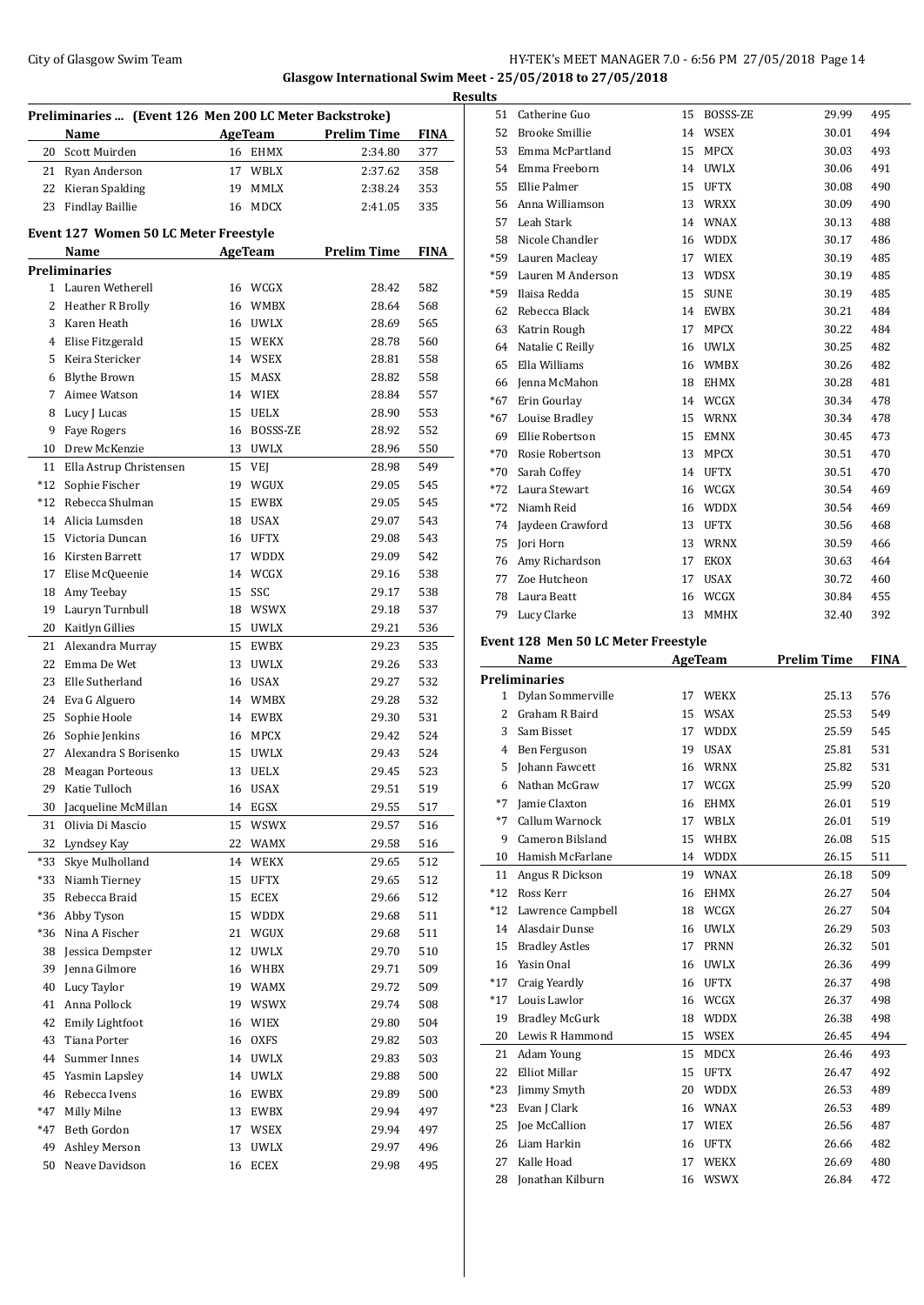## Preliminaries ... (Event 126 Men 200 LC Meter Backstroke)

| | Name | Age | Team | Prelim Time | FINA |
|---|---|---|---|---|---|
| 20 | Scott Muirden | 16 | EHMX | 2:34.80 | 377 |
| 21 | Ryan Anderson | 17 | WBLX | 2:37.62 | 358 |
| 22 | Kieran Spalding | 19 | MMLX | 2:38.24 | 353 |
| 23 | Findlay Baillie | 16 | MDCX | 2:41.05 | 335 |

## Event 127 Women 50 LC Meter Freestyle

| | Name | Age | Team | Prelim Time | FINA |
|---|---|---|---|---|---|
| **Preliminaries** | | | | | |
| 1 | Lauren Wetherell | 16 | WCGX | 28.42 | 582 |
| 2 | Heather R Brolly | 16 | WMBX | 28.64 | 568 |
| 3 | Karen Heath | 16 | UWLX | 28.69 | 565 |
| 4 | Elise Fitzgerald | 15 | WEKX | 28.78 | 560 |
| 5 | Keira Stericker | 14 | WSEX | 28.81 | 558 |
| 6 | Blythe Brown | 15 | MASX | 28.82 | 558 |
| 7 | Aimee Watson | 14 | WIEX | 28.84 | 557 |
| 8 | Lucy J Lucas | 15 | UELX | 28.90 | 553 |
| 9 | Faye Rogers | 16 | BOSSS-ZE | 28.92 | 552 |
| 10 | Drew McKenzie | 13 | UWLX | 28.96 | 550 |
| 11 | Ella Astrup Christensen | 15 | VEJ | 28.98 | 549 |
| *12 | Sophie Fischer | 19 | WGUX | 29.05 | 545 |
| *12 | Rebecca Shulman | 15 | EWBX | 29.05 | 545 |
| 14 | Alicia Lumsden | 18 | USAX | 29.07 | 543 |
| 15 | Victoria Duncan | 16 | UFTX | 29.08 | 543 |
| 16 | Kirsten Barrett | 17 | WDDX | 29.09 | 542 |
| 17 | Elise McQueenie | 14 | WCGX | 29.16 | 538 |
| 18 | Amy Teebay | 15 | SSC | 29.17 | 538 |
| 19 | Lauryn Turnbull | 18 | WSWX | 29.18 | 537 |
| 20 | Kaitlyn Gillies | 15 | UWLX | 29.21 | 536 |
| 21 | Alexandra Murray | 15 | EWBX | 29.23 | 535 |
| 22 | Emma De Wet | 13 | UWLX | 29.26 | 533 |
| 23 | Elle Sutherland | 16 | USAX | 29.27 | 532 |
| 24 | Eva G Alguero | 14 | WMBX | 29.28 | 532 |
| 25 | Sophie Hoole | 14 | EWBX | 29.30 | 531 |
| 26 | Sophie Jenkins | 16 | MPCX | 29.42 | 524 |
| 27 | Alexandra S Borisenko | 15 | UWLX | 29.43 | 524 |
| 28 | Meagan Porteous | 13 | UELX | 29.45 | 523 |
| 29 | Katie Tulloch | 16 | USAX | 29.51 | 519 |
| 30 | Jacqueline McMillan | 14 | EGSX | 29.55 | 517 |
| 31 | Olivia Di Mascio | 15 | WSWX | 29.57 | 516 |
| 32 | Lyndsey Kay | 22 | WAMX | 29.58 | 516 |
| *33 | Skye Mulholland | 14 | WEKX | 29.65 | 512 |
| *33 | Niamh Tierney | 15 | UFTX | 29.65 | 512 |
| 35 | Rebecca Braid | 15 | ECEX | 29.66 | 512 |
| *36 | Abby Tyson | 15 | WDDX | 29.68 | 511 |
| *36 | Nina A Fischer | 21 | WGUX | 29.68 | 511 |
| 38 | Jessica Dempster | 12 | UWLX | 29.70 | 510 |
| 39 | Jenna Gilmore | 16 | WHBX | 29.71 | 509 |
| 40 | Lucy Taylor | 19 | WAMX | 29.72 | 509 |
| 41 | Anna Pollock | 19 | WSWX | 29.74 | 508 |
| 42 | Emily Lightfoot | 16 | WIEX | 29.80 | 504 |
| 43 | Tiana Porter | 16 | OXFS | 29.82 | 503 |
| 44 | Summer Innes | 14 | UWLX | 29.83 | 503 |
| 45 | Yasmin Lapsley | 14 | UWLX | 29.88 | 500 |
| 46 | Rebecca Ivens | 16 | EWBX | 29.89 | 500 |
| *47 | Milly Milne | 13 | EWBX | 29.94 | 497 |
| *47 | Beth Gordon | 17 | WSEX | 29.94 | 497 |
| 49 | Ashley Merson | 13 | UWLX | 29.97 | 496 |
| 50 | Neave Davidson | 16 | ECEX | 29.98 | 495 |
| 51 | Catherine Guo | 15 | BOSSS-ZE | 29.99 | 495 |
| 52 | Brooke Smillie | 14 | WSEX | 30.01 | 494 |
| 53 | Emma McPartland | 15 | MPCX | 30.03 | 493 |
| 54 | Emma Freeborn | 14 | UWLX | 30.06 | 491 |
| 55 | Ellie Palmer | 15 | UFTX | 30.08 | 490 |
| 56 | Anna Williamson | 13 | WRXX | 30.09 | 490 |
| 57 | Leah Stark | 14 | WNAX | 30.13 | 488 |
| 58 | Nicole Chandler | 16 | WDDX | 30.17 | 486 |
| *59 | Lauren Macleay | 17 | WIEX | 30.19 | 485 |
| *59 | Lauren M Anderson | 13 | WDSX | 30.19 | 485 |
| *59 | Ilaisa Redda | 15 | SUNE | 30.19 | 485 |
| 62 | Rebecca Black | 14 | EWBX | 30.21 | 484 |
| 63 | Katrin Rough | 17 | MPCX | 30.22 | 484 |
| 64 | Natalie C Reilly | 16 | UWLX | 30.25 | 482 |
| 65 | Ella Williams | 16 | WMBX | 30.26 | 482 |
| 66 | Jenna McMahon | 18 | EHMX | 30.28 | 481 |
| *67 | Erin Gourlay | 14 | WCGX | 30.34 | 478 |
| *67 | Louise Bradley | 15 | WRNX | 30.34 | 478 |
| 69 | Ellie Robertson | 15 | EMNX | 30.45 | 473 |
| *70 | Rosie Robertson | 13 | MPCX | 30.51 | 470 |
| *70 | Sarah Coffey | 14 | UFTX | 30.51 | 470 |
| *72 | Laura Stewart | 16 | WCGX | 30.54 | 469 |
| *72 | Niamh Reid | 16 | WDDX | 30.54 | 469 |
| 74 | Jaydeen Crawford | 13 | UFTX | 30.56 | 468 |
| 75 | Jori Horn | 13 | WRNX | 30.59 | 466 |
| 76 | Amy Richardson | 17 | EKOX | 30.63 | 464 |
| 77 | Zoe Hutcheon | 17 | USAX | 30.72 | 460 |
| 78 | Laura Beatt | 16 | WCGX | 30.84 | 455 |
| 79 | Lucy Clarke | 13 | MMHX | 32.40 | 392 |

## Event 128 Men 50 LC Meter Freestyle

| | Name | Age | Team | Prelim Time | FINA |
|---|---|---|---|---|---|
| **Preliminaries** | | | | | |
| 1 | Dylan Sommerville | 17 | WEKX | 25.13 | 576 |
| 2 | Graham R Baird | 15 | WSAX | 25.53 | 549 |
| 3 | Sam Bisset | 17 | WDDX | 25.59 | 545 |
| 4 | Ben Ferguson | 19 | USAX | 25.81 | 531 |
| 5 | Johann Fawcett | 16 | WRNX | 25.82 | 531 |
| 6 | Nathan McGraw | 17 | WCGX | 25.99 | 520 |
| *7 | Jamie Claxton | 16 | EHMX | 26.01 | 519 |
| *7 | Callum Warnock | 17 | WBLX | 26.01 | 519 |
| 9 | Cameron Bilsland | 15 | WHBX | 26.08 | 515 |
| 10 | Hamish McFarlane | 14 | WDDX | 26.15 | 511 |
| 11 | Angus R Dickson | 19 | WNAX | 26.18 | 509 |
| *12 | Ross Kerr | 16 | EHMX | 26.27 | 504 |
| *12 | Lawrence Campbell | 18 | WCGX | 26.27 | 504 |
| 14 | Alasdair Dunse | 16 | UWLX | 26.29 | 503 |
| 15 | Bradley Astles | 17 | PRNN | 26.32 | 501 |
| 16 | Yasin Onal | 16 | UWLX | 26.36 | 499 |
| *17 | Craig Yeardly | 16 | UFTX | 26.37 | 498 |
| *17 | Louis Lawlor | 16 | WCGX | 26.37 | 498 |
| 19 | Bradley McGurk | 18 | WDDX | 26.38 | 498 |
| 20 | Lewis R Hammond | 15 | WSEX | 26.45 | 494 |
| 21 | Adam Young | 15 | MDCX | 26.46 | 493 |
| 22 | Elliot Millar | 15 | UFTX | 26.47 | 492 |
| *23 | Jimmy Smyth | 20 | WDDX | 26.53 | 489 |
| *23 | Evan J Clark | 16 | WNAX | 26.53 | 489 |
| 25 | Joe McCallion | 17 | WIEX | 26.56 | 487 |
| 26 | Liam Harkin | 16 | UFTX | 26.66 | 482 |
| 27 | Kalle Hoad | 17 | WEKX | 26.69 | 480 |
| 28 | Jonathan Kilburn | 16 | WSWX | 26.84 | 472 |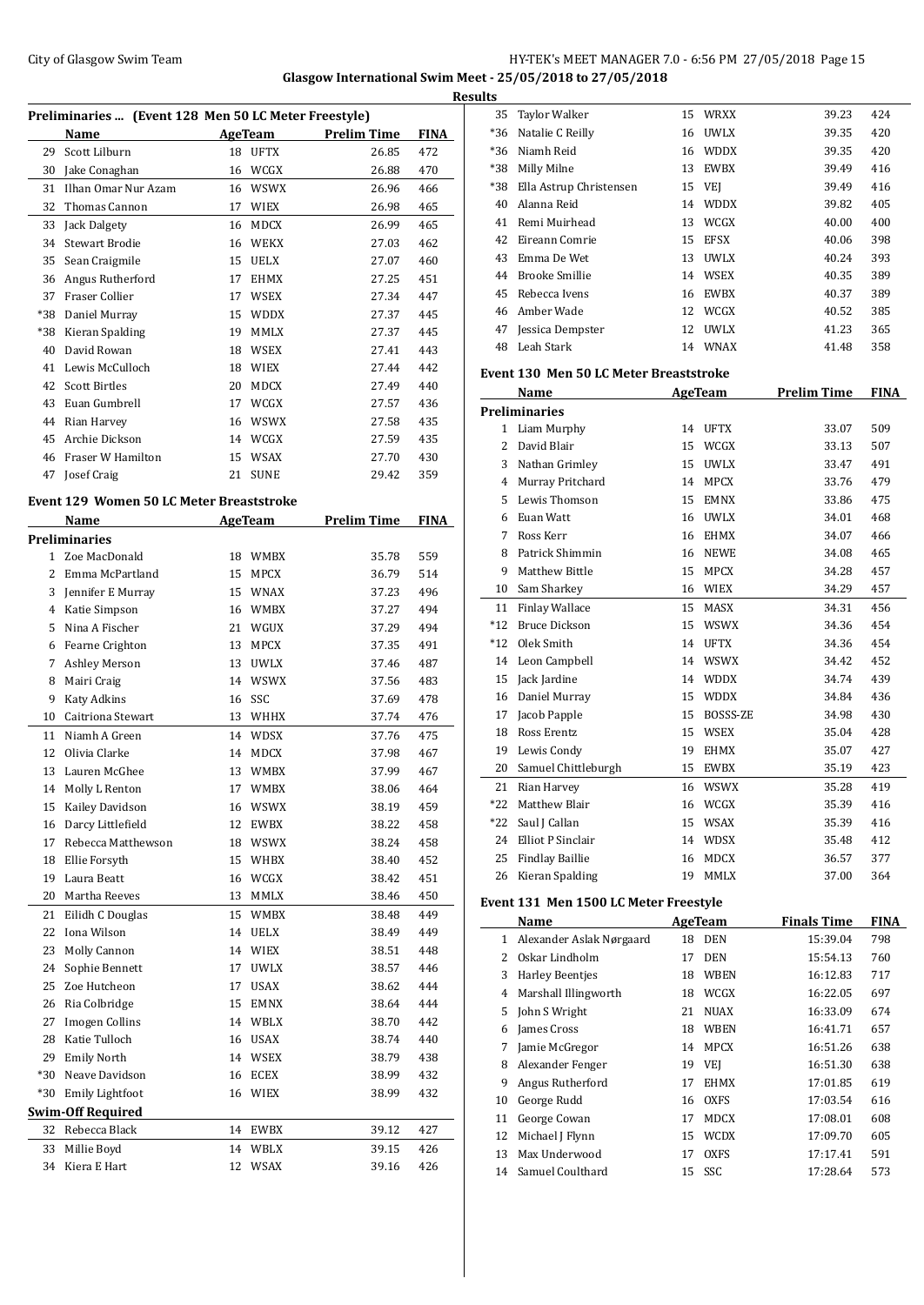**Glasgow International Swim Meet - 25/05/2018 to 27/05/2018**

**Results**

### Preliminaries ... (Event 128 Men 50 LC Meter Freestyle)

| | Name | Age | Team | Prelim Time | FINA |
|---|---|---|---|---|---|
| 29 | Scott Lilburn | 18 | UFTX | 26.85 | 472 |
| 30 | Jake Conaghan | 16 | WCGX | 26.88 | 470 |
| 31 | Ilhan Omar Nur Azam | 16 | WSWX | 26.96 | 466 |
| 32 | Thomas Cannon | 17 | WIEX | 26.98 | 465 |
| 33 | Jack Dalgety | 16 | MDCX | 26.99 | 465 |
| 34 | Stewart Brodie | 16 | WEKX | 27.03 | 462 |
| 35 | Sean Craigmile | 15 | UELX | 27.07 | 460 |
| 36 | Angus Rutherford | 17 | EHMX | 27.25 | 451 |
| 37 | Fraser Collier | 17 | WSEX | 27.34 | 447 |
| *38 | Daniel Murray | 15 | WDDX | 27.37 | 445 |
| *38 | Kieran Spalding | 19 | MMLX | 27.37 | 445 |
| 40 | David Rowan | 18 | WSEX | 27.41 | 443 |
| 41 | Lewis McCulloch | 18 | WIEX | 27.44 | 442 |
| 42 | Scott Birtles | 20 | MDCX | 27.49 | 440 |
| 43 | Euan Gumbrell | 17 | WCGX | 27.57 | 436 |
| 44 | Rian Harvey | 16 | WSWX | 27.58 | 435 |
| 45 | Archie Dickson | 14 | WCGX | 27.59 | 435 |
| 46 | Fraser W Hamilton | 15 | WSAX | 27.70 | 430 |
| 47 | Josef Craig | 21 | SUNE | 29.42 | 359 |

### Event 129 Women 50 LC Meter Breaststroke

| | Name | Age | Team | Prelim Time | FINA |
|---|---|---|---|---|---|
| **Preliminaries** | | | | | |
| 1 | Zoe MacDonald | 18 | WMBX | 35.78 | 559 |
| 2 | Emma McPartland | 15 | MPCX | 36.79 | 514 |
| 3 | Jennifer E Murray | 15 | WNAX | 37.23 | 496 |
| 4 | Katie Simpson | 16 | WMBX | 37.27 | 494 |
| 5 | Nina A Fischer | 21 | WGUX | 37.29 | 494 |
| 6 | Fearne Crighton | 13 | MPCX | 37.35 | 491 |
| 7 | Ashley Merson | 13 | UWLX | 37.46 | 487 |
| 8 | Mairi Craig | 14 | WSWX | 37.56 | 483 |
| 9 | Katy Adkins | 16 | SSC | 37.69 | 478 |
| 10 | Caitriona Stewart | 13 | WHHX | 37.74 | 476 |
| 11 | Niamh A Green | 14 | WDSX | 37.76 | 475 |
| 12 | Olivia Clarke | 14 | MDCX | 37.98 | 467 |
| 13 | Lauren McGhee | 13 | WMBX | 37.99 | 467 |
| 14 | Molly L Renton | 17 | WMBX | 38.06 | 464 |
| 15 | Kailey Davidson | 16 | WSWX | 38.19 | 459 |
| 16 | Darcy Littlefield | 12 | EWBX | 38.22 | 458 |
| 17 | Rebecca Matthewson | 18 | WSWX | 38.24 | 458 |
| 18 | Ellie Forsyth | 15 | WHBX | 38.40 | 452 |
| 19 | Laura Beatt | 16 | WCGX | 38.42 | 451 |
| 20 | Martha Reeves | 13 | MMLX | 38.46 | 450 |
| 21 | Eilidh C Douglas | 15 | WMBX | 38.48 | 449 |
| 22 | Iona Wilson | 14 | UELX | 38.49 | 449 |
| 23 | Molly Cannon | 14 | WIEX | 38.51 | 448 |
| 24 | Sophie Bennett | 17 | UWLX | 38.57 | 446 |
| 25 | Zoe Hutcheon | 17 | USAX | 38.62 | 444 |
| 26 | Ria Colbridge | 15 | EMNX | 38.64 | 444 |
| 27 | Imogen Collins | 14 | WBLX | 38.70 | 442 |
| 28 | Katie Tulloch | 16 | USAX | 38.74 | 440 |
| 29 | Emily North | 14 | WSEX | 38.79 | 438 |
| *30 | Neave Davidson | 16 | ECEX | 38.99 | 432 |
| *30 | Emily Lightfoot | 16 | WIEX | 38.99 | 432 |
| **Swim-Off Required** | | | | | |
| 32 | Rebecca Black | 14 | EWBX | 39.12 | 427 |
| 33 | Millie Boyd | 14 | WBLX | 39.15 | 426 |
| 34 | Kiera E Hart | 12 | WSAX | 39.16 | 426 |
| 35 | Taylor Walker | 15 | WRXX | 39.23 | 424 |
| *36 | Natalie C Reilly | 16 | UWLX | 39.35 | 420 |
| *36 | Niamh Reid | 16 | WDDX | 39.35 | 420 |
| *38 | Milly Milne | 13 | EWBX | 39.49 | 416 |
| *38 | Ella Astrup Christensen | 15 | VEJ | 39.49 | 416 |
| 40 | Alanna Reid | 14 | WDDX | 39.82 | 405 |
| 41 | Remi Muirhead | 13 | WCGX | 40.00 | 400 |
| 42 | Eireann Comrie | 15 | EFSX | 40.06 | 398 |
| 43 | Emma De Wet | 13 | UWLX | 40.24 | 393 |
| 44 | Brooke Smillie | 14 | WSEX | 40.35 | 389 |
| 45 | Rebecca Ivens | 16 | EWBX | 40.37 | 389 |
| 46 | Amber Wade | 12 | WCGX | 40.52 | 385 |
| 47 | Jessica Dempster | 12 | UWLX | 41.23 | 365 |
| 48 | Leah Stark | 14 | WNAX | 41.48 | 358 |

### Event 130 Men 50 LC Meter Breaststroke

| | Name | Age | Team | Prelim Time | FINA |
|---|---|---|---|---|---|
| **Preliminaries** | | | | | |
| 1 | Liam Murphy | 14 | UFTX | 33.07 | 509 |
| 2 | David Blair | 15 | WCGX | 33.13 | 507 |
| 3 | Nathan Grimley | 15 | UWLX | 33.47 | 491 |
| 4 | Murray Pritchard | 14 | MPCX | 33.76 | 479 |
| 5 | Lewis Thomson | 15 | EMNX | 33.86 | 475 |
| 6 | Euan Watt | 16 | UWLX | 34.01 | 468 |
| 7 | Ross Kerr | 16 | EHMX | 34.07 | 466 |
| 8 | Patrick Shimmin | 16 | NEWE | 34.08 | 465 |
| 9 | Matthew Bittle | 15 | MPCX | 34.28 | 457 |
| 10 | Sam Sharkey | 16 | WIEX | 34.29 | 457 |
| 11 | Finlay Wallace | 15 | MASX | 34.31 | 456 |
| *12 | Bruce Dickson | 15 | WSWX | 34.36 | 454 |
| *12 | Olek Smith | 14 | UFTX | 34.36 | 454 |
| 14 | Leon Campbell | 14 | WSWX | 34.42 | 452 |
| 15 | Jack Jardine | 14 | WDDX | 34.74 | 439 |
| 16 | Daniel Murray | 15 | WDDX | 34.84 | 436 |
| 17 | Jacob Papple | 15 | BOSSS-ZE | 34.98 | 430 |
| 18 | Ross Erentz | 15 | WSEX | 35.04 | 428 |
| 19 | Lewis Condy | 19 | EHMX | 35.07 | 427 |
| 20 | Samuel Chittleburgh | 15 | EWBX | 35.19 | 423 |
| 21 | Rian Harvey | 16 | WSWX | 35.28 | 419 |
| *22 | Matthew Blair | 16 | WCGX | 35.39 | 416 |
| *22 | Saul J Callan | 15 | WSAX | 35.39 | 416 |
| 24 | Elliot P Sinclair | 14 | WDSX | 35.48 | 412 |
| 25 | Findlay Baillie | 16 | MDCX | 36.57 | 377 |
| 26 | Kieran Spalding | 19 | MMLX | 37.00 | 364 |

### Event 131 Men 1500 LC Meter Freestyle

| | Name | Age | Team | Finals Time | FINA |
|---|---|---|---|---|---|
| 1 | Alexander Aslak Nørgaard | 18 | DEN | 15:39.04 | 798 |
| 2 | Oskar Lindholm | 17 | DEN | 15:54.13 | 760 |
| 3 | Harley Beentjes | 18 | WBEN | 16:12.83 | 717 |
| 4 | Marshall Illingworth | 18 | WCGX | 16:22.05 | 697 |
| 5 | John S Wright | 21 | NUAX | 16:33.09 | 674 |
| 6 | James Cross | 18 | WBEN | 16:41.71 | 657 |
| 7 | Jamie McGregor | 14 | MPCX | 16:51.26 | 638 |
| 8 | Alexander Fenger | 19 | VEJ | 16:51.30 | 638 |
| 9 | Angus Rutherford | 17 | EHMX | 17:01.85 | 619 |
| 10 | George Rudd | 16 | OXFS | 17:03.54 | 616 |
| 11 | George Cowan | 17 | MDCX | 17:08.01 | 608 |
| 12 | Michael J Flynn | 15 | WCDX | 17:09.70 | 605 |
| 13 | Max Underwood | 17 | OXFS | 17:17.41 | 591 |
| 14 | Samuel Coulthard | 15 | SSC | 17:28.64 | 573 |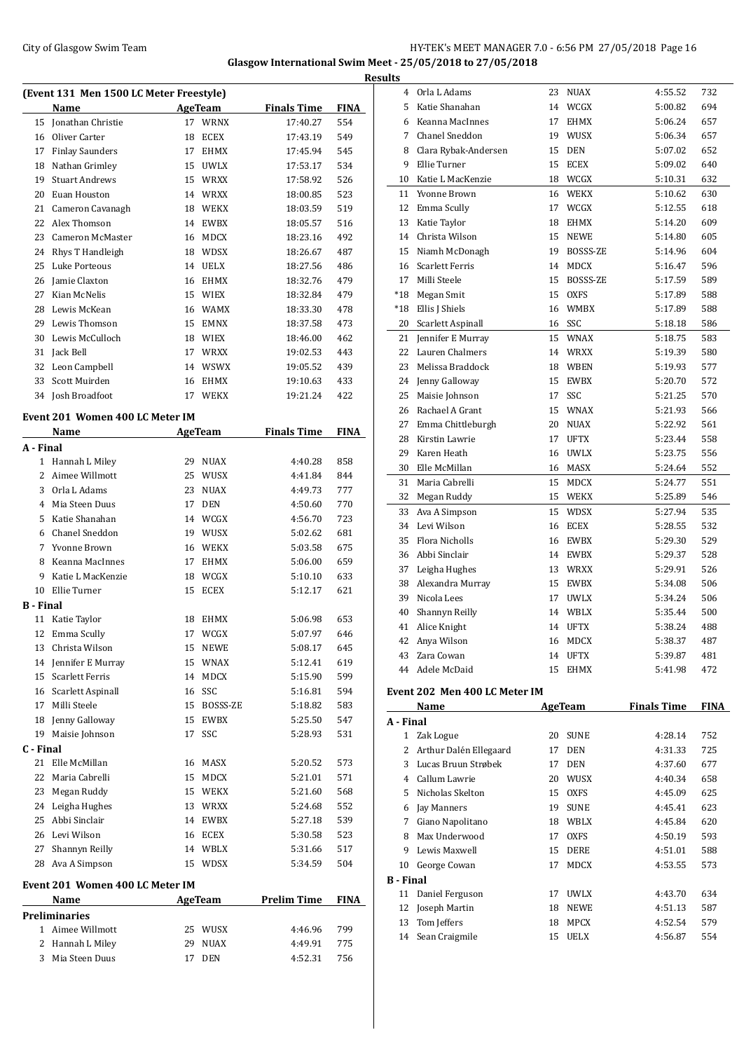**Glasgow International Swim Meet - 25/05/2018 to 27/05/2018**

**Results**

### (Event 131 Men 1500 LC Meter Freestyle)

| | Name | Age | Team | Finals Time | FINA |
|---|---|---|---|---|---|
| 15 | Jonathan Christie | 17 | WRNX | 17:40.27 | 554 |
| 16 | Oliver Carter | 18 | ECEX | 17:43.19 | 549 |
| 17 | Finlay Saunders | 17 | EHMX | 17:45.94 | 545 |
| 18 | Nathan Grimley | 15 | UWLX | 17:53.17 | 534 |
| 19 | Stuart Andrews | 15 | WRXX | 17:58.92 | 526 |
| 20 | Euan Houston | 14 | WRXX | 18:00.85 | 523 |
| 21 | Cameron Cavanagh | 18 | WEKX | 18:03.59 | 519 |
| 22 | Alex Thomson | 14 | EWBX | 18:05.57 | 516 |
| 23 | Cameron McMaster | 16 | MDCX | 18:23.16 | 492 |
| 24 | Rhys T Handleigh | 18 | WDSX | 18:26.67 | 487 |
| 25 | Luke Porteous | 14 | UELX | 18:27.56 | 486 |
| 26 | Jamie Claxton | 16 | EHMX | 18:32.76 | 479 |
| 27 | Kian McNelis | 15 | WIEX | 18:32.84 | 479 |
| 28 | Lewis McKean | 16 | WAMX | 18:33.30 | 478 |
| 29 | Lewis Thomson | 15 | EMNX | 18:37.58 | 473 |
| 30 | Lewis McCulloch | 18 | WIEX | 18:46.00 | 462 |
| 31 | Jack Bell | 17 | WRXX | 19:02.53 | 443 |
| 32 | Leon Campbell | 14 | WSWX | 19:05.52 | 439 |
| 33 | Scott Muirden | 16 | EHMX | 19:10.63 | 433 |
| 34 | Josh Broadfoot | 17 | WEKX | 19:21.24 | 422 |

### Event 201 Women 400 LC Meter IM

| | Name | Age | Team | Finals Time | FINA |
|---|---|---|---|---|---|
| **A - Final** | | | | | |
| 1 | Hannah L Miley | 29 | NUAX | 4:40.28 | 858 |
| 2 | Aimee Willmott | 25 | WUSX | 4:41.84 | 844 |
| 3 | Orla L Adams | 23 | NUAX | 4:49.73 | 777 |
| 4 | Mia Steen Duus | 17 | DEN | 4:50.60 | 770 |
| 5 | Katie Shanahan | 14 | WCGX | 4:56.70 | 723 |
| 6 | Chanel Sneddon | 19 | WUSX | 5:02.62 | 681 |
| 7 | Yvonne Brown | 16 | WEKX | 5:03.58 | 675 |
| 8 | Keanna MacInnes | 17 | EHMX | 5:06.00 | 659 |
| 9 | Katie L MacKenzie | 18 | WCGX | 5:10.10 | 633 |
| 10 | Ellie Turner | 15 | ECEX | 5:12.17 | 621 |
| **B - Final** | | | | | |
| 11 | Katie Taylor | 18 | EHMX | 5:06.98 | 653 |
| 12 | Emma Scully | 17 | WCGX | 5:07.97 | 646 |
| 13 | Christa Wilson | 15 | NEWE | 5:08.17 | 645 |
| 14 | Jennifer E Murray | 15 | WNAX | 5:12.41 | 619 |
| 15 | Scarlett Ferris | 14 | MDCX | 5:15.90 | 599 |
| 16 | Scarlett Aspinall | 16 | SSC | 5:16.81 | 594 |
| 17 | Milli Steele | 15 | BOSSS-ZE | 5:18.82 | 583 |
| 18 | Jenny Galloway | 15 | EWBX | 5:25.50 | 547 |
| 19 | Maisie Johnson | 17 | SSC | 5:28.93 | 531 |
| **C - Final** | | | | | |
| 21 | Elle McMillan | 16 | MASX | 5:20.52 | 573 |
| 22 | Maria Cabrelli | 15 | MDCX | 5:21.01 | 571 |
| 23 | Megan Ruddy | 15 | WEKX | 5:21.60 | 568 |
| 24 | Leigha Hughes | 13 | WRXX | 5:24.68 | 552 |
| 25 | Abbi Sinclair | 14 | EWBX | 5:27.18 | 539 |
| 26 | Levi Wilson | 16 | ECEX | 5:30.58 | 523 |
| 27 | Shannyn Reilly | 14 | WBLX | 5:31.66 | 517 |
| 28 | Ava A Simpson | 15 | WDSX | 5:34.59 | 504 |

### Event 201 Women 400 LC Meter IM

| | Name | Age | Team | Prelim Time | FINA |
|---|---|---|---|---|---|
| **Preliminaries** | | | | | |
| 1 | Aimee Willmott | 25 | WUSX | 4:46.96 | 799 |
| 2 | Hannah L Miley | 29 | NUAX | 4:49.91 | 775 |
| 3 | Mia Steen Duus | 17 | DEN | 4:52.31 | 756 |
| 4 | Orla L Adams | 23 | NUAX | 4:55.52 | 732 |
| 5 | Katie Shanahan | 14 | WCGX | 5:00.82 | 694 |
| 6 | Keanna MacInnes | 17 | EHMX | 5:06.24 | 657 |
| 7 | Chanel Sneddon | 19 | WUSX | 5:06.34 | 657 |
| 8 | Clara Rybak-Andersen | 15 | DEN | 5:07.02 | 652 |
| 9 | Ellie Turner | 15 | ECEX | 5:09.02 | 640 |
| 10 | Katie L MacKenzie | 18 | WCGX | 5:10.31 | 632 |
| 11 | Yvonne Brown | 16 | WEKX | 5:10.62 | 630 |
| 12 | Emma Scully | 17 | WCGX | 5:12.55 | 618 |
| 13 | Katie Taylor | 18 | EHMX | 5:14.20 | 609 |
| 14 | Christa Wilson | 15 | NEWE | 5:14.80 | 605 |
| 15 | Niamh McDonagh | 19 | BOSSS-ZE | 5:14.96 | 604 |
| 16 | Scarlett Ferris | 14 | MDCX | 5:16.47 | 596 |
| 17 | Milli Steele | 15 | BOSSS-ZE | 5:17.59 | 589 |
| *18 | Megan Smit | 15 | OXFS | 5:17.89 | 588 |
| *18 | Ellis J Shiels | 16 | WMBX | 5:17.89 | 588 |
| 20 | Scarlett Aspinall | 16 | SSC | 5:18.18 | 586 |
| 21 | Jennifer E Murray | 15 | WNAX | 5:18.75 | 583 |
| 22 | Lauren Chalmers | 14 | WRXX | 5:19.39 | 580 |
| 23 | Melissa Braddock | 18 | WBEN | 5:19.93 | 577 |
| 24 | Jenny Galloway | 15 | EWBX | 5:20.70 | 572 |
| 25 | Maisie Johnson | 17 | SSC | 5:21.25 | 570 |
| 26 | Rachael A Grant | 15 | WNAX | 5:21.93 | 566 |
| 27 | Emma Chittleburgh | 20 | NUAX | 5:22.92 | 561 |
| 28 | Kirstin Lawrie | 17 | UFTX | 5:23.44 | 558 |
| 29 | Karen Heath | 16 | UWLX | 5:23.75 | 556 |
| 30 | Elle McMillan | 16 | MASX | 5:24.64 | 552 |
| 31 | Maria Cabrelli | 15 | MDCX | 5:24.77 | 551 |
| 32 | Megan Ruddy | 15 | WEKX | 5:25.89 | 546 |
| 33 | Ava A Simpson | 15 | WDSX | 5:27.94 | 535 |
| 34 | Levi Wilson | 16 | ECEX | 5:28.55 | 532 |
| 35 | Flora Nicholls | 16 | EWBX | 5:29.30 | 529 |
| 36 | Abbi Sinclair | 14 | EWBX | 5:29.37 | 528 |
| 37 | Leigha Hughes | 13 | WRXX | 5:29.91 | 526 |
| 38 | Alexandra Murray | 15 | EWBX | 5:34.08 | 506 |
| 39 | Nicola Lees | 17 | UWLX | 5:34.24 | 506 |
| 40 | Shannyn Reilly | 14 | WBLX | 5:35.44 | 500 |
| 41 | Alice Knight | 14 | UFTX | 5:38.24 | 488 |
| 42 | Anya Wilson | 16 | MDCX | 5:38.37 | 487 |
| 43 | Zara Cowan | 14 | UFTX | 5:39.87 | 481 |
| 44 | Adele McDaid | 15 | EHMX | 5:41.98 | 472 |

### Event 202 Men 400 LC Meter IM

| | Name | Age | Team | Finals Time | FINA |
|---|---|---|---|---|---|
| **A - Final** | | | | | |
| 1 | Zak Logue | 20 | SUNE | 4:28.14 | 752 |
| 2 | Arthur Dalén Ellegaard | 17 | DEN | 4:31.33 | 725 |
| 3 | Lucas Bruun Strøbek | 17 | DEN | 4:37.60 | 677 |
| 4 | Callum Lawrie | 20 | WUSX | 4:40.34 | 658 |
| 5 | Nicholas Skelton | 15 | OXFS | 4:45.09 | 625 |
| 6 | Jay Manners | 19 | SUNE | 4:45.41 | 623 |
| 7 | Giano Napolitano | 18 | WBLX | 4:45.84 | 620 |
| 8 | Max Underwood | 17 | OXFS | 4:50.19 | 593 |
| 9 | Lewis Maxwell | 15 | DERE | 4:51.01 | 588 |
| 10 | George Cowan | 17 | MDCX | 4:53.55 | 573 |
| **B - Final** | | | | | |
| 11 | Daniel Ferguson | 17 | UWLX | 4:43.70 | 634 |
| 12 | Joseph Martin | 18 | NEWE | 4:51.13 | 587 |
| 13 | Tom Jeffers | 18 | MPCX | 4:52.54 | 579 |
| 14 | Sean Craigmile | 15 | UELX | 4:56.87 | 554 |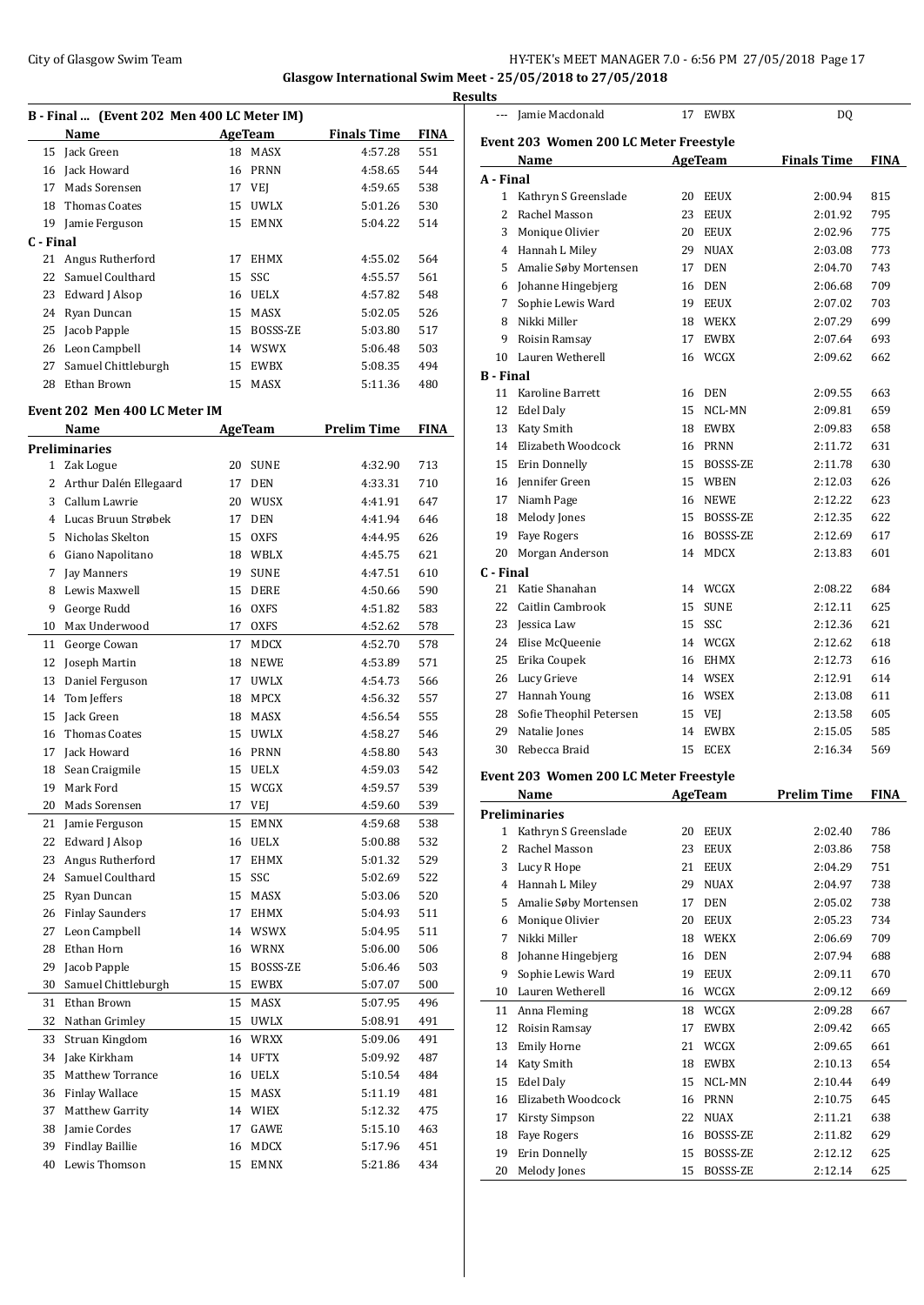**Glasgow International Swim Meet - 25/05/2018 to 27/05/2018**

**Results**

## B - Final ... (Event 202 Men 400 LC Meter IM)

| | Name | Age | Team | Finals Time | FINA |
|---|---|---|---|---|---|
| 15 | Jack Green | 18 | MASX | 4:57.28 | 551 |
| 16 | Jack Howard | 16 | PRNN | 4:58.65 | 544 |
| 17 | Mads Sorensen | 17 | VEJ | 4:59.65 | 538 |
| 18 | Thomas Coates | 15 | UWLX | 5:01.26 | 530 |
| 19 | Jamie Ferguson | 15 | EMNX | 5:04.22 | 514 |
| **C - Final** | | | | | |
| 21 | Angus Rutherford | 17 | EHMX | 4:55.02 | 564 |
| 22 | Samuel Coulthard | 15 | SSC | 4:55.57 | 561 |
| 23 | Edward J Alsop | 16 | UELX | 4:57.82 | 548 |
| 24 | Ryan Duncan | 15 | MASX | 5:02.05 | 526 |
| 25 | Jacob Papple | 15 | BOSSS-ZE | 5:03.80 | 517 |
| 26 | Leon Campbell | 14 | WSWX | 5:06.48 | 503 |
| 27 | Samuel Chittleburgh | 15 | EWBX | 5:08.35 | 494 |
| 28 | Ethan Brown | 15 | MASX | 5:11.36 | 480 |

## Event 202 Men 400 LC Meter IM

| | Name | Age | Team | Prelim Time | FINA |
|---|---|---|---|---|---|
| **Preliminaries** | | | | | |
| 1 | Zak Logue | 20 | SUNE | 4:32.90 | 713 |
| 2 | Arthur Dalén Ellegaard | 17 | DEN | 4:33.31 | 710 |
| 3 | Callum Lawrie | 20 | WUSX | 4:41.91 | 647 |
| 4 | Lucas Bruun Strøbek | 17 | DEN | 4:41.94 | 646 |
| 5 | Nicholas Skelton | 15 | OXFS | 4:44.95 | 626 |
| 6 | Giano Napolitano | 18 | WBLX | 4:45.75 | 621 |
| 7 | Jay Manners | 19 | SUNE | 4:47.51 | 610 |
| 8 | Lewis Maxwell | 15 | DERE | 4:50.66 | 590 |
| 9 | George Rudd | 16 | OXFS | 4:51.82 | 583 |
| 10 | Max Underwood | 17 | OXFS | 4:52.62 | 578 |
| 11 | George Cowan | 17 | MDCX | 4:52.70 | 578 |
| 12 | Joseph Martin | 18 | NEWE | 4:53.89 | 571 |
| 13 | Daniel Ferguson | 17 | UWLX | 4:54.73 | 566 |
| 14 | Tom Jeffers | 18 | MPCX | 4:56.32 | 557 |
| 15 | Jack Green | 18 | MASX | 4:56.54 | 555 |
| 16 | Thomas Coates | 15 | UWLX | 4:58.27 | 546 |
| 17 | Jack Howard | 16 | PRNN | 4:58.80 | 543 |
| 18 | Sean Craigmile | 15 | UELX | 4:59.03 | 542 |
| 19 | Mark Ford | 15 | WCGX | 4:59.57 | 539 |
| 20 | Mads Sorensen | 17 | VEJ | 4:59.60 | 539 |
| 21 | Jamie Ferguson | 15 | EMNX | 4:59.68 | 538 |
| 22 | Edward J Alsop | 16 | UELX | 5:00.88 | 532 |
| 23 | Angus Rutherford | 17 | EHMX | 5:01.32 | 529 |
| 24 | Samuel Coulthard | 15 | SSC | 5:02.69 | 522 |
| 25 | Ryan Duncan | 15 | MASX | 5:03.06 | 520 |
| 26 | Finlay Saunders | 17 | EHMX | 5:04.93 | 511 |
| 27 | Leon Campbell | 14 | WSWX | 5:04.95 | 511 |
| 28 | Ethan Horn | 16 | WRNX | 5:06.00 | 506 |
| 29 | Jacob Papple | 15 | BOSSS-ZE | 5:06.46 | 503 |
| 30 | Samuel Chittleburgh | 15 | EWBX | 5:07.07 | 500 |
| 31 | Ethan Brown | 15 | MASX | 5:07.95 | 496 |
| 32 | Nathan Grimley | 15 | UWLX | 5:08.91 | 491 |
| 33 | Struan Kingdom | 16 | WRXX | 5:09.06 | 491 |
| 34 | Jake Kirkham | 14 | UFTX | 5:09.92 | 487 |
| 35 | Matthew Torrance | 16 | UELX | 5:10.54 | 484 |
| 36 | Finlay Wallace | 15 | MASX | 5:11.19 | 481 |
| 37 | Matthew Garrity | 14 | WIEX | 5:12.32 | 475 |
| 38 | Jamie Cordes | 17 | GAWE | 5:15.10 | 463 |
| 39 | Findlay Baillie | 16 | MDCX | 5:17.96 | 451 |
| 40 | Lewis Thomson | 15 | EMNX | 5:21.86 | 434 |
| --- | Jamie Macdonald | 17 | EWBX | DQ | |

## Event 203 Women 200 LC Meter Freestyle

| | Name | Age | Team | Finals Time | FINA |
|---|---|---|---|---|---|
| **A - Final** | | | | | |
| 1 | Kathryn S Greenslade | 20 | EEUX | 2:00.94 | 815 |
| 2 | Rachel Masson | 23 | EEUX | 2:01.92 | 795 |
| 3 | Monique Olivier | 20 | EEUX | 2:02.96 | 775 |
| 4 | Hannah L Miley | 29 | NUAX | 2:03.08 | 773 |
| 5 | Amalie Søby Mortensen | 17 | DEN | 2:04.70 | 743 |
| 6 | Johanne Hingebjerg | 16 | DEN | 2:06.68 | 709 |
| 7 | Sophie Lewis Ward | 19 | EEUX | 2:07.02 | 703 |
| 8 | Nikki Miller | 18 | WEKX | 2:07.29 | 699 |
| 9 | Roisin Ramsay | 17 | EWBX | 2:07.64 | 693 |
| 10 | Lauren Wetherell | 16 | WCGX | 2:09.62 | 662 |
| **B - Final** | | | | | |
| 11 | Karoline Barrett | 16 | DEN | 2:09.55 | 663 |
| 12 | Edel Daly | 15 | NCL-MN | 2:09.81 | 659 |
| 13 | Katy Smith | 18 | EWBX | 2:09.83 | 658 |
| 14 | Elizabeth Woodcock | 16 | PRNN | 2:11.72 | 631 |
| 15 | Erin Donnelly | 15 | BOSSS-ZE | 2:11.78 | 630 |
| 16 | Jennifer Green | 15 | WBEN | 2:12.03 | 626 |
| 17 | Niamh Page | 16 | NEWE | 2:12.22 | 623 |
| 18 | Melody Jones | 15 | BOSSS-ZE | 2:12.35 | 622 |
| 19 | Faye Rogers | 16 | BOSSS-ZE | 2:12.69 | 617 |
| 20 | Morgan Anderson | 14 | MDCX | 2:13.83 | 601 |
| **C - Final** | | | | | |
| 21 | Katie Shanahan | 14 | WCGX | 2:08.22 | 684 |
| 22 | Caitlin Cambrook | 15 | SUNE | 2:12.11 | 625 |
| 23 | Jessica Law | 15 | SSC | 2:12.36 | 621 |
| 24 | Elise McQueenie | 14 | WCGX | 2:12.62 | 618 |
| 25 | Erika Coupek | 16 | EHMX | 2:12.73 | 616 |
| 26 | Lucy Grieve | 14 | WSEX | 2:12.91 | 614 |
| 27 | Hannah Young | 16 | WSEX | 2:13.08 | 611 |
| 28 | Sofie Theophil Petersen | 15 | VEJ | 2:13.58 | 605 |
| 29 | Natalie Jones | 14 | EWBX | 2:15.05 | 585 |
| 30 | Rebecca Braid | 15 | ECEX | 2:16.34 | 569 |

## Event 203 Women 200 LC Meter Freestyle

| | Name | Age | Team | Prelim Time | FINA |
|---|---|---|---|---|---|
| **Preliminaries** | | | | | |
| 1 | Kathryn S Greenslade | 20 | EEUX | 2:02.40 | 786 |
| 2 | Rachel Masson | 23 | EEUX | 2:03.86 | 758 |
| 3 | Lucy R Hope | 21 | EEUX | 2:04.29 | 751 |
| 4 | Hannah L Miley | 29 | NUAX | 2:04.97 | 738 |
| 5 | Amalie Søby Mortensen | 17 | DEN | 2:05.02 | 738 |
| 6 | Monique Olivier | 20 | EEUX | 2:05.23 | 734 |
| 7 | Nikki Miller | 18 | WEKX | 2:06.69 | 709 |
| 8 | Johanne Hingebjerg | 16 | DEN | 2:07.94 | 688 |
| 9 | Sophie Lewis Ward | 19 | EEUX | 2:09.11 | 670 |
| 10 | Lauren Wetherell | 16 | WCGX | 2:09.12 | 669 |
| 11 | Anna Fleming | 18 | WCGX | 2:09.28 | 667 |
| 12 | Roisin Ramsay | 17 | EWBX | 2:09.42 | 665 |
| 13 | Emily Horne | 21 | WCGX | 2:09.65 | 661 |
| 14 | Katy Smith | 18 | EWBX | 2:10.13 | 654 |
| 15 | Edel Daly | 15 | NCL-MN | 2:10.44 | 649 |
| 16 | Elizabeth Woodcock | 16 | PRNN | 2:10.75 | 645 |
| 17 | Kirsty Simpson | 22 | NUAX | 2:11.21 | 638 |
| 18 | Faye Rogers | 16 | BOSSS-ZE | 2:11.82 | 629 |
| 19 | Erin Donnelly | 15 | BOSSS-ZE | 2:12.12 | 625 |
| 20 | Melody Jones | 15 | BOSSS-ZE | 2:12.14 | 625 |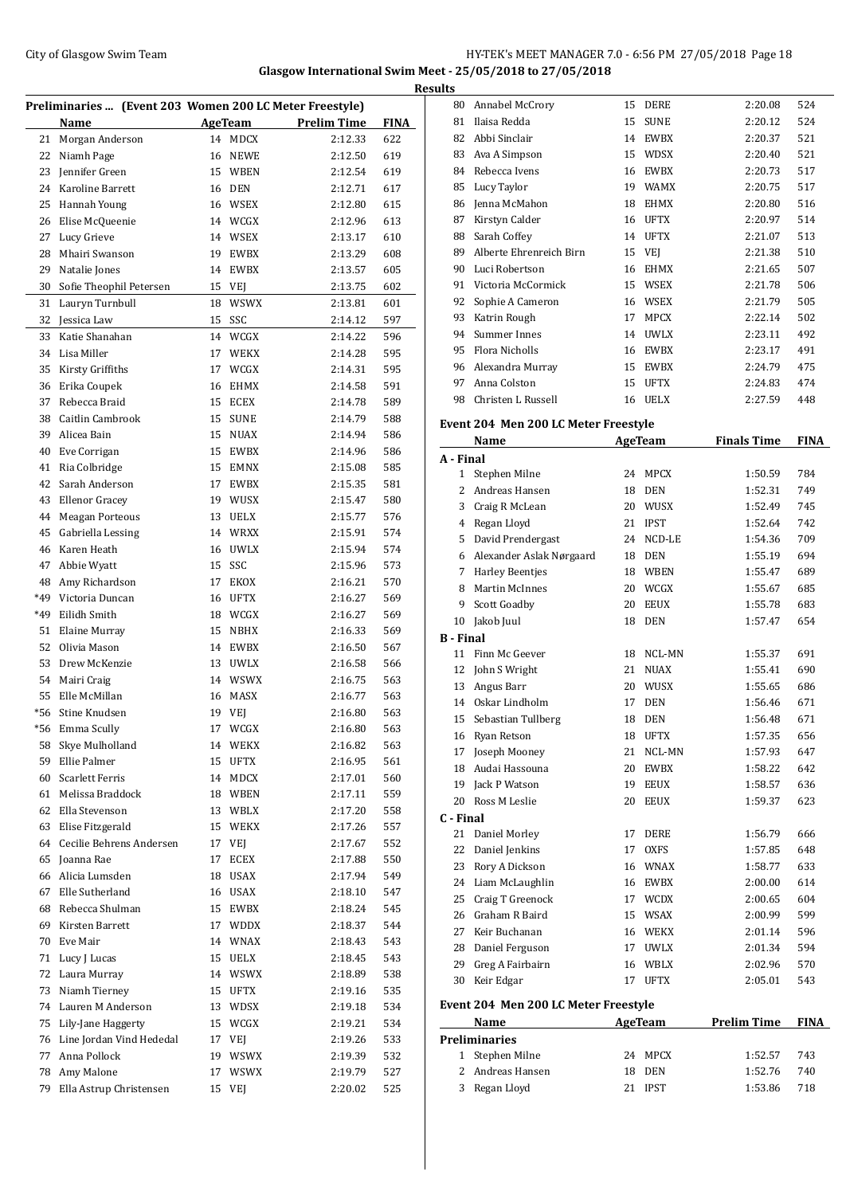**Glasgow International Swim Meet - 25/05/2018 to 27/05/2018**

**Results**

### Preliminaries ... (Event 203 Women 200 LC Meter Freestyle)

| | Name | Age | Team | Prelim Time | FINA |
|---|---|---|---|---|---|
| 21 | Morgan Anderson | 14 | MDCX | 2:12.33 | 622 |
| 22 | Niamh Page | 16 | NEWE | 2:12.50 | 619 |
| 23 | Jennifer Green | 15 | WBEN | 2:12.54 | 619 |
| 24 | Karoline Barrett | 16 | DEN | 2:12.71 | 617 |
| 25 | Hannah Young | 16 | WSEX | 2:12.80 | 615 |
| 26 | Elise McQueenie | 14 | WCGX | 2:12.96 | 613 |
| 27 | Lucy Grieve | 14 | WSEX | 2:13.17 | 610 |
| 28 | Mhairi Swanson | 19 | EWBX | 2:13.29 | 608 |
| 29 | Natalie Jones | 14 | EWBX | 2:13.57 | 605 |
| 30 | Sofie Theophil Petersen | 15 | VEJ | 2:13.75 | 602 |
| 31 | Lauryn Turnbull | 18 | WSWX | 2:13.81 | 601 |
| 32 | Jessica Law | 15 | SSC | 2:14.12 | 597 |
| 33 | Katie Shanahan | 14 | WCGX | 2:14.22 | 596 |
| 34 | Lisa Miller | 17 | WEKX | 2:14.28 | 595 |
| 35 | Kirsty Griffiths | 17 | WCGX | 2:14.31 | 595 |
| 36 | Erika Coupek | 16 | EHMX | 2:14.58 | 591 |
| 37 | Rebecca Braid | 15 | ECEX | 2:14.78 | 589 |
| 38 | Caitlin Cambrook | 15 | SUNE | 2:14.79 | 588 |
| 39 | Alicea Bain | 15 | NUAX | 2:14.94 | 586 |
| 40 | Eve Corrigan | 15 | EWBX | 2:14.96 | 586 |
| 41 | Ria Colbridge | 15 | EMNX | 2:15.08 | 585 |
| 42 | Sarah Anderson | 17 | EWBX | 2:15.35 | 581 |
| 43 | Ellenor Gracey | 19 | WUSX | 2:15.47 | 580 |
| 44 | Meagan Porteous | 13 | UELX | 2:15.77 | 576 |
| 45 | Gabriella Lessing | 14 | WRXX | 2:15.91 | 574 |
| 46 | Karen Heath | 16 | UWLX | 2:15.94 | 574 |
| 47 | Abbie Wyatt | 15 | SSC | 2:15.96 | 573 |
| 48 | Amy Richardson | 17 | EKOX | 2:16.21 | 570 |
| *49 | Victoria Duncan | 16 | UFTX | 2:16.27 | 569 |
| *49 | Eilidh Smith | 18 | WCGX | 2:16.27 | 569 |
| 51 | Elaine Murray | 15 | NBHX | 2:16.33 | 569 |
| 52 | Olivia Mason | 14 | EWBX | 2:16.50 | 567 |
| 53 | Drew McKenzie | 13 | UWLX | 2:16.58 | 566 |
| 54 | Mairi Craig | 14 | WSWX | 2:16.75 | 563 |
| 55 | Elle McMillan | 16 | MASX | 2:16.77 | 563 |
| *56 | Stine Knudsen | 19 | VEJ | 2:16.80 | 563 |
| *56 | Emma Scully | 17 | WCGX | 2:16.80 | 563 |
| 58 | Skye Mulholland | 14 | WEKX | 2:16.82 | 563 |
| 59 | Ellie Palmer | 15 | UFTX | 2:16.95 | 561 |
| 60 | Scarlett Ferris | 14 | MDCX | 2:17.01 | 560 |
| 61 | Melissa Braddock | 18 | WBEN | 2:17.11 | 559 |
| 62 | Ella Stevenson | 13 | WBLX | 2:17.20 | 558 |
| 63 | Elise Fitzgerald | 15 | WEKX | 2:17.26 | 557 |
| 64 | Cecilie Behrens Andersen | 17 | VEJ | 2:17.67 | 552 |
| 65 | Joanna Rae | 17 | ECEX | 2:17.88 | 550 |
| 66 | Alicia Lumsden | 18 | USAX | 2:17.94 | 549 |
| 67 | Elle Sutherland | 16 | USAX | 2:18.10 | 547 |
| 68 | Rebecca Shulman | 15 | EWBX | 2:18.24 | 545 |
| 69 | Kirsten Barrett | 17 | WDDX | 2:18.37 | 544 |
| 70 | Eve Mair | 14 | WNAX | 2:18.43 | 543 |
| 71 | Lucy J Lucas | 15 | UELX | 2:18.45 | 543 |
| 72 | Laura Murray | 14 | WSWX | 2:18.89 | 538 |
| 73 | Niamh Tierney | 15 | UFTX | 2:19.16 | 535 |
| 74 | Lauren M Anderson | 13 | WDSX | 2:19.18 | 534 |
| 75 | Lily-Jane Haggerty | 15 | WCGX | 2:19.21 | 534 |
| 76 | Line Jordan Vind Hededal | 17 | VEJ | 2:19.26 | 533 |
| 77 | Anna Pollock | 19 | WSWX | 2:19.39 | 532 |
| 78 | Amy Malone | 17 | WSWX | 2:19.79 | 527 |
| 79 | Ella Astrup Christensen | 15 | VEJ | 2:20.02 | 525 |
| 80 | Annabel McCrory | 15 | DERE | 2:20.08 | 524 |
| 81 | Ilaisa Redda | 15 | SUNE | 2:20.12 | 524 |
| 82 | Abbi Sinclair | 14 | EWBX | 2:20.37 | 521 |
| 83 | Ava A Simpson | 15 | WDSX | 2:20.40 | 521 |
| 84 | Rebecca Ivens | 16 | EWBX | 2:20.73 | 517 |
| 85 | Lucy Taylor | 19 | WAMX | 2:20.75 | 517 |
| 86 | Jenna McMahon | 18 | EHMX | 2:20.80 | 516 |
| 87 | Kirstyn Calder | 16 | UFTX | 2:20.97 | 514 |
| 88 | Sarah Coffey | 14 | UFTX | 2:21.07 | 513 |
| 89 | Alberte Ehrenreich Birn | 15 | VEJ | 2:21.38 | 510 |
| 90 | Luci Robertson | 16 | EHMX | 2:21.65 | 507 |
| 91 | Victoria McCormick | 15 | WSEX | 2:21.78 | 506 |
| 92 | Sophie A Cameron | 16 | WSEX | 2:21.79 | 505 |
| 93 | Katrin Rough | 17 | MPCX | 2:22.14 | 502 |
| 94 | Summer Innes | 14 | UWLX | 2:23.11 | 492 |
| 95 | Flora Nicholls | 16 | EWBX | 2:23.17 | 491 |
| 96 | Alexandra Murray | 15 | EWBX | 2:24.79 | 475 |
| 97 | Anna Colston | 15 | UFTX | 2:24.83 | 474 |
| 98 | Christen L Russell | 16 | UELX | 2:27.59 | 448 |

### Event 204 Men 200 LC Meter Freestyle

| | Name | Age | Team | Finals Time | FINA |
|---|---|---|---|---|---|
| **A - Final** | | | | | |
| 1 | Stephen Milne | 24 | MPCX | 1:50.59 | 784 |
| 2 | Andreas Hansen | 18 | DEN | 1:52.31 | 749 |
| 3 | Craig R McLean | 20 | WUSX | 1:52.49 | 745 |
| 4 | Regan Lloyd | 21 | IPST | 1:52.64 | 742 |
| 5 | David Prendergast | 24 | NCD-LE | 1:54.36 | 709 |
| 6 | Alexander Aslak Nørgaard | 18 | DEN | 1:55.19 | 694 |
| 7 | Harley Beentjes | 18 | WBEN | 1:55.47 | 689 |
| 8 | Martin McInnes | 20 | WCGX | 1:55.67 | 685 |
| 9 | Scott Goadby | 20 | EEUX | 1:55.78 | 683 |
| 10 | Jakob Juul | 18 | DEN | 1:57.47 | 654 |
| **B - Final** | | | | | |
| 11 | Finn Mc Geever | 18 | NCL-MN | 1:55.37 | 691 |
| 12 | John S Wright | 21 | NUAX | 1:55.41 | 690 |
| 13 | Angus Barr | 20 | WUSX | 1:55.65 | 686 |
| 14 | Oskar Lindholm | 17 | DEN | 1:56.46 | 671 |
| 15 | Sebastian Tullberg | 18 | DEN | 1:56.48 | 671 |
| 16 | Ryan Retson | 18 | UFTX | 1:57.35 | 656 |
| 17 | Joseph Mooney | 21 | NCL-MN | 1:57.93 | 647 |
| 18 | Audai Hassouna | 20 | EWBX | 1:58.22 | 642 |
| 19 | Jack P Watson | 19 | EEUX | 1:58.57 | 636 |
| 20 | Ross M Leslie | 20 | EEUX | 1:59.37 | 623 |
| **C - Final** | | | | | |
| 21 | Daniel Morley | 17 | DERE | 1:56.79 | 666 |
| 22 | Daniel Jenkins | 17 | OXFS | 1:57.85 | 648 |
| 23 | Rory A Dickson | 16 | WNAX | 1:58.77 | 633 |
| 24 | Liam McLaughlin | 16 | EWBX | 2:00.00 | 614 |
| 25 | Craig T Greenock | 17 | WCDX | 2:00.65 | 604 |
| 26 | Graham R Baird | 15 | WSAX | 2:00.99 | 599 |
| 27 | Keir Buchanan | 16 | WEKX | 2:01.14 | 596 |
| 28 | Daniel Ferguson | 17 | UWLX | 2:01.34 | 594 |
| 29 | Greg A Fairbairn | 16 | WBLX | 2:02.96 | 570 |
| 30 | Keir Edgar | 17 | UFTX | 2:05.01 | 543 |

### Event 204 Men 200 LC Meter Freestyle

| | Name | Age | Team | Prelim Time | FINA |
|---|---|---|---|---|---|
| **Preliminaries** | | | | | |
| 1 | Stephen Milne | 24 | MPCX | 1:52.57 | 743 |
| 2 | Andreas Hansen | 18 | DEN | 1:52.76 | 740 |
| 3 | Regan Lloyd | 21 | IPST | 1:53.86 | 718 |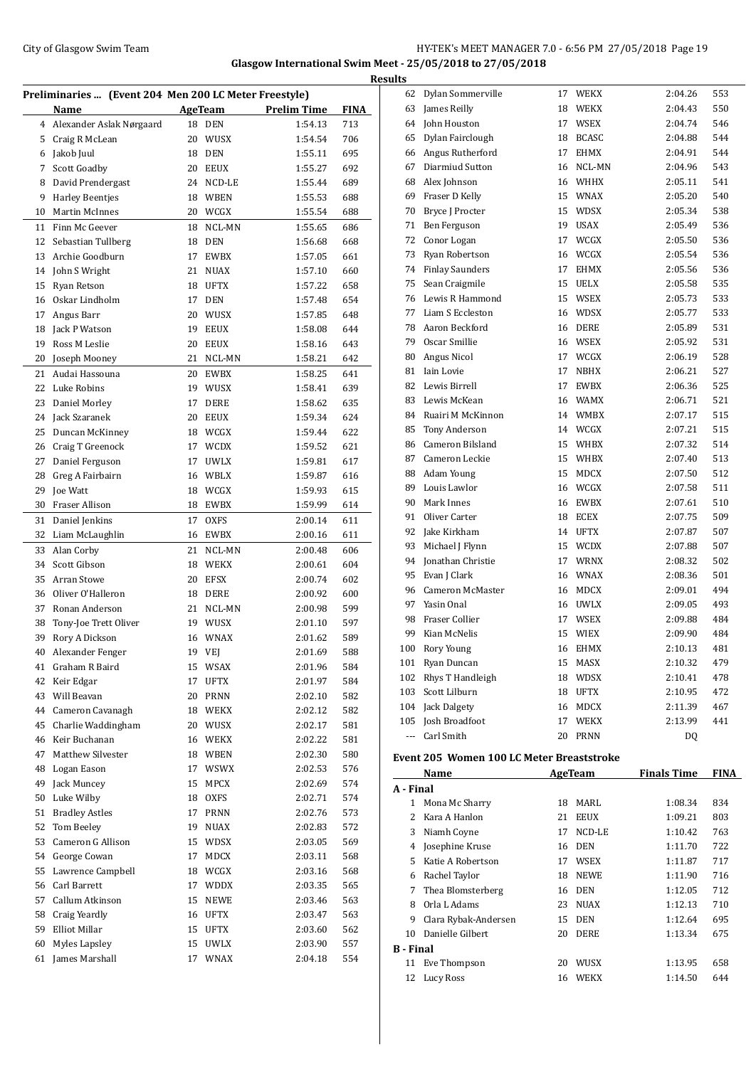**Glasgow International Swim Meet - 25/05/2018 to 27/05/2018**

**Results**

### Preliminaries ... (Event 204 Men 200 LC Meter Freestyle)

| | Name | Age | Team | Prelim Time | FINA |
|---|---|---|---|---|---|
| 4 | Alexander Aslak Nørgaard | 18 | DEN | 1:54.13 | 713 |
| 5 | Craig R McLean | 20 | WUSX | 1:54.54 | 706 |
| 6 | Jakob Juul | 18 | DEN | 1:55.11 | 695 |
| 7 | Scott Goadby | 20 | EEUX | 1:55.27 | 692 |
| 8 | David Prendergast | 24 | NCD-LE | 1:55.44 | 689 |
| 9 | Harley Beentjes | 18 | WBEN | 1:55.53 | 688 |
| 10 | Martin McInnes | 20 | WCGX | 1:55.54 | 688 |
| 11 | Finn Mc Geever | 18 | NCL-MN | 1:55.65 | 686 |
| 12 | Sebastian Tullberg | 18 | DEN | 1:56.68 | 668 |
| 13 | Archie Goodburn | 17 | EWBX | 1:57.05 | 661 |
| 14 | John S Wright | 21 | NUAX | 1:57.10 | 660 |
| 15 | Ryan Retson | 18 | UFTX | 1:57.22 | 658 |
| 16 | Oskar Lindholm | 17 | DEN | 1:57.48 | 654 |
| 17 | Angus Barr | 20 | WUSX | 1:57.85 | 648 |
| 18 | Jack P Watson | 19 | EEUX | 1:58.08 | 644 |
| 19 | Ross M Leslie | 20 | EEUX | 1:58.16 | 643 |
| 20 | Joseph Mooney | 21 | NCL-MN | 1:58.21 | 642 |
| 21 | Audai Hassouna | 20 | EWBX | 1:58.25 | 641 |
| 22 | Luke Robins | 19 | WUSX | 1:58.41 | 639 |
| 23 | Daniel Morley | 17 | DERE | 1:58.62 | 635 |
| 24 | Jack Szaranek | 20 | EEUX | 1:59.34 | 624 |
| 25 | Duncan McKinney | 18 | WCGX | 1:59.44 | 622 |
| 26 | Craig T Greenock | 17 | WCDX | 1:59.52 | 621 |
| 27 | Daniel Ferguson | 17 | UWLX | 1:59.81 | 617 |
| 28 | Greg A Fairbairn | 16 | WBLX | 1:59.87 | 616 |
| 29 | Joe Watt | 18 | WCGX | 1:59.93 | 615 |
| 30 | Fraser Allison | 18 | EWBX | 1:59.99 | 614 |
| 31 | Daniel Jenkins | 17 | OXFS | 2:00.14 | 611 |
| 32 | Liam McLaughlin | 16 | EWBX | 2:00.16 | 611 |
| 33 | Alan Corby | 21 | NCL-MN | 2:00.48 | 606 |
| 34 | Scott Gibson | 18 | WEKX | 2:00.61 | 604 |
| 35 | Arran Stowe | 20 | EFSX | 2:00.74 | 602 |
| 36 | Oliver O'Halleron | 18 | DERE | 2:00.92 | 600 |
| 37 | Ronan Anderson | 21 | NCL-MN | 2:00.98 | 599 |
| 38 | Tony-Joe Trett Oliver | 19 | WUSX | 2:01.10 | 597 |
| 39 | Rory A Dickson | 16 | WNAX | 2:01.62 | 589 |
| 40 | Alexander Fenger | 19 | VEJ | 2:01.69 | 588 |
| 41 | Graham R Baird | 15 | WSAX | 2:01.96 | 584 |
| 42 | Keir Edgar | 17 | UFTX | 2:01.97 | 584 |
| 43 | Will Beavan | 20 | PRNN | 2:02.10 | 582 |
| 44 | Cameron Cavanagh | 18 | WEKX | 2:02.12 | 582 |
| 45 | Charlie Waddingham | 20 | WUSX | 2:02.17 | 581 |
| 46 | Keir Buchanan | 16 | WEKX | 2:02.22 | 581 |
| 47 | Matthew Silvester | 18 | WBEN | 2:02.30 | 580 |
| 48 | Logan Eason | 17 | WSWX | 2:02.53 | 576 |
| 49 | Jack Muncey | 15 | MPCX | 2:02.69 | 574 |
| 50 | Luke Wilby | 18 | OXFS | 2:02.71 | 574 |
| 51 | Bradley Astles | 17 | PRNN | 2:02.76 | 573 |
| 52 | Tom Beeley | 19 | NUAX | 2:02.83 | 572 |
| 53 | Cameron G Allison | 15 | WDSX | 2:03.05 | 569 |
| 54 | George Cowan | 17 | MDCX | 2:03.11 | 568 |
| 55 | Lawrence Campbell | 18 | WCGX | 2:03.16 | 568 |
| 56 | Carl Barrett | 17 | WDDX | 2:03.35 | 565 |
| 57 | Callum Atkinson | 15 | NEWE | 2:03.46 | 563 |
| 58 | Craig Yeardly | 16 | UFTX | 2:03.47 | 563 |
| 59 | Elliot Millar | 15 | UFTX | 2:03.60 | 562 |
| 60 | Myles Lapsley | 15 | UWLX | 2:03.90 | 557 |
| 61 | James Marshall | 17 | WNAX | 2:04.18 | 554 |
| 62 | Dylan Sommerville | 17 | WEKX | 2:04.26 | 553 |
| 63 | James Reilly | 18 | WEKX | 2:04.43 | 550 |
| 64 | John Houston | 17 | WSEX | 2:04.74 | 546 |
| 65 | Dylan Fairclough | 18 | BCASC | 2:04.88 | 544 |
| 66 | Angus Rutherford | 17 | EHMX | 2:04.91 | 544 |
| 67 | Diarmiud Sutton | 16 | NCL-MN | 2:04.96 | 543 |
| 68 | Alex Johnson | 16 | WHHX | 2:05.11 | 541 |
| 69 | Fraser D Kelly | 15 | WNAX | 2:05.20 | 540 |
| 70 | Bryce J Procter | 15 | WDSX | 2:05.34 | 538 |
| 71 | Ben Ferguson | 19 | USAX | 2:05.49 | 536 |
| 72 | Conor Logan | 17 | WCGX | 2:05.50 | 536 |
| 73 | Ryan Robertson | 16 | WCGX | 2:05.54 | 536 |
| 74 | Finlay Saunders | 17 | EHMX | 2:05.56 | 536 |
| 75 | Sean Craigmile | 15 | UELX | 2:05.58 | 535 |
| 76 | Lewis R Hammond | 15 | WSEX | 2:05.73 | 533 |
| 77 | Liam S Eccleston | 16 | WDSX | 2:05.77 | 533 |
| 78 | Aaron Beckford | 16 | DERE | 2:05.89 | 531 |
| 79 | Oscar Smillie | 16 | WSEX | 2:05.92 | 531 |
| 80 | Angus Nicol | 17 | WCGX | 2:06.19 | 528 |
| 81 | Iain Lovie | 17 | NBHX | 2:06.21 | 527 |
| 82 | Lewis Birrell | 17 | EWBX | 2:06.36 | 525 |
| 83 | Lewis McKean | 16 | WAMX | 2:06.71 | 521 |
| 84 | Ruairi M McKinnon | 14 | WMBX | 2:07.17 | 515 |
| 85 | Tony Anderson | 14 | WCGX | 2:07.21 | 515 |
| 86 | Cameron Bilsland | 15 | WHBX | 2:07.32 | 514 |
| 87 | Cameron Leckie | 15 | WHBX | 2:07.40 | 513 |
| 88 | Adam Young | 15 | MDCX | 2:07.50 | 512 |
| 89 | Louis Lawlor | 16 | WCGX | 2:07.58 | 511 |
| 90 | Mark Innes | 16 | EWBX | 2:07.61 | 510 |
| 91 | Oliver Carter | 18 | ECEX | 2:07.75 | 509 |
| 92 | Jake Kirkham | 14 | UFTX | 2:07.87 | 507 |
| 93 | Michael J Flynn | 15 | WCDX | 2:07.88 | 507 |
| 94 | Jonathan Christie | 17 | WRNX | 2:08.32 | 502 |
| 95 | Evan J Clark | 16 | WNAX | 2:08.36 | 501 |
| 96 | Cameron McMaster | 16 | MDCX | 2:09.01 | 494 |
| 97 | Yasin Onal | 16 | UWLX | 2:09.05 | 493 |
| 98 | Fraser Collier | 17 | WSEX | 2:09.88 | 484 |
| 99 | Kian McNelis | 15 | WIEX | 2:09.90 | 484 |
| 100 | Rory Young | 16 | EHMX | 2:10.13 | 481 |
| 101 | Ryan Duncan | 15 | MASX | 2:10.32 | 479 |
| 102 | Rhys T Handleigh | 18 | WDSX | 2:10.41 | 478 |
| 103 | Scott Lilburn | 18 | UFTX | 2:10.95 | 472 |
| 104 | Jack Dalgety | 16 | MDCX | 2:11.39 | 467 |
| 105 | Josh Broadfoot | 17 | WEKX | 2:13.99 | 441 |
| --- | Carl Smith | 20 | PRNN | DQ | |

### Event 205 Women 100 LC Meter Breaststroke

| | Name | Age | Team | Finals Time | FINA |
|---|---|---|---|---|---|
| **A - Final** | | | | | |
| 1 | Mona Mc Sharry | 18 | MARL | 1:08.34 | 834 |
| 2 | Kara A Hanlon | 21 | EEUX | 1:09.21 | 803 |
| 3 | Niamh Coyne | 17 | NCD-LE | 1:10.42 | 763 |
| 4 | Josephine Kruse | 16 | DEN | 1:11.70 | 722 |
| 5 | Katie A Robertson | 17 | WSEX | 1:11.87 | 717 |
| 6 | Rachel Taylor | 18 | NEWE | 1:11.90 | 716 |
| 7 | Thea Blomsterberg | 16 | DEN | 1:12.05 | 712 |
| 8 | Orla L Adams | 23 | NUAX | 1:12.13 | 710 |
| 9 | Clara Rybak-Andersen | 15 | DEN | 1:12.64 | 695 |
| 10 | Danielle Gilbert | 20 | DERE | 1:13.34 | 675 |
| **B - Final** | | | | | |
| 11 | Eve Thompson | 20 | WUSX | 1:13.95 | 658 |
| 12 | Lucy Ross | 16 | WEKX | 1:14.50 | 644 |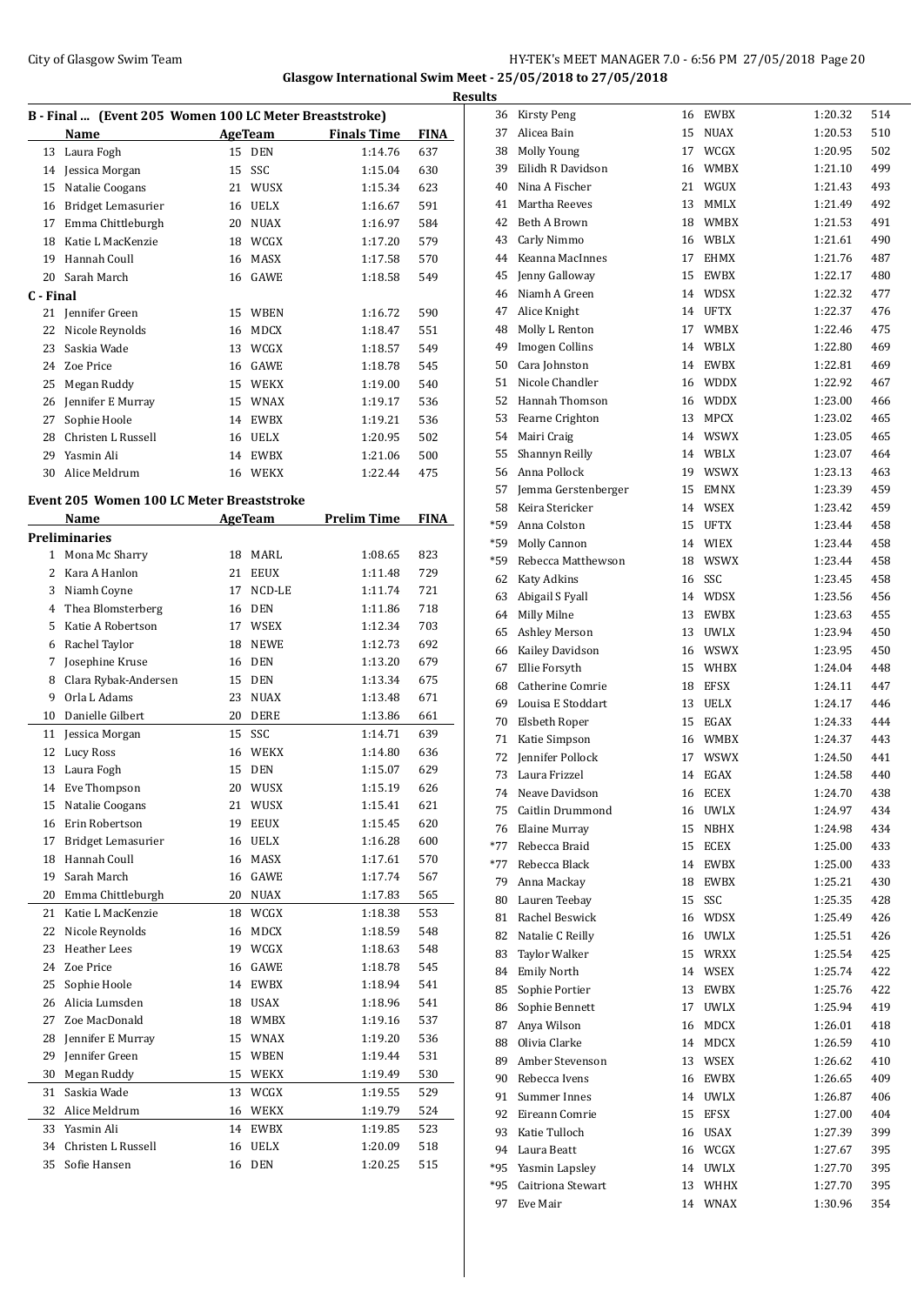**Glasgow International Swim Meet - 25/05/2018 to 27/05/2018**

**Results**

### B - Final ... (Event 205 Women 100 LC Meter Breaststroke)

| | Name | Age | Team | Finals Time | FINA |
|---|---|---|---|---|---|
| 13 | Laura Fogh | 15 | DEN | 1:14.76 | 637 |
| 14 | Jessica Morgan | 15 | SSC | 1:15.04 | 630 |
| 15 | Natalie Coogans | 21 | WUSX | 1:15.34 | 623 |
| 16 | Bridget Lemasurier | 16 | UELX | 1:16.67 | 591 |
| 17 | Emma Chittleburgh | 20 | NUAX | 1:16.97 | 584 |
| 18 | Katie L MacKenzie | 18 | WCGX | 1:17.20 | 579 |
| 19 | Hannah Coull | 16 | MASX | 1:17.58 | 570 |
| 20 | Sarah March | 16 | GAWE | 1:18.58 | 549 |

### C - Final

| | Name | Age | Team | Finals Time | FINA |
|---|---|---|---|---|---|
| 21 | Jennifer Green | 15 | WBEN | 1:16.72 | 590 |
| 22 | Nicole Reynolds | 16 | MDCX | 1:18.47 | 551 |
| 23 | Saskia Wade | 13 | WCGX | 1:18.57 | 549 |
| 24 | Zoe Price | 16 | GAWE | 1:18.78 | 545 |
| 25 | Megan Ruddy | 15 | WEKX | 1:19.00 | 540 |
| 26 | Jennifer E Murray | 15 | WNAX | 1:19.17 | 536 |
| 27 | Sophie Hoole | 14 | EWBX | 1:19.21 | 536 |
| 28 | Christen L Russell | 16 | UELX | 1:20.95 | 502 |
| 29 | Yasmin Ali | 14 | EWBX | 1:21.06 | 500 |
| 30 | Alice Meldrum | 16 | WEKX | 1:22.44 | 475 |

### Event 205 Women 100 LC Meter Breaststroke

**Preliminaries**

| | Name | Age | Team | Prelim Time | FINA |
|---|---|---|---|---|---|
| 1 | Mona Mc Sharry | 18 | MARL | 1:08.65 | 823 |
| 2 | Kara A Hanlon | 21 | EEUX | 1:11.48 | 729 |
| 3 | Niamh Coyne | 17 | NCD-LE | 1:11.74 | 721 |
| 4 | Thea Blomsterberg | 16 | DEN | 1:11.86 | 718 |
| 5 | Katie A Robertson | 17 | WSEX | 1:12.34 | 703 |
| 6 | Rachel Taylor | 18 | NEWE | 1:12.73 | 692 |
| 7 | Josephine Kruse | 16 | DEN | 1:13.20 | 679 |
| 8 | Clara Rybak-Andersen | 15 | DEN | 1:13.34 | 675 |
| 9 | Orla L Adams | 23 | NUAX | 1:13.48 | 671 |
| 10 | Danielle Gilbert | 20 | DERE | 1:13.86 | 661 |
| 11 | Jessica Morgan | 15 | SSC | 1:14.71 | 639 |
| 12 | Lucy Ross | 16 | WEKX | 1:14.80 | 636 |
| 13 | Laura Fogh | 15 | DEN | 1:15.07 | 629 |
| 14 | Eve Thompson | 20 | WUSX | 1:15.19 | 626 |
| 15 | Natalie Coogans | 21 | WUSX | 1:15.41 | 621 |
| 16 | Erin Robertson | 19 | EEUX | 1:15.45 | 620 |
| 17 | Bridget Lemasurier | 16 | UELX | 1:16.28 | 600 |
| 18 | Hannah Coull | 16 | MASX | 1:17.61 | 570 |
| 19 | Sarah March | 16 | GAWE | 1:17.74 | 567 |
| 20 | Emma Chittleburgh | 20 | NUAX | 1:17.83 | 565 |
| 21 | Katie L MacKenzie | 18 | WCGX | 1:18.38 | 553 |
| 22 | Nicole Reynolds | 16 | MDCX | 1:18.59 | 548 |
| 23 | Heather Lees | 19 | WCGX | 1:18.63 | 548 |
| 24 | Zoe Price | 16 | GAWE | 1:18.78 | 545 |
| 25 | Sophie Hoole | 14 | EWBX | 1:18.94 | 541 |
| 26 | Alicia Lumsden | 18 | USAX | 1:18.96 | 541 |
| 27 | Zoe MacDonald | 18 | WMBX | 1:19.16 | 537 |
| 28 | Jennifer E Murray | 15 | WNAX | 1:19.20 | 536 |
| 29 | Jennifer Green | 15 | WBEN | 1:19.44 | 531 |
| 30 | Megan Ruddy | 15 | WEKX | 1:19.49 | 530 |
| 31 | Saskia Wade | 13 | WCGX | 1:19.55 | 529 |
| 32 | Alice Meldrum | 16 | WEKX | 1:19.79 | 524 |
| 33 | Yasmin Ali | 14 | EWBX | 1:19.85 | 523 |
| 34 | Christen L Russell | 16 | UELX | 1:20.09 | 518 |
| 35 | Sofie Hansen | 16 | DEN | 1:20.25 | 515 |
| 36 | Kirsty Peng | 16 | EWBX | 1:20.32 | 514 |
| 37 | Alicea Bain | 15 | NUAX | 1:20.53 | 510 |
| 38 | Molly Young | 17 | WCGX | 1:20.95 | 502 |
| 39 | Eilidh R Davidson | 16 | WMBX | 1:21.10 | 499 |
| 40 | Nina A Fischer | 21 | WGUX | 1:21.43 | 493 |
| 41 | Martha Reeves | 13 | MMLX | 1:21.49 | 492 |
| 42 | Beth A Brown | 18 | WMBX | 1:21.53 | 491 |
| 43 | Carly Nimmo | 16 | WBLX | 1:21.61 | 490 |
| 44 | Keanna MacInnes | 17 | EHMX | 1:21.76 | 487 |
| 45 | Jenny Galloway | 15 | EWBX | 1:22.17 | 480 |
| 46 | Niamh A Green | 14 | WDSX | 1:22.32 | 477 |
| 47 | Alice Knight | 14 | UFTX | 1:22.37 | 476 |
| 48 | Molly L Renton | 17 | WMBX | 1:22.46 | 475 |
| 49 | Imogen Collins | 14 | WBLX | 1:22.80 | 469 |
| 50 | Cara Johnston | 14 | EWBX | 1:22.81 | 469 |
| 51 | Nicole Chandler | 16 | WDDX | 1:22.92 | 467 |
| 52 | Hannah Thomson | 16 | WDDX | 1:23.00 | 466 |
| 53 | Fearne Crighton | 13 | MPCX | 1:23.02 | 465 |
| 54 | Mairi Craig | 14 | WSWX | 1:23.05 | 465 |
| 55 | Shannyn Reilly | 14 | WBLX | 1:23.07 | 464 |
| 56 | Anna Pollock | 19 | WSWX | 1:23.13 | 463 |
| 57 | Jemma Gerstenberger | 15 | EMNX | 1:23.39 | 459 |
| 58 | Keira Stericker | 14 | WSEX | 1:23.42 | 459 |
| *59 | Anna Colston | 15 | UFTX | 1:23.44 | 458 |
| *59 | Molly Cannon | 14 | WIEX | 1:23.44 | 458 |
| *59 | Rebecca Matthewson | 18 | WSWX | 1:23.44 | 458 |
| 62 | Katy Adkins | 16 | SSC | 1:23.45 | 458 |
| 63 | Abigail S Fyall | 14 | WDSX | 1:23.56 | 456 |
| 64 | Milly Milne | 13 | EWBX | 1:23.63 | 455 |
| 65 | Ashley Merson | 13 | UWLX | 1:23.94 | 450 |
| 66 | Kailey Davidson | 16 | WSWX | 1:23.95 | 450 |
| 67 | Ellie Forsyth | 15 | WHBX | 1:24.04 | 448 |
| 68 | Catherine Comrie | 18 | EFSX | 1:24.11 | 447 |
| 69 | Louisa E Stoddart | 13 | UELX | 1:24.17 | 446 |
| 70 | Elsbeth Roper | 15 | EGAX | 1:24.33 | 444 |
| 71 | Katie Simpson | 16 | WMBX | 1:24.37 | 443 |
| 72 | Jennifer Pollock | 17 | WSWX | 1:24.50 | 441 |
| 73 | Laura Frizzel | 14 | EGAX | 1:24.58 | 440 |
| 74 | Neave Davidson | 16 | ECEX | 1:24.70 | 438 |
| 75 | Caitlin Drummond | 16 | UWLX | 1:24.97 | 434 |
| 76 | Elaine Murray | 15 | NBHX | 1:24.98 | 434 |
| *77 | Rebecca Braid | 15 | ECEX | 1:25.00 | 433 |
| *77 | Rebecca Black | 14 | EWBX | 1:25.00 | 433 |
| 79 | Anna Mackay | 18 | EWBX | 1:25.21 | 430 |
| 80 | Lauren Teebay | 15 | SSC | 1:25.35 | 428 |
| 81 | Rachel Beswick | 16 | WDSX | 1:25.49 | 426 |
| 82 | Natalie C Reilly | 16 | UWLX | 1:25.51 | 426 |
| 83 | Taylor Walker | 15 | WRXX | 1:25.54 | 425 |
| 84 | Emily North | 14 | WSEX | 1:25.74 | 422 |
| 85 | Sophie Portier | 13 | EWBX | 1:25.76 | 422 |
| 86 | Sophie Bennett | 17 | UWLX | 1:25.94 | 419 |
| 87 | Anya Wilson | 16 | MDCX | 1:26.01 | 418 |
| 88 | Olivia Clarke | 14 | MDCX | 1:26.59 | 410 |
| 89 | Amber Stevenson | 13 | WSEX | 1:26.62 | 410 |
| 90 | Rebecca Ivens | 16 | EWBX | 1:26.65 | 409 |
| 91 | Summer Innes | 14 | UWLX | 1:26.87 | 406 |
| 92 | Eireann Comrie | 15 | EFSX | 1:27.00 | 404 |
| 93 | Katie Tulloch | 16 | USAX | 1:27.39 | 399 |
| 94 | Laura Beatt | 16 | WCGX | 1:27.67 | 395 |
| *95 | Yasmin Lapsley | 14 | UWLX | 1:27.70 | 395 |
| *95 | Caitriona Stewart | 13 | WHHX | 1:27.70 | 395 |
| 97 | Eve Mair | 14 | WNAX | 1:30.96 | 354 |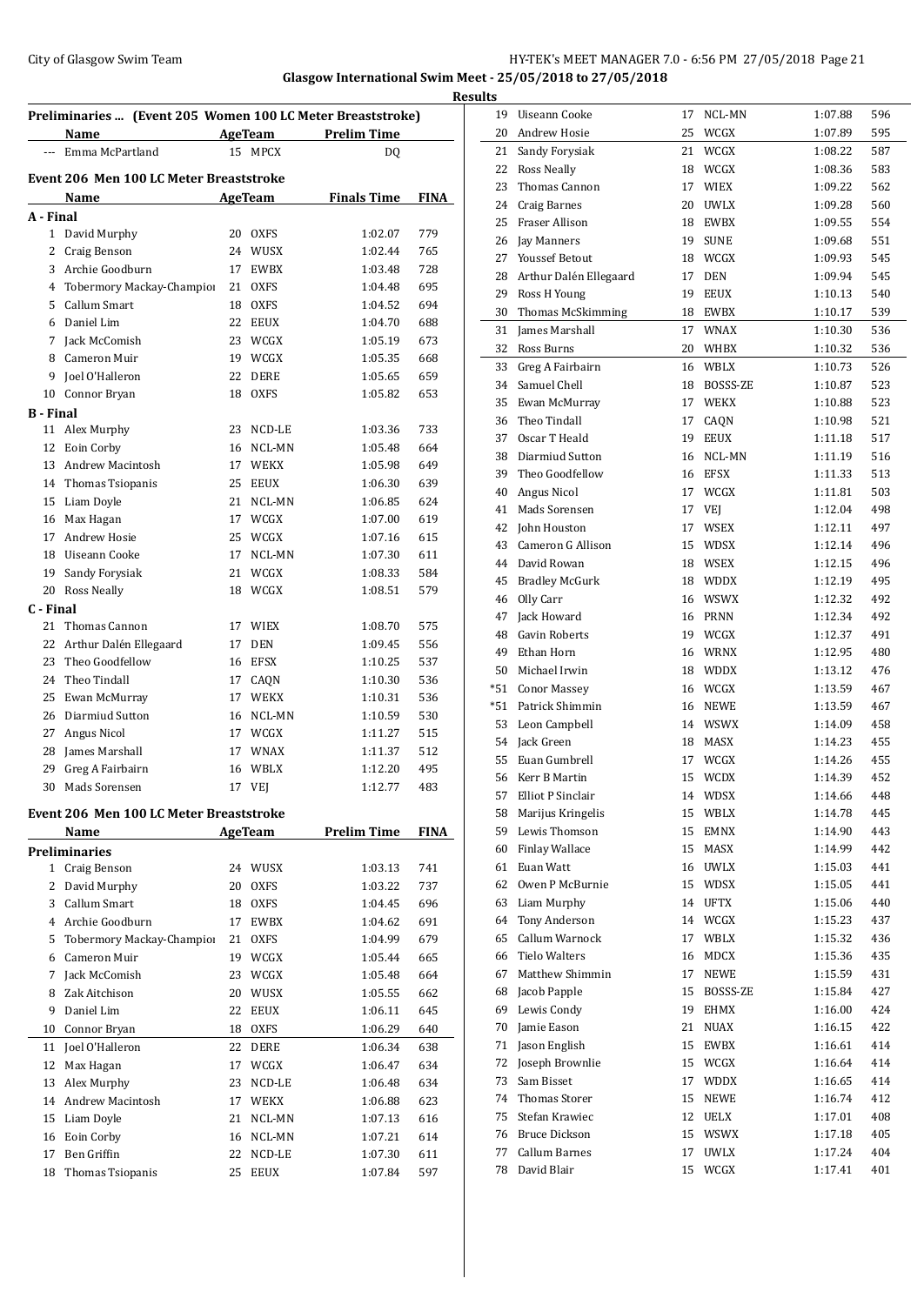## Preliminaries ... (Event 205 Women 100 LC Meter Breaststroke)

| | Name | Age | Team | Prelim Time |
|---|---|---|---|---|
| --- | Emma McPartland | 15 | MPCX | DQ |

## Event 206 Men 100 LC Meter Breaststroke

| | Name | Age | Team | Finals Time | FINA |
|---|---|---|---|---|---|
| **A - Final** | | | | | |
| 1 | David Murphy | 20 | OXFS | 1:02.07 | 779 |
| 2 | Craig Benson | 24 | WUSX | 1:02.44 | 765 |
| 3 | Archie Goodburn | 17 | EWBX | 1:03.48 | 728 |
| 4 | Tobermory Mackay-Champion | 21 | OXFS | 1:04.48 | 695 |
| 5 | Callum Smart | 18 | OXFS | 1:04.52 | 694 |
| 6 | Daniel Lim | 22 | EEUX | 1:04.70 | 688 |
| 7 | Jack McComish | 23 | WCGX | 1:05.19 | 673 |
| 8 | Cameron Muir | 19 | WCGX | 1:05.35 | 668 |
| 9 | Joel O'Halleron | 22 | DERE | 1:05.65 | 659 |
| 10 | Connor Bryan | 18 | OXFS | 1:05.82 | 653 |
| **B - Final** | | | | | |
| 11 | Alex Murphy | 23 | NCD-LE | 1:03.36 | 733 |
| 12 | Eoin Corby | 16 | NCL-MN | 1:05.48 | 664 |
| 13 | Andrew Macintosh | 17 | WEKX | 1:05.98 | 649 |
| 14 | Thomas Tsiopanis | 25 | EEUX | 1:06.30 | 639 |
| 15 | Liam Doyle | 21 | NCL-MN | 1:06.85 | 624 |
| 16 | Max Hagan | 17 | WCGX | 1:07.00 | 619 |
| 17 | Andrew Hosie | 25 | WCGX | 1:07.16 | 615 |
| 18 | Uiseann Cooke | 17 | NCL-MN | 1:07.30 | 611 |
| 19 | Sandy Forysiak | 21 | WCGX | 1:08.33 | 584 |
| 20 | Ross Neally | 18 | WCGX | 1:08.51 | 579 |
| **C - Final** | | | | | |
| 21 | Thomas Cannon | 17 | WIEX | 1:08.70 | 575 |
| 22 | Arthur Dalén Ellegaard | 17 | DEN | 1:09.45 | 556 |
| 23 | Theo Goodfellow | 16 | EFSX | 1:10.25 | 537 |
| 24 | Theo Tindall | 17 | CAQN | 1:10.30 | 536 |
| 25 | Ewan McMurray | 17 | WEKX | 1:10.31 | 536 |
| 26 | Diarmiud Sutton | 16 | NCL-MN | 1:10.59 | 530 |
| 27 | Angus Nicol | 17 | WCGX | 1:11.27 | 515 |
| 28 | James Marshall | 17 | WNAX | 1:11.37 | 512 |
| 29 | Greg A Fairbairn | 16 | WBLX | 1:12.20 | 495 |
| 30 | Mads Sorensen | 17 | VEJ | 1:12.77 | 483 |

## Event 206 Men 100 LC Meter Breaststroke

| | Name | Age | Team | Prelim Time | FINA |
|---|---|---|---|---|---|
| **Preliminaries** | | | | | |
| 1 | Craig Benson | 24 | WUSX | 1:03.13 | 741 |
| 2 | David Murphy | 20 | OXFS | 1:03.22 | 737 |
| 3 | Callum Smart | 18 | OXFS | 1:04.45 | 696 |
| 4 | Archie Goodburn | 17 | EWBX | 1:04.62 | 691 |
| 5 | Tobermory Mackay-Champion | 21 | OXFS | 1:04.99 | 679 |
| 6 | Cameron Muir | 19 | WCGX | 1:05.44 | 665 |
| 7 | Jack McComish | 23 | WCGX | 1:05.48 | 664 |
| 8 | Zak Aitchison | 20 | WUSX | 1:05.55 | 662 |
| 9 | Daniel Lim | 22 | EEUX | 1:06.11 | 645 |
| 10 | Connor Bryan | 18 | OXFS | 1:06.29 | 640 |
| 11 | Joel O'Halleron | 22 | DERE | 1:06.34 | 638 |
| 12 | Max Hagan | 17 | WCGX | 1:06.47 | 634 |
| 13 | Alex Murphy | 23 | NCD-LE | 1:06.48 | 634 |
| 14 | Andrew Macintosh | 17 | WEKX | 1:06.88 | 623 |
| 15 | Liam Doyle | 21 | NCL-MN | 1:07.13 | 616 |
| 16 | Eoin Corby | 16 | NCL-MN | 1:07.21 | 614 |
| 17 | Ben Griffin | 22 | NCD-LE | 1:07.30 | 611 |
| 18 | Thomas Tsiopanis | 25 | EEUX | 1:07.84 | 597 |
| 19 | Uiseann Cooke | 17 | NCL-MN | 1:07.88 | 596 |
| 20 | Andrew Hosie | 25 | WCGX | 1:07.89 | 595 |
| 21 | Sandy Forysiak | 21 | WCGX | 1:08.22 | 587 |
| 22 | Ross Neally | 18 | WCGX | 1:08.36 | 583 |
| 23 | Thomas Cannon | 17 | WIEX | 1:09.22 | 562 |
| 24 | Craig Barnes | 20 | UWLX | 1:09.28 | 560 |
| 25 | Fraser Allison | 18 | EWBX | 1:09.55 | 554 |
| 26 | Jay Manners | 19 | SUNE | 1:09.68 | 551 |
| 27 | Youssef Betout | 18 | WCGX | 1:09.93 | 545 |
| 28 | Arthur Dalén Ellegaard | 17 | DEN | 1:09.94 | 545 |
| 29 | Ross H Young | 19 | EEUX | 1:10.13 | 540 |
| 30 | Thomas McSkimming | 18 | EWBX | 1:10.17 | 539 |
| 31 | James Marshall | 17 | WNAX | 1:10.30 | 536 |
| 32 | Ross Burns | 20 | WHBX | 1:10.32 | 536 |
| 33 | Greg A Fairbairn | 16 | WBLX | 1:10.73 | 526 |
| 34 | Samuel Chell | 18 | BOSSS-ZE | 1:10.87 | 523 |
| 35 | Ewan McMurray | 17 | WEKX | 1:10.88 | 523 |
| 36 | Theo Tindall | 17 | CAQN | 1:10.98 | 521 |
| 37 | Oscar T Heald | 19 | EEUX | 1:11.18 | 517 |
| 38 | Diarmiud Sutton | 16 | NCL-MN | 1:11.19 | 516 |
| 39 | Theo Goodfellow | 16 | EFSX | 1:11.33 | 513 |
| 40 | Angus Nicol | 17 | WCGX | 1:11.81 | 503 |
| 41 | Mads Sorensen | 17 | VEJ | 1:12.04 | 498 |
| 42 | John Houston | 17 | WSEX | 1:12.11 | 497 |
| 43 | Cameron G Allison | 15 | WDSX | 1:12.14 | 496 |
| 44 | David Rowan | 18 | WSEX | 1:12.15 | 496 |
| 45 | Bradley McGurk | 18 | WDDX | 1:12.19 | 495 |
| 46 | Olly Carr | 16 | WSWX | 1:12.32 | 492 |
| 47 | Jack Howard | 16 | PRNN | 1:12.34 | 492 |
| 48 | Gavin Roberts | 19 | WCGX | 1:12.37 | 491 |
| 49 | Ethan Horn | 16 | WRNX | 1:12.95 | 480 |
| 50 | Michael Irwin | 18 | WDDX | 1:13.12 | 476 |
| *51 | Conor Massey | 16 | WCGX | 1:13.59 | 467 |
| *51 | Patrick Shimmin | 16 | NEWE | 1:13.59 | 467 |
| 53 | Leon Campbell | 14 | WSWX | 1:14.09 | 458 |
| 54 | Jack Green | 18 | MASX | 1:14.23 | 455 |
| 55 | Euan Gumbrell | 17 | WCGX | 1:14.26 | 455 |
| 56 | Kerr B Martin | 15 | WCDX | 1:14.39 | 452 |
| 57 | Elliot P Sinclair | 14 | WDSX | 1:14.66 | 448 |
| 58 | Marijus Kringelis | 15 | WBLX | 1:14.78 | 445 |
| 59 | Lewis Thomson | 15 | EMNX | 1:14.90 | 443 |
| 60 | Finlay Wallace | 15 | MASX | 1:14.99 | 442 |
| 61 | Euan Watt | 16 | UWLX | 1:15.03 | 441 |
| 62 | Owen P McBurnie | 15 | WDSX | 1:15.05 | 441 |
| 63 | Liam Murphy | 14 | UFTX | 1:15.06 | 440 |
| 64 | Tony Anderson | 14 | WCGX | 1:15.23 | 437 |
| 65 | Callum Warnock | 17 | WBLX | 1:15.32 | 436 |
| 66 | Tielo Walters | 16 | MDCX | 1:15.36 | 435 |
| 67 | Matthew Shimmin | 17 | NEWE | 1:15.59 | 431 |
| 68 | Jacob Papple | 15 | BOSSS-ZE | 1:15.84 | 427 |
| 69 | Lewis Condy | 19 | EHMX | 1:16.00 | 424 |
| 70 | Jamie Eason | 21 | NUAX | 1:16.15 | 422 |
| 71 | Jason English | 15 | EWBX | 1:16.61 | 414 |
| 72 | Joseph Brownlie | 15 | WCGX | 1:16.64 | 414 |
| 73 | Sam Bisset | 17 | WDDX | 1:16.65 | 414 |
| 74 | Thomas Storer | 15 | NEWE | 1:16.74 | 412 |
| 75 | Stefan Krawiec | 12 | UELX | 1:17.01 | 408 |
| 76 | Bruce Dickson | 15 | WSWX | 1:17.18 | 405 |
| 77 | Callum Barnes | 17 | UWLX | 1:17.24 | 404 |
| 78 | David Blair | 15 | WCGX | 1:17.41 | 401 |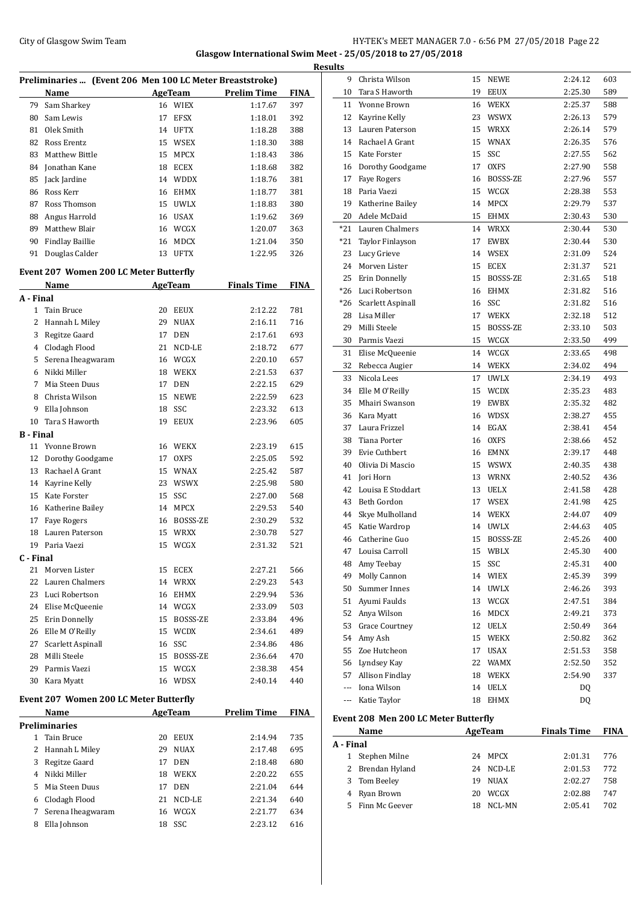Glasgow International Swim Meet - 25/05/2018 to 27/05/2018

**Results**

### Preliminaries ... (Event 206 Men 100 LC Meter Breaststroke)

| | Name | Age | Team | Prelim Time | FINA |
|---|---|---|---|---|---|
| 79 | Sam Sharkey | 16 | WIEX | 1:17.67 | 397 |
| 80 | Sam Lewis | 17 | EFSX | 1:18.01 | 392 |
| 81 | Olek Smith | 14 | UFTX | 1:18.28 | 388 |
| 82 | Ross Erentz | 15 | WSEX | 1:18.30 | 388 |
| 83 | Matthew Bittle | 15 | MPCX | 1:18.43 | 386 |
| 84 | Jonathan Kane | 18 | ECEX | 1:18.68 | 382 |
| 85 | Jack Jardine | 14 | WDDX | 1:18.76 | 381 |
| 86 | Ross Kerr | 16 | EHMX | 1:18.77 | 381 |
| 87 | Ross Thomson | 15 | UWLX | 1:18.83 | 380 |
| 88 | Angus Harrold | 16 | USAX | 1:19.62 | 369 |
| 89 | Matthew Blair | 16 | WCGX | 1:20.07 | 363 |
| 90 | Findlay Baillie | 16 | MDCX | 1:21.04 | 350 |
| 91 | Douglas Calder | 13 | UFTX | 1:22.95 | 326 |

### Event 207 Women 200 LC Meter Butterfly

| | Name | Age | Team | Finals Time | FINA |
|---|---|---|---|---|---|
| **A - Final** | | | | | |
| 1 | Tain Bruce | 20 | EEUX | 2:12.22 | 781 |
| 2 | Hannah L Miley | 29 | NUAX | 2:16.11 | 716 |
| 3 | Regitze Gaard | 17 | DEN | 2:17.61 | 693 |
| 4 | Clodagh Flood | 21 | NCD-LE | 2:18.72 | 677 |
| 5 | Serena Iheagwaram | 16 | WCGX | 2:20.10 | 657 |
| 6 | Nikki Miller | 18 | WEKX | 2:21.53 | 637 |
| 7 | Mia Steen Duus | 17 | DEN | 2:22.15 | 629 |
| 8 | Christa Wilson | 15 | NEWE | 2:22.59 | 623 |
| 9 | Ella Johnson | 18 | SSC | 2:23.32 | 613 |
| 10 | Tara S Haworth | 19 | EEUX | 2:23.96 | 605 |
| **B - Final** | | | | | |
| 11 | Yvonne Brown | 16 | WEKX | 2:23.19 | 615 |
| 12 | Dorothy Goodgame | 17 | OXFS | 2:25.05 | 592 |
| 13 | Rachael A Grant | 15 | WNAX | 2:25.42 | 587 |
| 14 | Kayrine Kelly | 23 | WSWX | 2:25.98 | 580 |
| 15 | Kate Forster | 15 | SSC | 2:27.00 | 568 |
| 16 | Katherine Bailey | 14 | MPCX | 2:29.53 | 540 |
| 17 | Faye Rogers | 16 | BOSSS-ZE | 2:30.29 | 532 |
| 18 | Lauren Paterson | 15 | WRXX | 2:30.78 | 527 |
| 19 | Paria Vaezi | 15 | WCGX | 2:31.32 | 521 |
| **C - Final** | | | | | |
| 21 | Morven Lister | 15 | ECEX | 2:27.21 | 566 |
| 22 | Lauren Chalmers | 14 | WRXX | 2:29.23 | 543 |
| 23 | Luci Robertson | 16 | EHMX | 2:29.94 | 536 |
| 24 | Elise McQueenie | 14 | WCGX | 2:33.09 | 503 |
| 25 | Erin Donnelly | 15 | BOSSS-ZE | 2:33.84 | 496 |
| 26 | Elle M O'Reilly | 15 | WCDX | 2:34.61 | 489 |
| 27 | Scarlett Aspinall | 16 | SSC | 2:34.86 | 486 |
| 28 | Milli Steele | 15 | BOSSS-ZE | 2:36.64 | 470 |
| 29 | Parmis Vaezi | 15 | WCGX | 2:38.38 | 454 |
| 30 | Kara Myatt | 16 | WDSX | 2:40.14 | 440 |

### Event 207 Women 200 LC Meter Butterfly

| | Name | Age | Team | Prelim Time | FINA |
|---|---|---|---|---|---|
| **Preliminaries** | | | | | |
| 1 | Tain Bruce | 20 | EEUX | 2:14.94 | 735 |
| 2 | Hannah L Miley | 29 | NUAX | 2:17.48 | 695 |
| 3 | Regitze Gaard | 17 | DEN | 2:18.48 | 680 |
| 4 | Nikki Miller | 18 | WEKX | 2:20.22 | 655 |
| 5 | Mia Steen Duus | 17 | DEN | 2:21.04 | 644 |
| 6 | Clodagh Flood | 21 | NCD-LE | 2:21.34 | 640 |
| 7 | Serena Iheagwaram | 16 | WCGX | 2:21.77 | 634 |
| 8 | Ella Johnson | 18 | SSC | 2:23.12 | 616 |
| 9 | Christa Wilson | 15 | NEWE | 2:24.12 | 603 |
| 10 | Tara S Haworth | 19 | EEUX | 2:25.30 | 589 |
| 11 | Yvonne Brown | 16 | WEKX | 2:25.37 | 588 |
| 12 | Kayrine Kelly | 23 | WSWX | 2:26.13 | 579 |
| 13 | Lauren Paterson | 15 | WRXX | 2:26.14 | 579 |
| 14 | Rachael A Grant | 15 | WNAX | 2:26.35 | 576 |
| 15 | Kate Forster | 15 | SSC | 2:27.55 | 562 |
| 16 | Dorothy Goodgame | 17 | OXFS | 2:27.90 | 558 |
| 17 | Faye Rogers | 16 | BOSSS-ZE | 2:27.96 | 557 |
| 18 | Paria Vaezi | 15 | WCGX | 2:28.38 | 553 |
| 19 | Katherine Bailey | 14 | MPCX | 2:29.79 | 537 |
| 20 | Adele McDaid | 15 | EHMX | 2:30.43 | 530 |
| *21 | Lauren Chalmers | 14 | WRXX | 2:30.44 | 530 |
| *21 | Taylor Finlayson | 17 | EWBX | 2:30.44 | 530 |
| 23 | Lucy Grieve | 14 | WSEX | 2:31.09 | 524 |
| 24 | Morven Lister | 15 | ECEX | 2:31.37 | 521 |
| 25 | Erin Donnelly | 15 | BOSSS-ZE | 2:31.65 | 518 |
| *26 | Luci Robertson | 16 | EHMX | 2:31.82 | 516 |
| *26 | Scarlett Aspinall | 16 | SSC | 2:31.82 | 516 |
| 28 | Lisa Miller | 17 | WEKX | 2:32.18 | 512 |
| 29 | Milli Steele | 15 | BOSSS-ZE | 2:33.10 | 503 |
| 30 | Parmis Vaezi | 15 | WCGX | 2:33.50 | 499 |
| 31 | Elise McQueenie | 14 | WCGX | 2:33.65 | 498 |
| 32 | Rebecca Augier | 14 | WEKX | 2:34.02 | 494 |
| 33 | Nicola Lees | 17 | UWLX | 2:34.19 | 493 |
| 34 | Elle M O'Reilly | 15 | WCDX | 2:35.23 | 483 |
| 35 | Mhairi Swanson | 19 | EWBX | 2:35.32 | 482 |
| 36 | Kara Myatt | 16 | WDSX | 2:38.27 | 455 |
| 37 | Laura Frizzel | 14 | EGAX | 2:38.41 | 454 |
| 38 | Tiana Porter | 16 | OXFS | 2:38.66 | 452 |
| 39 | Evie Cuthbert | 16 | EMNX | 2:39.17 | 448 |
| 40 | Olivia Di Mascio | 15 | WSWX | 2:40.35 | 438 |
| 41 | Jori Horn | 13 | WRNX | 2:40.52 | 436 |
| 42 | Louisa E Stoddart | 13 | UELX | 2:41.58 | 428 |
| 43 | Beth Gordon | 17 | WSEX | 2:41.98 | 425 |
| 44 | Skye Mulholland | 14 | WEKX | 2:44.07 | 409 |
| 45 | Katie Wardrop | 14 | UWLX | 2:44.63 | 405 |
| 46 | Catherine Guo | 15 | BOSSS-ZE | 2:45.26 | 400 |
| 47 | Louisa Carroll | 15 | WBLX | 2:45.30 | 400 |
| 48 | Amy Teebay | 15 | SSC | 2:45.31 | 400 |
| 49 | Molly Cannon | 14 | WIEX | 2:45.39 | 399 |
| 50 | Summer Innes | 14 | UWLX | 2:46.26 | 393 |
| 51 | Ayumi Faulds | 13 | WCGX | 2:47.51 | 384 |
| 52 | Anya Wilson | 16 | MDCX | 2:49.21 | 373 |
| 53 | Grace Courtney | 12 | UELX | 2:50.49 | 364 |
| 54 | Amy Ash | 15 | WEKX | 2:50.82 | 362 |
| 55 | Zoe Hutcheon | 17 | USAX | 2:51.53 | 358 |
| 56 | Lyndsey Kay | 22 | WAMX | 2:52.50 | 352 |
| 57 | Allison Findlay | 18 | WEKX | 2:54.90 | 337 |
| --- | Iona Wilson | 14 | UELX | DQ | |
| --- | Katie Taylor | 18 | EHMX | DQ | |

### Event 208 Men 200 LC Meter Butterfly

| | Name | Age | Team | Finals Time | FINA |
|---|---|---|---|---|---|
| **A - Final** | | | | | |
| 1 | Stephen Milne | 24 | MPCX | 2:01.31 | 776 |
| 2 | Brendan Hyland | 24 | NCD-LE | 2:01.53 | 772 |
| 3 | Tom Beeley | 19 | NUAX | 2:02.27 | 758 |
| 4 | Ryan Brown | 20 | WCGX | 2:02.88 | 747 |
| 5 | Finn Mc Geever | 18 | NCL-MN | 2:05.41 | 702 |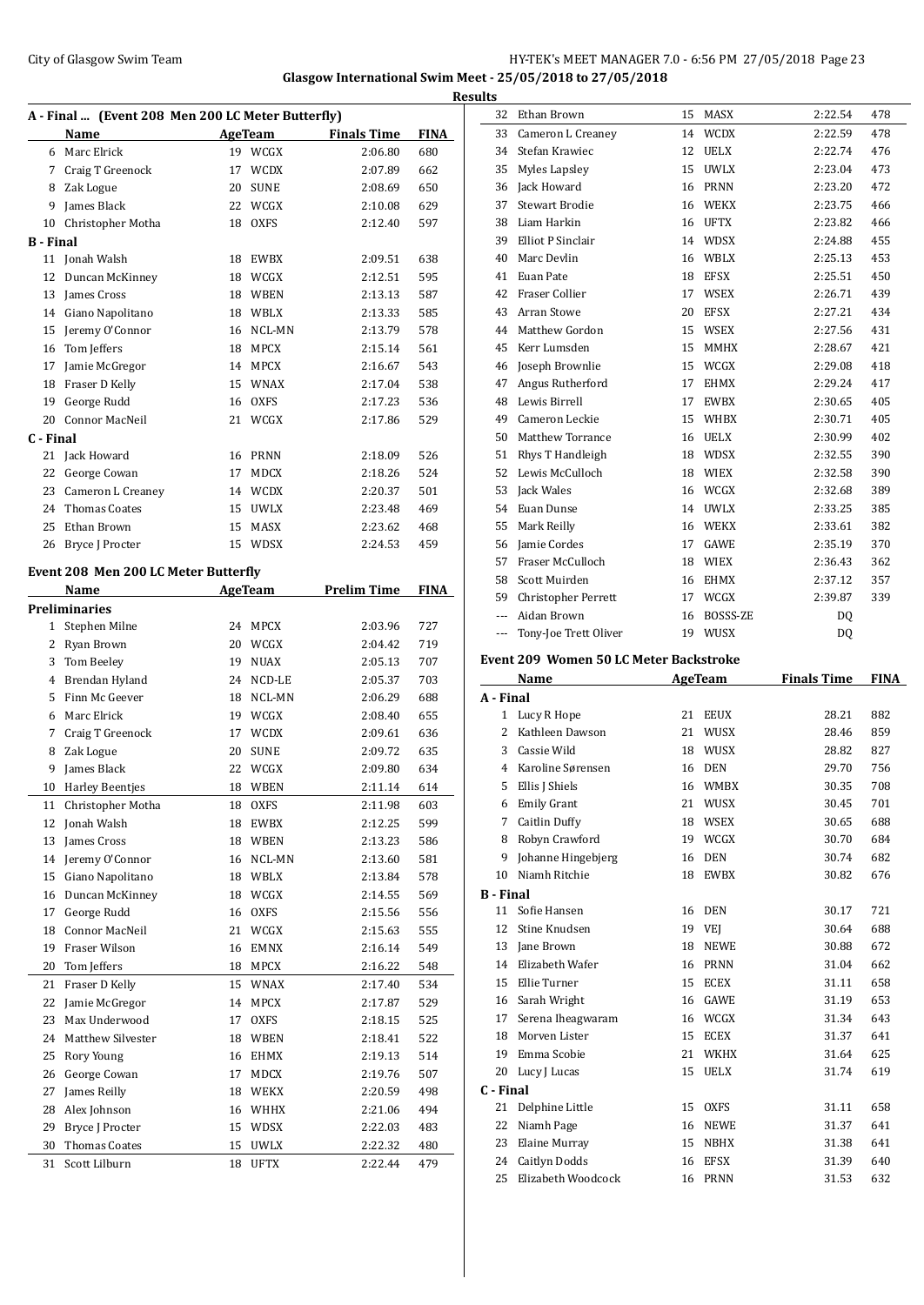**Glasgow International Swim Meet - 25/05/2018 to 27/05/2018**

**Results**

### A - Final ... (Event 208 Men 200 LC Meter Butterfly)

| | Name | Age | Team | Finals Time | FINA |
|---|---|---|---|---|---|
| 6 | Marc Elrick | 19 | WCGX | 2:06.80 | 680 |
| 7 | Craig T Greenock | 17 | WCDX | 2:07.89 | 662 |
| 8 | Zak Logue | 20 | SUNE | 2:08.69 | 650 |
| 9 | James Black | 22 | WCGX | 2:10.08 | 629 |
| 10 | Christopher Motha | 18 | OXFS | 2:12.40 | 597 |
| **B - Final** | | | | | |
| 11 | Jonah Walsh | 18 | EWBX | 2:09.51 | 638 |
| 12 | Duncan McKinney | 18 | WCGX | 2:12.51 | 595 |
| 13 | James Cross | 18 | WBEN | 2:13.13 | 587 |
| 14 | Giano Napolitano | 18 | WBLX | 2:13.33 | 585 |
| 15 | Jeremy O'Connor | 16 | NCL-MN | 2:13.79 | 578 |
| 16 | Tom Jeffers | 18 | MPCX | 2:15.14 | 561 |
| 17 | Jamie McGregor | 14 | MPCX | 2:16.67 | 543 |
| 18 | Fraser D Kelly | 15 | WNAX | 2:17.04 | 538 |
| 19 | George Rudd | 16 | OXFS | 2:17.23 | 536 |
| 20 | Connor MacNeil | 21 | WCGX | 2:17.86 | 529 |
| **C - Final** | | | | | |
| 21 | Jack Howard | 16 | PRNN | 2:18.09 | 526 |
| 22 | George Cowan | 17 | MDCX | 2:18.26 | 524 |
| 23 | Cameron L Creaney | 14 | WCDX | 2:20.37 | 501 |
| 24 | Thomas Coates | 15 | UWLX | 2:23.48 | 469 |
| 25 | Ethan Brown | 15 | MASX | 2:23.62 | 468 |
| 26 | Bryce J Procter | 15 | WDSX | 2:24.53 | 459 |

### Event 208 Men 200 LC Meter Butterfly

| | Name | Age | Team | Prelim Time | FINA |
|---|---|---|---|---|---|
| **Preliminaries** | | | | | |
| 1 | Stephen Milne | 24 | MPCX | 2:03.96 | 727 |
| 2 | Ryan Brown | 20 | WCGX | 2:04.42 | 719 |
| 3 | Tom Beeley | 19 | NUAX | 2:05.13 | 707 |
| 4 | Brendan Hyland | 24 | NCD-LE | 2:05.37 | 703 |
| 5 | Finn Mc Geever | 18 | NCL-MN | 2:06.29 | 688 |
| 6 | Marc Elrick | 19 | WCGX | 2:08.40 | 655 |
| 7 | Craig T Greenock | 17 | WCDX | 2:09.61 | 636 |
| 8 | Zak Logue | 20 | SUNE | 2:09.72 | 635 |
| 9 | James Black | 22 | WCGX | 2:09.80 | 634 |
| 10 | Harley Beentjes | 18 | WBEN | 2:11.14 | 614 |
| 11 | Christopher Motha | 18 | OXFS | 2:11.98 | 603 |
| 12 | Jonah Walsh | 18 | EWBX | 2:12.25 | 599 |
| 13 | James Cross | 18 | WBEN | 2:13.23 | 586 |
| 14 | Jeremy O'Connor | 16 | NCL-MN | 2:13.60 | 581 |
| 15 | Giano Napolitano | 18 | WBLX | 2:13.84 | 578 |
| 16 | Duncan McKinney | 18 | WCGX | 2:14.55 | 569 |
| 17 | George Rudd | 16 | OXFS | 2:15.56 | 556 |
| 18 | Connor MacNeil | 21 | WCGX | 2:15.63 | 555 |
| 19 | Fraser Wilson | 16 | EMNX | 2:16.14 | 549 |
| 20 | Tom Jeffers | 18 | MPCX | 2:16.22 | 548 |
| 21 | Fraser D Kelly | 15 | WNAX | 2:17.40 | 534 |
| 22 | Jamie McGregor | 14 | MPCX | 2:17.87 | 529 |
| 23 | Max Underwood | 17 | OXFS | 2:18.15 | 525 |
| 24 | Matthew Silvester | 18 | WBEN | 2:18.41 | 522 |
| 25 | Rory Young | 16 | EHMX | 2:19.13 | 514 |
| 26 | George Cowan | 17 | MDCX | 2:19.76 | 507 |
| 27 | James Reilly | 18 | WEKX | 2:20.59 | 498 |
| 28 | Alex Johnson | 16 | WHHX | 2:21.06 | 494 |
| 29 | Bryce J Procter | 15 | WDSX | 2:22.03 | 483 |
| 30 | Thomas Coates | 15 | UWLX | 2:22.32 | 480 |
| 31 | Scott Lilburn | 18 | UFTX | 2:22.44 | 479 |
| 32 | Ethan Brown | 15 | MASX | 2:22.54 | 478 |
| 33 | Cameron L Creaney | 14 | WCDX | 2:22.59 | 478 |
| 34 | Stefan Krawiec | 12 | UELX | 2:22.74 | 476 |
| 35 | Myles Lapsley | 15 | UWLX | 2:23.04 | 473 |
| 36 | Jack Howard | 16 | PRNN | 2:23.20 | 472 |
| 37 | Stewart Brodie | 16 | WEKX | 2:23.75 | 466 |
| 38 | Liam Harkin | 16 | UFTX | 2:23.82 | 466 |
| 39 | Elliot P Sinclair | 14 | WDSX | 2:24.88 | 455 |
| 40 | Marc Devlin | 16 | WBLX | 2:25.13 | 453 |
| 41 | Euan Pate | 18 | EFSX | 2:25.51 | 450 |
| 42 | Fraser Collier | 17 | WSEX | 2:26.71 | 439 |
| 43 | Arran Stowe | 20 | EFSX | 2:27.21 | 434 |
| 44 | Matthew Gordon | 15 | WSEX | 2:27.56 | 431 |
| 45 | Kerr Lumsden | 15 | MMHX | 2:28.67 | 421 |
| 46 | Joseph Brownlie | 15 | WCGX | 2:29.08 | 418 |
| 47 | Angus Rutherford | 17 | EHMX | 2:29.24 | 417 |
| 48 | Lewis Birrell | 17 | EWBX | 2:30.65 | 405 |
| 49 | Cameron Leckie | 15 | WHBX | 2:30.71 | 405 |
| 50 | Matthew Torrance | 16 | UELX | 2:30.99 | 402 |
| 51 | Rhys T Handleigh | 18 | WDSX | 2:32.55 | 390 |
| 52 | Lewis McCulloch | 18 | WIEX | 2:32.58 | 390 |
| 53 | Jack Wales | 16 | WCGX | 2:32.68 | 389 |
| 54 | Euan Dunse | 14 | UWLX | 2:33.25 | 385 |
| 55 | Mark Reilly | 16 | WEKX | 2:33.61 | 382 |
| 56 | Jamie Cordes | 17 | GAWE | 2:35.19 | 370 |
| 57 | Fraser McCulloch | 18 | WIEX | 2:36.43 | 362 |
| 58 | Scott Muirden | 16 | EHMX | 2:37.12 | 357 |
| 59 | Christopher Perrett | 17 | WCGX | 2:39.87 | 339 |
| --- | Aidan Brown | 16 | BOSSS-ZE | DQ | |
| --- | Tony-Joe Trett Oliver | 19 | WUSX | DQ | |

### Event 209 Women 50 LC Meter Backstroke

| | Name | Age | Team | Finals Time | FINA |
|---|---|---|---|---|---|
| **A - Final** | | | | | |
| 1 | Lucy R Hope | 21 | EEUX | 28.21 | 882 |
| 2 | Kathleen Dawson | 21 | WUSX | 28.46 | 859 |
| 3 | Cassie Wild | 18 | WUSX | 28.82 | 827 |
| 4 | Karoline Sørensen | 16 | DEN | 29.70 | 756 |
| 5 | Ellis J Shiels | 16 | WMBX | 30.35 | 708 |
| 6 | Emily Grant | 21 | WUSX | 30.45 | 701 |
| 7 | Caitlin Duffy | 18 | WSEX | 30.65 | 688 |
| 8 | Robyn Crawford | 19 | WCGX | 30.70 | 684 |
| 9 | Johanne Hingebjerg | 16 | DEN | 30.74 | 682 |
| 10 | Niamh Ritchie | 18 | EWBX | 30.82 | 676 |
| **B - Final** | | | | | |
| 11 | Sofie Hansen | 16 | DEN | 30.17 | 721 |
| 12 | Stine Knudsen | 19 | VEJ | 30.64 | 688 |
| 13 | Jane Brown | 18 | NEWE | 30.88 | 672 |
| 14 | Elizabeth Wafer | 16 | PRNN | 31.04 | 662 |
| 15 | Ellie Turner | 15 | ECEX | 31.11 | 658 |
| 16 | Sarah Wright | 16 | GAWE | 31.19 | 653 |
| 17 | Serena Iheagwaram | 16 | WCGX | 31.34 | 643 |
| 18 | Morven Lister | 15 | ECEX | 31.37 | 641 |
| 19 | Emma Scobie | 21 | WKHX | 31.64 | 625 |
| 20 | Lucy J Lucas | 15 | UELX | 31.74 | 619 |
| **C - Final** | | | | | |
| 21 | Delphine Little | 15 | OXFS | 31.11 | 658 |
| 22 | Niamh Page | 16 | NEWE | 31.37 | 641 |
| 23 | Elaine Murray | 15 | NBHX | 31.38 | 641 |
| 24 | Caitlyn Dodds | 16 | EFSX | 31.39 | 640 |
| 25 | Elizabeth Woodcock | 16 | PRNN | 31.53 | 632 |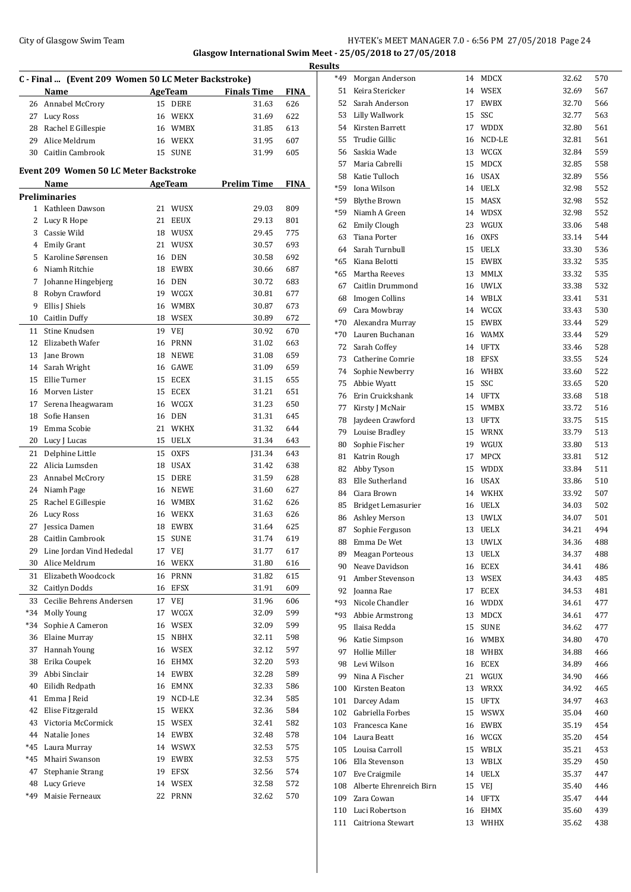Glasgow International Swim Meet - 25/05/2018 to 27/05/2018

**Results**

### C - Final ... (Event 209 Women 50 LC Meter Backstroke)

| | Name | Age | Team | Finals Time | FINA |
|---|---|---|---|---|---|
| 26 | Annabel McCrory | 15 | DERE | 31.63 | 626 |
| 27 | Lucy Ross | 16 | WEKX | 31.69 | 622 |
| 28 | Rachel E Gillespie | 16 | WMBX | 31.85 | 613 |
| 29 | Alice Meldrum | 16 | WEKX | 31.95 | 607 |
| 30 | Caitlin Cambrook | 15 | SUNE | 31.99 | 605 |

### Event 209 Women 50 LC Meter Backstroke

**Preliminaries**

| | Name | Age | Team | Prelim Time | FINA |
|---|---|---|---|---|---|
| 1 | Kathleen Dawson | 21 | WUSX | 29.03 | 809 |
| 2 | Lucy R Hope | 21 | EEUX | 29.13 | 801 |
| 3 | Cassie Wild | 18 | WUSX | 29.45 | 775 |
| 4 | Emily Grant | 21 | WUSX | 30.57 | 693 |
| 5 | Karoline Sørensen | 16 | DEN | 30.58 | 692 |
| 6 | Niamh Ritchie | 18 | EWBX | 30.66 | 687 |
| 7 | Johanne Hingebjerg | 16 | DEN | 30.72 | 683 |
| 8 | Robyn Crawford | 19 | WCGX | 30.81 | 677 |
| 9 | Ellis J Shiels | 16 | WMBX | 30.87 | 673 |
| 10 | Caitlin Duffy | 18 | WSEX | 30.89 | 672 |
| 11 | Stine Knudsen | 19 | VEJ | 30.92 | 670 |
| 12 | Elizabeth Wafer | 16 | PRNN | 31.02 | 663 |
| 13 | Jane Brown | 18 | NEWE | 31.08 | 659 |
| 14 | Sarah Wright | 16 | GAWE | 31.09 | 659 |
| 15 | Ellie Turner | 15 | ECEX | 31.15 | 655 |
| 16 | Morven Lister | 15 | ECEX | 31.21 | 651 |
| 17 | Serena Iheagwaram | 16 | WCGX | 31.23 | 650 |
| 18 | Sofie Hansen | 16 | DEN | 31.31 | 645 |
| 19 | Emma Scobie | 21 | WKHX | 31.32 | 644 |
| 20 | Lucy J Lucas | 15 | UELX | 31.34 | 643 |
| 21 | Delphine Little | 15 | OXFS | J31.34 | 643 |
| 22 | Alicia Lumsden | 18 | USAX | 31.42 | 638 |
| 23 | Annabel McCrory | 15 | DERE | 31.59 | 628 |
| 24 | Niamh Page | 16 | NEWE | 31.60 | 627 |
| 25 | Rachel E Gillespie | 16 | WMBX | 31.62 | 626 |
| 26 | Lucy Ross | 16 | WEKX | 31.63 | 626 |
| 27 | Jessica Damen | 18 | EWBX | 31.64 | 625 |
| 28 | Caitlin Cambrook | 15 | SUNE | 31.74 | 619 |
| 29 | Line Jordan Vind Hededal | 17 | VEJ | 31.77 | 617 |
| 30 | Alice Meldrum | 16 | WEKX | 31.80 | 616 |
| 31 | Elizabeth Woodcock | 16 | PRNN | 31.82 | 615 |
| 32 | Caitlyn Dodds | 16 | EFSX | 31.91 | 609 |
| 33 | Cecilie Behrens Andersen | 17 | VEJ | 31.96 | 606 |
| *34 | Molly Young | 17 | WCGX | 32.09 | 599 |
| *34 | Sophie A Cameron | 16 | WSEX | 32.09 | 599 |
| 36 | Elaine Murray | 15 | NBHX | 32.11 | 598 |
| 37 | Hannah Young | 16 | WSEX | 32.12 | 597 |
| 38 | Erika Coupek | 16 | EHMX | 32.20 | 593 |
| 39 | Abbi Sinclair | 14 | EWBX | 32.28 | 589 |
| 40 | Eilidh Redpath | 16 | EMNX | 32.33 | 586 |
| 41 | Emma J Reid | 19 | NCD-LE | 32.34 | 585 |
| 42 | Elise Fitzgerald | 15 | WEKX | 32.36 | 584 |
| 43 | Victoria McCormick | 15 | WSEX | 32.41 | 582 |
| 44 | Natalie Jones | 14 | EWBX | 32.48 | 578 |
| *45 | Laura Murray | 14 | WSWX | 32.53 | 575 |
| *45 | Mhairi Swanson | 19 | EWBX | 32.53 | 575 |
| 47 | Stephanie Strang | 19 | EFSX | 32.56 | 574 |
| 48 | Lucy Grieve | 14 | WSEX | 32.58 | 572 |
| *49 | Maisie Ferneaux | 22 | PRNN | 32.62 | 570 |
| *49 | Morgan Anderson | 14 | MDCX | 32.62 | 570 |
| 51 | Keira Stericker | 14 | WSEX | 32.69 | 567 |
| 52 | Sarah Anderson | 17 | EWBX | 32.70 | 566 |
| 53 | Lilly Wallwork | 15 | SSC | 32.77 | 563 |
| 54 | Kirsten Barrett | 17 | WDDX | 32.80 | 561 |
| 55 | Trudie Gillic | 16 | NCD-LE | 32.81 | 561 |
| 56 | Saskia Wade | 13 | WCGX | 32.84 | 559 |
| 57 | Maria Cabrelli | 15 | MDCX | 32.85 | 558 |
| 58 | Katie Tulloch | 16 | USAX | 32.89 | 556 |
| *59 | Iona Wilson | 14 | UELX | 32.98 | 552 |
| *59 | Blythe Brown | 15 | MASX | 32.98 | 552 |
| *59 | Niamh A Green | 14 | WDSX | 32.98 | 552 |
| 62 | Emily Clough | 23 | WGUX | 33.06 | 548 |
| 63 | Tiana Porter | 16 | OXFS | 33.14 | 544 |
| 64 | Sarah Turnbull | 15 | UELX | 33.30 | 536 |
| *65 | Kiana Belotti | 15 | EWBX | 33.32 | 535 |
| *65 | Martha Reeves | 13 | MMLX | 33.32 | 535 |
| 67 | Caitlin Drummond | 16 | UWLX | 33.38 | 532 |
| 68 | Imogen Collins | 14 | WBLX | 33.41 | 531 |
| 69 | Cara Mowbray | 14 | WCGX | 33.43 | 530 |
| *70 | Alexandra Murray | 15 | EWBX | 33.44 | 529 |
| *70 | Lauren Buchanan | 16 | WAMX | 33.44 | 529 |
| 72 | Sarah Coffey | 14 | UFTX | 33.46 | 528 |
| 73 | Catherine Comrie | 18 | EFSX | 33.55 | 524 |
| 74 | Sophie Newberry | 16 | WHBX | 33.60 | 522 |
| 75 | Abbie Wyatt | 15 | SSC | 33.65 | 520 |
| 76 | Erin Cruickshank | 14 | UFTX | 33.68 | 518 |
| 77 | Kirsty J McNair | 15 | WMBX | 33.72 | 516 |
| 78 | Jaydeen Crawford | 13 | UFTX | 33.75 | 515 |
| 79 | Louise Bradley | 15 | WRNX | 33.79 | 513 |
| 80 | Sophie Fischer | 19 | WGUX | 33.80 | 513 |
| 81 | Katrin Rough | 17 | MPCX | 33.81 | 512 |
| 82 | Abby Tyson | 15 | WDDX | 33.84 | 511 |
| 83 | Elle Sutherland | 16 | USAX | 33.86 | 510 |
| 84 | Ciara Brown | 14 | WKHX | 33.92 | 507 |
| 85 | Bridget Lemasurier | 16 | UELX | 34.03 | 502 |
| 86 | Ashley Merson | 13 | UWLX | 34.07 | 501 |
| 87 | Sophie Ferguson | 13 | UELX | 34.21 | 494 |
| 88 | Emma De Wet | 13 | UWLX | 34.36 | 488 |
| 89 | Meagan Porteous | 13 | UELX | 34.37 | 488 |
| 90 | Neave Davidson | 16 | ECEX | 34.41 | 486 |
| 91 | Amber Stevenson | 13 | WSEX | 34.43 | 485 |
| 92 | Joanna Rae | 17 | ECEX | 34.53 | 481 |
| *93 | Nicole Chandler | 16 | WDDX | 34.61 | 477 |
| *93 | Abbie Armstrong | 13 | MDCX | 34.61 | 477 |
| 95 | Ilaisa Redda | 15 | SUNE | 34.62 | 477 |
| 96 | Katie Simpson | 16 | WMBX | 34.80 | 470 |
| 97 | Hollie Miller | 18 | WHBX | 34.88 | 466 |
| 98 | Levi Wilson | 16 | ECEX | 34.89 | 466 |
| 99 | Nina A Fischer | 21 | WGUX | 34.90 | 466 |
| 100 | Kirsten Beaton | 13 | WRXX | 34.92 | 465 |
| 101 | Darcey Adam | 15 | UFTX | 34.97 | 463 |
| 102 | Gabriella Forbes | 15 | WSWX | 35.04 | 460 |
| 103 | Francesca Kane | 16 | EWBX | 35.19 | 454 |
| 104 | Laura Beatt | 16 | WCGX | 35.20 | 454 |
| 105 | Louisa Carroll | 15 | WBLX | 35.21 | 453 |
| 106 | Ella Stevenson | 13 | WBLX | 35.29 | 450 |
| 107 | Eve Craigmile | 14 | UELX | 35.37 | 447 |
| 108 | Alberte Ehrenreich Birn | 15 | VEJ | 35.40 | 446 |
| 109 | Zara Cowan | 14 | UFTX | 35.47 | 444 |
| 110 | Luci Robertson | 16 | EHMX | 35.60 | 439 |
| 111 | Caitriona Stewart | 13 | WHHX | 35.62 | 438 |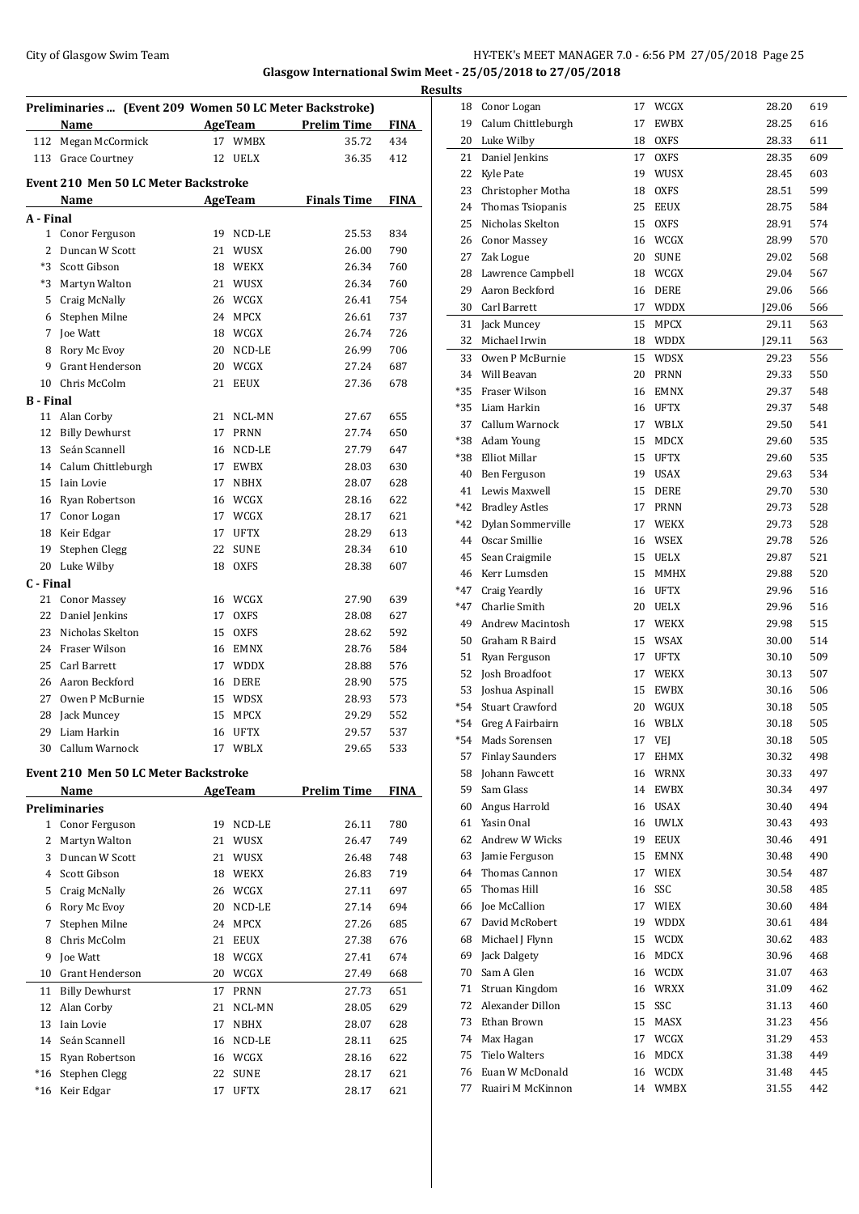## Preliminaries ... (Event 209 Women 50 LC Meter Backstroke)

| | Name | Age | Team | Prelim Time | FINA |
|---|---|---|---|---|---|
| 112 | Megan McCormick | 17 | WMBX | 35.72 | 434 |
| 113 | Grace Courtney | 12 | UELX | 36.35 | 412 |

## Event 210 Men 50 LC Meter Backstroke

| | Name | Age | Team | Finals Time | FINA |
|---|---|---|---|---|---|
| **A - Final** | | | | | |
| 1 | Conor Ferguson | 19 | NCD-LE | 25.53 | 834 |
| 2 | Duncan W Scott | 21 | WUSX | 26.00 | 790 |
| *3 | Scott Gibson | 18 | WEKX | 26.34 | 760 |
| *3 | Martyn Walton | 21 | WUSX | 26.34 | 760 |
| 5 | Craig McNally | 26 | WCGX | 26.41 | 754 |
| 6 | Stephen Milne | 24 | MPCX | 26.61 | 737 |
| 7 | Joe Watt | 18 | WCGX | 26.74 | 726 |
| 8 | Rory Mc Evoy | 20 | NCD-LE | 26.99 | 706 |
| 9 | Grant Henderson | 20 | WCGX | 27.24 | 687 |
| 10 | Chris McColm | 21 | EEUX | 27.36 | 678 |
| **B - Final** | | | | | |
| 11 | Alan Corby | 21 | NCL-MN | 27.67 | 655 |
| 12 | Billy Dewhurst | 17 | PRNN | 27.74 | 650 |
| 13 | Seán Scannell | 16 | NCD-LE | 27.79 | 647 |
| 14 | Calum Chittleburgh | 17 | EWBX | 28.03 | 630 |
| 15 | Iain Lovie | 17 | NBHX | 28.07 | 628 |
| 16 | Ryan Robertson | 16 | WCGX | 28.16 | 622 |
| 17 | Conor Logan | 17 | WCGX | 28.17 | 621 |
| 18 | Keir Edgar | 17 | UFTX | 28.29 | 613 |
| 19 | Stephen Clegg | 22 | SUNE | 28.34 | 610 |
| 20 | Luke Wilby | 18 | OXFS | 28.38 | 607 |
| **C - Final** | | | | | |
| 21 | Conor Massey | 16 | WCGX | 27.90 | 639 |
| 22 | Daniel Jenkins | 17 | OXFS | 28.08 | 627 |
| 23 | Nicholas Skelton | 15 | OXFS | 28.62 | 592 |
| 24 | Fraser Wilson | 16 | EMNX | 28.76 | 584 |
| 25 | Carl Barrett | 17 | WDDX | 28.88 | 576 |
| 26 | Aaron Beckford | 16 | DERE | 28.90 | 575 |
| 27 | Owen P McBurnie | 15 | WDSX | 28.93 | 573 |
| 28 | Jack Muncey | 15 | MPCX | 29.29 | 552 |
| 29 | Liam Harkin | 16 | UFTX | 29.57 | 537 |
| 30 | Callum Warnock | 17 | WBLX | 29.65 | 533 |

## Event 210 Men 50 LC Meter Backstroke

| | Name | Age | Team | Prelim Time | FINA |
|---|---|---|---|---|---|
| **Preliminaries** | | | | | |
| 1 | Conor Ferguson | 19 | NCD-LE | 26.11 | 780 |
| 2 | Martyn Walton | 21 | WUSX | 26.47 | 749 |
| 3 | Duncan W Scott | 21 | WUSX | 26.48 | 748 |
| 4 | Scott Gibson | 18 | WEKX | 26.83 | 719 |
| 5 | Craig McNally | 26 | WCGX | 27.11 | 697 |
| 6 | Rory Mc Evoy | 20 | NCD-LE | 27.14 | 694 |
| 7 | Stephen Milne | 24 | MPCX | 27.26 | 685 |
| 8 | Chris McColm | 21 | EEUX | 27.38 | 676 |
| 9 | Joe Watt | 18 | WCGX | 27.41 | 674 |
| 10 | Grant Henderson | 20 | WCGX | 27.49 | 668 |
| 11 | Billy Dewhurst | 17 | PRNN | 27.73 | 651 |
| 12 | Alan Corby | 21 | NCL-MN | 28.05 | 629 |
| 13 | Iain Lovie | 17 | NBHX | 28.07 | 628 |
| 14 | Seán Scannell | 16 | NCD-LE | 28.11 | 625 |
| 15 | Ryan Robertson | 16 | WCGX | 28.16 | 622 |
| *16 | Stephen Clegg | 22 | SUNE | 28.17 | 621 |
| *16 | Keir Edgar | 17 | UFTX | 28.17 | 621 |
| 18 | Conor Logan | 17 | WCGX | 28.20 | 619 |
| 19 | Calum Chittleburgh | 17 | EWBX | 28.25 | 616 |
| 20 | Luke Wilby | 18 | OXFS | 28.33 | 611 |
| 21 | Daniel Jenkins | 17 | OXFS | 28.35 | 609 |
| 22 | Kyle Pate | 19 | WUSX | 28.45 | 603 |
| 23 | Christopher Motha | 18 | OXFS | 28.51 | 599 |
| 24 | Thomas Tsiopanis | 25 | EEUX | 28.75 | 584 |
| 25 | Nicholas Skelton | 15 | OXFS | 28.91 | 574 |
| 26 | Conor Massey | 16 | WCGX | 28.99 | 570 |
| 27 | Zak Logue | 20 | SUNE | 29.02 | 568 |
| 28 | Lawrence Campbell | 18 | WCGX | 29.04 | 567 |
| 29 | Aaron Beckford | 16 | DERE | 29.06 | 566 |
| 30 | Carl Barrett | 17 | WDDX | J29.06 | 566 |
| 31 | Jack Muncey | 15 | MPCX | 29.11 | 563 |
| 32 | Michael Irwin | 18 | WDDX | J29.11 | 563 |
| 33 | Owen P McBurnie | 15 | WDSX | 29.23 | 556 |
| 34 | Will Beavan | 20 | PRNN | 29.33 | 550 |
| *35 | Fraser Wilson | 16 | EMNX | 29.37 | 548 |
| *35 | Liam Harkin | 16 | UFTX | 29.37 | 548 |
| 37 | Callum Warnock | 17 | WBLX | 29.50 | 541 |
| *38 | Adam Young | 15 | MDCX | 29.60 | 535 |
| *38 | Elliot Millar | 15 | UFTX | 29.60 | 535 |
| 40 | Ben Ferguson | 19 | USAX | 29.63 | 534 |
| 41 | Lewis Maxwell | 15 | DERE | 29.70 | 530 |
| *42 | Bradley Astles | 17 | PRNN | 29.73 | 528 |
| *42 | Dylan Sommerville | 17 | WEKX | 29.73 | 528 |
| 44 | Oscar Smillie | 16 | WSEX | 29.78 | 526 |
| 45 | Sean Craigmile | 15 | UELX | 29.87 | 521 |
| 46 | Kerr Lumsden | 15 | MMHX | 29.88 | 520 |
| *47 | Craig Yeardly | 16 | UFTX | 29.96 | 516 |
| *47 | Charlie Smith | 20 | UELX | 29.96 | 516 |
| 49 | Andrew Macintosh | 17 | WEKX | 29.98 | 515 |
| 50 | Graham R Baird | 15 | WSAX | 30.00 | 514 |
| 51 | Ryan Ferguson | 17 | UFTX | 30.10 | 509 |
| 52 | Josh Broadfoot | 17 | WEKX | 30.13 | 507 |
| 53 | Joshua Aspinall | 15 | EWBX | 30.16 | 506 |
| *54 | Stuart Crawford | 20 | WGUX | 30.18 | 505 |
| *54 | Greg A Fairbairn | 16 | WBLX | 30.18 | 505 |
| *54 | Mads Sorensen | 17 | VEJ | 30.18 | 505 |
| 57 | Finlay Saunders | 17 | EHMX | 30.32 | 498 |
| 58 | Johann Fawcett | 16 | WRNX | 30.33 | 497 |
| 59 | Sam Glass | 14 | EWBX | 30.34 | 497 |
| 60 | Angus Harrold | 16 | USAX | 30.40 | 494 |
| 61 | Yasin Onal | 16 | UWLX | 30.43 | 493 |
| 62 | Andrew W Wicks | 19 | EEUX | 30.46 | 491 |
| 63 | Jamie Ferguson | 15 | EMNX | 30.48 | 490 |
| 64 | Thomas Cannon | 17 | WIEX | 30.54 | 487 |
| 65 | Thomas Hill | 16 | SSC | 30.58 | 485 |
| 66 | Joe McCallion | 17 | WIEX | 30.60 | 484 |
| 67 | David McRobert | 19 | WDDX | 30.61 | 484 |
| 68 | Michael J Flynn | 15 | WCDX | 30.62 | 483 |
| 69 | Jack Dalgety | 16 | MDCX | 30.96 | 468 |
| 70 | Sam A Glen | 16 | WCDX | 31.07 | 463 |
| 71 | Struan Kingdom | 16 | WRXX | 31.09 | 462 |
| 72 | Alexander Dillon | 15 | SSC | 31.13 | 460 |
| 73 | Ethan Brown | 15 | MASX | 31.23 | 456 |
| 74 | Max Hagan | 17 | WCGX | 31.29 | 453 |
| 75 | Tielo Walters | 16 | MDCX | 31.38 | 449 |
| 76 | Euan W McDonald | 16 | WCDX | 31.48 | 445 |
| 77 | Ruairi M McKinnon | 14 | WMBX | 31.55 | 442 |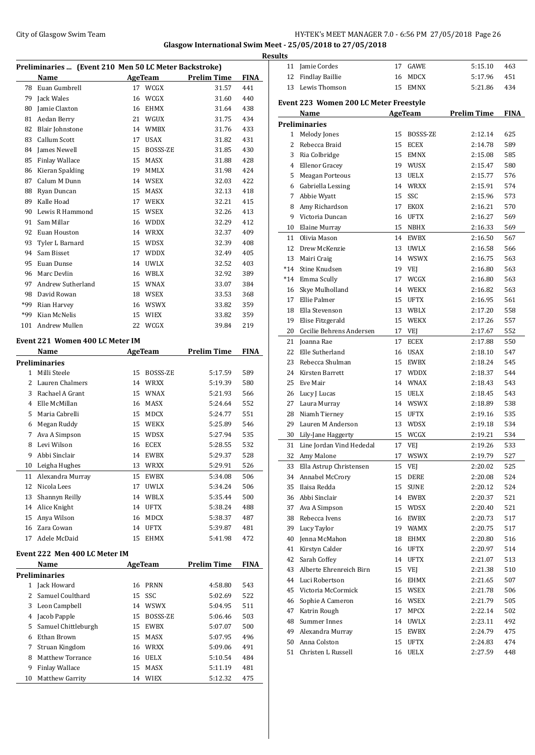**Glasgow International Swim Meet - 25/05/2018 to 27/05/2018**

**Results**

### Preliminaries ... (Event 210 Men 50 LC Meter Backstroke)

| | Name | Age | Team | Prelim Time | FINA |
|---|---|---|---|---|---|
| 78 | Euan Gumbrell | 17 | WCGX | 31.57 | 441 |
| 79 | Jack Wales | 16 | WCGX | 31.60 | 440 |
| 80 | Jamie Claxton | 16 | EHMX | 31.64 | 438 |
| 81 | Aedan Berry | 21 | WGUX | 31.75 | 434 |
| 82 | Blair Johnstone | 14 | WMBX | 31.76 | 433 |
| 83 | Callum Scott | 17 | USAX | 31.82 | 431 |
| 84 | James Newell | 15 | BOSSS-ZE | 31.85 | 430 |
| 85 | Finlay Wallace | 15 | MASX | 31.88 | 428 |
| 86 | Kieran Spalding | 19 | MMLX | 31.98 | 424 |
| 87 | Calum M Dunn | 14 | WSEX | 32.03 | 422 |
| 88 | Ryan Duncan | 15 | MASX | 32.13 | 418 |
| 89 | Kalle Hoad | 17 | WEKX | 32.21 | 415 |
| 90 | Lewis R Hammond | 15 | WSEX | 32.26 | 413 |
| 91 | Sam Millar | 16 | WDDX | 32.29 | 412 |
| 92 | Euan Houston | 14 | WRXX | 32.37 | 409 |
| 93 | Tyler L Barnard | 15 | WDSX | 32.39 | 408 |
| 94 | Sam Bisset | 17 | WDDX | 32.49 | 405 |
| 95 | Euan Dunse | 14 | UWLX | 32.52 | 403 |
| 96 | Marc Devlin | 16 | WBLX | 32.92 | 389 |
| 97 | Andrew Sutherland | 15 | WNAX | 33.07 | 384 |
| 98 | David Rowan | 18 | WSEX | 33.53 | 368 |
| *99 | Rian Harvey | 16 | WSWX | 33.82 | 359 |
| *99 | Kian McNelis | 15 | WIEX | 33.82 | 359 |
| 101 | Andrew Mullen | 22 | WCGX | 39.84 | 219 |

### Event 221 Women 400 LC Meter IM

**Preliminaries**

| | Name | Age | Team | Prelim Time | FINA |
|---|---|---|---|---|---|
| 1 | Milli Steele | 15 | BOSSS-ZE | 5:17.59 | 589 |
| 2 | Lauren Chalmers | 14 | WRXX | 5:19.39 | 580 |
| 3 | Rachael A Grant | 15 | WNAX | 5:21.93 | 566 |
| 4 | Elle McMillan | 16 | MASX | 5:24.64 | 552 |
| 5 | Maria Cabrelli | 15 | MDCX | 5:24.77 | 551 |
| 6 | Megan Ruddy | 15 | WEKX | 5:25.89 | 546 |
| 7 | Ava A Simpson | 15 | WDSX | 5:27.94 | 535 |
| 8 | Levi Wilson | 16 | ECEX | 5:28.55 | 532 |
| 9 | Abbi Sinclair | 14 | EWBX | 5:29.37 | 528 |
| 10 | Leigha Hughes | 13 | WRXX | 5:29.91 | 526 |
| 11 | Alexandra Murray | 15 | EWBX | 5:34.08 | 506 |
| 12 | Nicola Lees | 17 | UWLX | 5:34.24 | 506 |
| 13 | Shannyn Reilly | 14 | WBLX | 5:35.44 | 500 |
| 14 | Alice Knight | 14 | UFTX | 5:38.24 | 488 |
| 15 | Anya Wilson | 16 | MDCX | 5:38.37 | 487 |
| 16 | Zara Cowan | 14 | UFTX | 5:39.87 | 481 |
| 17 | Adele McDaid | 15 | EHMX | 5:41.98 | 472 |

### Event 222 Men 400 LC Meter IM

**Preliminaries**

| | Name | Age | Team | Prelim Time | FINA |
|---|---|---|---|---|---|
| 1 | Jack Howard | 16 | PRNN | 4:58.80 | 543 |
| 2 | Samuel Coulthard | 15 | SSC | 5:02.69 | 522 |
| 3 | Leon Campbell | 14 | WSWX | 5:04.95 | 511 |
| 4 | Jacob Papple | 15 | BOSSS-ZE | 5:06.46 | 503 |
| 5 | Samuel Chittleburgh | 15 | EWBX | 5:07.07 | 500 |
| 6 | Ethan Brown | 15 | MASX | 5:07.95 | 496 |
| 7 | Struan Kingdom | 16 | WRXX | 5:09.06 | 491 |
| 8 | Matthew Torrance | 16 | UELX | 5:10.54 | 484 |
| 9 | Finlay Wallace | 15 | MASX | 5:11.19 | 481 |
| 10 | Matthew Garrity | 14 | WIEX | 5:12.32 | 475 |
| 11 | Jamie Cordes | 17 | GAWE | 5:15.10 | 463 |
| 12 | Findlay Baillie | 16 | MDCX | 5:17.96 | 451 |
| 13 | Lewis Thomson | 15 | EMNX | 5:21.86 | 434 |

### Event 223 Women 200 LC Meter Freestyle

**Preliminaries**

| | Name | Age | Team | Prelim Time | FINA |
|---|---|---|---|---|---|
| 1 | Melody Jones | 15 | BOSSS-ZE | 2:12.14 | 625 |
| 2 | Rebecca Braid | 15 | ECEX | 2:14.78 | 589 |
| 3 | Ria Colbridge | 15 | EMNX | 2:15.08 | 585 |
| 4 | Ellenor Gracey | 19 | WUSX | 2:15.47 | 580 |
| 5 | Meagan Porteous | 13 | UELX | 2:15.77 | 576 |
| 6 | Gabriella Lessing | 14 | WRXX | 2:15.91 | 574 |
| 7 | Abbie Wyatt | 15 | SSC | 2:15.96 | 573 |
| 8 | Amy Richardson | 17 | EKOX | 2:16.21 | 570 |
| 9 | Victoria Duncan | 16 | UFTX | 2:16.27 | 569 |
| 10 | Elaine Murray | 15 | NBHX | 2:16.33 | 569 |
| 11 | Olivia Mason | 14 | EWBX | 2:16.50 | 567 |
| 12 | Drew McKenzie | 13 | UWLX | 2:16.58 | 566 |
| 13 | Mairi Craig | 14 | WSWX | 2:16.75 | 563 |
| *14 | Stine Knudsen | 19 | VEJ | 2:16.80 | 563 |
| *14 | Emma Scully | 17 | WCGX | 2:16.80 | 563 |
| 16 | Skye Mulholland | 14 | WEKX | 2:16.82 | 563 |
| 17 | Ellie Palmer | 15 | UFTX | 2:16.95 | 561 |
| 18 | Ella Stevenson | 13 | WBLX | 2:17.20 | 558 |
| 19 | Elise Fitzgerald | 15 | WEKX | 2:17.26 | 557 |
| 20 | Cecilie Behrens Andersen | 17 | VEJ | 2:17.67 | 552 |
| 21 | Joanna Rae | 17 | ECEX | 2:17.88 | 550 |
| 22 | Elle Sutherland | 16 | USAX | 2:18.10 | 547 |
| 23 | Rebecca Shulman | 15 | EWBX | 2:18.24 | 545 |
| 24 | Kirsten Barrett | 17 | WDDX | 2:18.37 | 544 |
| 25 | Eve Mair | 14 | WNAX | 2:18.43 | 543 |
| 26 | Lucy J Lucas | 15 | UELX | 2:18.45 | 543 |
| 27 | Laura Murray | 14 | WSWX | 2:18.89 | 538 |
| 28 | Niamh Tierney | 15 | UFTX | 2:19.16 | 535 |
| 29 | Lauren M Anderson | 13 | WDSX | 2:19.18 | 534 |
| 30 | Lily-Jane Haggerty | 15 | WCGX | 2:19.21 | 534 |
| 31 | Line Jordan Vind Hededal | 17 | VEJ | 2:19.26 | 533 |
| 32 | Amy Malone | 17 | WSWX | 2:19.79 | 527 |
| 33 | Ella Astrup Christensen | 15 | VEJ | 2:20.02 | 525 |
| 34 | Annabel McCrory | 15 | DERE | 2:20.08 | 524 |
| 35 | Ilaisa Redda | 15 | SUNE | 2:20.12 | 524 |
| 36 | Abbi Sinclair | 14 | EWBX | 2:20.37 | 521 |
| 37 | Ava A Simpson | 15 | WDSX | 2:20.40 | 521 |
| 38 | Rebecca Ivens | 16 | EWBX | 2:20.73 | 517 |
| 39 | Lucy Taylor | 19 | WAMX | 2:20.75 | 517 |
| 40 | Jenna McMahon | 18 | EHMX | 2:20.80 | 516 |
| 41 | Kirstyn Calder | 16 | UFTX | 2:20.97 | 514 |
| 42 | Sarah Coffey | 14 | UFTX | 2:21.07 | 513 |
| 43 | Alberte Ehrenreich Birn | 15 | VEJ | 2:21.38 | 510 |
| 44 | Luci Robertson | 16 | EHMX | 2:21.65 | 507 |
| 45 | Victoria McCormick | 15 | WSEX | 2:21.78 | 506 |
| 46 | Sophie A Cameron | 16 | WSEX | 2:21.79 | 505 |
| 47 | Katrin Rough | 17 | MPCX | 2:22.14 | 502 |
| 48 | Summer Innes | 14 | UWLX | 2:23.11 | 492 |
| 49 | Alexandra Murray | 15 | EWBX | 2:24.79 | 475 |
| 50 | Anna Colston | 15 | UFTX | 2:24.83 | 474 |
| 51 | Christen L Russell | 16 | UELX | 2:27.59 | 448 |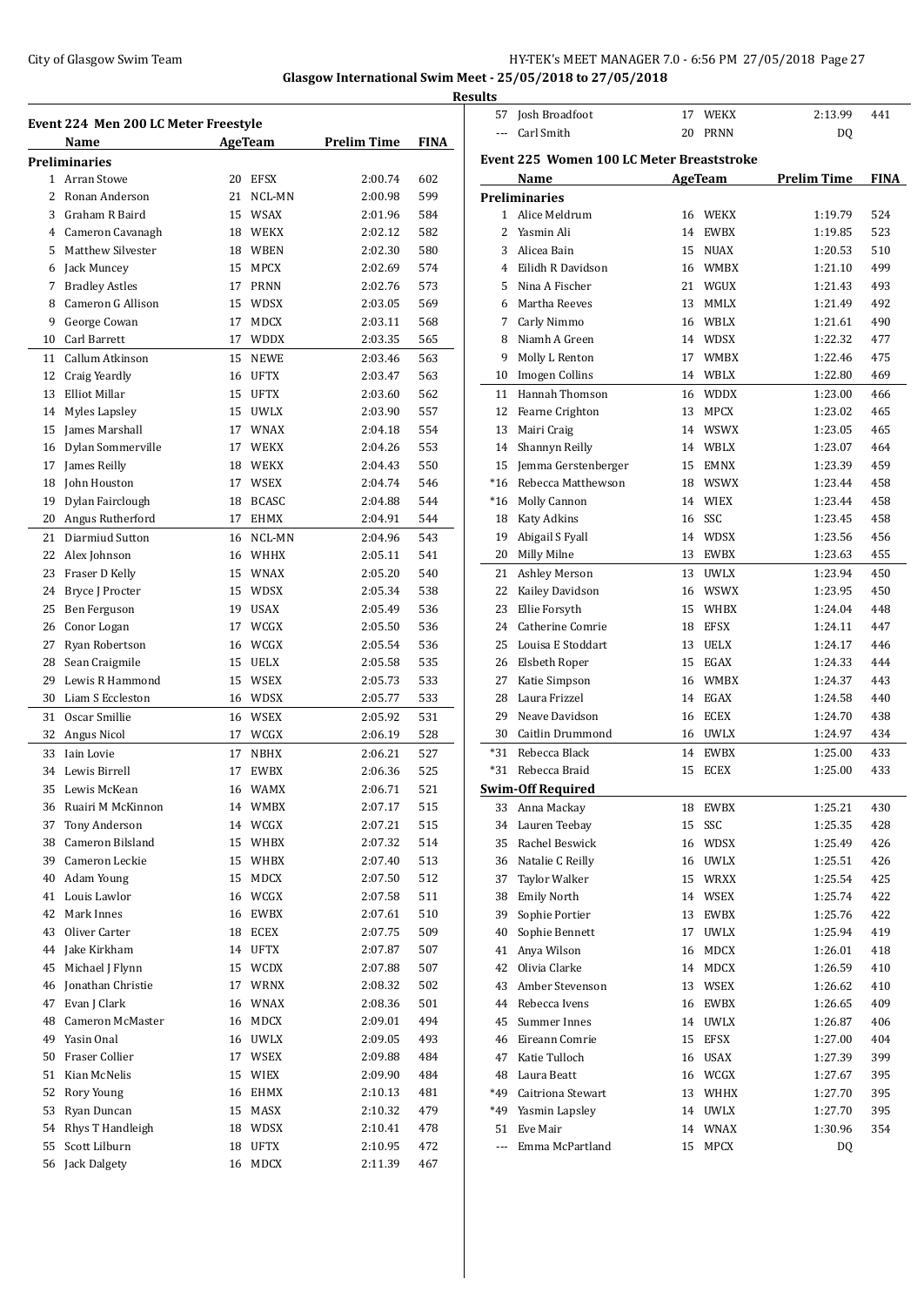**Glasgow International Swim Meet - 25/05/2018 to 27/05/2018**

**Results**

## Event 224 Men 200 LC Meter Freestyle

| | Name | Age | Team | Prelim Time | FINA |
|---|---|---|---|---|---|
| **Preliminaries** | | | | | |
| 1 | Arran Stowe | 20 | EFSX | 2:00.74 | 602 |
| 2 | Ronan Anderson | 21 | NCL-MN | 2:00.98 | 599 |
| 3 | Graham R Baird | 15 | WSAX | 2:01.96 | 584 |
| 4 | Cameron Cavanagh | 18 | WEKX | 2:02.12 | 582 |
| 5 | Matthew Silvester | 18 | WBEN | 2:02.30 | 580 |
| 6 | Jack Muncey | 15 | MPCX | 2:02.69 | 574 |
| 7 | Bradley Astles | 17 | PRNN | 2:02.76 | 573 |
| 8 | Cameron G Allison | 15 | WDSX | 2:03.05 | 569 |
| 9 | George Cowan | 17 | MDCX | 2:03.11 | 568 |
| 10 | Carl Barrett | 17 | WDDX | 2:03.35 | 565 |
| 11 | Callum Atkinson | 15 | NEWE | 2:03.46 | 563 |
| 12 | Craig Yeardly | 16 | UFTX | 2:03.47 | 563 |
| 13 | Elliot Millar | 15 | UFTX | 2:03.60 | 562 |
| 14 | Myles Lapsley | 15 | UWLX | 2:03.90 | 557 |
| 15 | James Marshall | 17 | WNAX | 2:04.18 | 554 |
| 16 | Dylan Sommerville | 17 | WEKX | 2:04.26 | 553 |
| 17 | James Reilly | 18 | WEKX | 2:04.43 | 550 |
| 18 | John Houston | 17 | WSEX | 2:04.74 | 546 |
| 19 | Dylan Fairclough | 18 | BCASC | 2:04.88 | 544 |
| 20 | Angus Rutherford | 17 | EHMX | 2:04.91 | 544 |
| 21 | Diarmiud Sutton | 16 | NCL-MN | 2:04.96 | 543 |
| 22 | Alex Johnson | 16 | WHHX | 2:05.11 | 541 |
| 23 | Fraser D Kelly | 15 | WNAX | 2:05.20 | 540 |
| 24 | Bryce J Procter | 15 | WDSX | 2:05.34 | 538 |
| 25 | Ben Ferguson | 19 | USAX | 2:05.49 | 536 |
| 26 | Conor Logan | 17 | WCGX | 2:05.50 | 536 |
| 27 | Ryan Robertson | 16 | WCGX | 2:05.54 | 536 |
| 28 | Sean Craigmile | 15 | UELX | 2:05.58 | 535 |
| 29 | Lewis R Hammond | 15 | WSEX | 2:05.73 | 533 |
| 30 | Liam S Eccleston | 16 | WDSX | 2:05.77 | 533 |
| 31 | Oscar Smillie | 16 | WSEX | 2:05.92 | 531 |
| 32 | Angus Nicol | 17 | WCGX | 2:06.19 | 528 |
| 33 | Iain Lovie | 17 | NBHX | 2:06.21 | 527 |
| 34 | Lewis Birrell | 17 | EWBX | 2:06.36 | 525 |
| 35 | Lewis McKean | 16 | WAMX | 2:06.71 | 521 |
| 36 | Ruairi M McKinnon | 14 | WMBX | 2:07.17 | 515 |
| 37 | Tony Anderson | 14 | WCGX | 2:07.21 | 515 |
| 38 | Cameron Bilsland | 15 | WHBX | 2:07.32 | 514 |
| 39 | Cameron Leckie | 15 | WHBX | 2:07.40 | 513 |
| 40 | Adam Young | 15 | MDCX | 2:07.50 | 512 |
| 41 | Louis Lawlor | 16 | WCGX | 2:07.58 | 511 |
| 42 | Mark Innes | 16 | EWBX | 2:07.61 | 510 |
| 43 | Oliver Carter | 18 | ECEX | 2:07.75 | 509 |
| 44 | Jake Kirkham | 14 | UFTX | 2:07.87 | 507 |
| 45 | Michael J Flynn | 15 | WCDX | 2:07.88 | 507 |
| 46 | Jonathan Christie | 17 | WRNX | 2:08.32 | 502 |
| 47 | Evan J Clark | 16 | WNAX | 2:08.36 | 501 |
| 48 | Cameron McMaster | 16 | MDCX | 2:09.01 | 494 |
| 49 | Yasin Onal | 16 | UWLX | 2:09.05 | 493 |
| 50 | Fraser Collier | 17 | WSEX | 2:09.88 | 484 |
| 51 | Kian McNelis | 15 | WIEX | 2:09.90 | 484 |
| 52 | Rory Young | 16 | EHMX | 2:10.13 | 481 |
| 53 | Ryan Duncan | 15 | MASX | 2:10.32 | 479 |
| 54 | Rhys T Handleigh | 18 | WDSX | 2:10.41 | 478 |
| 55 | Scott Lilburn | 18 | UFTX | 2:10.95 | 472 |
| 56 | Jack Dalgety | 16 | MDCX | 2:11.39 | 467 |
| 57 | Josh Broadfoot | 17 | WEKX | 2:13.99 | 441 |
| --- | Carl Smith | 20 | PRNN | DQ | |

## Event 225 Women 100 LC Meter Breaststroke

| | Name | Age | Team | Prelim Time | FINA |
|---|---|---|---|---|---|
| **Preliminaries** | | | | | |
| 1 | Alice Meldrum | 16 | WEKX | 1:19.79 | 524 |
| 2 | Yasmin Ali | 14 | EWBX | 1:19.85 | 523 |
| 3 | Alicea Bain | 15 | NUAX | 1:20.53 | 510 |
| 4 | Eilidh R Davidson | 16 | WMBX | 1:21.10 | 499 |
| 5 | Nina A Fischer | 21 | WGUX | 1:21.43 | 493 |
| 6 | Martha Reeves | 13 | MMLX | 1:21.49 | 492 |
| 7 | Carly Nimmo | 16 | WBLX | 1:21.61 | 490 |
| 8 | Niamh A Green | 14 | WDSX | 1:22.32 | 477 |
| 9 | Molly L Renton | 17 | WMBX | 1:22.46 | 475 |
| 10 | Imogen Collins | 14 | WBLX | 1:22.80 | 469 |
| 11 | Hannah Thomson | 16 | WDDX | 1:23.00 | 466 |
| 12 | Fearne Crighton | 13 | MPCX | 1:23.02 | 465 |
| 13 | Mairi Craig | 14 | WSWX | 1:23.05 | 465 |
| 14 | Shannyn Reilly | 14 | WBLX | 1:23.07 | 464 |
| 15 | Jemma Gerstenberger | 15 | EMNX | 1:23.39 | 459 |
| *16 | Rebecca Matthewson | 18 | WSWX | 1:23.44 | 458 |
| *16 | Molly Cannon | 14 | WIEX | 1:23.44 | 458 |
| 18 | Katy Adkins | 16 | SSC | 1:23.45 | 458 |
| 19 | Abigail S Fyall | 14 | WDSX | 1:23.56 | 456 |
| 20 | Milly Milne | 13 | EWBX | 1:23.63 | 455 |
| 21 | Ashley Merson | 13 | UWLX | 1:23.94 | 450 |
| 22 | Kailey Davidson | 16 | WSWX | 1:23.95 | 450 |
| 23 | Ellie Forsyth | 15 | WHBX | 1:24.04 | 448 |
| 24 | Catherine Comrie | 18 | EFSX | 1:24.11 | 447 |
| 25 | Louisa E Stoddart | 13 | UELX | 1:24.17 | 446 |
| 26 | Elsbeth Roper | 15 | EGAX | 1:24.33 | 444 |
| 27 | Katie Simpson | 16 | WMBX | 1:24.37 | 443 |
| 28 | Laura Frizzel | 14 | EGAX | 1:24.58 | 440 |
| 29 | Neave Davidson | 16 | ECEX | 1:24.70 | 438 |
| 30 | Caitlin Drummond | 16 | UWLX | 1:24.97 | 434 |
| *31 | Rebecca Black | 14 | EWBX | 1:25.00 | 433 |
| *31 | Rebecca Braid | 15 | ECEX | 1:25.00 | 433 |
| **Swim-Off Required** | | | | | |
| 33 | Anna Mackay | 18 | EWBX | 1:25.21 | 430 |
| 34 | Lauren Teebay | 15 | SSC | 1:25.35 | 428 |
| 35 | Rachel Beswick | 16 | WDSX | 1:25.49 | 426 |
| 36 | Natalie C Reilly | 16 | UWLX | 1:25.51 | 426 |
| 37 | Taylor Walker | 15 | WRXX | 1:25.54 | 425 |
| 38 | Emily North | 14 | WSEX | 1:25.74 | 422 |
| 39 | Sophie Portier | 13 | EWBX | 1:25.76 | 422 |
| 40 | Sophie Bennett | 17 | UWLX | 1:25.94 | 419 |
| 41 | Anya Wilson | 16 | MDCX | 1:26.01 | 418 |
| 42 | Olivia Clarke | 14 | MDCX | 1:26.59 | 410 |
| 43 | Amber Stevenson | 13 | WSEX | 1:26.62 | 410 |
| 44 | Rebecca Ivens | 16 | EWBX | 1:26.65 | 409 |
| 45 | Summer Innes | 14 | UWLX | 1:26.87 | 406 |
| 46 | Eireann Comrie | 15 | EFSX | 1:27.00 | 404 |
| 47 | Katie Tulloch | 16 | USAX | 1:27.39 | 399 |
| 48 | Laura Beatt | 16 | WCGX | 1:27.67 | 395 |
| *49 | Caitriona Stewart | 13 | WHHX | 1:27.70 | 395 |
| *49 | Yasmin Lapsley | 14 | UWLX | 1:27.70 | 395 |
| 51 | Eve Mair | 14 | WNAX | 1:30.96 | 354 |
| --- | Emma McPartland | 15 | MPCX | DQ | |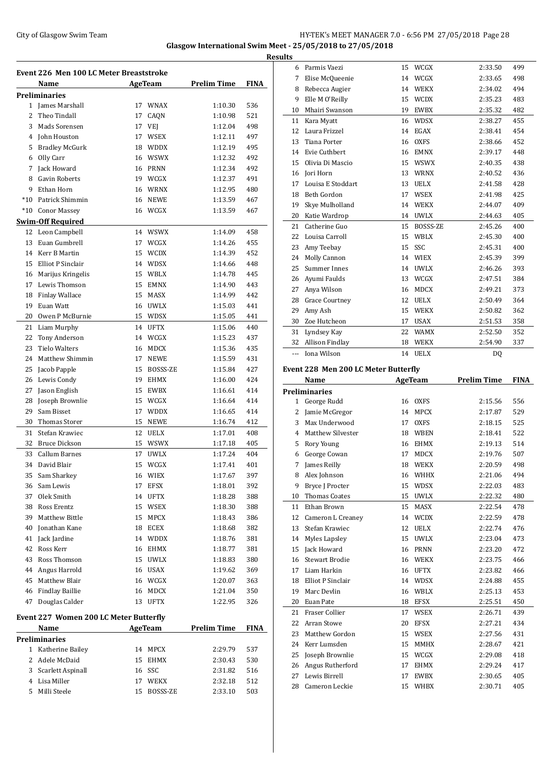Glasgow International Swim Meet - 25/05/2018 to 27/05/2018

Results

## Event 226 Men 100 LC Meter Breaststroke

| | Name | Age | Team | Prelim Time | FINA |
|---|---|---|---|---|---|
| **Preliminaries** | | | | | |
| 1 | James Marshall | 17 | WNAX | 1:10.30 | 536 |
| 2 | Theo Tindall | 17 | CAQN | 1:10.98 | 521 |
| 3 | Mads Sorensen | 17 | VEJ | 1:12.04 | 498 |
| 4 | John Houston | 17 | WSEX | 1:12.11 | 497 |
| 5 | Bradley McGurk | 18 | WDDX | 1:12.19 | 495 |
| 6 | Olly Carr | 16 | WSWX | 1:12.32 | 492 |
| 7 | Jack Howard | 16 | PRNN | 1:12.34 | 492 |
| 8 | Gavin Roberts | 19 | WCGX | 1:12.37 | 491 |
| 9 | Ethan Horn | 16 | WRNX | 1:12.95 | 480 |
| *10 | Patrick Shimmin | 16 | NEWE | 1:13.59 | 467 |
| *10 | Conor Massey | 16 | WCGX | 1:13.59 | 467 |
| **Swim-Off Required** | | | | | |
| 12 | Leon Campbell | 14 | WSWX | 1:14.09 | 458 |
| 13 | Euan Gumbrell | 17 | WCGX | 1:14.26 | 455 |
| 14 | Kerr B Martin | 15 | WCDX | 1:14.39 | 452 |
| 15 | Elliot P Sinclair | 14 | WDSX | 1:14.66 | 448 |
| 16 | Marijus Kringelis | 15 | WBLX | 1:14.78 | 445 |
| 17 | Lewis Thomson | 15 | EMNX | 1:14.90 | 443 |
| 18 | Finlay Wallace | 15 | MASX | 1:14.99 | 442 |
| 19 | Euan Watt | 16 | UWLX | 1:15.03 | 441 |
| 20 | Owen P McBurnie | 15 | WDSX | 1:15.05 | 441 |
| 21 | Liam Murphy | 14 | UFTX | 1:15.06 | 440 |
| 22 | Tony Anderson | 14 | WCGX | 1:15.23 | 437 |
| 23 | Tielo Walters | 16 | MDCX | 1:15.36 | 435 |
| 24 | Matthew Shimmin | 17 | NEWE | 1:15.59 | 431 |
| 25 | Jacob Papple | 15 | BOSSS-ZE | 1:15.84 | 427 |
| 26 | Lewis Condy | 19 | EHMX | 1:16.00 | 424 |
| 27 | Jason English | 15 | EWBX | 1:16.61 | 414 |
| 28 | Joseph Brownlie | 15 | WCGX | 1:16.64 | 414 |
| 29 | Sam Bisset | 17 | WDDX | 1:16.65 | 414 |
| 30 | Thomas Storer | 15 | NEWE | 1:16.74 | 412 |
| 31 | Stefan Krawiec | 12 | UELX | 1:17.01 | 408 |
| 32 | Bruce Dickson | 15 | WSWX | 1:17.18 | 405 |
| 33 | Callum Barnes | 17 | UWLX | 1:17.24 | 404 |
| 34 | David Blair | 15 | WCGX | 1:17.41 | 401 |
| 35 | Sam Sharkey | 16 | WIEX | 1:17.67 | 397 |
| 36 | Sam Lewis | 17 | EFSX | 1:18.01 | 392 |
| 37 | Olek Smith | 14 | UFTX | 1:18.28 | 388 |
| 38 | Ross Erentz | 15 | WSEX | 1:18.30 | 388 |
| 39 | Matthew Bittle | 15 | MPCX | 1:18.43 | 386 |
| 40 | Jonathan Kane | 18 | ECEX | 1:18.68 | 382 |
| 41 | Jack Jardine | 14 | WDDX | 1:18.76 | 381 |
| 42 | Ross Kerr | 16 | EHMX | 1:18.77 | 381 |
| 43 | Ross Thomson | 15 | UWLX | 1:18.83 | 380 |
| 44 | Angus Harrold | 16 | USAX | 1:19.62 | 369 |
| 45 | Matthew Blair | 16 | WCGX | 1:20.07 | 363 |
| 46 | Findlay Baillie | 16 | MDCX | 1:21.04 | 350 |
| 47 | Douglas Calder | 13 | UFTX | 1:22.95 | 326 |

## Event 227 Women 200 LC Meter Butterfly

| | Name | Age | Team | Prelim Time | FINA |
|---|---|---|---|---|---|
| **Preliminaries** | | | | | |
| 1 | Katherine Bailey | 14 | MPCX | 2:29.79 | 537 |
| 2 | Adele McDaid | 15 | EHMX | 2:30.43 | 530 |
| 3 | Scarlett Aspinall | 16 | SSC | 2:31.82 | 516 |
| 4 | Lisa Miller | 17 | WEKX | 2:32.18 | 512 |
| 5 | Milli Steele | 15 | BOSSS-ZE | 2:33.10 | 503 |
| 6 | Parmis Vaezi | 15 | WCGX | 2:33.50 | 499 |
| 7 | Elise McQueenie | 14 | WCGX | 2:33.65 | 498 |
| 8 | Rebecca Augier | 14 | WEKX | 2:34.02 | 494 |
| 9 | Elle M O'Reilly | 15 | WCDX | 2:35.23 | 483 |
| 10 | Mhairi Swanson | 19 | EWBX | 2:35.32 | 482 |
| 11 | Kara Myatt | 16 | WDSX | 2:38.27 | 455 |
| 12 | Laura Frizzel | 14 | EGAX | 2:38.41 | 454 |
| 13 | Tiana Porter | 16 | OXFS | 2:38.66 | 452 |
| 14 | Evie Cuthbert | 16 | EMNX | 2:39.17 | 448 |
| 15 | Olivia Di Mascio | 15 | WSWX | 2:40.35 | 438 |
| 16 | Jori Horn | 13 | WRNX | 2:40.52 | 436 |
| 17 | Louisa E Stoddart | 13 | UELX | 2:41.58 | 428 |
| 18 | Beth Gordon | 17 | WSEX | 2:41.98 | 425 |
| 19 | Skye Mulholland | 14 | WEKX | 2:44.07 | 409 |
| 20 | Katie Wardrop | 14 | UWLX | 2:44.63 | 405 |
| 21 | Catherine Guo | 15 | BOSSS-ZE | 2:45.26 | 400 |
| 22 | Louisa Carroll | 15 | WBLX | 2:45.30 | 400 |
| 23 | Amy Teebay | 15 | SSC | 2:45.31 | 400 |
| 24 | Molly Cannon | 14 | WIEX | 2:45.39 | 399 |
| 25 | Summer Innes | 14 | UWLX | 2:46.26 | 393 |
| 26 | Ayumi Faulds | 13 | WCGX | 2:47.51 | 384 |
| 27 | Anya Wilson | 16 | MDCX | 2:49.21 | 373 |
| 28 | Grace Courtney | 12 | UELX | 2:50.49 | 364 |
| 29 | Amy Ash | 15 | WEKX | 2:50.82 | 362 |
| 30 | Zoe Hutcheon | 17 | USAX | 2:51.53 | 358 |
| 31 | Lyndsey Kay | 22 | WAMX | 2:52.50 | 352 |
| 32 | Allison Findlay | 18 | WEKX | 2:54.90 | 337 |
| --- | Iona Wilson | 14 | UELX | DQ | |

## Event 228 Men 200 LC Meter Butterfly

| | Name | Age | Team | Prelim Time | FINA |
|---|---|---|---|---|---|
| **Preliminaries** | | | | | |
| 1 | George Rudd | 16 | OXFS | 2:15.56 | 556 |
| 2 | Jamie McGregor | 14 | MPCX | 2:17.87 | 529 |
| 3 | Max Underwood | 17 | OXFS | 2:18.15 | 525 |
| 4 | Matthew Silvester | 18 | WBEN | 2:18.41 | 522 |
| 5 | Rory Young | 16 | EHMX | 2:19.13 | 514 |
| 6 | George Cowan | 17 | MDCX | 2:19.76 | 507 |
| 7 | James Reilly | 18 | WEKX | 2:20.59 | 498 |
| 8 | Alex Johnson | 16 | WHHX | 2:21.06 | 494 |
| 9 | Bryce J Procter | 15 | WDSX | 2:22.03 | 483 |
| 10 | Thomas Coates | 15 | UWLX | 2:22.32 | 480 |
| 11 | Ethan Brown | 15 | MASX | 2:22.54 | 478 |
| 12 | Cameron L Creaney | 14 | WCDX | 2:22.59 | 478 |
| 13 | Stefan Krawiec | 12 | UELX | 2:22.74 | 476 |
| 14 | Myles Lapsley | 15 | UWLX | 2:23.04 | 473 |
| 15 | Jack Howard | 16 | PRNN | 2:23.20 | 472 |
| 16 | Stewart Brodie | 16 | WEKX | 2:23.75 | 466 |
| 17 | Liam Harkin | 16 | UFTX | 2:23.82 | 466 |
| 18 | Elliot P Sinclair | 14 | WDSX | 2:24.88 | 455 |
| 19 | Marc Devlin | 16 | WBLX | 2:25.13 | 453 |
| 20 | Euan Pate | 18 | EFSX | 2:25.51 | 450 |
| 21 | Fraser Collier | 17 | WSEX | 2:26.71 | 439 |
| 22 | Arran Stowe | 20 | EFSX | 2:27.21 | 434 |
| 23 | Matthew Gordon | 15 | WSEX | 2:27.56 | 431 |
| 24 | Kerr Lumsden | 15 | MMHX | 2:28.67 | 421 |
| 25 | Joseph Brownlie | 15 | WCGX | 2:29.08 | 418 |
| 26 | Angus Rutherford | 17 | EHMX | 2:29.24 | 417 |
| 27 | Lewis Birrell | 17 | EWBX | 2:30.65 | 405 |
| 28 | Cameron Leckie | 15 | WHBX | 2:30.71 | 405 |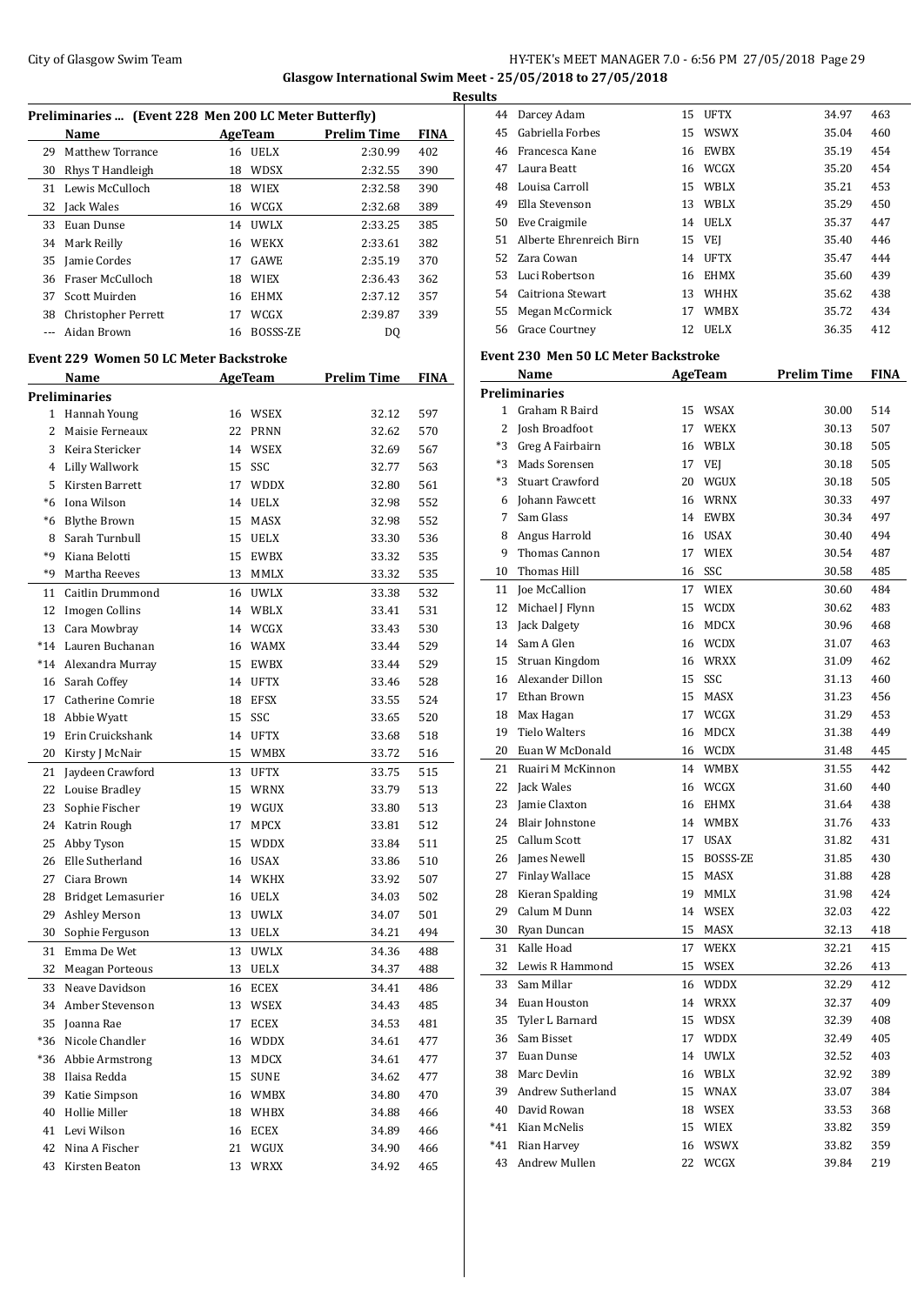**Glasgow International Swim Meet - 25/05/2018 to 27/05/2018**

**Results**

### Preliminaries ... (Event 228 Men 200 LC Meter Butterfly)

| | Name | Age | Team | Prelim Time | FINA |
|---|---|---|---|---|---|
| 29 | Matthew Torrance | 16 | UELX | 2:30.99 | 402 |
| 30 | Rhys T Handleigh | 18 | WDSX | 2:32.55 | 390 |
| 31 | Lewis McCulloch | 18 | WIEX | 2:32.58 | 390 |
| 32 | Jack Wales | 16 | WCGX | 2:32.68 | 389 |
| 33 | Euan Dunse | 14 | UWLX | 2:33.25 | 385 |
| 34 | Mark Reilly | 16 | WEKX | 2:33.61 | 382 |
| 35 | Jamie Cordes | 17 | GAWE | 2:35.19 | 370 |
| 36 | Fraser McCulloch | 18 | WIEX | 2:36.43 | 362 |
| 37 | Scott Muirden | 16 | EHMX | 2:37.12 | 357 |
| 38 | Christopher Perrett | 17 | WCGX | 2:39.87 | 339 |
| --- | Aidan Brown | 16 | BOSSS-ZE | DQ | |

### Event 229 Women 50 LC Meter Backstroke

| | Name | Age | Team | Prelim Time | FINA |
|---|---|---|---|---|---|
| **Preliminaries** | | | | | |
| 1 | Hannah Young | 16 | WSEX | 32.12 | 597 |
| 2 | Maisie Ferneaux | 22 | PRNN | 32.62 | 570 |
| 3 | Keira Stericker | 14 | WSEX | 32.69 | 567 |
| 4 | Lilly Wallwork | 15 | SSC | 32.77 | 563 |
| 5 | Kirsten Barrett | 17 | WDDX | 32.80 | 561 |
| *6 | Iona Wilson | 14 | UELX | 32.98 | 552 |
| *6 | Blythe Brown | 15 | MASX | 32.98 | 552 |
| 8 | Sarah Turnbull | 15 | UELX | 33.30 | 536 |
| *9 | Kiana Belotti | 15 | EWBX | 33.32 | 535 |
| *9 | Martha Reeves | 13 | MMLX | 33.32 | 535 |
| 11 | Caitlin Drummond | 16 | UWLX | 33.38 | 532 |
| 12 | Imogen Collins | 14 | WBLX | 33.41 | 531 |
| 13 | Cara Mowbray | 14 | WCGX | 33.43 | 530 |
| *14 | Lauren Buchanan | 16 | WAMX | 33.44 | 529 |
| *14 | Alexandra Murray | 15 | EWBX | 33.44 | 529 |
| 16 | Sarah Coffey | 14 | UFTX | 33.46 | 528 |
| 17 | Catherine Comrie | 18 | EFSX | 33.55 | 524 |
| 18 | Abbie Wyatt | 15 | SSC | 33.65 | 520 |
| 19 | Erin Cruickshank | 14 | UFTX | 33.68 | 518 |
| 20 | Kirsty J McNair | 15 | WMBX | 33.72 | 516 |
| 21 | Jaydeen Crawford | 13 | UFTX | 33.75 | 515 |
| 22 | Louise Bradley | 15 | WRNX | 33.79 | 513 |
| 23 | Sophie Fischer | 19 | WGUX | 33.80 | 513 |
| 24 | Katrin Rough | 17 | MPCX | 33.81 | 512 |
| 25 | Abby Tyson | 15 | WDDX | 33.84 | 511 |
| 26 | Elle Sutherland | 16 | USAX | 33.86 | 510 |
| 27 | Ciara Brown | 14 | WKHX | 33.92 | 507 |
| 28 | Bridget Lemasurier | 16 | UELX | 34.03 | 502 |
| 29 | Ashley Merson | 13 | UWLX | 34.07 | 501 |
| 30 | Sophie Ferguson | 13 | UELX | 34.21 | 494 |
| 31 | Emma De Wet | 13 | UWLX | 34.36 | 488 |
| 32 | Meagan Porteous | 13 | UELX | 34.37 | 488 |
| 33 | Neave Davidson | 16 | ECEX | 34.41 | 486 |
| 34 | Amber Stevenson | 13 | WSEX | 34.43 | 485 |
| 35 | Joanna Rae | 17 | ECEX | 34.53 | 481 |
| *36 | Nicole Chandler | 16 | WDDX | 34.61 | 477 |
| *36 | Abbie Armstrong | 13 | MDCX | 34.61 | 477 |
| 38 | Ilaisa Redda | 15 | SUNE | 34.62 | 477 |
| 39 | Katie Simpson | 16 | WMBX | 34.80 | 470 |
| 40 | Hollie Miller | 18 | WHBX | 34.88 | 466 |
| 41 | Levi Wilson | 16 | ECEX | 34.89 | 466 |
| 42 | Nina A Fischer | 21 | WGUX | 34.90 | 466 |
| 43 | Kirsten Beaton | 13 | WRXX | 34.92 | 465 |
| 44 | Darcey Adam | 15 | UFTX | 34.97 | 463 |
| 45 | Gabriella Forbes | 15 | WSWX | 35.04 | 460 |
| 46 | Francesca Kane | 16 | EWBX | 35.19 | 454 |
| 47 | Laura Beatt | 16 | WCGX | 35.20 | 454 |
| 48 | Louisa Carroll | 15 | WBLX | 35.21 | 453 |
| 49 | Ella Stevenson | 13 | WBLX | 35.29 | 450 |
| 50 | Eve Craigmile | 14 | UELX | 35.37 | 447 |
| 51 | Alberte Ehrenreich Birn | 15 | VEJ | 35.40 | 446 |
| 52 | Zara Cowan | 14 | UFTX | 35.47 | 444 |
| 53 | Luci Robertson | 16 | EHMX | 35.60 | 439 |
| 54 | Caitriona Stewart | 13 | WHHX | 35.62 | 438 |
| 55 | Megan McCormick | 17 | WMBX | 35.72 | 434 |
| 56 | Grace Courtney | 12 | UELX | 36.35 | 412 |

### Event 230 Men 50 LC Meter Backstroke

| | Name | Age | Team | Prelim Time | FINA |
|---|---|---|---|---|---|
| **Preliminaries** | | | | | |
| 1 | Graham R Baird | 15 | WSAX | 30.00 | 514 |
| 2 | Josh Broadfoot | 17 | WEKX | 30.13 | 507 |
| *3 | Greg A Fairbairn | 16 | WBLX | 30.18 | 505 |
| *3 | Mads Sorensen | 17 | VEJ | 30.18 | 505 |
| *3 | Stuart Crawford | 20 | WGUX | 30.18 | 505 |
| 6 | Johann Fawcett | 16 | WRNX | 30.33 | 497 |
| 7 | Sam Glass | 14 | EWBX | 30.34 | 497 |
| 8 | Angus Harrold | 16 | USAX | 30.40 | 494 |
| 9 | Thomas Cannon | 17 | WIEX | 30.54 | 487 |
| 10 | Thomas Hill | 16 | SSC | 30.58 | 485 |
| 11 | Joe McCallion | 17 | WIEX | 30.60 | 484 |
| 12 | Michael J Flynn | 15 | WCDX | 30.62 | 483 |
| 13 | Jack Dalgety | 16 | MDCX | 30.96 | 468 |
| 14 | Sam A Glen | 16 | WCDX | 31.07 | 463 |
| 15 | Struan Kingdom | 16 | WRXX | 31.09 | 462 |
| 16 | Alexander Dillon | 15 | SSC | 31.13 | 460 |
| 17 | Ethan Brown | 15 | MASX | 31.23 | 456 |
| 18 | Max Hagan | 17 | WCGX | 31.29 | 453 |
| 19 | Tielo Walters | 16 | MDCX | 31.38 | 449 |
| 20 | Euan W McDonald | 16 | WCDX | 31.48 | 445 |
| 21 | Ruairi M McKinnon | 14 | WMBX | 31.55 | 442 |
| 22 | Jack Wales | 16 | WCGX | 31.60 | 440 |
| 23 | Jamie Claxton | 16 | EHMX | 31.64 | 438 |
| 24 | Blair Johnstone | 14 | WMBX | 31.76 | 433 |
| 25 | Callum Scott | 17 | USAX | 31.82 | 431 |
| 26 | James Newell | 15 | BOSSS-ZE | 31.85 | 430 |
| 27 | Finlay Wallace | 15 | MASX | 31.88 | 428 |
| 28 | Kieran Spalding | 19 | MMLX | 31.98 | 424 |
| 29 | Calum M Dunn | 14 | WSEX | 32.03 | 422 |
| 30 | Ryan Duncan | 15 | MASX | 32.13 | 418 |
| 31 | Kalle Hoad | 17 | WEKX | 32.21 | 415 |
| 32 | Lewis R Hammond | 15 | WSEX | 32.26 | 413 |
| 33 | Sam Millar | 16 | WDDX | 32.29 | 412 |
| 34 | Euan Houston | 14 | WRXX | 32.37 | 409 |
| 35 | Tyler L Barnard | 15 | WDSX | 32.39 | 408 |
| 36 | Sam Bisset | 17 | WDDX | 32.49 | 405 |
| 37 | Euan Dunse | 14 | UWLX | 32.52 | 403 |
| 38 | Marc Devlin | 16 | WBLX | 32.92 | 389 |
| 39 | Andrew Sutherland | 15 | WNAX | 33.07 | 384 |
| 40 | David Rowan | 18 | WSEX | 33.53 | 368 |
| *41 | Kian McNelis | 15 | WIEX | 33.82 | 359 |
| *41 | Rian Harvey | 16 | WSWX | 33.82 | 359 |
| 43 | Andrew Mullen | 22 | WCGX | 39.84 | 219 |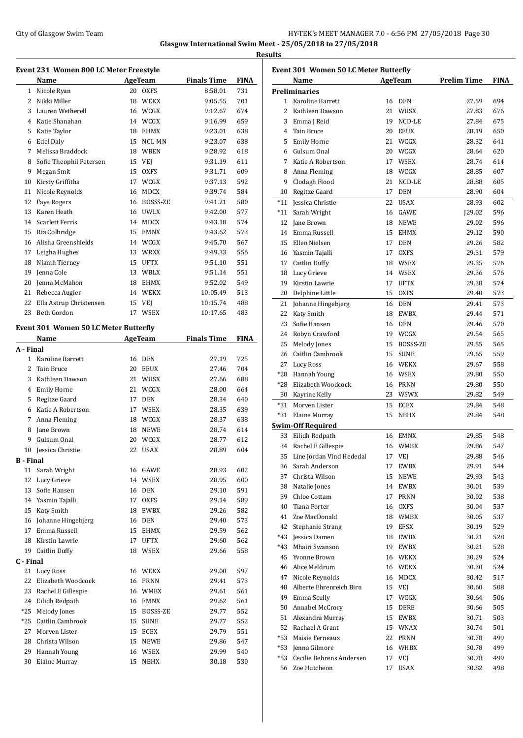City of Glasgow Swim Team

**Glasgow International Swim Meet - 25/05/2018 to 27/05/2018**

**Results**

### Event 231 Women 800 LC Meter Freestyle

| | Name | Age | Team | Finals Time | FINA |
|---|---|---|---|---|---|
| 1 | Nicole Ryan | 20 | OXFS | 8:58.01 | 731 |
| 2 | Nikki Miller | 18 | WEKX | 9:05.55 | 701 |
| 3 | Lauren Wetherell | 16 | WCGX | 9:12.67 | 674 |
| 4 | Katie Shanahan | 14 | WCGX | 9:16.99 | 659 |
| 5 | Katie Taylor | 18 | EHMX | 9:23.01 | 638 |
| 6 | Edel Daly | 15 | NCL-MN | 9:23.07 | 638 |
| 7 | Melissa Braddock | 18 | WBEN | 9:28.92 | 618 |
| 8 | Sofie Theophil Petersen | 15 | VEJ | 9:31.19 | 611 |
| 9 | Megan Smit | 15 | OXFS | 9:31.71 | 609 |
| 10 | Kirsty Griffiths | 17 | WCGX | 9:37.13 | 592 |
| 11 | Nicole Reynolds | 16 | MDCX | 9:39.74 | 584 |
| 12 | Faye Rogers | 16 | BOSSS-ZE | 9:41.21 | 580 |
| 13 | Karen Heath | 16 | UWLX | 9:42.00 | 577 |
| 14 | Scarlett Ferris | 14 | MDCX | 9:43.18 | 574 |
| 15 | Ria Colbridge | 15 | EMNX | 9:43.62 | 573 |
| 16 | Alisha Greenshields | 14 | WCGX | 9:45.70 | 567 |
| 17 | Leigha Hughes | 13 | WRXX | 9:49.33 | 556 |
| 18 | Niamh Tierney | 15 | UFTX | 9:51.10 | 551 |
| 19 | Jenna Cole | 13 | WBLX | 9:51.14 | 551 |
| 20 | Jenna McMahon | 18 | EHMX | 9:52.02 | 549 |
| 21 | Rebecca Augier | 14 | WEKX | 10:05.49 | 513 |
| 22 | Ella Astrup Christensen | 15 | VEJ | 10:15.74 | 488 |
| 23 | Beth Gordon | 17 | WSEX | 10:17.65 | 483 |

### Event 301 Women 50 LC Meter Butterfly

| | Name | Age | Team | Finals Time | FINA |
|---|---|---|---|---|---|
| **A - Final** | | | | | |
| 1 | Karoline Barrett | 16 | DEN | 27.19 | 725 |
| 2 | Tain Bruce | 20 | EEUX | 27.46 | 704 |
| 3 | Kathleen Dawson | 21 | WUSX | 27.66 | 688 |
| 4 | Emily Horne | 21 | WCGX | 28.00 | 664 |
| 5 | Regitze Gaard | 17 | DEN | 28.34 | 640 |
| 6 | Katie A Robertson | 17 | WSEX | 28.35 | 639 |
| 7 | Anna Fleming | 18 | WCGX | 28.37 | 638 |
| 8 | Jane Brown | 18 | NEWE | 28.74 | 614 |
| 9 | Gulsum Onal | 20 | WCGX | 28.77 | 612 |
| 10 | Jessica Christie | 22 | USAX | 28.89 | 604 |
| **B - Final** | | | | | |
| 11 | Sarah Wright | 16 | GAWE | 28.93 | 602 |
| 12 | Lucy Grieve | 14 | WSEX | 28.95 | 600 |
| 13 | Sofie Hansen | 16 | DEN | 29.10 | 591 |
| 14 | Yasmin Tajalli | 17 | OXFS | 29.14 | 589 |
| 15 | Katy Smith | 18 | EWBX | 29.26 | 582 |
| 16 | Johanne Hingebjerg | 16 | DEN | 29.40 | 573 |
| 17 | Emma Russell | 15 | EHMX | 29.59 | 562 |
| 18 | Kirstin Lawrie | 17 | UFTX | 29.60 | 562 |
| 19 | Caitlin Duffy | 18 | WSEX | 29.66 | 558 |
| **C - Final** | | | | | |
| 21 | Lucy Ross | 16 | WEKX | 29.00 | 597 |
| 22 | Elizabeth Woodcock | 16 | PRNN | 29.41 | 573 |
| 23 | Rachel E Gillespie | 16 | WMBX | 29.61 | 561 |
| 24 | Eilidh Redpath | 16 | EMNX | 29.62 | 561 |
| *25 | Melody Jones | 15 | BOSSS-ZE | 29.77 | 552 |
| *25 | Caitlin Cambrook | 15 | SUNE | 29.77 | 552 |
| 27 | Morven Lister | 15 | ECEX | 29.79 | 551 |
| 28 | Christa Wilson | 15 | NEWE | 29.86 | 547 |
| 29 | Hannah Young | 16 | WSEX | 29.99 | 540 |
| 30 | Elaine Murray | 15 | NBHX | 30.18 | 530 |

### Event 301 Women 50 LC Meter Butterfly

| | Name | Age | Team | Prelim Time | FINA |
|---|---|---|---|---|---|
| **Preliminaries** | | | | | |
| 1 | Karoline Barrett | 16 | DEN | 27.59 | 694 |
| 2 | Kathleen Dawson | 21 | WUSX | 27.83 | 676 |
| 3 | Emma J Reid | 19 | NCD-LE | 27.84 | 675 |
| 4 | Tain Bruce | 20 | EEUX | 28.19 | 650 |
| 5 | Emily Horne | 21 | WCGX | 28.32 | 641 |
| 6 | Gulsum Onal | 20 | WCGX | 28.64 | 620 |
| 7 | Katie A Robertson | 17 | WSEX | 28.74 | 614 |
| 8 | Anna Fleming | 18 | WCGX | 28.85 | 607 |
| 9 | Clodagh Flood | 21 | NCD-LE | 28.88 | 605 |
| 10 | Regitze Gaard | 17 | DEN | 28.90 | 604 |
| *11 | Jessica Christie | 22 | USAX | 28.93 | 602 |
| *11 | Sarah Wright | 16 | GAWE | J29.02 | 596 |
| 12 | Jane Brown | 18 | NEWE | 29.02 | 596 |
| 14 | Emma Russell | 15 | EHMX | 29.12 | 590 |
| 15 | Ellen Nielsen | 17 | DEN | 29.26 | 582 |
| 16 | Yasmin Tajalli | 17 | OXFS | 29.31 | 579 |
| 17 | Caitlin Duffy | 18 | WSEX | 29.35 | 576 |
| 18 | Lucy Grieve | 14 | WSEX | 29.36 | 576 |
| 19 | Kirstin Lawrie | 17 | UFTX | 29.38 | 574 |
| 20 | Delphine Little | 15 | OXFS | 29.40 | 573 |
| 21 | Johanne Hingebjerg | 16 | DEN | 29.41 | 573 |
| 22 | Katy Smith | 18 | EWBX | 29.44 | 571 |
| 23 | Sofie Hansen | 16 | DEN | 29.46 | 570 |
| 24 | Robyn Crawford | 19 | WCGX | 29.54 | 565 |
| 25 | Melody Jones | 15 | BOSSS-ZE | 29.55 | 565 |
| 26 | Caitlin Cambrook | 15 | SUNE | 29.65 | 559 |
| 27 | Lucy Ross | 16 | WEKX | 29.67 | 558 |
| *28 | Hannah Young | 16 | WSEX | 29.80 | 550 |
| *28 | Elizabeth Woodcock | 16 | PRNN | 29.80 | 550 |
| 30 | Kayrine Kelly | 23 | WSWX | 29.82 | 549 |
| *31 | Morven Lister | 15 | ECEX | 29.84 | 548 |
| *31 | Elaine Murray | 15 | NBHX | 29.84 | 548 |
| **Swim-Off Required** | | | | | |
| 33 | Eilidh Redpath | 16 | EMNX | 29.85 | 548 |
| 34 | Rachel E Gillespie | 16 | WMBX | 29.86 | 547 |
| 35 | Line Jordan Vind Hededal | 17 | VEJ | 29.88 | 546 |
| 36 | Sarah Anderson | 17 | EWBX | 29.91 | 544 |
| 37 | Christa Wilson | 15 | NEWE | 29.93 | 543 |
| 38 | Natalie Jones | 14 | EWBX | 30.01 | 539 |
| 39 | Chloe Cottam | 17 | PRNN | 30.02 | 538 |
| 40 | Tiana Porter | 16 | OXFS | 30.04 | 537 |
| 41 | Zoe MacDonald | 18 | WMBX | 30.05 | 537 |
| 42 | Stephanie Strang | 19 | EFSX | 30.19 | 529 |
| *43 | Jessica Damen | 18 | EWBX | 30.21 | 528 |
| *43 | Mhairi Swanson | 19 | EWBX | 30.21 | 528 |
| 45 | Yvonne Brown | 16 | WEKX | 30.29 | 524 |
| 46 | Alice Meldrum | 16 | WEKX | 30.30 | 524 |
| 47 | Nicole Reynolds | 16 | MDCX | 30.42 | 517 |
| 48 | Alberte Ehrenreich Birn | 15 | VEJ | 30.60 | 508 |
| 49 | Emma Scully | 17 | WCGX | 30.64 | 506 |
| 50 | Annabel McCrory | 15 | DERE | 30.66 | 505 |
| 51 | Alexandra Murray | 15 | EWBX | 30.71 | 503 |
| 52 | Rachael A Grant | 15 | WNAX | 30.74 | 501 |
| *53 | Maisie Ferneaux | 22 | PRNN | 30.78 | 499 |
| *53 | Jenna Gilmore | 16 | WHBX | 30.78 | 499 |
| *53 | Cecilie Behrens Andersen | 17 | VEJ | 30.78 | 499 |
| 56 | Zoe Hutcheon | 17 | USAX | 30.82 | 498 |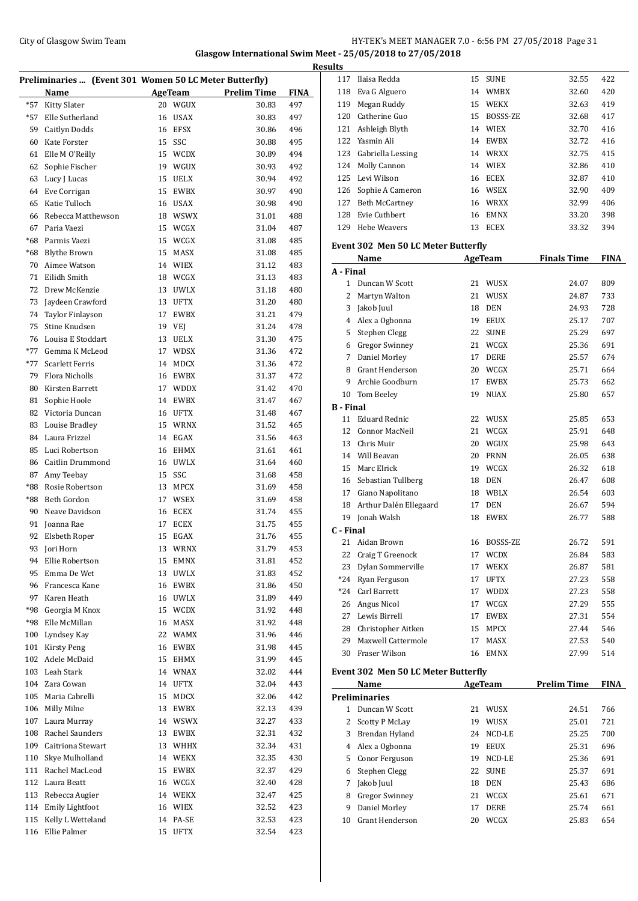Glasgow International Swim Meet - 25/05/2018 to 27/05/2018

Results

**Preliminaries ... (Event 301 Women 50 LC Meter Butterfly)**

| | Name | Age | Team | Prelim Time | FINA |
|---|---|---|---|---|---|
| *57 | Kitty Slater | 20 | WGUX | 30.83 | 497 |
| *57 | Elle Sutherland | 16 | USAX | 30.83 | 497 |
| 59 | Caitlyn Dodds | 16 | EFSX | 30.86 | 496 |
| 60 | Kate Forster | 15 | SSC | 30.88 | 495 |
| 61 | Elle M O'Reilly | 15 | WCDX | 30.89 | 494 |
| 62 | Sophie Fischer | 19 | WGUX | 30.93 | 492 |
| 63 | Lucy J Lucas | 15 | UELX | 30.94 | 492 |
| 64 | Eve Corrigan | 15 | EWBX | 30.97 | 490 |
| 65 | Katie Tulloch | 16 | USAX | 30.98 | 490 |
| 66 | Rebecca Matthewson | 18 | WSWX | 31.01 | 488 |
| 67 | Paria Vaezi | 15 | WCGX | 31.04 | 487 |
| *68 | Parmis Vaezi | 15 | WCGX | 31.08 | 485 |
| *68 | Blythe Brown | 15 | MASX | 31.08 | 485 |
| 70 | Aimee Watson | 14 | WIEX | 31.12 | 483 |
| 71 | Eilidh Smith | 18 | WCGX | 31.13 | 483 |
| 72 | Drew McKenzie | 13 | UWLX | 31.18 | 480 |
| 73 | Jaydeen Crawford | 13 | UFTX | 31.20 | 480 |
| 74 | Taylor Finlayson | 17 | EWBX | 31.21 | 479 |
| 75 | Stine Knudsen | 19 | VEJ | 31.24 | 478 |
| 76 | Louisa E Stoddart | 13 | UELX | 31.30 | 475 |
| *77 | Gemma K McLeod | 17 | WDSX | 31.36 | 472 |
| *77 | Scarlett Ferris | 14 | MDCX | 31.36 | 472 |
| 79 | Flora Nicholls | 16 | EWBX | 31.37 | 472 |
| 80 | Kirsten Barrett | 17 | WDDX | 31.42 | 470 |
| 81 | Sophie Hoole | 14 | EWBX | 31.47 | 467 |
| 82 | Victoria Duncan | 16 | UFTX | 31.48 | 467 |
| 83 | Louise Bradley | 15 | WRNX | 31.52 | 465 |
| 84 | Laura Frizzel | 14 | EGAX | 31.56 | 463 |
| 85 | Luci Robertson | 16 | EHMX | 31.61 | 461 |
| 86 | Caitlin Drummond | 16 | UWLX | 31.64 | 460 |
| 87 | Amy Teebay | 15 | SSC | 31.68 | 458 |
| *88 | Rosie Robertson | 13 | MPCX | 31.69 | 458 |
| *88 | Beth Gordon | 17 | WSEX | 31.69 | 458 |
| 90 | Neave Davidson | 16 | ECEX | 31.74 | 455 |
| 91 | Joanna Rae | 17 | ECEX | 31.75 | 455 |
| 92 | Elsbeth Roper | 15 | EGAX | 31.76 | 455 |
| 93 | Jori Horn | 13 | WRNX | 31.79 | 453 |
| 94 | Ellie Robertson | 15 | EMNX | 31.81 | 452 |
| 95 | Emma De Wet | 13 | UWLX | 31.83 | 452 |
| 96 | Francesca Kane | 16 | EWBX | 31.86 | 450 |
| 97 | Karen Heath | 16 | UWLX | 31.89 | 449 |
| *98 | Georgia M Knox | 15 | WCDX | 31.92 | 448 |
| *98 | Elle McMillan | 16 | MASX | 31.92 | 448 |
| 100 | Lyndsey Kay | 22 | WAMX | 31.96 | 446 |
| 101 | Kirsty Peng | 16 | EWBX | 31.98 | 445 |
| 102 | Adele McDaid | 15 | EHMX | 31.99 | 445 |
| 103 | Leah Stark | 14 | WNAX | 32.02 | 444 |
| 104 | Zara Cowan | 14 | UFTX | 32.04 | 443 |
| 105 | Maria Cabrelli | 15 | MDCX | 32.06 | 442 |
| 106 | Milly Milne | 13 | EWBX | 32.13 | 439 |
| 107 | Laura Murray | 14 | WSWX | 32.27 | 433 |
| 108 | Rachel Saunders | 13 | EWBX | 32.31 | 432 |
| 109 | Caitriona Stewart | 13 | WHHX | 32.34 | 431 |
| 110 | Skye Mulholland | 14 | WEKX | 32.35 | 430 |
| 111 | Rachel MacLeod | 15 | EWBX | 32.37 | 429 |
| 112 | Laura Beatt | 16 | WCGX | 32.40 | 428 |
| 113 | Rebecca Augier | 14 | WEKX | 32.47 | 425 |
| 114 | Emily Lightfoot | 16 | WIEX | 32.52 | 423 |
| 115 | Kelly L Wetteland | 14 | PA-SE | 32.53 | 423 |
| 116 | Ellie Palmer | 15 | UFTX | 32.54 | 423 |
| 117 | Ilaisa Redda | 15 | SUNE | 32.55 | 422 |
| 118 | Eva G Alguero | 14 | WMBX | 32.60 | 420 |
| 119 | Megan Ruddy | 15 | WEKX | 32.63 | 419 |
| 120 | Catherine Guo | 15 | BOSSS-ZE | 32.68 | 417 |
| 121 | Ashleigh Blyth | 14 | WIEX | 32.70 | 416 |
| 122 | Yasmin Ali | 14 | EWBX | 32.72 | 416 |
| 123 | Gabriella Lessing | 14 | WRXX | 32.75 | 415 |
| 124 | Molly Cannon | 14 | WIEX | 32.86 | 410 |
| 125 | Levi Wilson | 16 | ECEX | 32.87 | 410 |
| 126 | Sophie A Cameron | 16 | WSEX | 32.90 | 409 |
| 127 | Beth McCartney | 16 | WRXX | 32.99 | 406 |
| 128 | Evie Cuthbert | 16 | EMNX | 33.20 | 398 |
| 129 | Hebe Weavers | 13 | ECEX | 33.32 | 394 |

**Event 302 Men 50 LC Meter Butterfly**

| | Name | Age | Team | Finals Time | FINA |
|---|---|---|---|---|---|
| **A - Final** | | | | | |
| 1 | Duncan W Scott | 21 | WUSX | 24.07 | 809 |
| 2 | Martyn Walton | 21 | WUSX | 24.87 | 733 |
| 3 | Jakob Juul | 18 | DEN | 24.93 | 728 |
| 4 | Alex a Ogbonna | 19 | EEUX | 25.17 | 707 |
| 5 | Stephen Clegg | 22 | SUNE | 25.29 | 697 |
| 6 | Gregor Swinney | 21 | WCGX | 25.36 | 691 |
| 7 | Daniel Morley | 17 | DERE | 25.57 | 674 |
| 8 | Grant Henderson | 20 | WCGX | 25.71 | 664 |
| 9 | Archie Goodburn | 17 | EWBX | 25.73 | 662 |
| 10 | Tom Beeley | 19 | NUAX | 25.80 | 657 |
| **B - Final** | | | | | |
| 11 | Eduard Rednic | 22 | WUSX | 25.85 | 653 |
| 12 | Connor MacNeil | 21 | WCGX | 25.91 | 648 |
| 13 | Chris Muir | 20 | WGUX | 25.98 | 643 |
| 14 | Will Beavan | 20 | PRNN | 26.05 | 638 |
| 15 | Marc Elrick | 19 | WCGX | 26.32 | 618 |
| 16 | Sebastian Tullberg | 18 | DEN | 26.47 | 608 |
| 17 | Giano Napolitano | 18 | WBLX | 26.54 | 603 |
| 18 | Arthur Dalén Ellegaard | 17 | DEN | 26.67 | 594 |
| 19 | Jonah Walsh | 18 | EWBX | 26.77 | 588 |
| **C - Final** | | | | | |
| 21 | Aidan Brown | 16 | BOSSS-ZE | 26.72 | 591 |
| 22 | Craig T Greenock | 17 | WCDX | 26.84 | 583 |
| 23 | Dylan Sommerville | 17 | WEKX | 26.87 | 581 |
| *24 | Ryan Ferguson | 17 | UFTX | 27.23 | 558 |
| *24 | Carl Barrett | 17 | WDDX | 27.23 | 558 |
| 26 | Angus Nicol | 17 | WCGX | 27.29 | 555 |
| 27 | Lewis Birrell | 17 | EWBX | 27.31 | 554 |
| 28 | Christopher Aitken | 15 | MPCX | 27.44 | 546 |
| 29 | Maxwell Cattermole | 17 | MASX | 27.53 | 540 |
| 30 | Fraser Wilson | 16 | EMNX | 27.99 | 514 |

**Event 302 Men 50 LC Meter Butterfly**

| | Name | Age | Team | Prelim Time | FINA |
|---|---|---|---|---|---|
| **Preliminaries** | | | | | |
| 1 | Duncan W Scott | 21 | WUSX | 24.51 | 766 |
| 2 | Scotty P McLay | 19 | WUSX | 25.01 | 721 |
| 3 | Brendan Hyland | 24 | NCD-LE | 25.25 | 700 |
| 4 | Alex a Ogbonna | 19 | EEUX | 25.31 | 696 |
| 5 | Conor Ferguson | 19 | NCD-LE | 25.36 | 691 |
| 6 | Stephen Clegg | 22 | SUNE | 25.37 | 691 |
| 7 | Jakob Juul | 18 | DEN | 25.43 | 686 |
| 8 | Gregor Swinney | 21 | WCGX | 25.61 | 671 |
| 9 | Daniel Morley | 17 | DERE | 25.74 | 661 |
| 10 | Grant Henderson | 20 | WCGX | 25.83 | 654 |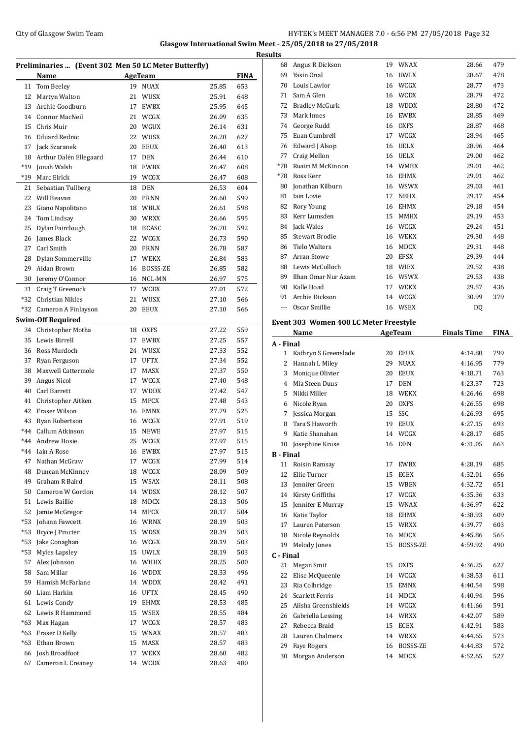**Glasgow International Swim Meet - 25/05/2018 to 27/05/2018**

**Results**

## Preliminaries ... (Event 302 Men 50 LC Meter Butterfly)

| | Name | Age | Team | | FINA |
|---|---|---|---|---|---|
| 11 | Tom Beeley | 19 | NUAX | 25.85 | 653 |
| 12 | Martyn Walton | 21 | WUSX | 25.91 | 648 |
| 13 | Archie Goodburn | 17 | EWBX | 25.95 | 645 |
| 14 | Connor MacNeil | 21 | WCGX | 26.09 | 635 |
| 15 | Chris Muir | 20 | WGUX | 26.14 | 631 |
| 16 | Eduard Rednic | 22 | WUSX | 26.20 | 627 |
| 17 | Jack Szaranek | 20 | EEUX | 26.40 | 613 |
| 18 | Arthur Dalén Ellegaard | 17 | DEN | 26.44 | 610 |
| *19 | Jonah Walsh | 18 | EWBX | 26.47 | 608 |
| *19 | Marc Elrick | 19 | WCGX | 26.47 | 608 |
| 21 | Sebastian Tullberg | 18 | DEN | 26.53 | 604 |
| 22 | Will Beavan | 20 | PRNN | 26.60 | 599 |
| 23 | Giano Napolitano | 18 | WBLX | 26.61 | 598 |
| 24 | Tom Lindsay | 30 | WRXX | 26.66 | 595 |
| 25 | Dylan Fairclough | 18 | BCASC | 26.70 | 592 |
| 26 | James Black | 22 | WCGX | 26.73 | 590 |
| 27 | Carl Smith | 20 | PRNN | 26.78 | 587 |
| 28 | Dylan Sommerville | 17 | WEKX | 26.84 | 583 |
| 29 | Aidan Brown | 16 | BOSSS-ZE | 26.85 | 582 |
| 30 | Jeremy O'Connor | 16 | NCL-MN | 26.97 | 575 |
| 31 | Craig T Greenock | 17 | WCDX | 27.01 | 572 |
| *32 | Christian Nikles | 21 | WUSX | 27.10 | 566 |
| *32 | Cameron A Finlayson | 20 | EEUX | 27.10 | 566 |
| **Swim-Off Required** | | | | | |
| 34 | Christopher Motha | 18 | OXFS | 27.22 | 559 |
| 35 | Lewis Birrell | 17 | EWBX | 27.25 | 557 |
| 36 | Ross Murdoch | 24 | WUSX | 27.33 | 552 |
| 37 | Ryan Ferguson | 17 | UFTX | 27.34 | 552 |
| 38 | Maxwell Cattermole | 17 | MASX | 27.37 | 550 |
| 39 | Angus Nicol | 17 | WCGX | 27.40 | 548 |
| 40 | Carl Barrett | 17 | WDDX | 27.42 | 547 |
| 41 | Christopher Aitken | 15 | MPCX | 27.48 | 543 |
| 42 | Fraser Wilson | 16 | EMNX | 27.79 | 525 |
| 43 | Ryan Robertson | 16 | WCGX | 27.91 | 519 |
| *44 | Callum Atkinson | 15 | NEWE | 27.97 | 515 |
| *44 | Andrew Hosie | 25 | WCGX | 27.97 | 515 |
| *44 | Iain A Rose | 16 | EWBX | 27.97 | 515 |
| 47 | Nathan McGraw | 17 | WCGX | 27.99 | 514 |
| 48 | Duncan McKinney | 18 | WCGX | 28.09 | 509 |
| 49 | Graham R Baird | 15 | WSAX | 28.11 | 508 |
| 50 | Cameron W Gordon | 14 | WDSX | 28.12 | 507 |
| 51 | Lewis Baillie | 18 | MDCX | 28.13 | 506 |
| 52 | Jamie McGregor | 14 | MPCX | 28.17 | 504 |
| *53 | Johann Fawcett | 16 | WRNX | 28.19 | 503 |
| *53 | Bryce J Procter | 15 | WDSX | 28.19 | 503 |
| *53 | Jake Conaghan | 16 | WCGX | 28.19 | 503 |
| *53 | Myles Lapsley | 15 | UWLX | 28.19 | 503 |
| 57 | Alex Johnson | 16 | WHHX | 28.25 | 500 |
| 58 | Sam Millar | 16 | WDDX | 28.33 | 496 |
| 59 | Hamish McFarlane | 14 | WDDX | 28.42 | 491 |
| 60 | Liam Harkin | 16 | UFTX | 28.45 | 490 |
| 61 | Lewis Condy | 19 | EHMX | 28.53 | 485 |
| 62 | Lewis R Hammond | 15 | WSEX | 28.55 | 484 |
| *63 | Max Hagan | 17 | WCGX | 28.57 | 483 |
| *63 | Fraser D Kelly | 15 | WNAX | 28.57 | 483 |
| *63 | Ethan Brown | 15 | MASX | 28.57 | 483 |
| 66 | Josh Broadfoot | 17 | WEKX | 28.60 | 482 |
| 67 | Cameron L Creaney | 14 | WCDX | 28.63 | 480 |
| 68 | Angus R Dickson | 19 | WNAX | 28.66 | 479 |
| 69 | Yasin Onal | 16 | UWLX | 28.67 | 478 |
| 70 | Louis Lawlor | 16 | WCGX | 28.77 | 473 |
| 71 | Sam A Glen | 16 | WCDX | 28.79 | 472 |
| 72 | Bradley McGurk | 18 | WDDX | 28.80 | 472 |
| 73 | Mark Innes | 16 | EWBX | 28.85 | 469 |
| 74 | George Rudd | 16 | OXFS | 28.87 | 468 |
| 75 | Euan Gumbrell | 17 | WCGX | 28.94 | 465 |
| 76 | Edward J Alsop | 16 | UELX | 28.96 | 464 |
| 77 | Craig Mellon | 16 | UELX | 29.00 | 462 |
| *78 | Ruairi M McKinnon | 14 | WMBX | 29.01 | 462 |
| *78 | Ross Kerr | 16 | EHMX | 29.01 | 462 |
| 80 | Jonathan Kilburn | 16 | WSWX | 29.03 | 461 |
| 81 | Iain Lovie | 17 | NBHX | 29.17 | 454 |
| 82 | Rory Young | 16 | EHMX | 29.18 | 454 |
| 83 | Kerr Lumsden | 15 | MMHX | 29.19 | 453 |
| 84 | Jack Wales | 16 | WCGX | 29.24 | 451 |
| 85 | Stewart Brodie | 16 | WEKX | 29.30 | 448 |
| 86 | Tielo Walters | 16 | MDCX | 29.31 | 448 |
| 87 | Arran Stowe | 20 | EFSX | 29.39 | 444 |
| 88 | Lewis McCulloch | 18 | WIEX | 29.52 | 438 |
| 89 | Ilhan Omar Nur Azam | 16 | WSWX | 29.53 | 438 |
| 90 | Kalle Hoad | 17 | WEKX | 29.57 | 436 |
| 91 | Archie Dickson | 14 | WCGX | 30.99 | 379 |
| --- | Oscar Smillie | 16 | WSEX | DQ | |

## Event 303 Women 400 LC Meter Freestyle

| | Name | Age | Team | Finals Time | FINA |
|---|---|---|---|---|---|
| **A - Final** | | | | | |
| 1 | Kathryn S Greenslade | 20 | EEUX | 4:14.80 | 799 |
| 2 | Hannah L Miley | 29 | NUAX | 4:16.95 | 779 |
| 3 | Monique Olivier | 20 | EEUX | 4:18.71 | 763 |
| 4 | Mia Steen Duus | 17 | DEN | 4:23.37 | 723 |
| 5 | Nikki Miller | 18 | WEKX | 4:26.46 | 698 |
| 6 | Nicole Ryan | 20 | OXFS | 4:26.55 | 698 |
| 7 | Jessica Morgan | 15 | SSC | 4:26.93 | 695 |
| 8 | Tara S Haworth | 19 | EEUX | 4:27.15 | 693 |
| 9 | Katie Shanahan | 14 | WCGX | 4:28.17 | 685 |
| 10 | Josephine Kruse | 16 | DEN | 4:31.05 | 663 |
| **B - Final** | | | | | |
| 11 | Roisin Ramsay | 17 | EWBX | 4:28.19 | 685 |
| 12 | Ellie Turner | 15 | ECEX | 4:32.01 | 656 |
| 13 | Jennifer Green | 15 | WBEN | 4:32.72 | 651 |
| 14 | Kirsty Griffiths | 17 | WCGX | 4:35.36 | 633 |
| 15 | Jennifer E Murray | 15 | WNAX | 4:36.97 | 622 |
| 16 | Katie Taylor | 18 | EHMX | 4:38.93 | 609 |
| 17 | Lauren Paterson | 15 | WRXX | 4:39.77 | 603 |
| 18 | Nicole Reynolds | 16 | MDCX | 4:45.86 | 565 |
| 19 | Melody Jones | 15 | BOSSS-ZE | 4:59.92 | 490 |
| **C - Final** | | | | | |
| 21 | Megan Smit | 15 | OXFS | 4:36.25 | 627 |
| 22 | Elise McQueenie | 14 | WCGX | 4:38.53 | 611 |
| 23 | Ria Colbridge | 15 | EMNX | 4:40.54 | 598 |
| 24 | Scarlett Ferris | 14 | MDCX | 4:40.94 | 596 |
| 25 | Alisha Greenshields | 14 | WCGX | 4:41.66 | 591 |
| 26 | Gabriella Lessing | 14 | WRXX | 4:42.07 | 589 |
| 27 | Rebecca Braid | 15 | ECEX | 4:42.91 | 583 |
| 28 | Lauren Chalmers | 14 | WRXX | 4:44.65 | 573 |
| 29 | Faye Rogers | 16 | BOSSS-ZE | 4:44.83 | 572 |
| 30 | Morgan Anderson | 14 | MDCX | 4:52.65 | 527 |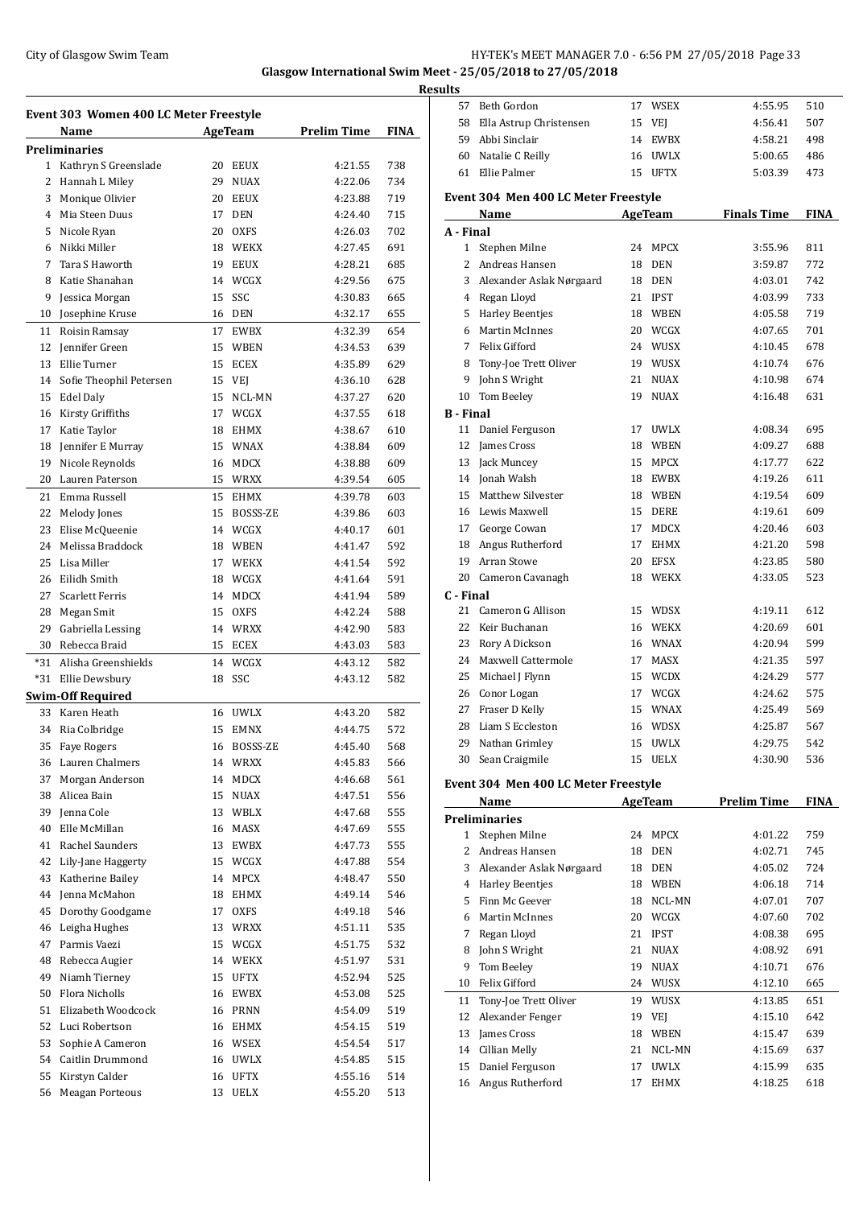**Glasgow International Swim Meet - 25/05/2018 to 27/05/2018**

**Results**

### Event 303 Women 400 LC Meter Freestyle

| | Name | Age | Team | Prelim Time | FINA |
|---|---|---|---|---|---|
| **Preliminaries** | | | | | |
| 1 | Kathryn S Greenslade | 20 | EEUX | 4:21.55 | 738 |
| 2 | Hannah L Miley | 29 | NUAX | 4:22.06 | 734 |
| 3 | Monique Olivier | 20 | EEUX | 4:23.88 | 719 |
| 4 | Mia Steen Duus | 17 | DEN | 4:24.40 | 715 |
| 5 | Nicole Ryan | 20 | OXFS | 4:26.03 | 702 |
| 6 | Nikki Miller | 18 | WEKX | 4:27.45 | 691 |
| 7 | Tara S Haworth | 19 | EEUX | 4:28.21 | 685 |
| 8 | Katie Shanahan | 14 | WCGX | 4:29.56 | 675 |
| 9 | Jessica Morgan | 15 | SSC | 4:30.83 | 665 |
| 10 | Josephine Kruse | 16 | DEN | 4:32.17 | 655 |
| 11 | Roisin Ramsay | 17 | EWBX | 4:32.39 | 654 |
| 12 | Jennifer Green | 15 | WBEN | 4:34.53 | 639 |
| 13 | Ellie Turner | 15 | ECEX | 4:35.89 | 629 |
| 14 | Sofie Theophil Petersen | 15 | VEJ | 4:36.10 | 628 |
| 15 | Edel Daly | 15 | NCL-MN | 4:37.27 | 620 |
| 16 | Kirsty Griffiths | 17 | WCGX | 4:37.55 | 618 |
| 17 | Katie Taylor | 18 | EHMX | 4:38.67 | 610 |
| 18 | Jennifer E Murray | 15 | WNAX | 4:38.84 | 609 |
| 19 | Nicole Reynolds | 16 | MDCX | 4:38.88 | 609 |
| 20 | Lauren Paterson | 15 | WRXX | 4:39.54 | 605 |
| 21 | Emma Russell | 15 | EHMX | 4:39.78 | 603 |
| 22 | Melody Jones | 15 | BOSSS-ZE | 4:39.86 | 603 |
| 23 | Elise McQueenie | 14 | WCGX | 4:40.17 | 601 |
| 24 | Melissa Braddock | 18 | WBEN | 4:41.47 | 592 |
| 25 | Lisa Miller | 17 | WEKX | 4:41.54 | 592 |
| 26 | Eilidh Smith | 18 | WCGX | 4:41.64 | 591 |
| 27 | Scarlett Ferris | 14 | MDCX | 4:41.94 | 589 |
| 28 | Megan Smit | 15 | OXFS | 4:42.24 | 588 |
| 29 | Gabriella Lessing | 14 | WRXX | 4:42.90 | 583 |
| 30 | Rebecca Braid | 15 | ECEX | 4:43.03 | 583 |
| *31 | Alisha Greenshields | 14 | WCGX | 4:43.12 | 582 |
| *31 | Ellie Dewsbury | 18 | SSC | 4:43.12 | 582 |
| **Swim-Off Required** | | | | | |
| 33 | Karen Heath | 16 | UWLX | 4:43.20 | 582 |
| 34 | Ria Colbridge | 15 | EMNX | 4:44.75 | 572 |
| 35 | Faye Rogers | 16 | BOSSS-ZE | 4:45.40 | 568 |
| 36 | Lauren Chalmers | 14 | WRXX | 4:45.83 | 566 |
| 37 | Morgan Anderson | 14 | MDCX | 4:46.68 | 561 |
| 38 | Alicea Bain | 15 | NUAX | 4:47.51 | 556 |
| 39 | Jenna Cole | 13 | WBLX | 4:47.68 | 555 |
| 40 | Elle McMillan | 16 | MASX | 4:47.69 | 555 |
| 41 | Rachel Saunders | 13 | EWBX | 4:47.73 | 555 |
| 42 | Lily-Jane Haggerty | 15 | WCGX | 4:47.88 | 554 |
| 43 | Katherine Bailey | 14 | MPCX | 4:48.47 | 550 |
| 44 | Jenna McMahon | 18 | EHMX | 4:49.14 | 546 |
| 45 | Dorothy Goodgame | 17 | OXFS | 4:49.18 | 546 |
| 46 | Leigha Hughes | 13 | WRXX | 4:51.11 | 535 |
| 47 | Parmis Vaezi | 15 | WCGX | 4:51.75 | 532 |
| 48 | Rebecca Augier | 14 | WEKX | 4:51.97 | 531 |
| 49 | Niamh Tierney | 15 | UFTX | 4:52.94 | 525 |
| 50 | Flora Nicholls | 16 | EWBX | 4:53.08 | 525 |
| 51 | Elizabeth Woodcock | 16 | PRNN | 4:54.09 | 519 |
| 52 | Luci Robertson | 16 | EHMX | 4:54.15 | 519 |
| 53 | Sophie A Cameron | 16 | WSEX | 4:54.54 | 517 |
| 54 | Caitlin Drummond | 16 | UWLX | 4:54.85 | 515 |
| 55 | Kirstyn Calder | 16 | UFTX | 4:55.16 | 514 |
| 56 | Meagan Porteous | 13 | UELX | 4:55.20 | 513 |
| 57 | Beth Gordon | 17 | WSEX | 4:55.95 | 510 |
| 58 | Ella Astrup Christensen | 15 | VEJ | 4:56.41 | 507 |
| 59 | Abbi Sinclair | 14 | EWBX | 4:58.21 | 498 |
| 60 | Natalie C Reilly | 16 | UWLX | 5:00.65 | 486 |
| 61 | Ellie Palmer | 15 | UFTX | 5:03.39 | 473 |

### Event 304 Men 400 LC Meter Freestyle

| | Name | Age | Team | Finals Time | FINA |
|---|---|---|---|---|---|
| **A - Final** | | | | | |
| 1 | Stephen Milne | 24 | MPCX | 3:55.96 | 811 |
| 2 | Andreas Hansen | 18 | DEN | 3:59.87 | 772 |
| 3 | Alexander Aslak Nørgaard | 18 | DEN | 4:03.01 | 742 |
| 4 | Regan Lloyd | 21 | IPST | 4:03.99 | 733 |
| 5 | Harley Beentjes | 18 | WBEN | 4:05.58 | 719 |
| 6 | Martin McInnes | 20 | WCGX | 4:07.65 | 701 |
| 7 | Felix Gifford | 24 | WUSX | 4:10.45 | 678 |
| 8 | Tony-Joe Trett Oliver | 19 | WUSX | 4:10.74 | 676 |
| 9 | John S Wright | 21 | NUAX | 4:10.98 | 674 |
| 10 | Tom Beeley | 19 | NUAX | 4:16.48 | 631 |
| **B - Final** | | | | | |
| 11 | Daniel Ferguson | 17 | UWLX | 4:08.34 | 695 |
| 12 | James Cross | 18 | WBEN | 4:09.27 | 688 |
| 13 | Jack Muncey | 15 | MPCX | 4:17.77 | 622 |
| 14 | Jonah Walsh | 18 | EWBX | 4:19.26 | 611 |
| 15 | Matthew Silvester | 18 | WBEN | 4:19.54 | 609 |
| 16 | Lewis Maxwell | 15 | DERE | 4:19.61 | 609 |
| 17 | George Cowan | 17 | MDCX | 4:20.46 | 603 |
| 18 | Angus Rutherford | 17 | EHMX | 4:21.20 | 598 |
| 19 | Arran Stowe | 20 | EFSX | 4:23.85 | 580 |
| 20 | Cameron Cavanagh | 18 | WEKX | 4:33.05 | 523 |
| **C - Final** | | | | | |
| 21 | Cameron G Allison | 15 | WDSX | 4:19.11 | 612 |
| 22 | Keir Buchanan | 16 | WEKX | 4:20.69 | 601 |
| 23 | Rory A Dickson | 16 | WNAX | 4:20.94 | 599 |
| 24 | Maxwell Cattermole | 17 | MASX | 4:21.35 | 597 |
| 25 | Michael J Flynn | 15 | WCDX | 4:24.29 | 577 |
| 26 | Conor Logan | 17 | WCGX | 4:24.62 | 575 |
| 27 | Fraser D Kelly | 15 | WNAX | 4:25.49 | 569 |
| 28 | Liam S Eccleston | 16 | WDSX | 4:25.87 | 567 |
| 29 | Nathan Grimley | 15 | UWLX | 4:29.75 | 542 |
| 30 | Sean Craigmile | 15 | UELX | 4:30.90 | 536 |

### Event 304 Men 400 LC Meter Freestyle

| | Name | Age | Team | Prelim Time | FINA |
|---|---|---|---|---|---|
| **Preliminaries** | | | | | |
| 1 | Stephen Milne | 24 | MPCX | 4:01.22 | 759 |
| 2 | Andreas Hansen | 18 | DEN | 4:02.71 | 745 |
| 3 | Alexander Aslak Nørgaard | 18 | DEN | 4:05.02 | 724 |
| 4 | Harley Beentjes | 18 | WBEN | 4:06.18 | 714 |
| 5 | Finn Mc Geever | 18 | NCL-MN | 4:07.01 | 707 |
| 6 | Martin McInnes | 20 | WCGX | 4:07.60 | 702 |
| 7 | Regan Lloyd | 21 | IPST | 4:08.38 | 695 |
| 8 | John S Wright | 21 | NUAX | 4:08.92 | 691 |
| 9 | Tom Beeley | 19 | NUAX | 4:10.71 | 676 |
| 10 | Felix Gifford | 24 | WUSX | 4:12.10 | 665 |
| 11 | Tony-Joe Trett Oliver | 19 | WUSX | 4:13.85 | 651 |
| 12 | Alexander Fenger | 19 | VEJ | 4:15.10 | 642 |
| 13 | James Cross | 18 | WBEN | 4:15.47 | 639 |
| 14 | Cillian Melly | 21 | NCL-MN | 4:15.69 | 637 |
| 15 | Daniel Ferguson | 17 | UWLX | 4:15.99 | 635 |
| 16 | Angus Rutherford | 17 | EHMX | 4:18.25 | 618 |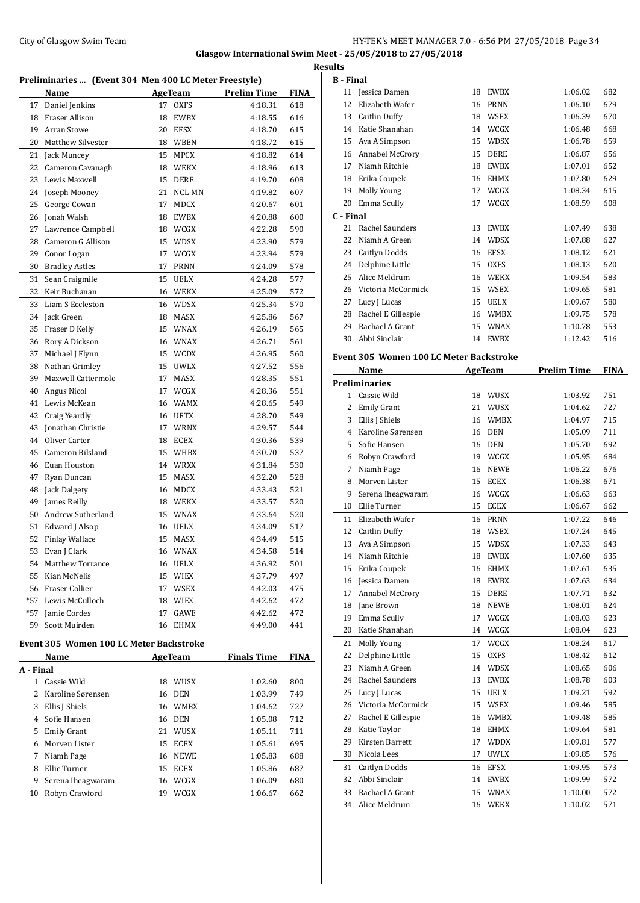Glasgow International Swim Meet - 25/05/2018 to 27/05/2018

**Results**

### Preliminaries ... (Event 304 Men 400 LC Meter Freestyle)

| | Name | Age | Team | Prelim Time | FINA |
|---|---|---|---|---|---|
| 17 | Daniel Jenkins | 17 | OXFS | 4:18.31 | 618 |
| 18 | Fraser Allison | 18 | EWBX | 4:18.55 | 616 |
| 19 | Arran Stowe | 20 | EFSX | 4:18.70 | 615 |
| 20 | Matthew Silvester | 18 | WBEN | 4:18.72 | 615 |
| 21 | Jack Muncey | 15 | MPCX | 4:18.82 | 614 |
| 22 | Cameron Cavanagh | 18 | WEKX | 4:18.96 | 613 |
| 23 | Lewis Maxwell | 15 | DERE | 4:19.70 | 608 |
| 24 | Joseph Mooney | 21 | NCL-MN | 4:19.82 | 607 |
| 25 | George Cowan | 17 | MDCX | 4:20.67 | 601 |
| 26 | Jonah Walsh | 18 | EWBX | 4:20.88 | 600 |
| 27 | Lawrence Campbell | 18 | WCGX | 4:22.28 | 590 |
| 28 | Cameron G Allison | 15 | WDSX | 4:23.90 | 579 |
| 29 | Conor Logan | 17 | WCGX | 4:23.94 | 579 |
| 30 | Bradley Astles | 17 | PRNN | 4:24.09 | 578 |
| 31 | Sean Craigmile | 15 | UELX | 4:24.28 | 577 |
| 32 | Keir Buchanan | 16 | WEKX | 4:25.09 | 572 |
| 33 | Liam S Eccleston | 16 | WDSX | 4:25.34 | 570 |
| 34 | Jack Green | 18 | MASX | 4:25.86 | 567 |
| 35 | Fraser D Kelly | 15 | WNAX | 4:26.19 | 565 |
| 36 | Rory A Dickson | 16 | WNAX | 4:26.71 | 561 |
| 37 | Michael J Flynn | 15 | WCDX | 4:26.95 | 560 |
| 38 | Nathan Grimley | 15 | UWLX | 4:27.52 | 556 |
| 39 | Maxwell Cattermole | 17 | MASX | 4:28.35 | 551 |
| 40 | Angus Nicol | 17 | WCGX | 4:28.36 | 551 |
| 41 | Lewis McKean | 16 | WAMX | 4:28.65 | 549 |
| 42 | Craig Yeardly | 16 | UFTX | 4:28.70 | 549 |
| 43 | Jonathan Christie | 17 | WRNX | 4:29.57 | 544 |
| 44 | Oliver Carter | 18 | ECEX | 4:30.36 | 539 |
| 45 | Cameron Bilsland | 15 | WHBX | 4:30.70 | 537 |
| 46 | Euan Houston | 14 | WRXX | 4:31.84 | 530 |
| 47 | Ryan Duncan | 15 | MASX | 4:32.20 | 528 |
| 48 | Jack Dalgety | 16 | MDCX | 4:33.43 | 521 |
| 49 | James Reilly | 18 | WEKX | 4:33.57 | 520 |
| 50 | Andrew Sutherland | 15 | WNAX | 4:33.64 | 520 |
| 51 | Edward J Alsop | 16 | UELX | 4:34.09 | 517 |
| 52 | Finlay Wallace | 15 | MASX | 4:34.49 | 515 |
| 53 | Evan J Clark | 16 | WNAX | 4:34.58 | 514 |
| 54 | Matthew Torrance | 16 | UELX | 4:36.92 | 501 |
| 55 | Kian McNelis | 15 | WIEX | 4:37.79 | 497 |
| 56 | Fraser Collier | 17 | WSEX | 4:42.03 | 475 |
| *57 | Lewis McCulloch | 18 | WIEX | 4:42.62 | 472 |
| *57 | Jamie Cordes | 17 | GAWE | 4:42.62 | 472 |
| 59 | Scott Muirden | 16 | EHMX | 4:49.00 | 441 |

### Event 305 Women 100 LC Meter Backstroke

| | Name | Age | Team | Finals Time | FINA |
|---|---|---|---|---|---|
| **A - Final** | | | | | |
| 1 | Cassie Wild | 18 | WUSX | 1:02.60 | 800 |
| 2 | Karoline Sørensen | 16 | DEN | 1:03.99 | 749 |
| 3 | Ellis J Shiels | 16 | WMBX | 1:04.62 | 727 |
| 4 | Sofie Hansen | 16 | DEN | 1:05.08 | 712 |
| 5 | Emily Grant | 21 | WUSX | 1:05.11 | 711 |
| 6 | Morven Lister | 15 | ECEX | 1:05.61 | 695 |
| 7 | Niamh Page | 16 | NEWE | 1:05.83 | 688 |
| 8 | Ellie Turner | 15 | ECEX | 1:05.86 | 687 |
| 9 | Serena Iheagwaram | 16 | WCGX | 1:06.09 | 680 |
| 10 | Robyn Crawford | 19 | WCGX | 1:06.67 | 662 |
| **B - Final** | | | | | |
| 11 | Jessica Damen | 18 | EWBX | 1:06.02 | 682 |
| 12 | Elizabeth Wafer | 16 | PRNN | 1:06.10 | 679 |
| 13 | Caitlin Duffy | 18 | WSEX | 1:06.39 | 670 |
| 14 | Katie Shanahan | 14 | WCGX | 1:06.48 | 668 |
| 15 | Ava A Simpson | 15 | WDSX | 1:06.78 | 659 |
| 16 | Annabel McCrory | 15 | DERE | 1:06.87 | 656 |
| 17 | Niamh Ritchie | 18 | EWBX | 1:07.01 | 652 |
| 18 | Erika Coupek | 16 | EHMX | 1:07.80 | 629 |
| 19 | Molly Young | 17 | WCGX | 1:08.34 | 615 |
| 20 | Emma Scully | 17 | WCGX | 1:08.59 | 608 |
| **C - Final** | | | | | |
| 21 | Rachel Saunders | 13 | EWBX | 1:07.49 | 638 |
| 22 | Niamh A Green | 14 | WDSX | 1:07.88 | 627 |
| 23 | Caitlyn Dodds | 16 | EFSX | 1:08.12 | 621 |
| 24 | Delphine Little | 15 | OXFS | 1:08.13 | 620 |
| 25 | Alice Meldrum | 16 | WEKX | 1:09.54 | 583 |
| 26 | Victoria McCormick | 15 | WSEX | 1:09.65 | 581 |
| 27 | Lucy J Lucas | 15 | UELX | 1:09.67 | 580 |
| 28 | Rachel E Gillespie | 16 | WMBX | 1:09.75 | 578 |
| 29 | Rachael A Grant | 15 | WNAX | 1:10.78 | 553 |
| 30 | Abbi Sinclair | 14 | EWBX | 1:12.42 | 516 |

### Event 305 Women 100 LC Meter Backstroke

| | Name | Age | Team | Prelim Time | FINA |
|---|---|---|---|---|---|
| **Preliminaries** | | | | | |
| 1 | Cassie Wild | 18 | WUSX | 1:03.92 | 751 |
| 2 | Emily Grant | 21 | WUSX | 1:04.62 | 727 |
| 3 | Ellis J Shiels | 16 | WMBX | 1:04.97 | 715 |
| 4 | Karoline Sørensen | 16 | DEN | 1:05.09 | 711 |
| 5 | Sofie Hansen | 16 | DEN | 1:05.70 | 692 |
| 6 | Robyn Crawford | 19 | WCGX | 1:05.95 | 684 |
| 7 | Niamh Page | 16 | NEWE | 1:06.22 | 676 |
| 8 | Morven Lister | 15 | ECEX | 1:06.38 | 671 |
| 9 | Serena Iheagwaram | 16 | WCGX | 1:06.63 | 663 |
| 10 | Ellie Turner | 15 | ECEX | 1:06.67 | 662 |
| 11 | Elizabeth Wafer | 16 | PRNN | 1:07.22 | 646 |
| 12 | Caitlin Duffy | 18 | WSEX | 1:07.24 | 645 |
| 13 | Ava A Simpson | 15 | WDSX | 1:07.33 | 643 |
| 14 | Niamh Ritchie | 18 | EWBX | 1:07.60 | 635 |
| 15 | Erika Coupek | 16 | EHMX | 1:07.61 | 635 |
| 16 | Jessica Damen | 18 | EWBX | 1:07.63 | 634 |
| 17 | Annabel McCrory | 15 | DERE | 1:07.71 | 632 |
| 18 | Jane Brown | 18 | NEWE | 1:08.01 | 624 |
| 19 | Emma Scully | 17 | WCGX | 1:08.03 | 623 |
| 20 | Katie Shanahan | 14 | WCGX | 1:08.04 | 623 |
| 21 | Molly Young | 17 | WCGX | 1:08.24 | 617 |
| 22 | Delphine Little | 15 | OXFS | 1:08.42 | 612 |
| 23 | Niamh A Green | 14 | WDSX | 1:08.65 | 606 |
| 24 | Rachel Saunders | 13 | EWBX | 1:08.78 | 603 |
| 25 | Lucy J Lucas | 15 | UELX | 1:09.21 | 592 |
| 26 | Victoria McCormick | 15 | WSEX | 1:09.46 | 585 |
| 27 | Rachel E Gillespie | 16 | WMBX | 1:09.48 | 585 |
| 28 | Katie Taylor | 18 | EHMX | 1:09.64 | 581 |
| 29 | Kirsten Barrett | 17 | WDDX | 1:09.81 | 577 |
| 30 | Nicola Lees | 17 | UWLX | 1:09.85 | 576 |
| 31 | Caitlyn Dodds | 16 | EFSX | 1:09.95 | 573 |
| 32 | Abbi Sinclair | 14 | EWBX | 1:09.99 | 572 |
| 33 | Rachael A Grant | 15 | WNAX | 1:10.00 | 572 |
| 34 | Alice Meldrum | 16 | WEKX | 1:10.02 | 571 |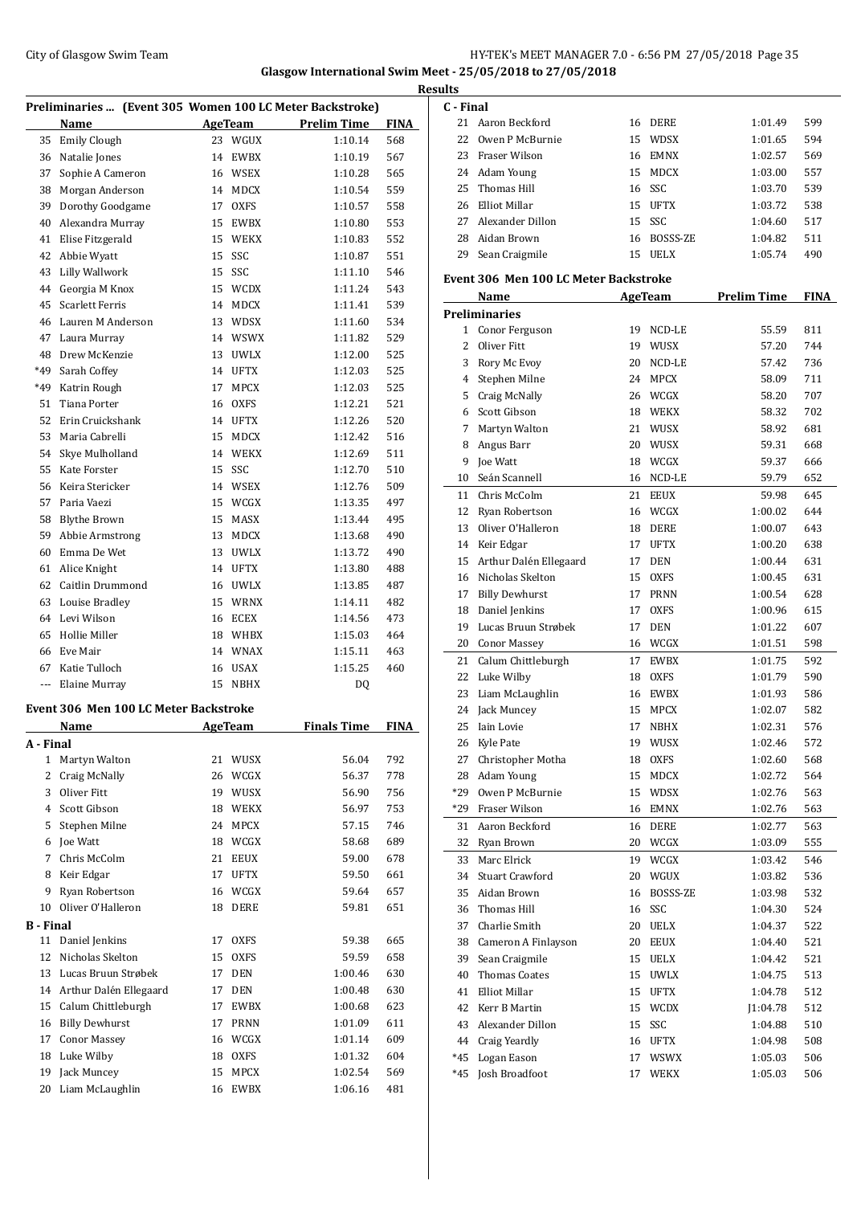## Glasgow International Swim Meet - 25/05/2018 to 27/05/2018

### Results

### Preliminaries ... (Event 305 Women 100 LC Meter Backstroke)

| | Name | Age | Team | Prelim Time | FINA |
|---|---|---|---|---|---|
| 35 | Emily Clough | 23 | WGUX | 1:10.14 | 568 |
| 36 | Natalie Jones | 14 | EWBX | 1:10.19 | 567 |
| 37 | Sophie A Cameron | 16 | WSEX | 1:10.28 | 565 |
| 38 | Morgan Anderson | 14 | MDCX | 1:10.54 | 559 |
| 39 | Dorothy Goodgame | 17 | OXFS | 1:10.57 | 558 |
| 40 | Alexandra Murray | 15 | EWBX | 1:10.80 | 553 |
| 41 | Elise Fitzgerald | 15 | WEKX | 1:10.83 | 552 |
| 42 | Abbie Wyatt | 15 | SSC | 1:10.87 | 551 |
| 43 | Lilly Wallwork | 15 | SSC | 1:11.10 | 546 |
| 44 | Georgia M Knox | 15 | WCDX | 1:11.24 | 543 |
| 45 | Scarlett Ferris | 14 | MDCX | 1:11.41 | 539 |
| 46 | Lauren M Anderson | 13 | WDSX | 1:11.60 | 534 |
| 47 | Laura Murray | 14 | WSWX | 1:11.82 | 529 |
| 48 | Drew McKenzie | 13 | UWLX | 1:12.00 | 525 |
| *49 | Sarah Coffey | 14 | UFTX | 1:12.03 | 525 |
| *49 | Katrin Rough | 17 | MPCX | 1:12.03 | 525 |
| 51 | Tiana Porter | 16 | OXFS | 1:12.21 | 521 |
| 52 | Erin Cruickshank | 14 | UFTX | 1:12.26 | 520 |
| 53 | Maria Cabrelli | 15 | MDCX | 1:12.42 | 516 |
| 54 | Skye Mulholland | 14 | WEKX | 1:12.69 | 511 |
| 55 | Kate Forster | 15 | SSC | 1:12.70 | 510 |
| 56 | Keira Stericker | 14 | WSEX | 1:12.76 | 509 |
| 57 | Paria Vaezi | 15 | WCGX | 1:13.35 | 497 |
| 58 | Blythe Brown | 15 | MASX | 1:13.44 | 495 |
| 59 | Abbie Armstrong | 13 | MDCX | 1:13.68 | 490 |
| 60 | Emma De Wet | 13 | UWLX | 1:13.72 | 490 |
| 61 | Alice Knight | 14 | UFTX | 1:13.80 | 488 |
| 62 | Caitlin Drummond | 16 | UWLX | 1:13.85 | 487 |
| 63 | Louise Bradley | 15 | WRNX | 1:14.11 | 482 |
| 64 | Levi Wilson | 16 | ECEX | 1:14.56 | 473 |
| 65 | Hollie Miller | 18 | WHBX | 1:15.03 | 464 |
| 66 | Eve Mair | 14 | WNAX | 1:15.11 | 463 |
| 67 | Katie Tulloch | 16 | USAX | 1:15.25 | 460 |
| --- | Elaine Murray | 15 | NBHX | DQ | |

### Event 306 Men 100 LC Meter Backstroke

| | Name | Age | Team | Finals Time | FINA |
|---|---|---|---|---|---|
| **A - Final** | | | | | |
| 1 | Martyn Walton | 21 | WUSX | 56.04 | 792 |
| 2 | Craig McNally | 26 | WCGX | 56.37 | 778 |
| 3 | Oliver Fitt | 19 | WUSX | 56.90 | 756 |
| 4 | Scott Gibson | 18 | WEKX | 56.97 | 753 |
| 5 | Stephen Milne | 24 | MPCX | 57.15 | 746 |
| 6 | Joe Watt | 18 | WCGX | 58.68 | 689 |
| 7 | Chris McColm | 21 | EEUX | 59.00 | 678 |
| 8 | Keir Edgar | 17 | UFTX | 59.50 | 661 |
| 9 | Ryan Robertson | 16 | WCGX | 59.64 | 657 |
| 10 | Oliver O'Halleron | 18 | DERE | 59.81 | 651 |
| **B - Final** | | | | | |
| 11 | Daniel Jenkins | 17 | OXFS | 59.38 | 665 |
| 12 | Nicholas Skelton | 15 | OXFS | 59.59 | 658 |
| 13 | Lucas Bruun Strøbek | 17 | DEN | 1:00.46 | 630 |
| 14 | Arthur Dalén Ellegaard | 17 | DEN | 1:00.48 | 630 |
| 15 | Calum Chittleburgh | 17 | EWBX | 1:00.68 | 623 |
| 16 | Billy Dewhurst | 17 | PRNN | 1:01.09 | 611 |
| 17 | Conor Massey | 16 | WCGX | 1:01.14 | 609 |
| 18 | Luke Wilby | 18 | OXFS | 1:01.32 | 604 |
| 19 | Jack Muncey | 15 | MPCX | 1:02.54 | 569 |
| 20 | Liam McLaughlin | 16 | EWBX | 1:06.16 | 481 |
| **C - Final** | | | | | |
| 21 | Aaron Beckford | 16 | DERE | 1:01.49 | 599 |
| 22 | Owen P McBurnie | 15 | WDSX | 1:01.65 | 594 |
| 23 | Fraser Wilson | 16 | EMNX | 1:02.57 | 569 |
| 24 | Adam Young | 15 | MDCX | 1:03.00 | 557 |
| 25 | Thomas Hill | 16 | SSC | 1:03.70 | 539 |
| 26 | Elliot Millar | 15 | UFTX | 1:03.72 | 538 |
| 27 | Alexander Dillon | 15 | SSC | 1:04.60 | 517 |
| 28 | Aidan Brown | 16 | BOSSS-ZE | 1:04.82 | 511 |
| 29 | Sean Craigmile | 15 | UELX | 1:05.74 | 490 |

### Event 306 Men 100 LC Meter Backstroke

| | Name | Age | Team | Prelim Time | FINA |
|---|---|---|---|---|---|
| **Preliminaries** | | | | | |
| 1 | Conor Ferguson | 19 | NCD-LE | 55.59 | 811 |
| 2 | Oliver Fitt | 19 | WUSX | 57.20 | 744 |
| 3 | Rory Mc Evoy | 20 | NCD-LE | 57.42 | 736 |
| 4 | Stephen Milne | 24 | MPCX | 58.09 | 711 |
| 5 | Craig McNally | 26 | WCGX | 58.20 | 707 |
| 6 | Scott Gibson | 18 | WEKX | 58.32 | 702 |
| 7 | Martyn Walton | 21 | WUSX | 58.92 | 681 |
| 8 | Angus Barr | 20 | WUSX | 59.31 | 668 |
| 9 | Joe Watt | 18 | WCGX | 59.37 | 666 |
| 10 | Seán Scannell | 16 | NCD-LE | 59.79 | 652 |
| 11 | Chris McColm | 21 | EEUX | 59.98 | 645 |
| 12 | Ryan Robertson | 16 | WCGX | 1:00.02 | 644 |
| 13 | Oliver O'Halleron | 18 | DERE | 1:00.07 | 643 |
| 14 | Keir Edgar | 17 | UFTX | 1:00.20 | 638 |
| 15 | Arthur Dalén Ellegaard | 17 | DEN | 1:00.44 | 631 |
| 16 | Nicholas Skelton | 15 | OXFS | 1:00.45 | 631 |
| 17 | Billy Dewhurst | 17 | PRNN | 1:00.54 | 628 |
| 18 | Daniel Jenkins | 17 | OXFS | 1:00.96 | 615 |
| 19 | Lucas Bruun Strøbek | 17 | DEN | 1:01.22 | 607 |
| 20 | Conor Massey | 16 | WCGX | 1:01.51 | 598 |
| 21 | Calum Chittleburgh | 17 | EWBX | 1:01.75 | 592 |
| 22 | Luke Wilby | 18 | OXFS | 1:01.79 | 590 |
| 23 | Liam McLaughlin | 16 | EWBX | 1:01.93 | 586 |
| 24 | Jack Muncey | 15 | MPCX | 1:02.07 | 582 |
| 25 | Iain Lovie | 17 | NBHX | 1:02.31 | 576 |
| 26 | Kyle Pate | 19 | WUSX | 1:02.46 | 572 |
| 27 | Christopher Motha | 18 | OXFS | 1:02.60 | 568 |
| 28 | Adam Young | 15 | MDCX | 1:02.72 | 564 |
| *29 | Owen P McBurnie | 15 | WDSX | 1:02.76 | 563 |
| *29 | Fraser Wilson | 16 | EMNX | 1:02.76 | 563 |
| 31 | Aaron Beckford | 16 | DERE | 1:02.77 | 563 |
| 32 | Ryan Brown | 20 | WCGX | 1:03.09 | 555 |
| 33 | Marc Elrick | 19 | WCGX | 1:03.42 | 546 |
| 34 | Stuart Crawford | 20 | WGUX | 1:03.82 | 536 |
| 35 | Aidan Brown | 16 | BOSSS-ZE | 1:03.98 | 532 |
| 36 | Thomas Hill | 16 | SSC | 1:04.30 | 524 |
| 37 | Charlie Smith | 20 | UELX | 1:04.37 | 522 |
| 38 | Cameron A Finlayson | 20 | EEUX | 1:04.40 | 521 |
| 39 | Sean Craigmile | 15 | UELX | 1:04.42 | 521 |
| 40 | Thomas Coates | 15 | UWLX | 1:04.75 | 513 |
| 41 | Elliot Millar | 15 | UFTX | 1:04.78 | 512 |
| 42 | Kerr B Martin | 15 | WCDX | J1:04.78 | 512 |
| 43 | Alexander Dillon | 15 | SSC | 1:04.88 | 510 |
| 44 | Craig Yeardly | 16 | UFTX | 1:04.98 | 508 |
| *45 | Logan Eason | 17 | WSWX | 1:05.03 | 506 |
| *45 | Josh Broadfoot | 17 | WEKX | 1:05.03 | 506 |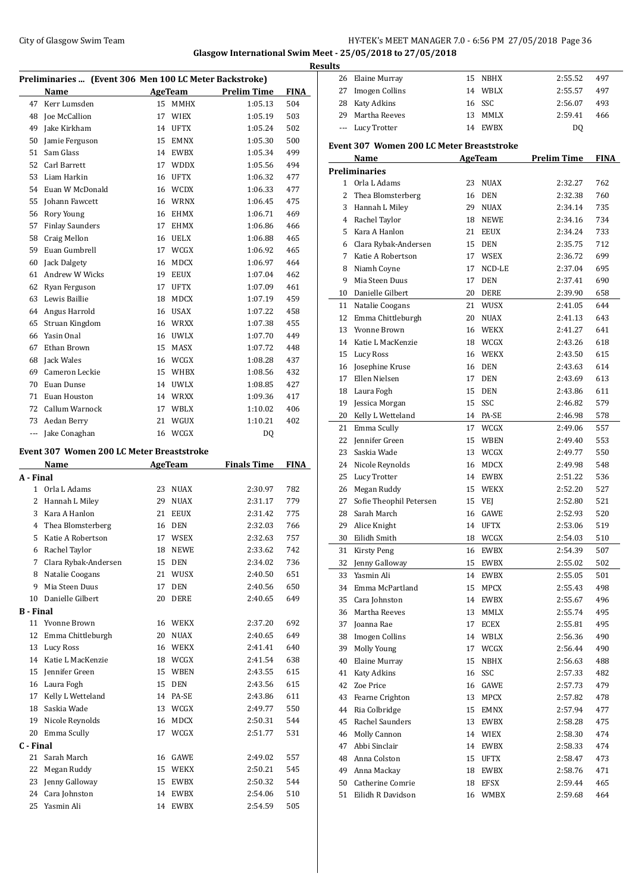Glasgow International Swim Meet - 25/05/2018 to 27/05/2018

**Results**

### Preliminaries ... (Event 306 Men 100 LC Meter Backstroke)

| | Name | Age | Team | Prelim Time | FINA |
|---|---|---|---|---|---|
| 47 | Kerr Lumsden | 15 | MMHX | 1:05.13 | 504 |
| 48 | Joe McCallion | 17 | WIEX | 1:05.19 | 503 |
| 49 | Jake Kirkham | 14 | UFTX | 1:05.24 | 502 |
| 50 | Jamie Ferguson | 15 | EMNX | 1:05.30 | 500 |
| 51 | Sam Glass | 14 | EWBX | 1:05.34 | 499 |
| 52 | Carl Barrett | 17 | WDDX | 1:05.56 | 494 |
| 53 | Liam Harkin | 16 | UFTX | 1:06.32 | 477 |
| 54 | Euan W McDonald | 16 | WCDX | 1:06.33 | 477 |
| 55 | Johann Fawcett | 16 | WRNX | 1:06.45 | 475 |
| 56 | Rory Young | 16 | EHMX | 1:06.71 | 469 |
| 57 | Finlay Saunders | 17 | EHMX | 1:06.86 | 466 |
| 58 | Craig Mellon | 16 | UELX | 1:06.88 | 465 |
| 59 | Euan Gumbrell | 17 | WCGX | 1:06.92 | 465 |
| 60 | Jack Dalgety | 16 | MDCX | 1:06.97 | 464 |
| 61 | Andrew W Wicks | 19 | EEUX | 1:07.04 | 462 |
| 62 | Ryan Ferguson | 17 | UFTX | 1:07.09 | 461 |
| 63 | Lewis Baillie | 18 | MDCX | 1:07.19 | 459 |
| 64 | Angus Harrold | 16 | USAX | 1:07.22 | 458 |
| 65 | Struan Kingdom | 16 | WRXX | 1:07.38 | 455 |
| 66 | Yasin Onal | 16 | UWLX | 1:07.70 | 449 |
| 67 | Ethan Brown | 15 | MASX | 1:07.72 | 448 |
| 68 | Jack Wales | 16 | WCGX | 1:08.28 | 437 |
| 69 | Cameron Leckie | 15 | WHBX | 1:08.56 | 432 |
| 70 | Euan Dunse | 14 | UWLX | 1:08.85 | 427 |
| 71 | Euan Houston | 14 | WRXX | 1:09.36 | 417 |
| 72 | Callum Warnock | 17 | WBLX | 1:10.02 | 406 |
| 73 | Aedan Berry | 21 | WGUX | 1:10.21 | 402 |
| --- | Jake Conaghan | 16 | WCGX | DQ | |

### Event 307 Women 200 LC Meter Breaststroke

| | Name | Age | Team | Finals Time | FINA |
|---|---|---|---|---|---|
| **A - Final** | | | | | |
| 1 | Orla L Adams | 23 | NUAX | 2:30.97 | 782 |
| 2 | Hannah L Miley | 29 | NUAX | 2:31.17 | 779 |
| 3 | Kara A Hanlon | 21 | EEUX | 2:31.42 | 775 |
| 4 | Thea Blomsterberg | 16 | DEN | 2:32.03 | 766 |
| 5 | Katie A Robertson | 17 | WSEX | 2:32.63 | 757 |
| 6 | Rachel Taylor | 18 | NEWE | 2:33.62 | 742 |
| 7 | Clara Rybak-Andersen | 15 | DEN | 2:34.02 | 736 |
| 8 | Natalie Coogans | 21 | WUSX | 2:40.50 | 651 |
| 9 | Mia Steen Duus | 17 | DEN | 2:40.56 | 650 |
| 10 | Danielle Gilbert | 20 | DERE | 2:40.65 | 649 |
| **B - Final** | | | | | |
| 11 | Yvonne Brown | 16 | WEKX | 2:37.20 | 692 |
| 12 | Emma Chittleburgh | 20 | NUAX | 2:40.65 | 649 |
| 13 | Lucy Ross | 16 | WEKX | 2:41.41 | 640 |
| 14 | Katie L MacKenzie | 18 | WCGX | 2:41.54 | 638 |
| 15 | Jennifer Green | 15 | WBEN | 2:43.55 | 615 |
| 16 | Laura Fogh | 15 | DEN | 2:43.56 | 615 |
| 17 | Kelly L Wetteland | 14 | PA-SE | 2:43.86 | 611 |
| 18 | Saskia Wade | 13 | WCGX | 2:49.77 | 550 |
| 19 | Nicole Reynolds | 16 | MDCX | 2:50.31 | 544 |
| 20 | Emma Scully | 17 | WCGX | 2:51.77 | 531 |
| **C - Final** | | | | | |
| 21 | Sarah March | 16 | GAWE | 2:49.02 | 557 |
| 22 | Megan Ruddy | 15 | WEKX | 2:50.21 | 545 |
| 23 | Jenny Galloway | 15 | EWBX | 2:50.32 | 544 |
| 24 | Cara Johnston | 14 | EWBX | 2:54.06 | 510 |
| 25 | Yasmin Ali | 14 | EWBX | 2:54.59 | 505 |
| 26 | Elaine Murray | 15 | NBHX | 2:55.52 | 497 |
| 27 | Imogen Collins | 14 | WBLX | 2:55.57 | 497 |
| 28 | Katy Adkins | 16 | SSC | 2:56.07 | 493 |
| 29 | Martha Reeves | 13 | MMLX | 2:59.41 | 466 |
| --- | Lucy Trotter | 14 | EWBX | DQ | |

### Event 307 Women 200 LC Meter Breaststroke

| | Name | Age | Team | Prelim Time | FINA |
|---|---|---|---|---|---|
| **Preliminaries** | | | | | |
| 1 | Orla L Adams | 23 | NUAX | 2:32.27 | 762 |
| 2 | Thea Blomsterberg | 16 | DEN | 2:32.38 | 760 |
| 3 | Hannah L Miley | 29 | NUAX | 2:34.14 | 735 |
| 4 | Rachel Taylor | 18 | NEWE | 2:34.16 | 734 |
| 5 | Kara A Hanlon | 21 | EEUX | 2:34.24 | 733 |
| 6 | Clara Rybak-Andersen | 15 | DEN | 2:35.75 | 712 |
| 7 | Katie A Robertson | 17 | WSEX | 2:36.72 | 699 |
| 8 | Niamh Coyne | 17 | NCD-LE | 2:37.04 | 695 |
| 9 | Mia Steen Duus | 17 | DEN | 2:37.41 | 690 |
| 10 | Danielle Gilbert | 20 | DERE | 2:39.90 | 658 |
| 11 | Natalie Coogans | 21 | WUSX | 2:41.05 | 644 |
| 12 | Emma Chittleburgh | 20 | NUAX | 2:41.13 | 643 |
| 13 | Yvonne Brown | 16 | WEKX | 2:41.27 | 641 |
| 14 | Katie L MacKenzie | 18 | WCGX | 2:43.26 | 618 |
| 15 | Lucy Ross | 16 | WEKX | 2:43.50 | 615 |
| 16 | Josephine Kruse | 16 | DEN | 2:43.63 | 614 |
| 17 | Ellen Nielsen | 17 | DEN | 2:43.69 | 613 |
| 18 | Laura Fogh | 15 | DEN | 2:43.86 | 611 |
| 19 | Jessica Morgan | 15 | SSC | 2:46.82 | 579 |
| 20 | Kelly L Wetteland | 14 | PA-SE | 2:46.98 | 578 |
| 21 | Emma Scully | 17 | WCGX | 2:49.06 | 557 |
| 22 | Jennifer Green | 15 | WBEN | 2:49.40 | 553 |
| 23 | Saskia Wade | 13 | WCGX | 2:49.77 | 550 |
| 24 | Nicole Reynolds | 16 | MDCX | 2:49.98 | 548 |
| 25 | Lucy Trotter | 14 | EWBX | 2:51.22 | 536 |
| 26 | Megan Ruddy | 15 | WEKX | 2:52.20 | 527 |
| 27 | Sofie Theophil Petersen | 15 | VEJ | 2:52.80 | 521 |
| 28 | Sarah March | 16 | GAWE | 2:52.93 | 520 |
| 29 | Alice Knight | 14 | UFTX | 2:53.06 | 519 |
| 30 | Eilidh Smith | 18 | WCGX | 2:54.03 | 510 |
| 31 | Kirsty Peng | 16 | EWBX | 2:54.39 | 507 |
| 32 | Jenny Galloway | 15 | EWBX | 2:55.02 | 502 |
| 33 | Yasmin Ali | 14 | EWBX | 2:55.05 | 501 |
| 34 | Emma McPartland | 15 | MPCX | 2:55.43 | 498 |
| 35 | Cara Johnston | 14 | EWBX | 2:55.67 | 496 |
| 36 | Martha Reeves | 13 | MMLX | 2:55.74 | 495 |
| 37 | Joanna Rae | 17 | ECEX | 2:55.81 | 495 |
| 38 | Imogen Collins | 14 | WBLX | 2:56.36 | 490 |
| 39 | Molly Young | 17 | WCGX | 2:56.44 | 490 |
| 40 | Elaine Murray | 15 | NBHX | 2:56.63 | 488 |
| 41 | Katy Adkins | 16 | SSC | 2:57.33 | 482 |
| 42 | Zoe Price | 16 | GAWE | 2:57.73 | 479 |
| 43 | Fearne Crighton | 13 | MPCX | 2:57.82 | 478 |
| 44 | Ria Colbridge | 15 | EMNX | 2:57.94 | 477 |
| 45 | Rachel Saunders | 13 | EWBX | 2:58.28 | 475 |
| 46 | Molly Cannon | 14 | WIEX | 2:58.30 | 474 |
| 47 | Abbi Sinclair | 14 | EWBX | 2:58.33 | 474 |
| 48 | Anna Colston | 15 | UFTX | 2:58.47 | 473 |
| 49 | Anna Mackay | 18 | EWBX | 2:58.76 | 471 |
| 50 | Catherine Comrie | 18 | EFSX | 2:59.44 | 465 |
| 51 | Eilidh R Davidson | 16 | WMBX | 2:59.68 | 464 |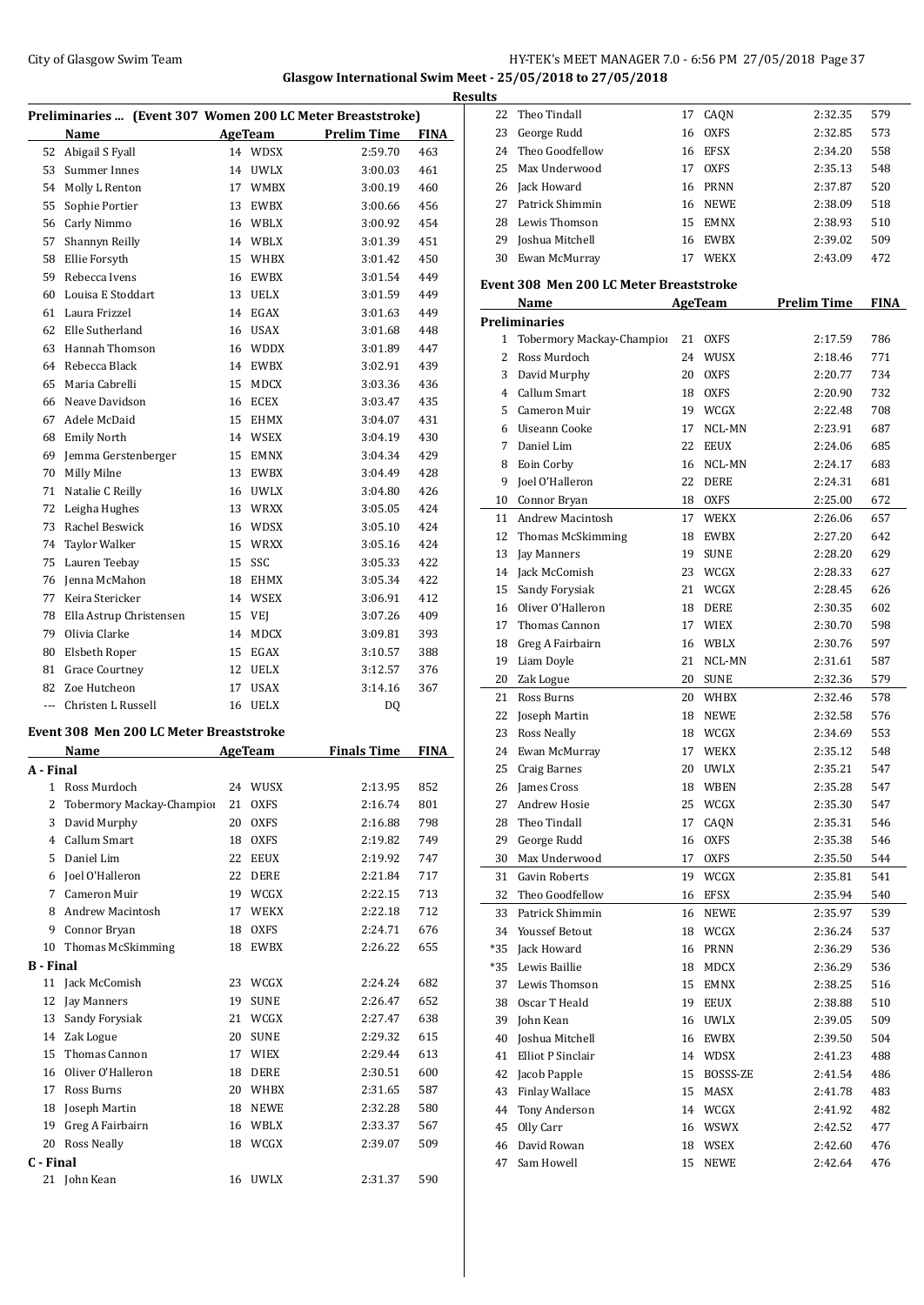## Preliminaries ... (Event 307 Women 200 LC Meter Breaststroke)

| | Name | Age | Team | Prelim Time | FINA |
|---|---|---|---|---|---|
| 52 | Abigail S Fyall | 14 | WDSX | 2:59.70 | 463 |
| 53 | Summer Innes | 14 | UWLX | 3:00.03 | 461 |
| 54 | Molly L Renton | 17 | WMBX | 3:00.19 | 460 |
| 55 | Sophie Portier | 13 | EWBX | 3:00.66 | 456 |
| 56 | Carly Nimmo | 16 | WBLX | 3:00.92 | 454 |
| 57 | Shannyn Reilly | 14 | WBLX | 3:01.39 | 451 |
| 58 | Ellie Forsyth | 15 | WHBX | 3:01.42 | 450 |
| 59 | Rebecca Ivens | 16 | EWBX | 3:01.54 | 449 |
| 60 | Louisa E Stoddart | 13 | UELX | 3:01.59 | 449 |
| 61 | Laura Frizzel | 14 | EGAX | 3:01.63 | 449 |
| 62 | Elle Sutherland | 16 | USAX | 3:01.68 | 448 |
| 63 | Hannah Thomson | 16 | WDDX | 3:01.89 | 447 |
| 64 | Rebecca Black | 14 | EWBX | 3:02.91 | 439 |
| 65 | Maria Cabrelli | 15 | MDCX | 3:03.36 | 436 |
| 66 | Neave Davidson | 16 | ECEX | 3:03.47 | 435 |
| 67 | Adele McDaid | 15 | EHMX | 3:04.07 | 431 |
| 68 | Emily North | 14 | WSEX | 3:04.19 | 430 |
| 69 | Jemma Gerstenberger | 15 | EMNX | 3:04.34 | 429 |
| 70 | Milly Milne | 13 | EWBX | 3:04.49 | 428 |
| 71 | Natalie C Reilly | 16 | UWLX | 3:04.80 | 426 |
| 72 | Leigha Hughes | 13 | WRXX | 3:05.05 | 424 |
| 73 | Rachel Beswick | 16 | WDSX | 3:05.10 | 424 |
| 74 | Taylor Walker | 15 | WRXX | 3:05.16 | 424 |
| 75 | Lauren Teebay | 15 | SSC | 3:05.33 | 422 |
| 76 | Jenna McMahon | 18 | EHMX | 3:05.34 | 422 |
| 77 | Keira Stericker | 14 | WSEX | 3:06.91 | 412 |
| 78 | Ella Astrup Christensen | 15 | VEJ | 3:07.26 | 409 |
| 79 | Olivia Clarke | 14 | MDCX | 3:09.81 | 393 |
| 80 | Elsbeth Roper | 15 | EGAX | 3:10.57 | 388 |
| 81 | Grace Courtney | 12 | UELX | 3:12.57 | 376 |
| 82 | Zoe Hutcheon | 17 | USAX | 3:14.16 | 367 |
| --- | Christen L Russell | 16 | UELX | DQ | |

## Event 308 Men 200 LC Meter Breaststroke

| | Name | Age | Team | Finals Time | FINA |
|---|---|---|---|---|---|
| **A - Final** | | | | | |
| 1 | Ross Murdoch | 24 | WUSX | 2:13.95 | 852 |
| 2 | Tobermory Mackay-Champion | 21 | OXFS | 2:16.74 | 801 |
| 3 | David Murphy | 20 | OXFS | 2:16.88 | 798 |
| 4 | Callum Smart | 18 | OXFS | 2:19.82 | 749 |
| 5 | Daniel Lim | 22 | EEUX | 2:19.92 | 747 |
| 6 | Joel O'Halleron | 22 | DERE | 2:21.84 | 717 |
| 7 | Cameron Muir | 19 | WCGX | 2:22.15 | 713 |
| 8 | Andrew Macintosh | 17 | WEKX | 2:22.18 | 712 |
| 9 | Connor Bryan | 18 | OXFS | 2:24.71 | 676 |
| 10 | Thomas McSkimming | 18 | EWBX | 2:26.22 | 655 |
| **B - Final** | | | | | |
| 11 | Jack McComish | 23 | WCGX | 2:24.24 | 682 |
| 12 | Jay Manners | 19 | SUNE | 2:26.47 | 652 |
| 13 | Sandy Forysiak | 21 | WCGX | 2:27.47 | 638 |
| 14 | Zak Logue | 20 | SUNE | 2:29.32 | 615 |
| 15 | Thomas Cannon | 17 | WIEX | 2:29.44 | 613 |
| 16 | Oliver O'Halleron | 18 | DERE | 2:30.51 | 600 |
| 17 | Ross Burns | 20 | WHBX | 2:31.65 | 587 |
| 18 | Joseph Martin | 18 | NEWE | 2:32.28 | 580 |
| 19 | Greg A Fairbairn | 16 | WBLX | 2:33.37 | 567 |
| 20 | Ross Neally | 18 | WCGX | 2:39.07 | 509 |
| **C - Final** | | | | | |
| 21 | John Kean | 16 | UWLX | 2:31.37 | 590 |
| 22 | Theo Tindall | 17 | CAQN | 2:32.35 | 579 |
| 23 | George Rudd | 16 | OXFS | 2:32.85 | 573 |
| 24 | Theo Goodfellow | 16 | EFSX | 2:34.20 | 558 |
| 25 | Max Underwood | 17 | OXFS | 2:35.13 | 548 |
| 26 | Jack Howard | 16 | PRNN | 2:37.87 | 520 |
| 27 | Patrick Shimmin | 16 | NEWE | 2:38.09 | 518 |
| 28 | Lewis Thomson | 15 | EMNX | 2:38.93 | 510 |
| 29 | Joshua Mitchell | 16 | EWBX | 2:39.02 | 509 |
| 30 | Ewan McMurray | 17 | WEKX | 2:43.09 | 472 |

## Event 308 Men 200 LC Meter Breaststroke

| | Name | Age | Team | Prelim Time | FINA |
|---|---|---|---|---|---|
| **Preliminaries** | | | | | |
| 1 | Tobermory Mackay-Champion | 21 | OXFS | 2:17.59 | 786 |
| 2 | Ross Murdoch | 24 | WUSX | 2:18.46 | 771 |
| 3 | David Murphy | 20 | OXFS | 2:20.77 | 734 |
| 4 | Callum Smart | 18 | OXFS | 2:20.90 | 732 |
| 5 | Cameron Muir | 19 | WCGX | 2:22.48 | 708 |
| 6 | Uiseann Cooke | 17 | NCL-MN | 2:23.91 | 687 |
| 7 | Daniel Lim | 22 | EEUX | 2:24.06 | 685 |
| 8 | Eoin Corby | 16 | NCL-MN | 2:24.17 | 683 |
| 9 | Joel O'Halleron | 22 | DERE | 2:24.31 | 681 |
| 10 | Connor Bryan | 18 | OXFS | 2:25.00 | 672 |
| 11 | Andrew Macintosh | 17 | WEKX | 2:26.06 | 657 |
| 12 | Thomas McSkimming | 18 | EWBX | 2:27.20 | 642 |
| 13 | Jay Manners | 19 | SUNE | 2:28.20 | 629 |
| 14 | Jack McComish | 23 | WCGX | 2:28.33 | 627 |
| 15 | Sandy Forysiak | 21 | WCGX | 2:28.45 | 626 |
| 16 | Oliver O'Halleron | 18 | DERE | 2:30.35 | 602 |
| 17 | Thomas Cannon | 17 | WIEX | 2:30.70 | 598 |
| 18 | Greg A Fairbairn | 16 | WBLX | 2:30.76 | 597 |
| 19 | Liam Doyle | 21 | NCL-MN | 2:31.61 | 587 |
| 20 | Zak Logue | 20 | SUNE | 2:32.36 | 579 |
| 21 | Ross Burns | 20 | WHBX | 2:32.46 | 578 |
| 22 | Joseph Martin | 18 | NEWE | 2:32.58 | 576 |
| 23 | Ross Neally | 18 | WCGX | 2:34.69 | 553 |
| 24 | Ewan McMurray | 17 | WEKX | 2:35.12 | 548 |
| 25 | Craig Barnes | 20 | UWLX | 2:35.21 | 547 |
| 26 | James Cross | 18 | WBEN | 2:35.28 | 547 |
| 27 | Andrew Hosie | 25 | WCGX | 2:35.30 | 547 |
| 28 | Theo Tindall | 17 | CAQN | 2:35.31 | 546 |
| 29 | George Rudd | 16 | OXFS | 2:35.38 | 546 |
| 30 | Max Underwood | 17 | OXFS | 2:35.50 | 544 |
| 31 | Gavin Roberts | 19 | WCGX | 2:35.81 | 541 |
| 32 | Theo Goodfellow | 16 | EFSX | 2:35.94 | 540 |
| 33 | Patrick Shimmin | 16 | NEWE | 2:35.97 | 539 |
| 34 | Youssef Betout | 18 | WCGX | 2:36.24 | 537 |
| *35 | Jack Howard | 16 | PRNN | 2:36.29 | 536 |
| *35 | Lewis Baillie | 18 | MDCX | 2:36.29 | 536 |
| 37 | Lewis Thomson | 15 | EMNX | 2:38.25 | 516 |
| 38 | Oscar T Heald | 19 | EEUX | 2:38.88 | 510 |
| 39 | John Kean | 16 | UWLX | 2:39.05 | 509 |
| 40 | Joshua Mitchell | 16 | EWBX | 2:39.50 | 504 |
| 41 | Elliot P Sinclair | 14 | WDSX | 2:41.23 | 488 |
| 42 | Jacob Papple | 15 | BOSSS-ZE | 2:41.54 | 486 |
| 43 | Finlay Wallace | 15 | MASX | 2:41.78 | 483 |
| 44 | Tony Anderson | 14 | WCGX | 2:41.92 | 482 |
| 45 | Olly Carr | 16 | WSWX | 2:42.52 | 477 |
| 46 | David Rowan | 18 | WSEX | 2:42.60 | 476 |
| 47 | Sam Howell | 15 | NEWE | 2:42.64 | 476 |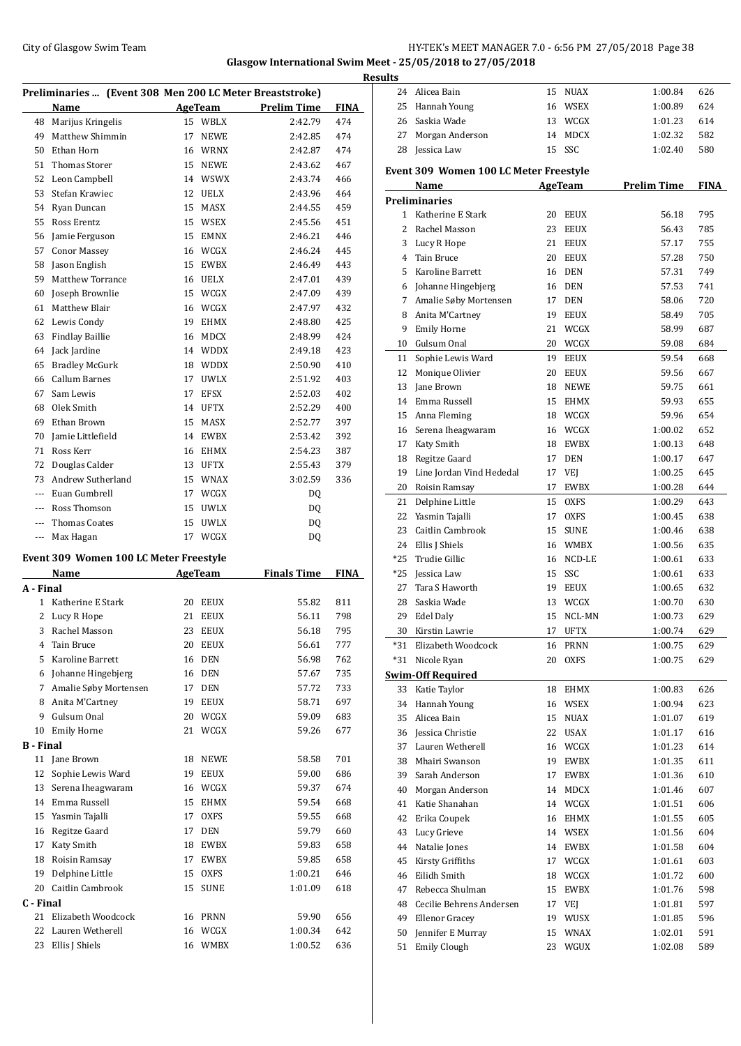**Glasgow International Swim Meet - 25/05/2018 to 27/05/2018**

**Results**

### Preliminaries ... (Event 308 Men 200 LC Meter Breaststroke)

| | Name | Age | Team | Prelim Time | FINA |
|---|---|---|---|---|---|
| 48 | Marijus Kringelis | 15 | WBLX | 2:42.79 | 474 |
| 49 | Matthew Shimmin | 17 | NEWE | 2:42.85 | 474 |
| 50 | Ethan Horn | 16 | WRNX | 2:42.87 | 474 |
| 51 | Thomas Storer | 15 | NEWE | 2:43.62 | 467 |
| 52 | Leon Campbell | 14 | WSWX | 2:43.74 | 466 |
| 53 | Stefan Krawiec | 12 | UELX | 2:43.96 | 464 |
| 54 | Ryan Duncan | 15 | MASX | 2:44.55 | 459 |
| 55 | Ross Erentz | 15 | WSEX | 2:45.56 | 451 |
| 56 | Jamie Ferguson | 15 | EMNX | 2:46.21 | 446 |
| 57 | Conor Massey | 16 | WCGX | 2:46.24 | 445 |
| 58 | Jason English | 15 | EWBX | 2:46.49 | 443 |
| 59 | Matthew Torrance | 16 | UELX | 2:47.01 | 439 |
| 60 | Joseph Brownlie | 15 | WCGX | 2:47.09 | 439 |
| 61 | Matthew Blair | 16 | WCGX | 2:47.97 | 432 |
| 62 | Lewis Condy | 19 | EHMX | 2:48.80 | 425 |
| 63 | Findlay Baillie | 16 | MDCX | 2:48.99 | 424 |
| 64 | Jack Jardine | 14 | WDDX | 2:49.18 | 423 |
| 65 | Bradley McGurk | 18 | WDDX | 2:50.90 | 410 |
| 66 | Callum Barnes | 17 | UWLX | 2:51.92 | 403 |
| 67 | Sam Lewis | 17 | EFSX | 2:52.03 | 402 |
| 68 | Olek Smith | 14 | UFTX | 2:52.29 | 400 |
| 69 | Ethan Brown | 15 | MASX | 2:52.77 | 397 |
| 70 | Jamie Littlefield | 14 | EWBX | 2:53.42 | 392 |
| 71 | Ross Kerr | 16 | EHMX | 2:54.23 | 387 |
| 72 | Douglas Calder | 13 | UFTX | 2:55.43 | 379 |
| 73 | Andrew Sutherland | 15 | WNAX | 3:02.59 | 336 |
| --- | Euan Gumbrell | 17 | WCGX | DQ | |
| --- | Ross Thomson | 15 | UWLX | DQ | |
| --- | Thomas Coates | 15 | UWLX | DQ | |
| --- | Max Hagan | 17 | WCGX | DQ | |

### Event 309 Women 100 LC Meter Freestyle

| | Name | Age | Team | Finals Time | FINA |
|---|---|---|---|---|---|
| **A - Final** | | | | | |
| 1 | Katherine E Stark | 20 | EEUX | 55.82 | 811 |
| 2 | Lucy R Hope | 21 | EEUX | 56.11 | 798 |
| 3 | Rachel Masson | 23 | EEUX | 56.18 | 795 |
| 4 | Tain Bruce | 20 | EEUX | 56.61 | 777 |
| 5 | Karoline Barrett | 16 | DEN | 56.98 | 762 |
| 6 | Johanne Hingebjerg | 16 | DEN | 57.67 | 735 |
| 7 | Amalie Søby Mortensen | 17 | DEN | 57.72 | 733 |
| 8 | Anita M'Cartney | 19 | EEUX | 58.71 | 697 |
| 9 | Gulsum Onal | 20 | WCGX | 59.09 | 683 |
| 10 | Emily Horne | 21 | WCGX | 59.26 | 677 |
| **B - Final** | | | | | |
| 11 | Jane Brown | 18 | NEWE | 58.58 | 701 |
| 12 | Sophie Lewis Ward | 19 | EEUX | 59.00 | 686 |
| 13 | Serena Iheagwaram | 16 | WCGX | 59.37 | 674 |
| 14 | Emma Russell | 15 | EHMX | 59.54 | 668 |
| 15 | Yasmin Tajalli | 17 | OXFS | 59.55 | 668 |
| 16 | Regitze Gaard | 17 | DEN | 59.79 | 660 |
| 17 | Katy Smith | 18 | EWBX | 59.83 | 658 |
| 18 | Roisin Ramsay | 17 | EWBX | 59.85 | 658 |
| 19 | Delphine Little | 15 | OXFS | 1:00.21 | 646 |
| 20 | Caitlin Cambrook | 15 | SUNE | 1:01.09 | 618 |
| **C - Final** | | | | | |
| 21 | Elizabeth Woodcock | 16 | PRNN | 59.90 | 656 |
| 22 | Lauren Wetherell | 16 | WCGX | 1:00.34 | 642 |
| 23 | Ellis J Shiels | 16 | WMBX | 1:00.52 | 636 |
| 24 | Alicea Bain | 15 | NUAX | 1:00.84 | 626 |
| 25 | Hannah Young | 16 | WSEX | 1:00.89 | 624 |
| 26 | Saskia Wade | 13 | WCGX | 1:01.23 | 614 |
| 27 | Morgan Anderson | 14 | MDCX | 1:02.32 | 582 |
| 28 | Jessica Law | 15 | SSC | 1:02.40 | 580 |

### Event 309 Women 100 LC Meter Freestyle

| | Name | Age | Team | Prelim Time | FINA |
|---|---|---|---|---|---|
| **Preliminaries** | | | | | |
| 1 | Katherine E Stark | 20 | EEUX | 56.18 | 795 |
| 2 | Rachel Masson | 23 | EEUX | 56.43 | 785 |
| 3 | Lucy R Hope | 21 | EEUX | 57.17 | 755 |
| 4 | Tain Bruce | 20 | EEUX | 57.28 | 750 |
| 5 | Karoline Barrett | 16 | DEN | 57.31 | 749 |
| 6 | Johanne Hingebjerg | 16 | DEN | 57.53 | 741 |
| 7 | Amalie Søby Mortensen | 17 | DEN | 58.06 | 720 |
| 8 | Anita M'Cartney | 19 | EEUX | 58.49 | 705 |
| 9 | Emily Horne | 21 | WCGX | 58.99 | 687 |
| 10 | Gulsum Onal | 20 | WCGX | 59.08 | 684 |
| 11 | Sophie Lewis Ward | 19 | EEUX | 59.54 | 668 |
| 12 | Monique Olivier | 20 | EEUX | 59.56 | 667 |
| 13 | Jane Brown | 18 | NEWE | 59.75 | 661 |
| 14 | Emma Russell | 15 | EHMX | 59.93 | 655 |
| 15 | Anna Fleming | 18 | WCGX | 59.96 | 654 |
| 16 | Serena Iheagwaram | 16 | WCGX | 1:00.02 | 652 |
| 17 | Katy Smith | 18 | EWBX | 1:00.13 | 648 |
| 18 | Regitze Gaard | 17 | DEN | 1:00.17 | 647 |
| 19 | Line Jordan Vind Hededal | 17 | VEJ | 1:00.25 | 645 |
| 20 | Roisin Ramsay | 17 | EWBX | 1:00.28 | 644 |
| 21 | Delphine Little | 15 | OXFS | 1:00.29 | 643 |
| 22 | Yasmin Tajalli | 17 | OXFS | 1:00.45 | 638 |
| 23 | Caitlin Cambrook | 15 | SUNE | 1:00.46 | 638 |
| 24 | Ellis J Shiels | 16 | WMBX | 1:00.56 | 635 |
| *25 | Trudie Gillic | 16 | NCD-LE | 1:00.61 | 633 |
| *25 | Jessica Law | 15 | SSC | 1:00.61 | 633 |
| 27 | Tara S Haworth | 19 | EEUX | 1:00.65 | 632 |
| 28 | Saskia Wade | 13 | WCGX | 1:00.70 | 630 |
| 29 | Edel Daly | 15 | NCL-MN | 1:00.73 | 629 |
| 30 | Kirstin Lawrie | 17 | UFTX | 1:00.74 | 629 |
| *31 | Elizabeth Woodcock | 16 | PRNN | 1:00.75 | 629 |
| *31 | Nicole Ryan | 20 | OXFS | 1:00.75 | 629 |
| **Swim-Off Required** | | | | | |
| 33 | Katie Taylor | 18 | EHMX | 1:00.83 | 626 |
| 34 | Hannah Young | 16 | WSEX | 1:00.94 | 623 |
| 35 | Alicea Bain | 15 | NUAX | 1:01.07 | 619 |
| 36 | Jessica Christie | 22 | USAX | 1:01.17 | 616 |
| 37 | Lauren Wetherell | 16 | WCGX | 1:01.23 | 614 |
| 38 | Mhairi Swanson | 19 | EWBX | 1:01.35 | 611 |
| 39 | Sarah Anderson | 17 | EWBX | 1:01.36 | 610 |
| 40 | Morgan Anderson | 14 | MDCX | 1:01.46 | 607 |
| 41 | Katie Shanahan | 14 | WCGX | 1:01.51 | 606 |
| 42 | Erika Coupek | 16 | EHMX | 1:01.55 | 605 |
| 43 | Lucy Grieve | 14 | WSEX | 1:01.56 | 604 |
| 44 | Natalie Jones | 14 | EWBX | 1:01.58 | 604 |
| 45 | Kirsty Griffiths | 17 | WCGX | 1:01.61 | 603 |
| 46 | Eilidh Smith | 18 | WCGX | 1:01.72 | 600 |
| 47 | Rebecca Shulman | 15 | EWBX | 1:01.76 | 598 |
| 48 | Cecilie Behrens Andersen | 17 | VEJ | 1:01.81 | 597 |
| 49 | Ellenor Gracey | 19 | WUSX | 1:01.85 | 596 |
| 50 | Jennifer E Murray | 15 | WNAX | 1:02.01 | 591 |
| 51 | Emily Clough | 23 | WGUX | 1:02.08 | 589 |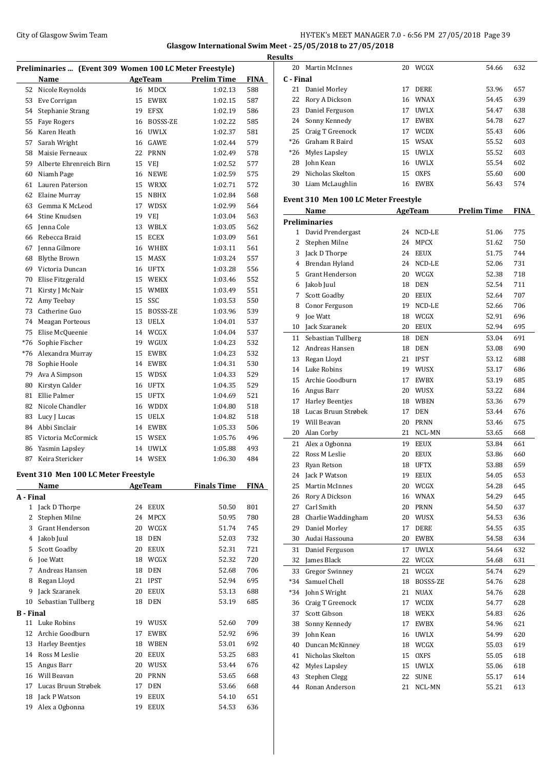**Glasgow International Swim Meet - 25/05/2018 to 27/05/2018**

**Results**

### Preliminaries ... (Event 309 Women 100 LC Meter Freestyle)

| | Name | Age | Team | Prelim Time | FINA |
|---|---|---|---|---|---|
| 52 | Nicole Reynolds | 16 | MDCX | 1:02.13 | 588 |
| 53 | Eve Corrigan | 15 | EWBX | 1:02.15 | 587 |
| 54 | Stephanie Strang | 19 | EFSX | 1:02.19 | 586 |
| 55 | Faye Rogers | 16 | BOSSS-ZE | 1:02.22 | 585 |
| 56 | Karen Heath | 16 | UWLX | 1:02.37 | 581 |
| 57 | Sarah Wright | 16 | GAWE | 1:02.44 | 579 |
| 58 | Maisie Ferneaux | 22 | PRNN | 1:02.49 | 578 |
| 59 | Alberte Ehrenreich Birn | 15 | VEJ | 1:02.52 | 577 |
| 60 | Niamh Page | 16 | NEWE | 1:02.59 | 575 |
| 61 | Lauren Paterson | 15 | WRXX | 1:02.71 | 572 |
| 62 | Elaine Murray | 15 | NBHX | 1:02.84 | 568 |
| 63 | Gemma K McLeod | 17 | WDSX | 1:02.99 | 564 |
| 64 | Stine Knudsen | 19 | VEJ | 1:03.04 | 563 |
| 65 | Jenna Cole | 13 | WBLX | 1:03.05 | 562 |
| 66 | Rebecca Braid | 15 | ECEX | 1:03.09 | 561 |
| 67 | Jenna Gilmore | 16 | WHBX | 1:03.11 | 561 |
| 68 | Blythe Brown | 15 | MASX | 1:03.24 | 557 |
| 69 | Victoria Duncan | 16 | UFTX | 1:03.28 | 556 |
| 70 | Elise Fitzgerald | 15 | WEKX | 1:03.46 | 552 |
| 71 | Kirsty J McNair | 15 | WMBX | 1:03.49 | 551 |
| 72 | Amy Teebay | 15 | SSC | 1:03.53 | 550 |
| 73 | Catherine Guo | 15 | BOSSS-ZE | 1:03.96 | 539 |
| 74 | Meagan Porteous | 13 | UELX | 1:04.01 | 537 |
| 75 | Elise McQueenie | 14 | WCGX | 1:04.04 | 537 |
| *76 | Sophie Fischer | 19 | WGUX | 1:04.23 | 532 |
| *76 | Alexandra Murray | 15 | EWBX | 1:04.23 | 532 |
| 78 | Sophie Hoole | 14 | EWBX | 1:04.31 | 530 |
| 79 | Ava A Simpson | 15 | WDSX | 1:04.33 | 529 |
| 80 | Kirstyn Calder | 16 | UFTX | 1:04.35 | 529 |
| 81 | Ellie Palmer | 15 | UFTX | 1:04.69 | 521 |
| 82 | Nicole Chandler | 16 | WDDX | 1:04.80 | 518 |
| 83 | Lucy J Lucas | 15 | UELX | 1:04.82 | 518 |
| 84 | Abbi Sinclair | 14 | EWBX | 1:05.33 | 506 |
| 85 | Victoria McCormick | 15 | WSEX | 1:05.76 | 496 |
| 86 | Yasmin Lapsley | 14 | UWLX | 1:05.88 | 493 |
| 87 | Keira Stericker | 14 | WSEX | 1:06.30 | 484 |

### Event 310 Men 100 LC Meter Freestyle

| | Name | Age | Team | Finals Time | FINA |
|---|---|---|---|---|---|
| **A - Final** | | | | | |
| 1 | Jack D Thorpe | 24 | EEUX | 50.50 | 801 |
| 2 | Stephen Milne | 24 | MPCX | 50.95 | 780 |
| 3 | Grant Henderson | 20 | WCGX | 51.74 | 745 |
| 4 | Jakob Juul | 18 | DEN | 52.03 | 732 |
| 5 | Scott Goadby | 20 | EEUX | 52.31 | 721 |
| 6 | Joe Watt | 18 | WCGX | 52.32 | 720 |
| 7 | Andreas Hansen | 18 | DEN | 52.68 | 706 |
| 8 | Regan Lloyd | 21 | IPST | 52.94 | 695 |
| 9 | Jack Szaranek | 20 | EEUX | 53.13 | 688 |
| 10 | Sebastian Tullberg | 18 | DEN | 53.19 | 685 |
| **B - Final** | | | | | |
| 11 | Luke Robins | 19 | WUSX | 52.60 | 709 |
| 12 | Archie Goodburn | 17 | EWBX | 52.92 | 696 |
| 13 | Harley Beentjes | 18 | WBEN | 53.01 | 692 |
| 14 | Ross M Leslie | 20 | EEUX | 53.25 | 683 |
| 15 | Angus Barr | 20 | WUSX | 53.44 | 676 |
| 16 | Will Beavan | 20 | PRNN | 53.65 | 668 |
| 17 | Lucas Bruun Strøbek | 17 | DEN | 53.66 | 668 |
| 18 | Jack P Watson | 19 | EEUX | 54.10 | 651 |
| 19 | Alex a Ogbonna | 19 | EEUX | 54.53 | 636 |
| 20 | Martin McInnes | 20 | WCGX | 54.66 | 632 |
| **C - Final** | | | | | |
| 21 | Daniel Morley | 17 | DERE | 53.96 | 657 |
| 22 | Rory A Dickson | 16 | WNAX | 54.45 | 639 |
| 23 | Daniel Ferguson | 17 | UWLX | 54.47 | 638 |
| 24 | Sonny Kennedy | 17 | EWBX | 54.78 | 627 |
| 25 | Craig T Greenock | 17 | WCDX | 55.43 | 606 |
| *26 | Graham R Baird | 15 | WSAX | 55.52 | 603 |
| *26 | Myles Lapsley | 15 | UWLX | 55.52 | 603 |
| 28 | John Kean | 16 | UWLX | 55.54 | 602 |
| 29 | Nicholas Skelton | 15 | OXFS | 55.60 | 600 |
| 30 | Liam McLaughlin | 16 | EWBX | 56.43 | 574 |

### Event 310 Men 100 LC Meter Freestyle

| | Name | Age | Team | Prelim Time | FINA |
|---|---|---|---|---|---|
| **Preliminaries** | | | | | |
| 1 | David Prendergast | 24 | NCD-LE | 51.06 | 775 |
| 2 | Stephen Milne | 24 | MPCX | 51.62 | 750 |
| 3 | Jack D Thorpe | 24 | EEUX | 51.75 | 744 |
| 4 | Brendan Hyland | 24 | NCD-LE | 52.06 | 731 |
| 5 | Grant Henderson | 20 | WCGX | 52.38 | 718 |
| 6 | Jakob Juul | 18 | DEN | 52.54 | 711 |
| 7 | Scott Goadby | 20 | EEUX | 52.64 | 707 |
| 8 | Conor Ferguson | 19 | NCD-LE | 52.66 | 706 |
| 9 | Joe Watt | 18 | WCGX | 52.91 | 696 |
| 10 | Jack Szaranek | 20 | EEUX | 52.94 | 695 |
| 11 | Sebastian Tullberg | 18 | DEN | 53.04 | 691 |
| 12 | Andreas Hansen | 18 | DEN | 53.08 | 690 |
| 13 | Regan Lloyd | 21 | IPST | 53.12 | 688 |
| 14 | Luke Robins | 19 | WUSX | 53.17 | 686 |
| 15 | Archie Goodburn | 17 | EWBX | 53.19 | 685 |
| 16 | Angus Barr | 20 | WUSX | 53.22 | 684 |
| 17 | Harley Beentjes | 18 | WBEN | 53.36 | 679 |
| 18 | Lucas Bruun Strøbek | 17 | DEN | 53.44 | 676 |
| 19 | Will Beavan | 20 | PRNN | 53.46 | 675 |
| 20 | Alan Corby | 21 | NCL-MN | 53.65 | 668 |
| 21 | Alex a Ogbonna | 19 | EEUX | 53.84 | 661 |
| 22 | Ross M Leslie | 20 | EEUX | 53.86 | 660 |
| 23 | Ryan Retson | 18 | UFTX | 53.88 | 659 |
| 24 | Jack P Watson | 19 | EEUX | 54.05 | 653 |
| 25 | Martin McInnes | 20 | WCGX | 54.28 | 645 |
| 26 | Rory A Dickson | 16 | WNAX | 54.29 | 645 |
| 27 | Carl Smith | 20 | PRNN | 54.50 | 637 |
| 28 | Charlie Waddingham | 20 | WUSX | 54.53 | 636 |
| 29 | Daniel Morley | 17 | DERE | 54.55 | 635 |
| 30 | Audai Hassouna | 20 | EWBX | 54.58 | 634 |
| 31 | Daniel Ferguson | 17 | UWLX | 54.64 | 632 |
| 32 | James Black | 22 | WCGX | 54.68 | 631 |
| 33 | Gregor Swinney | 21 | WCGX | 54.74 | 629 |
| *34 | Samuel Chell | 18 | BOSSS-ZE | 54.76 | 628 |
| *34 | John S Wright | 21 | NUAX | 54.76 | 628 |
| 36 | Craig T Greenock | 17 | WCDX | 54.77 | 628 |
| 37 | Scott Gibson | 18 | WEKX | 54.83 | 626 |
| 38 | Sonny Kennedy | 17 | EWBX | 54.96 | 621 |
| 39 | John Kean | 16 | UWLX | 54.99 | 620 |
| 40 | Duncan McKinney | 18 | WCGX | 55.03 | 619 |
| 41 | Nicholas Skelton | 15 | OXFS | 55.05 | 618 |
| 42 | Myles Lapsley | 15 | UWLX | 55.06 | 618 |
| 43 | Stephen Clegg | 22 | SUNE | 55.17 | 614 |
| 44 | Ronan Anderson | 21 | NCL-MN | 55.21 | 613 |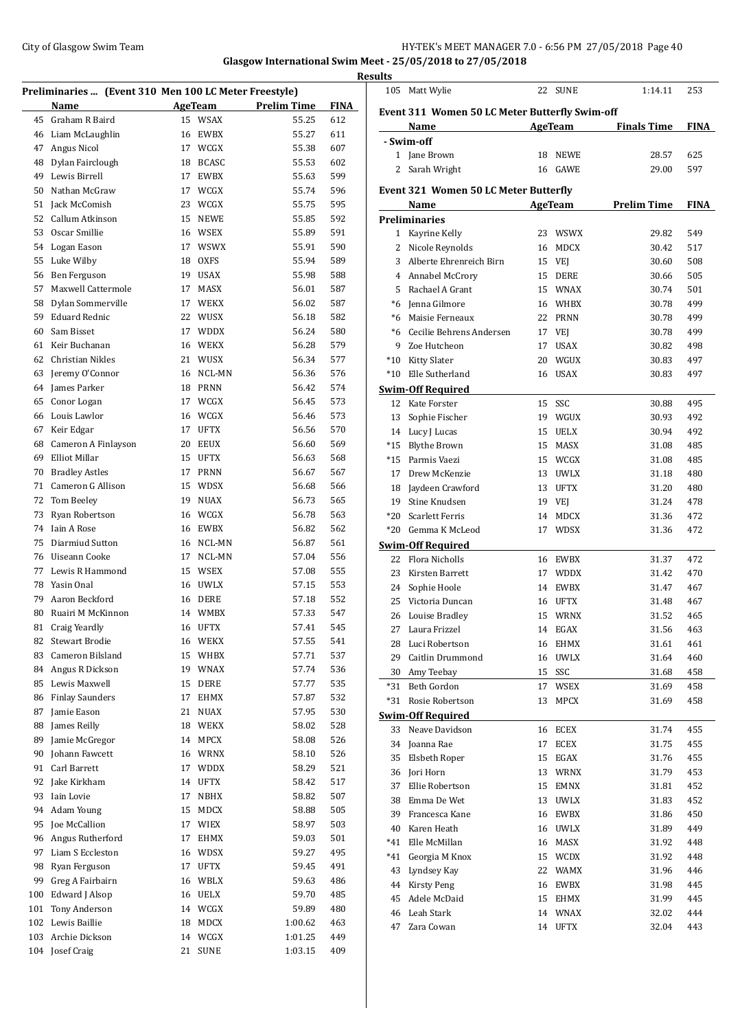Glasgow International Swim Meet - 25/05/2018 to 27/05/2018

Results

**Preliminaries ... (Event 310 Men 100 LC Meter Freestyle)**

| | Name | Age | Team | Prelim Time | FINA |
|---|---|---|---|---|---|
| 45 | Graham R Baird | 15 | WSAX | 55.25 | 612 |
| 46 | Liam McLaughlin | 16 | EWBX | 55.27 | 611 |
| 47 | Angus Nicol | 17 | WCGX | 55.38 | 607 |
| 48 | Dylan Fairclough | 18 | BCASC | 55.53 | 602 |
| 49 | Lewis Birrell | 17 | EWBX | 55.63 | 599 |
| 50 | Nathan McGraw | 17 | WCGX | 55.74 | 596 |
| 51 | Jack McComish | 23 | WCGX | 55.75 | 595 |
| 52 | Callum Atkinson | 15 | NEWE | 55.85 | 592 |
| 53 | Oscar Smillie | 16 | WSEX | 55.89 | 591 |
| 54 | Logan Eason | 17 | WSWX | 55.91 | 590 |
| 55 | Luke Wilby | 18 | OXFS | 55.94 | 589 |
| 56 | Ben Ferguson | 19 | USAX | 55.98 | 588 |
| 57 | Maxwell Cattermole | 17 | MASX | 56.01 | 587 |
| 58 | Dylan Sommerville | 17 | WEKX | 56.02 | 587 |
| 59 | Eduard Rednic | 22 | WUSX | 56.18 | 582 |
| 60 | Sam Bisset | 17 | WDDX | 56.24 | 580 |
| 61 | Keir Buchanan | 16 | WEKX | 56.28 | 579 |
| 62 | Christian Nikles | 21 | WUSX | 56.34 | 577 |
| 63 | Jeremy O'Connor | 16 | NCL-MN | 56.36 | 576 |
| 64 | James Parker | 18 | PRNN | 56.42 | 574 |
| 65 | Conor Logan | 17 | WCGX | 56.45 | 573 |
| 66 | Louis Lawlor | 16 | WCGX | 56.46 | 573 |
| 67 | Keir Edgar | 17 | UFTX | 56.56 | 570 |
| 68 | Cameron A Finlayson | 20 | EEUX | 56.60 | 569 |
| 69 | Elliot Millar | 15 | UFTX | 56.63 | 568 |
| 70 | Bradley Astles | 17 | PRNN | 56.67 | 567 |
| 71 | Cameron G Allison | 15 | WDSX | 56.68 | 566 |
| 72 | Tom Beeley | 19 | NUAX | 56.73 | 565 |
| 73 | Ryan Robertson | 16 | WCGX | 56.78 | 563 |
| 74 | Iain A Rose | 16 | EWBX | 56.82 | 562 |
| 75 | Diarmiud Sutton | 16 | NCL-MN | 56.87 | 561 |
| 76 | Uiseann Cooke | 17 | NCL-MN | 57.04 | 556 |
| 77 | Lewis R Hammond | 15 | WSEX | 57.08 | 555 |
| 78 | Yasin Onal | 16 | UWLX | 57.15 | 553 |
| 79 | Aaron Beckford | 16 | DERE | 57.18 | 552 |
| 80 | Ruairi M McKinnon | 14 | WMBX | 57.33 | 547 |
| 81 | Craig Yeardly | 16 | UFTX | 57.41 | 545 |
| 82 | Stewart Brodie | 16 | WEKX | 57.55 | 541 |
| 83 | Cameron Bilsland | 15 | WHBX | 57.71 | 537 |
| 84 | Angus R Dickson | 19 | WNAX | 57.74 | 536 |
| 85 | Lewis Maxwell | 15 | DERE | 57.77 | 535 |
| 86 | Finlay Saunders | 17 | EHMX | 57.87 | 532 |
| 87 | Jamie Eason | 21 | NUAX | 57.95 | 530 |
| 88 | James Reilly | 18 | WEKX | 58.02 | 528 |
| 89 | Jamie McGregor | 14 | MPCX | 58.08 | 526 |
| 90 | Johann Fawcett | 16 | WRNX | 58.10 | 526 |
| 91 | Carl Barrett | 17 | WDDX | 58.29 | 521 |
| 92 | Jake Kirkham | 14 | UFTX | 58.42 | 517 |
| 93 | Iain Lovie | 17 | NBHX | 58.82 | 507 |
| 94 | Adam Young | 15 | MDCX | 58.88 | 505 |
| 95 | Joe McCallion | 17 | WIEX | 58.97 | 503 |
| 96 | Angus Rutherford | 17 | EHMX | 59.03 | 501 |
| 97 | Liam S Eccleston | 16 | WDSX | 59.27 | 495 |
| 98 | Ryan Ferguson | 17 | UFTX | 59.45 | 491 |
| 99 | Greg A Fairbairn | 16 | WBLX | 59.63 | 486 |
| 100 | Edward J Alsop | 16 | UELX | 59.70 | 485 |
| 101 | Tony Anderson | 14 | WCGX | 59.89 | 480 |
| 102 | Lewis Baillie | 18 | MDCX | 1:00.62 | 463 |
| 103 | Archie Dickson | 14 | WCGX | 1:01.25 | 449 |
| 104 | Josef Craig | 21 | SUNE | 1:03.15 | 409 |
| 105 | Matt Wylie | 22 | SUNE | 1:14.11 | 253 |

**Event 311 Women 50 LC Meter Butterfly Swim-off**

| | Name | Age | Team | Finals Time | FINA |
|---|---|---|---|---|---|
| **- Swim-off** | | | | | |
| 1 | Jane Brown | 18 | NEWE | 28.57 | 625 |
| 2 | Sarah Wright | 16 | GAWE | 29.00 | 597 |

**Event 321 Women 50 LC Meter Butterfly**

| | Name | Age | Team | Prelim Time | FINA |
|---|---|---|---|---|---|
| **Preliminaries** | | | | | |
| 1 | Kayrine Kelly | 23 | WSWX | 29.82 | 549 |
| 2 | Nicole Reynolds | 16 | MDCX | 30.42 | 517 |
| 3 | Alberte Ehrenreich Birn | 15 | VEJ | 30.60 | 508 |
| 4 | Annabel McCrory | 15 | DERE | 30.66 | 505 |
| 5 | Rachael A Grant | 15 | WNAX | 30.74 | 501 |
| *6 | Jenna Gilmore | 16 | WHBX | 30.78 | 499 |
| *6 | Maisie Ferneaux | 22 | PRNN | 30.78 | 499 |
| *6 | Cecilie Behrens Andersen | 17 | VEJ | 30.78 | 499 |
| 9 | Zoe Hutcheon | 17 | USAX | 30.82 | 498 |
| *10 | Kitty Slater | 20 | WGUX | 30.83 | 497 |
| *10 | Elle Sutherland | 16 | USAX | 30.83 | 497 |
| **Swim-Off Required** | | | | | |
| 12 | Kate Forster | 15 | SSC | 30.88 | 495 |
| 13 | Sophie Fischer | 19 | WGUX | 30.93 | 492 |
| 14 | Lucy J Lucas | 15 | UELX | 30.94 | 492 |
| *15 | Blythe Brown | 15 | MASX | 31.08 | 485 |
| *15 | Parmis Vaezi | 15 | WCGX | 31.08 | 485 |
| 17 | Drew McKenzie | 13 | UWLX | 31.18 | 480 |
| 18 | Jaydeen Crawford | 13 | UFTX | 31.20 | 480 |
| 19 | Stine Knudsen | 19 | VEJ | 31.24 | 478 |
| *20 | Scarlett Ferris | 14 | MDCX | 31.36 | 472 |
| *20 | Gemma K McLeod | 17 | WDSX | 31.36 | 472 |
| **Swim-Off Required** | | | | | |
| 22 | Flora Nicholls | 16 | EWBX | 31.37 | 472 |
| 23 | Kirsten Barrett | 17 | WDDX | 31.42 | 470 |
| 24 | Sophie Hoole | 14 | EWBX | 31.47 | 467 |
| 25 | Victoria Duncan | 16 | UFTX | 31.48 | 467 |
| 26 | Louise Bradley | 15 | WRNX | 31.52 | 465 |
| 27 | Laura Frizzel | 14 | EGAX | 31.56 | 463 |
| 28 | Luci Robertson | 16 | EHMX | 31.61 | 461 |
| 29 | Caitlin Drummond | 16 | UWLX | 31.64 | 460 |
| 30 | Amy Teebay | 15 | SSC | 31.68 | 458 |
| *31 | Beth Gordon | 17 | WSEX | 31.69 | 458 |
| *31 | Rosie Robertson | 13 | MPCX | 31.69 | 458 |
| **Swim-Off Required** | | | | | |
| 33 | Neave Davidson | 16 | ECEX | 31.74 | 455 |
| 34 | Joanna Rae | 17 | ECEX | 31.75 | 455 |
| 35 | Elsbeth Roper | 15 | EGAX | 31.76 | 455 |
| 36 | Jori Horn | 13 | WRNX | 31.79 | 453 |
| 37 | Ellie Robertson | 15 | EMNX | 31.81 | 452 |
| 38 | Emma De Wet | 13 | UWLX | 31.83 | 452 |
| 39 | Francesca Kane | 16 | EWBX | 31.86 | 450 |
| 40 | Karen Heath | 16 | UWLX | 31.89 | 449 |
| *41 | Elle McMillan | 16 | MASX | 31.92 | 448 |
| *41 | Georgia M Knox | 15 | WCDX | 31.92 | 448 |
| 43 | Lyndsey Kay | 22 | WAMX | 31.96 | 446 |
| 44 | Kirsty Peng | 16 | EWBX | 31.98 | 445 |
| 45 | Adele McDaid | 15 | EHMX | 31.99 | 445 |
| 46 | Leah Stark | 14 | WNAX | 32.02 | 444 |
| 47 | Zara Cowan | 14 | UFTX | 32.04 | 443 |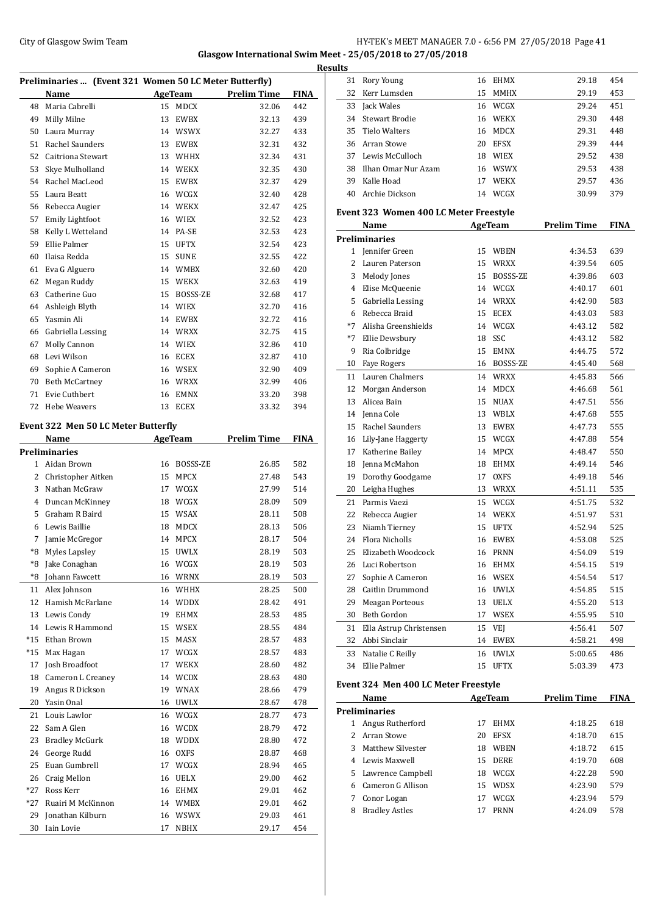# Glasgow International Swim Meet - 25/05/2018 to 27/05/2018

## Results

### Preliminaries ... (Event 321 Women 50 LC Meter Butterfly)

| | Name | Age | Team | Prelim Time | FINA |
|---|---|---|---|---|---|
| 48 | Maria Cabrelli | 15 | MDCX | 32.06 | 442 |
| 49 | Milly Milne | 13 | EWBX | 32.13 | 439 |
| 50 | Laura Murray | 14 | WSWX | 32.27 | 433 |
| 51 | Rachel Saunders | 13 | EWBX | 32.31 | 432 |
| 52 | Caitriona Stewart | 13 | WHHX | 32.34 | 431 |
| 53 | Skye Mulholland | 14 | WEKX | 32.35 | 430 |
| 54 | Rachel MacLeod | 15 | EWBX | 32.37 | 429 |
| 55 | Laura Beatt | 16 | WCGX | 32.40 | 428 |
| 56 | Rebecca Augier | 14 | WEKX | 32.47 | 425 |
| 57 | Emily Lightfoot | 16 | WIEX | 32.52 | 423 |
| 58 | Kelly L Wetteland | 14 | PA-SE | 32.53 | 423 |
| 59 | Ellie Palmer | 15 | UFTX | 32.54 | 423 |
| 60 | Ilaisa Redda | 15 | SUNE | 32.55 | 422 |
| 61 | Eva G Alguero | 14 | WMBX | 32.60 | 420 |
| 62 | Megan Ruddy | 15 | WEKX | 32.63 | 419 |
| 63 | Catherine Guo | 15 | BOSSS-ZE | 32.68 | 417 |
| 64 | Ashleigh Blyth | 14 | WIEX | 32.70 | 416 |
| 65 | Yasmin Ali | 14 | EWBX | 32.72 | 416 |
| 66 | Gabriella Lessing | 14 | WRXX | 32.75 | 415 |
| 67 | Molly Cannon | 14 | WIEX | 32.86 | 410 |
| 68 | Levi Wilson | 16 | ECEX | 32.87 | 410 |
| 69 | Sophie A Cameron | 16 | WSEX | 32.90 | 409 |
| 70 | Beth McCartney | 16 | WRXX | 32.99 | 406 |
| 71 | Evie Cuthbert | 16 | EMNX | 33.20 | 398 |
| 72 | Hebe Weavers | 13 | ECEX | 33.32 | 394 |

### Event 322 Men 50 LC Meter Butterfly

| | Name | Age | Team | Prelim Time | FINA |
|---|---|---|---|---|---|
| **Preliminaries** | | | | | |
| 1 | Aidan Brown | 16 | BOSSS-ZE | 26.85 | 582 |
| 2 | Christopher Aitken | 15 | MPCX | 27.48 | 543 |
| 3 | Nathan McGraw | 17 | WCGX | 27.99 | 514 |
| 4 | Duncan McKinney | 18 | WCGX | 28.09 | 509 |
| 5 | Graham R Baird | 15 | WSAX | 28.11 | 508 |
| 6 | Lewis Baillie | 18 | MDCX | 28.13 | 506 |
| 7 | Jamie McGregor | 14 | MPCX | 28.17 | 504 |
| *8 | Myles Lapsley | 15 | UWLX | 28.19 | 503 |
| *8 | Jake Conaghan | 16 | WCGX | 28.19 | 503 |
| *8 | Johann Fawcett | 16 | WRNX | 28.19 | 503 |
| 11 | Alex Johnson | 16 | WHHX | 28.25 | 500 |
| 12 | Hamish McFarlane | 14 | WDDX | 28.42 | 491 |
| 13 | Lewis Condy | 19 | EHMX | 28.53 | 485 |
| 14 | Lewis R Hammond | 15 | WSEX | 28.55 | 484 |
| *15 | Ethan Brown | 15 | MASX | 28.57 | 483 |
| *15 | Max Hagan | 17 | WCGX | 28.57 | 483 |
| 17 | Josh Broadfoot | 17 | WEKX | 28.60 | 482 |
| 18 | Cameron L Creaney | 14 | WCDX | 28.63 | 480 |
| 19 | Angus R Dickson | 19 | WNAX | 28.66 | 479 |
| 20 | Yasin Onal | 16 | UWLX | 28.67 | 478 |
| 21 | Louis Lawlor | 16 | WCGX | 28.77 | 473 |
| 22 | Sam A Glen | 16 | WCDX | 28.79 | 472 |
| 23 | Bradley McGurk | 18 | WDDX | 28.80 | 472 |
| 24 | George Rudd | 16 | OXFS | 28.87 | 468 |
| 25 | Euan Gumbrell | 17 | WCGX | 28.94 | 465 |
| 26 | Craig Mellon | 16 | UELX | 29.00 | 462 |
| *27 | Ross Kerr | 16 | EHMX | 29.01 | 462 |
| *27 | Ruairi M McKinnon | 14 | WMBX | 29.01 | 462 |
| 29 | Jonathan Kilburn | 16 | WSWX | 29.03 | 461 |
| 30 | Iain Lovie | 17 | NBHX | 29.17 | 454 |
| 31 | Rory Young | 16 | EHMX | 29.18 | 454 |
| 32 | Kerr Lumsden | 15 | MMHX | 29.19 | 453 |
| 33 | Jack Wales | 16 | WCGX | 29.24 | 451 |
| 34 | Stewart Brodie | 16 | WEKX | 29.30 | 448 |
| 35 | Tielo Walters | 16 | MDCX | 29.31 | 448 |
| 36 | Arran Stowe | 20 | EFSX | 29.39 | 444 |
| 37 | Lewis McCulloch | 18 | WIEX | 29.52 | 438 |
| 38 | Ilhan Omar Nur Azam | 16 | WSWX | 29.53 | 438 |
| 39 | Kalle Hoad | 17 | WEKX | 29.57 | 436 |
| 40 | Archie Dickson | 14 | WCGX | 30.99 | 379 |

### Event 323 Women 400 LC Meter Freestyle

| | Name | Age | Team | Prelim Time | FINA |
|---|---|---|---|---|---|
| **Preliminaries** | | | | | |
| 1 | Jennifer Green | 15 | WBEN | 4:34.53 | 639 |
| 2 | Lauren Paterson | 15 | WRXX | 4:39.54 | 605 |
| 3 | Melody Jones | 15 | BOSSS-ZE | 4:39.86 | 603 |
| 4 | Elise McQueenie | 14 | WCGX | 4:40.17 | 601 |
| 5 | Gabriella Lessing | 14 | WRXX | 4:42.90 | 583 |
| 6 | Rebecca Braid | 15 | ECEX | 4:43.03 | 583 |
| *7 | Alisha Greenshields | 14 | WCGX | 4:43.12 | 582 |
| *7 | Ellie Dewsbury | 18 | SSC | 4:43.12 | 582 |
| 9 | Ria Colbridge | 15 | EMNX | 4:44.75 | 572 |
| 10 | Faye Rogers | 16 | BOSSS-ZE | 4:45.40 | 568 |
| 11 | Lauren Chalmers | 14 | WRXX | 4:45.83 | 566 |
| 12 | Morgan Anderson | 14 | MDCX | 4:46.68 | 561 |
| 13 | Alicea Bain | 15 | NUAX | 4:47.51 | 556 |
| 14 | Jenna Cole | 13 | WBLX | 4:47.68 | 555 |
| 15 | Rachel Saunders | 13 | EWBX | 4:47.73 | 555 |
| 16 | Lily-Jane Haggerty | 15 | WCGX | 4:47.88 | 554 |
| 17 | Katherine Bailey | 14 | MPCX | 4:48.47 | 550 |
| 18 | Jenna McMahon | 18 | EHMX | 4:49.14 | 546 |
| 19 | Dorothy Goodgame | 17 | OXFS | 4:49.18 | 546 |
| 20 | Leigha Hughes | 13 | WRXX | 4:51.11 | 535 |
| 21 | Parmis Vaezi | 15 | WCGX | 4:51.75 | 532 |
| 22 | Rebecca Augier | 14 | WEKX | 4:51.97 | 531 |
| 23 | Niamh Tierney | 15 | UFTX | 4:52.94 | 525 |
| 24 | Flora Nicholls | 16 | EWBX | 4:53.08 | 525 |
| 25 | Elizabeth Woodcock | 16 | PRNN | 4:54.09 | 519 |
| 26 | Luci Robertson | 16 | EHMX | 4:54.15 | 519 |
| 27 | Sophie A Cameron | 16 | WSEX | 4:54.54 | 517 |
| 28 | Caitlin Drummond | 16 | UWLX | 4:54.85 | 515 |
| 29 | Meagan Porteous | 13 | UELX | 4:55.20 | 513 |
| 30 | Beth Gordon | 17 | WSEX | 4:55.95 | 510 |
| 31 | Ella Astrup Christensen | 15 | VEJ | 4:56.41 | 507 |
| 32 | Abbi Sinclair | 14 | EWBX | 4:58.21 | 498 |
| 33 | Natalie C Reilly | 16 | UWLX | 5:00.65 | 486 |
| 34 | Ellie Palmer | 15 | UFTX | 5:03.39 | 473 |

### Event 324 Men 400 LC Meter Freestyle

| | Name | Age | Team | Prelim Time | FINA |
|---|---|---|---|---|---|
| **Preliminaries** | | | | | |
| 1 | Angus Rutherford | 17 | EHMX | 4:18.25 | 618 |
| 2 | Arran Stowe | 20 | EFSX | 4:18.70 | 615 |
| 3 | Matthew Silvester | 18 | WBEN | 4:18.72 | 615 |
| 4 | Lewis Maxwell | 15 | DERE | 4:19.70 | 608 |
| 5 | Lawrence Campbell | 18 | WCGX | 4:22.28 | 590 |
| 6 | Cameron G Allison | 15 | WDSX | 4:23.90 | 579 |
| 7 | Conor Logan | 17 | WCGX | 4:23.94 | 579 |
| 8 | Bradley Astles | 17 | PRNN | 4:24.09 | 578 |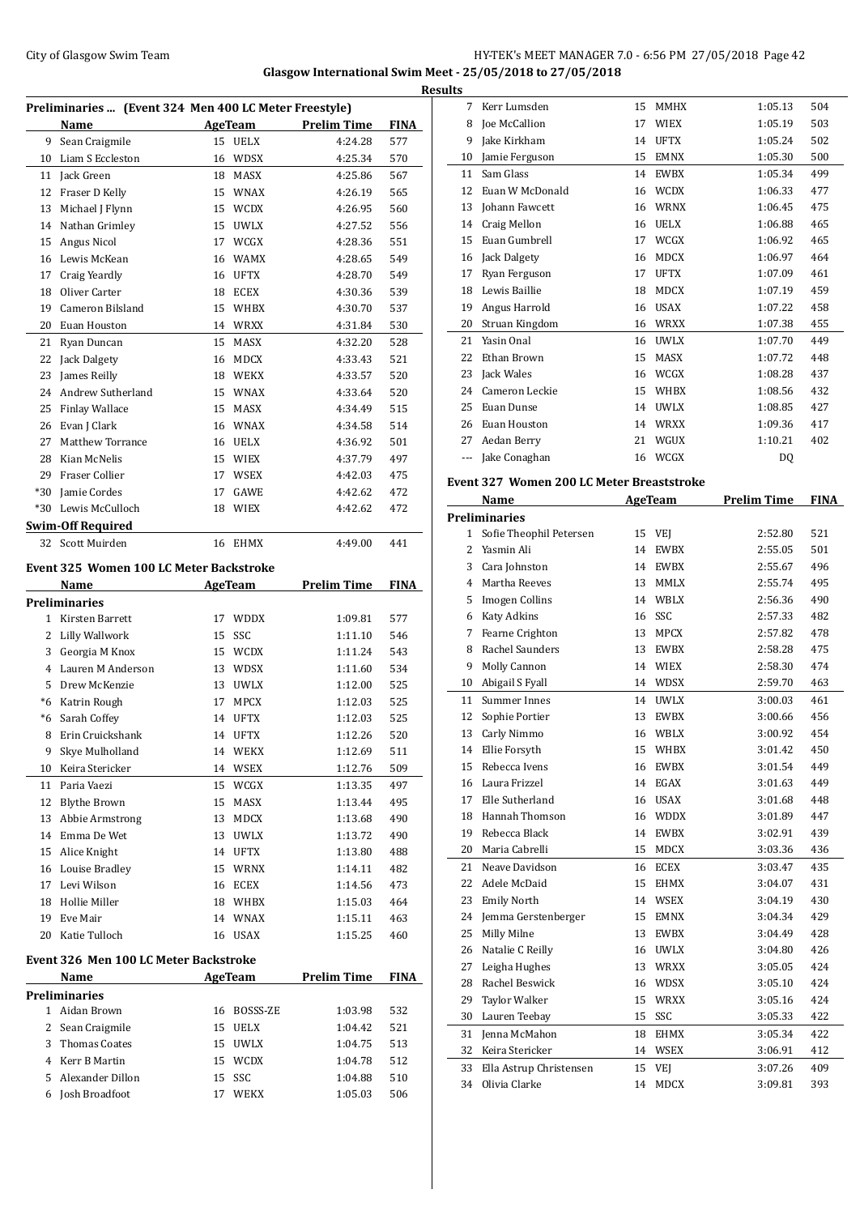**Glasgow International Swim Meet - 25/05/2018 to 27/05/2018**

**Results**

## Preliminaries ... (Event 324 Men 400 LC Meter Freestyle)

| | Name | Age | Team | Prelim Time | FINA |
|---|---|---|---|---|---|
| 9 | Sean Craigmile | 15 | UELX | 4:24.28 | 577 |
| 10 | Liam S Eccleston | 16 | WDSX | 4:25.34 | 570 |
| 11 | Jack Green | 18 | MASX | 4:25.86 | 567 |
| 12 | Fraser D Kelly | 15 | WNAX | 4:26.19 | 565 |
| 13 | Michael J Flynn | 15 | WCDX | 4:26.95 | 560 |
| 14 | Nathan Grimley | 15 | UWLX | 4:27.52 | 556 |
| 15 | Angus Nicol | 17 | WCGX | 4:28.36 | 551 |
| 16 | Lewis McKean | 16 | WAMX | 4:28.65 | 549 |
| 17 | Craig Yeardly | 16 | UFTX | 4:28.70 | 549 |
| 18 | Oliver Carter | 18 | ECEX | 4:30.36 | 539 |
| 19 | Cameron Bilsland | 15 | WHBX | 4:30.70 | 537 |
| 20 | Euan Houston | 14 | WRXX | 4:31.84 | 530 |
| 21 | Ryan Duncan | 15 | MASX | 4:32.20 | 528 |
| 22 | Jack Dalgety | 16 | MDCX | 4:33.43 | 521 |
| 23 | James Reilly | 18 | WEKX | 4:33.57 | 520 |
| 24 | Andrew Sutherland | 15 | WNAX | 4:33.64 | 520 |
| 25 | Finlay Wallace | 15 | MASX | 4:34.49 | 515 |
| 26 | Evan J Clark | 16 | WNAX | 4:34.58 | 514 |
| 27 | Matthew Torrance | 16 | UELX | 4:36.92 | 501 |
| 28 | Kian McNelis | 15 | WIEX | 4:37.79 | 497 |
| 29 | Fraser Collier | 17 | WSEX | 4:42.03 | 475 |
| *30 | Jamie Cordes | 17 | GAWE | 4:42.62 | 472 |
| *30 | Lewis McCulloch | 18 | WIEX | 4:42.62 | 472 |
| **Swim-Off Required** | | | | | |
| 32 | Scott Muirden | 16 | EHMX | 4:49.00 | 441 |

## Event 325 Women 100 LC Meter Backstroke

| | Name | Age | Team | Prelim Time | FINA |
|---|---|---|---|---|---|
| **Preliminaries** | | | | | |
| 1 | Kirsten Barrett | 17 | WDDX | 1:09.81 | 577 |
| 2 | Lilly Wallwork | 15 | SSC | 1:11.10 | 546 |
| 3 | Georgia M Knox | 15 | WCDX | 1:11.24 | 543 |
| 4 | Lauren M Anderson | 13 | WDSX | 1:11.60 | 534 |
| 5 | Drew McKenzie | 13 | UWLX | 1:12.00 | 525 |
| *6 | Katrin Rough | 17 | MPCX | 1:12.03 | 525 |
| *6 | Sarah Coffey | 14 | UFTX | 1:12.03 | 525 |
| 8 | Erin Cruickshank | 14 | UFTX | 1:12.26 | 520 |
| 9 | Skye Mulholland | 14 | WEKX | 1:12.69 | 511 |
| 10 | Keira Stericker | 14 | WSEX | 1:12.76 | 509 |
| 11 | Paria Vaezi | 15 | WCGX | 1:13.35 | 497 |
| 12 | Blythe Brown | 15 | MASX | 1:13.44 | 495 |
| 13 | Abbie Armstrong | 13 | MDCX | 1:13.68 | 490 |
| 14 | Emma De Wet | 13 | UWLX | 1:13.72 | 490 |
| 15 | Alice Knight | 14 | UFTX | 1:13.80 | 488 |
| 16 | Louise Bradley | 15 | WRNX | 1:14.11 | 482 |
| 17 | Levi Wilson | 16 | ECEX | 1:14.56 | 473 |
| 18 | Hollie Miller | 18 | WHBX | 1:15.03 | 464 |
| 19 | Eve Mair | 14 | WNAX | 1:15.11 | 463 |
| 20 | Katie Tulloch | 16 | USAX | 1:15.25 | 460 |

## Event 326 Men 100 LC Meter Backstroke

| | Name | Age | Team | Prelim Time | FINA |
|---|---|---|---|---|---|
| **Preliminaries** | | | | | |
| 1 | Aidan Brown | 16 | BOSSS-ZE | 1:03.98 | 532 |
| 2 | Sean Craigmile | 15 | UELX | 1:04.42 | 521 |
| 3 | Thomas Coates | 15 | UWLX | 1:04.75 | 513 |
| 4 | Kerr B Martin | 15 | WCDX | 1:04.78 | 512 |
| 5 | Alexander Dillon | 15 | SSC | 1:04.88 | 510 |
| 6 | Josh Broadfoot | 17 | WEKX | 1:05.03 | 506 |
| 7 | Kerr Lumsden | 15 | MMHX | 1:05.13 | 504 |
| 8 | Joe McCallion | 17 | WIEX | 1:05.19 | 503 |
| 9 | Jake Kirkham | 14 | UFTX | 1:05.24 | 502 |
| 10 | Jamie Ferguson | 15 | EMNX | 1:05.30 | 500 |
| 11 | Sam Glass | 14 | EWBX | 1:05.34 | 499 |
| 12 | Euan W McDonald | 16 | WCDX | 1:06.33 | 477 |
| 13 | Johann Fawcett | 16 | WRNX | 1:06.45 | 475 |
| 14 | Craig Mellon | 16 | UELX | 1:06.88 | 465 |
| 15 | Euan Gumbrell | 17 | WCGX | 1:06.92 | 465 |
| 16 | Jack Dalgety | 16 | MDCX | 1:06.97 | 464 |
| 17 | Ryan Ferguson | 17 | UFTX | 1:07.09 | 461 |
| 18 | Lewis Baillie | 18 | MDCX | 1:07.19 | 459 |
| 19 | Angus Harrold | 16 | USAX | 1:07.22 | 458 |
| 20 | Struan Kingdom | 16 | WRXX | 1:07.38 | 455 |
| 21 | Yasin Onal | 16 | UWLX | 1:07.70 | 449 |
| 22 | Ethan Brown | 15 | MASX | 1:07.72 | 448 |
| 23 | Jack Wales | 16 | WCGX | 1:08.28 | 437 |
| 24 | Cameron Leckie | 15 | WHBX | 1:08.56 | 432 |
| 25 | Euan Dunse | 14 | UWLX | 1:08.85 | 427 |
| 26 | Euan Houston | 14 | WRXX | 1:09.36 | 417 |
| 27 | Aedan Berry | 21 | WGUX | 1:10.21 | 402 |
| --- | Jake Conaghan | 16 | WCGX | DQ | |

## Event 327 Women 200 LC Meter Breaststroke

| | Name | Age | Team | Prelim Time | FINA |
|---|---|---|---|---|---|
| **Preliminaries** | | | | | |
| 1 | Sofie Theophil Petersen | 15 | VEJ | 2:52.80 | 521 |
| 2 | Yasmin Ali | 14 | EWBX | 2:55.05 | 501 |
| 3 | Cara Johnston | 14 | EWBX | 2:55.67 | 496 |
| 4 | Martha Reeves | 13 | MMLX | 2:55.74 | 495 |
| 5 | Imogen Collins | 14 | WBLX | 2:56.36 | 490 |
| 6 | Katy Adkins | 16 | SSC | 2:57.33 | 482 |
| 7 | Fearne Crighton | 13 | MPCX | 2:57.82 | 478 |
| 8 | Rachel Saunders | 13 | EWBX | 2:58.28 | 475 |
| 9 | Molly Cannon | 14 | WIEX | 2:58.30 | 474 |
| 10 | Abigail S Fyall | 14 | WDSX | 2:59.70 | 463 |
| 11 | Summer Innes | 14 | UWLX | 3:00.03 | 461 |
| 12 | Sophie Portier | 13 | EWBX | 3:00.66 | 456 |
| 13 | Carly Nimmo | 16 | WBLX | 3:00.92 | 454 |
| 14 | Ellie Forsyth | 15 | WHBX | 3:01.42 | 450 |
| 15 | Rebecca Ivens | 16 | EWBX | 3:01.54 | 449 |
| 16 | Laura Frizzel | 14 | EGAX | 3:01.63 | 449 |
| 17 | Elle Sutherland | 16 | USAX | 3:01.68 | 448 |
| 18 | Hannah Thomson | 16 | WDDX | 3:01.89 | 447 |
| 19 | Rebecca Black | 14 | EWBX | 3:02.91 | 439 |
| 20 | Maria Cabrelli | 15 | MDCX | 3:03.36 | 436 |
| 21 | Neave Davidson | 16 | ECEX | 3:03.47 | 435 |
| 22 | Adele McDaid | 15 | EHMX | 3:04.07 | 431 |
| 23 | Emily North | 14 | WSEX | 3:04.19 | 430 |
| 24 | Jemma Gerstenberger | 15 | EMNX | 3:04.34 | 429 |
| 25 | Milly Milne | 13 | EWBX | 3:04.49 | 428 |
| 26 | Natalie C Reilly | 16 | UWLX | 3:04.80 | 426 |
| 27 | Leigha Hughes | 13 | WRXX | 3:05.05 | 424 |
| 28 | Rachel Beswick | 16 | WDSX | 3:05.10 | 424 |
| 29 | Taylor Walker | 15 | WRXX | 3:05.16 | 424 |
| 30 | Lauren Teebay | 15 | SSC | 3:05.33 | 422 |
| 31 | Jenna McMahon | 18 | EHMX | 3:05.34 | 422 |
| 32 | Keira Stericker | 14 | WSEX | 3:06.91 | 412 |
| 33 | Ella Astrup Christensen | 15 | VEJ | 3:07.26 | 409 |
| 34 | Olivia Clarke | 14 | MDCX | 3:09.81 | 393 |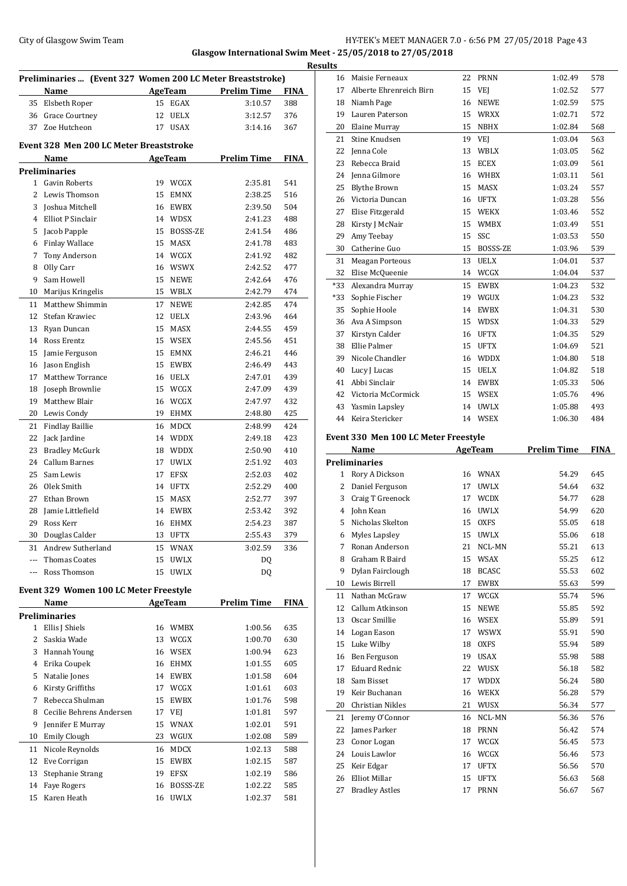**Glasgow International Swim Meet - 25/05/2018 to 27/05/2018**

**Results**

### Preliminaries ... (Event 327 Women 200 LC Meter Breaststroke)

| | Name | Age | Team | Prelim Time | FINA |
|---|---|---|---|---|---|
| 35 | Elsbeth Roper | 15 | EGAX | 3:10.57 | 388 |
| 36 | Grace Courtney | 12 | UELX | 3:12.57 | 376 |
| 37 | Zoe Hutcheon | 17 | USAX | 3:14.16 | 367 |

### Event 328 Men 200 LC Meter Breaststroke

| | Name | Age | Team | Prelim Time | FINA |
|---|---|---|---|---|---|
| **Preliminaries** | | | | | |
| 1 | Gavin Roberts | 19 | WCGX | 2:35.81 | 541 |
| 2 | Lewis Thomson | 15 | EMNX | 2:38.25 | 516 |
| 3 | Joshua Mitchell | 16 | EWBX | 2:39.50 | 504 |
| 4 | Elliot P Sinclair | 14 | WDSX | 2:41.23 | 488 |
| 5 | Jacob Papple | 15 | BOSSS-ZE | 2:41.54 | 486 |
| 6 | Finlay Wallace | 15 | MASX | 2:41.78 | 483 |
| 7 | Tony Anderson | 14 | WCGX | 2:41.92 | 482 |
| 8 | Olly Carr | 16 | WSWX | 2:42.52 | 477 |
| 9 | Sam Howell | 15 | NEWE | 2:42.64 | 476 |
| 10 | Marijus Kringelis | 15 | WBLX | 2:42.79 | 474 |
| 11 | Matthew Shimmin | 17 | NEWE | 2:42.85 | 474 |
| 12 | Stefan Krawiec | 12 | UELX | 2:43.96 | 464 |
| 13 | Ryan Duncan | 15 | MASX | 2:44.55 | 459 |
| 14 | Ross Erentz | 15 | WSEX | 2:45.56 | 451 |
| 15 | Jamie Ferguson | 15 | EMNX | 2:46.21 | 446 |
| 16 | Jason English | 15 | EWBX | 2:46.49 | 443 |
| 17 | Matthew Torrance | 16 | UELX | 2:47.01 | 439 |
| 18 | Joseph Brownlie | 15 | WCGX | 2:47.09 | 439 |
| 19 | Matthew Blair | 16 | WCGX | 2:47.97 | 432 |
| 20 | Lewis Condy | 19 | EHMX | 2:48.80 | 425 |
| 21 | Findlay Baillie | 16 | MDCX | 2:48.99 | 424 |
| 22 | Jack Jardine | 14 | WDDX | 2:49.18 | 423 |
| 23 | Bradley McGurk | 18 | WDDX | 2:50.90 | 410 |
| 24 | Callum Barnes | 17 | UWLX | 2:51.92 | 403 |
| 25 | Sam Lewis | 17 | EFSX | 2:52.03 | 402 |
| 26 | Olek Smith | 14 | UFTX | 2:52.29 | 400 |
| 27 | Ethan Brown | 15 | MASX | 2:52.77 | 397 |
| 28 | Jamie Littlefield | 14 | EWBX | 2:53.42 | 392 |
| 29 | Ross Kerr | 16 | EHMX | 2:54.23 | 387 |
| 30 | Douglas Calder | 13 | UFTX | 2:55.43 | 379 |
| 31 | Andrew Sutherland | 15 | WNAX | 3:02.59 | 336 |
| --- | Thomas Coates | 15 | UWLX | DQ | |
| --- | Ross Thomson | 15 | UWLX | DQ | |

### Event 329 Women 100 LC Meter Freestyle

| | Name | Age | Team | Prelim Time | FINA |
|---|---|---|---|---|---|
| **Preliminaries** | | | | | |
| 1 | Ellis J Shiels | 16 | WMBX | 1:00.56 | 635 |
| 2 | Saskia Wade | 13 | WCGX | 1:00.70 | 630 |
| 3 | Hannah Young | 16 | WSEX | 1:00.94 | 623 |
| 4 | Erika Coupek | 16 | EHMX | 1:01.55 | 605 |
| 5 | Natalie Jones | 14 | EWBX | 1:01.58 | 604 |
| 6 | Kirsty Griffiths | 17 | WCGX | 1:01.61 | 603 |
| 7 | Rebecca Shulman | 15 | EWBX | 1:01.76 | 598 |
| 8 | Cecilie Behrens Andersen | 17 | VEJ | 1:01.81 | 597 |
| 9 | Jennifer E Murray | 15 | WNAX | 1:02.01 | 591 |
| 10 | Emily Clough | 23 | WGUX | 1:02.08 | 589 |
| 11 | Nicole Reynolds | 16 | MDCX | 1:02.13 | 588 |
| 12 | Eve Corrigan | 15 | EWBX | 1:02.15 | 587 |
| 13 | Stephanie Strang | 19 | EFSX | 1:02.19 | 586 |
| 14 | Faye Rogers | 16 | BOSSS-ZE | 1:02.22 | 585 |
| 15 | Karen Heath | 16 | UWLX | 1:02.37 | 581 |
| 16 | Maisie Ferneaux | 22 | PRNN | 1:02.49 | 578 |
| 17 | Alberte Ehrenreich Birn | 15 | VEJ | 1:02.52 | 577 |
| 18 | Niamh Page | 16 | NEWE | 1:02.59 | 575 |
| 19 | Lauren Paterson | 15 | WRXX | 1:02.71 | 572 |
| 20 | Elaine Murray | 15 | NBHX | 1:02.84 | 568 |
| 21 | Stine Knudsen | 19 | VEJ | 1:03.04 | 563 |
| 22 | Jenna Cole | 13 | WBLX | 1:03.05 | 562 |
| 23 | Rebecca Braid | 15 | ECEX | 1:03.09 | 561 |
| 24 | Jenna Gilmore | 16 | WHBX | 1:03.11 | 561 |
| 25 | Blythe Brown | 15 | MASX | 1:03.24 | 557 |
| 26 | Victoria Duncan | 16 | UFTX | 1:03.28 | 556 |
| 27 | Elise Fitzgerald | 15 | WEKX | 1:03.46 | 552 |
| 28 | Kirsty J McNair | 15 | WMBX | 1:03.49 | 551 |
| 29 | Amy Teebay | 15 | SSC | 1:03.53 | 550 |
| 30 | Catherine Guo | 15 | BOSSS-ZE | 1:03.96 | 539 |
| 31 | Meagan Porteous | 13 | UELX | 1:04.01 | 537 |
| 32 | Elise McQueenie | 14 | WCGX | 1:04.04 | 537 |
| *33 | Alexandra Murray | 15 | EWBX | 1:04.23 | 532 |
| *33 | Sophie Fischer | 19 | WGUX | 1:04.23 | 532 |
| 35 | Sophie Hoole | 14 | EWBX | 1:04.31 | 530 |
| 36 | Ava A Simpson | 15 | WDSX | 1:04.33 | 529 |
| 37 | Kirstyn Calder | 16 | UFTX | 1:04.35 | 529 |
| 38 | Ellie Palmer | 15 | UFTX | 1:04.69 | 521 |
| 39 | Nicole Chandler | 16 | WDDX | 1:04.80 | 518 |
| 40 | Lucy J Lucas | 15 | UELX | 1:04.82 | 518 |
| 41 | Abbi Sinclair | 14 | EWBX | 1:05.33 | 506 |
| 42 | Victoria McCormick | 15 | WSEX | 1:05.76 | 496 |
| 43 | Yasmin Lapsley | 14 | UWLX | 1:05.88 | 493 |
| 44 | Keira Stericker | 14 | WSEX | 1:06.30 | 484 |

### Event 330 Men 100 LC Meter Freestyle

| | Name | Age | Team | Prelim Time | FINA |
|---|---|---|---|---|---|
| **Preliminaries** | | | | | |
| 1 | Rory A Dickson | 16 | WNAX | 54.29 | 645 |
| 2 | Daniel Ferguson | 17 | UWLX | 54.64 | 632 |
| 3 | Craig T Greenock | 17 | WCDX | 54.77 | 628 |
| 4 | John Kean | 16 | UWLX | 54.99 | 620 |
| 5 | Nicholas Skelton | 15 | OXFS | 55.05 | 618 |
| 6 | Myles Lapsley | 15 | UWLX | 55.06 | 618 |
| 7 | Ronan Anderson | 21 | NCL-MN | 55.21 | 613 |
| 8 | Graham R Baird | 15 | WSAX | 55.25 | 612 |
| 9 | Dylan Fairclough | 18 | BCASC | 55.53 | 602 |
| 10 | Lewis Birrell | 17 | EWBX | 55.63 | 599 |
| 11 | Nathan McGraw | 17 | WCGX | 55.74 | 596 |
| 12 | Callum Atkinson | 15 | NEWE | 55.85 | 592 |
| 13 | Oscar Smillie | 16 | WSEX | 55.89 | 591 |
| 14 | Logan Eason | 17 | WSWX | 55.91 | 590 |
| 15 | Luke Wilby | 18 | OXFS | 55.94 | 589 |
| 16 | Ben Ferguson | 19 | USAX | 55.98 | 588 |
| 17 | Eduard Rednic | 22 | WUSX | 56.18 | 582 |
| 18 | Sam Bisset | 17 | WDDX | 56.24 | 580 |
| 19 | Keir Buchanan | 16 | WEKX | 56.28 | 579 |
| 20 | Christian Nikles | 21 | WUSX | 56.34 | 577 |
| 21 | Jeremy O'Connor | 16 | NCL-MN | 56.36 | 576 |
| 22 | James Parker | 18 | PRNN | 56.42 | 574 |
| 23 | Conor Logan | 17 | WCGX | 56.45 | 573 |
| 24 | Louis Lawlor | 16 | WCGX | 56.46 | 573 |
| 25 | Keir Edgar | 17 | UFTX | 56.56 | 570 |
| 26 | Elliot Millar | 15 | UFTX | 56.63 | 568 |
| 27 | Bradley Astles | 17 | PRNN | 56.67 | 567 |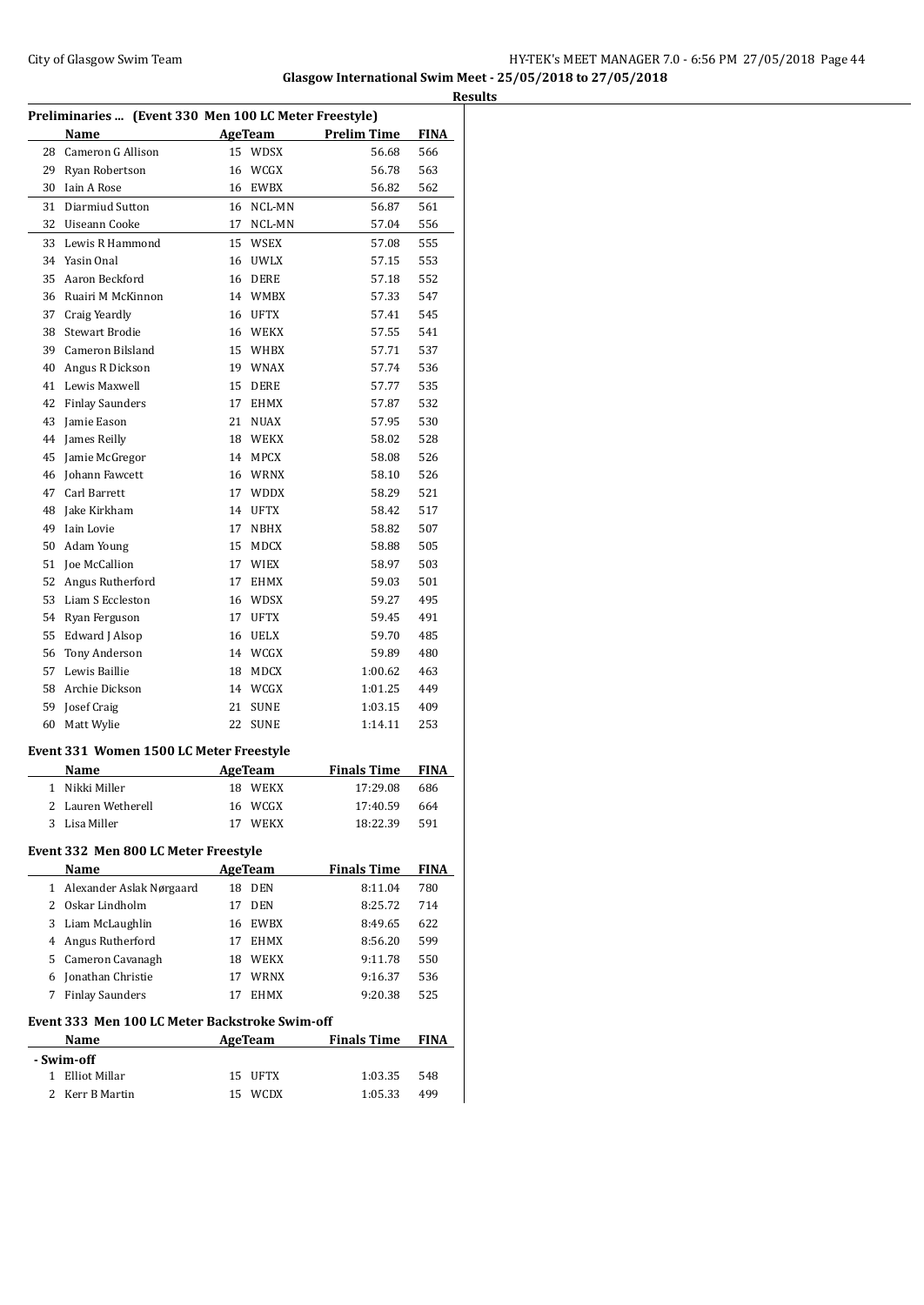**Glasgow International Swim Meet - 25/05/2018 to 27/05/2018**

**Results**

### Preliminaries ... (Event 330 Men 100 LC Meter Freestyle)

| | Name | Age | Team | Prelim Time | FINA |
|---|---|---|---|---|---|
| 28 | Cameron G Allison | 15 | WDSX | 56.68 | 566 |
| 29 | Ryan Robertson | 16 | WCGX | 56.78 | 563 |
| 30 | Iain A Rose | 16 | EWBX | 56.82 | 562 |
| 31 | Diarmiud Sutton | 16 | NCL-MN | 56.87 | 561 |
| 32 | Uiseann Cooke | 17 | NCL-MN | 57.04 | 556 |
| 33 | Lewis R Hammond | 15 | WSEX | 57.08 | 555 |
| 34 | Yasin Onal | 16 | UWLX | 57.15 | 553 |
| 35 | Aaron Beckford | 16 | DERE | 57.18 | 552 |
| 36 | Ruairi M McKinnon | 14 | WMBX | 57.33 | 547 |
| 37 | Craig Yeardly | 16 | UFTX | 57.41 | 545 |
| 38 | Stewart Brodie | 16 | WEKX | 57.55 | 541 |
| 39 | Cameron Bilsland | 15 | WHBX | 57.71 | 537 |
| 40 | Angus R Dickson | 19 | WNAX | 57.74 | 536 |
| 41 | Lewis Maxwell | 15 | DERE | 57.77 | 535 |
| 42 | Finlay Saunders | 17 | EHMX | 57.87 | 532 |
| 43 | Jamie Eason | 21 | NUAX | 57.95 | 530 |
| 44 | James Reilly | 18 | WEKX | 58.02 | 528 |
| 45 | Jamie McGregor | 14 | MPCX | 58.08 | 526 |
| 46 | Johann Fawcett | 16 | WRNX | 58.10 | 526 |
| 47 | Carl Barrett | 17 | WDDX | 58.29 | 521 |
| 48 | Jake Kirkham | 14 | UFTX | 58.42 | 517 |
| 49 | Iain Lovie | 17 | NBHX | 58.82 | 507 |
| 50 | Adam Young | 15 | MDCX | 58.88 | 505 |
| 51 | Joe McCallion | 17 | WIEX | 58.97 | 503 |
| 52 | Angus Rutherford | 17 | EHMX | 59.03 | 501 |
| 53 | Liam S Eccleston | 16 | WDSX | 59.27 | 495 |
| 54 | Ryan Ferguson | 17 | UFTX | 59.45 | 491 |
| 55 | Edward J Alsop | 16 | UELX | 59.70 | 485 |
| 56 | Tony Anderson | 14 | WCGX | 59.89 | 480 |
| 57 | Lewis Baillie | 18 | MDCX | 1:00.62 | 463 |
| 58 | Archie Dickson | 14 | WCGX | 1:01.25 | 449 |
| 59 | Josef Craig | 21 | SUNE | 1:03.15 | 409 |
| 60 | Matt Wylie | 22 | SUNE | 1:14.11 | 253 |

### Event 331 Women 1500 LC Meter Freestyle

| | Name | Age | Team | Finals Time | FINA |
|---|---|---|---|---|---|
| 1 | Nikki Miller | 18 | WEKX | 17:29.08 | 686 |
| 2 | Lauren Wetherell | 16 | WCGX | 17:40.59 | 664 |
| 3 | Lisa Miller | 17 | WEKX | 18:22.39 | 591 |

### Event 332 Men 800 LC Meter Freestyle

| | Name | Age | Team | Finals Time | FINA |
|---|---|---|---|---|---|
| 1 | Alexander Aslak Nørgaard | 18 | DEN | 8:11.04 | 780 |
| 2 | Oskar Lindholm | 17 | DEN | 8:25.72 | 714 |
| 3 | Liam McLaughlin | 16 | EWBX | 8:49.65 | 622 |
| 4 | Angus Rutherford | 17 | EHMX | 8:56.20 | 599 |
| 5 | Cameron Cavanagh | 18 | WEKX | 9:11.78 | 550 |
| 6 | Jonathan Christie | 17 | WRNX | 9:16.37 | 536 |
| 7 | Finlay Saunders | 17 | EHMX | 9:20.38 | 525 |

### Event 333 Men 100 LC Meter Backstroke Swim-off

| | Name | Age | Team | Finals Time | FINA |
|---|---|---|---|---|---|
| **- Swim-off** | | | | | |
| 1 | Elliot Millar | 15 | UFTX | 1:03.35 | 548 |
| 2 | Kerr B Martin | 15 | WCDX | 1:05.33 | 499 |